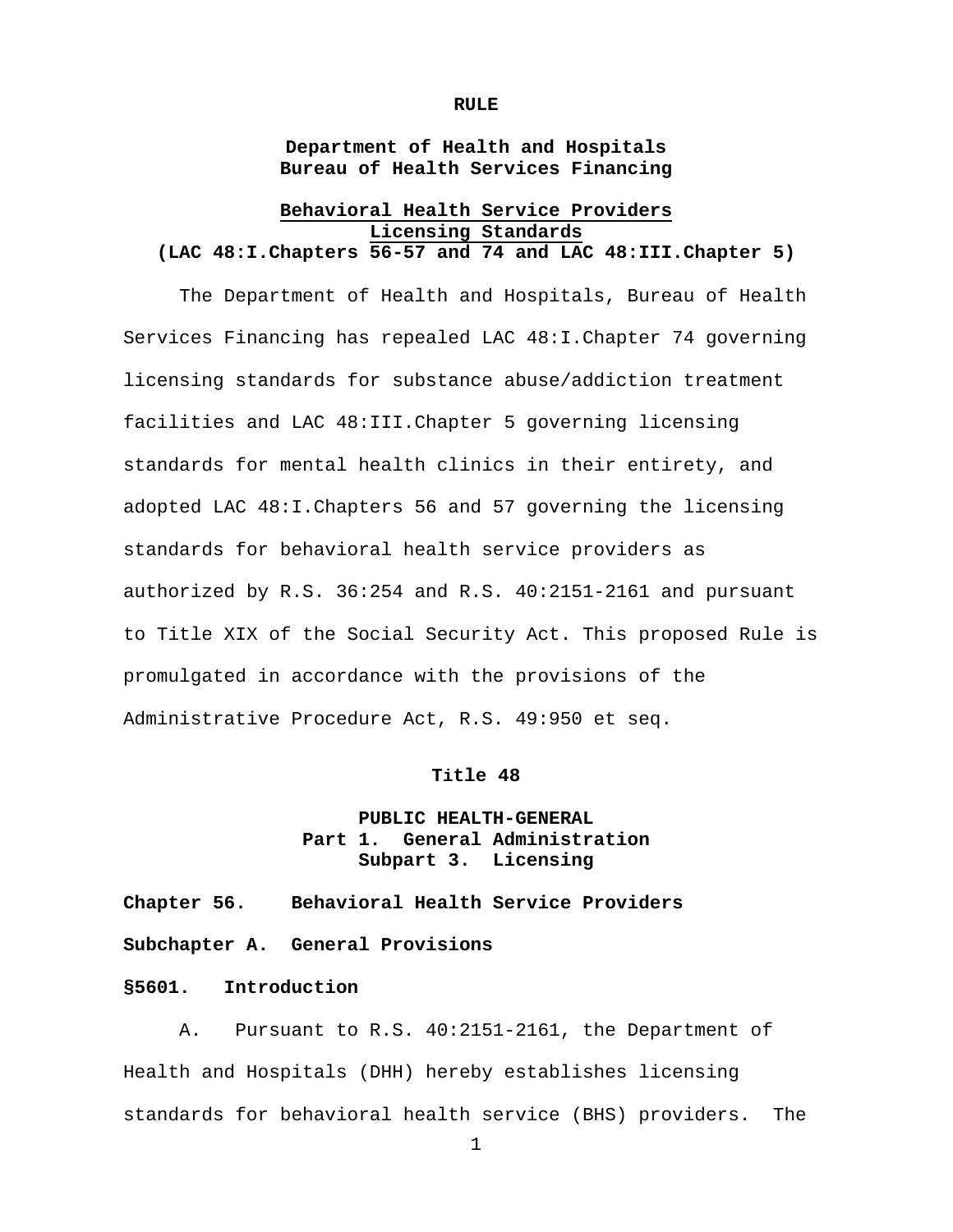**RULE**

**Department of Health and Hospitals**
**Bureau of Health Services Financing**

**Behavioral Health Service Providers**
**Licensing Standards**
**(LAC 48:I.Chapters 56-57 and 74 and LAC 48:III.Chapter 5)**

The Department of Health and Hospitals, Bureau of Health Services Financing has repealed LAC 48:I.Chapter 74 governing licensing standards for substance abuse/addiction treatment facilities and LAC 48:III.Chapter 5 governing licensing standards for mental health clinics in their entirety, and adopted LAC 48:I.Chapters 56 and 57 governing the licensing standards for behavioral health service providers as authorized by R.S. 36:254 and R.S. 40:2151-2161 and pursuant to Title XIX of the Social Security Act. This proposed Rule is promulgated in accordance with the provisions of the Administrative Procedure Act, R.S. 49:950 et seq.

**Title 48**

**PUBLIC HEALTH-GENERAL**
**Part 1. General Administration**
**Subpart 3. Licensing**

**Chapter 56. Behavioral Health Service Providers**

**Subchapter A. General Provisions**

**§5601. Introduction**

A. Pursuant to R.S. 40:2151-2161, the Department of Health and Hospitals (DHH) hereby establishes licensing standards for behavioral health service (BHS) providers. The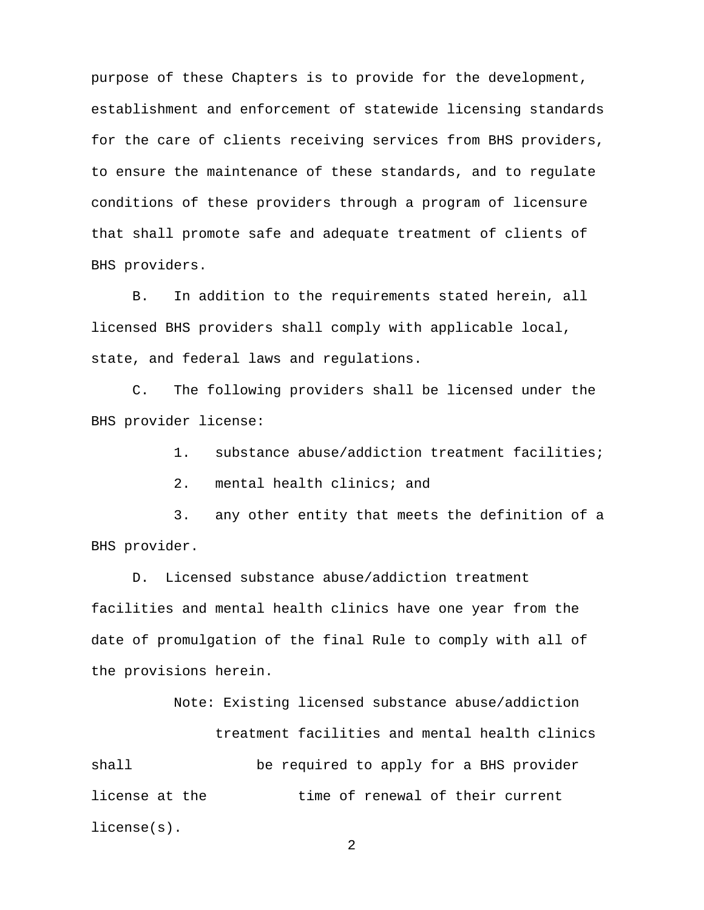purpose of these Chapters is to provide for the development, establishment and enforcement of statewide licensing standards for the care of clients receiving services from BHS providers, to ensure the maintenance of these standards, and to regulate conditions of these providers through a program of licensure that shall promote safe and adequate treatment of clients of BHS providers.

B. In addition to the requirements stated herein, all licensed BHS providers shall comply with applicable local, state, and federal laws and regulations.

C. The following providers shall be licensed under the BHS provider license:

1. substance abuse/addiction treatment facilities;
2. mental health clinics; and
3. any other entity that meets the definition of a BHS provider.

D. Licensed substance abuse/addiction treatment facilities and mental health clinics have one year from the date of promulgation of the final Rule to comply with all of the provisions herein.

Note: Existing licensed substance abuse/addiction treatment facilities and mental health clinics shall be required to apply for a BHS provider license at the time of renewal of their current license(s).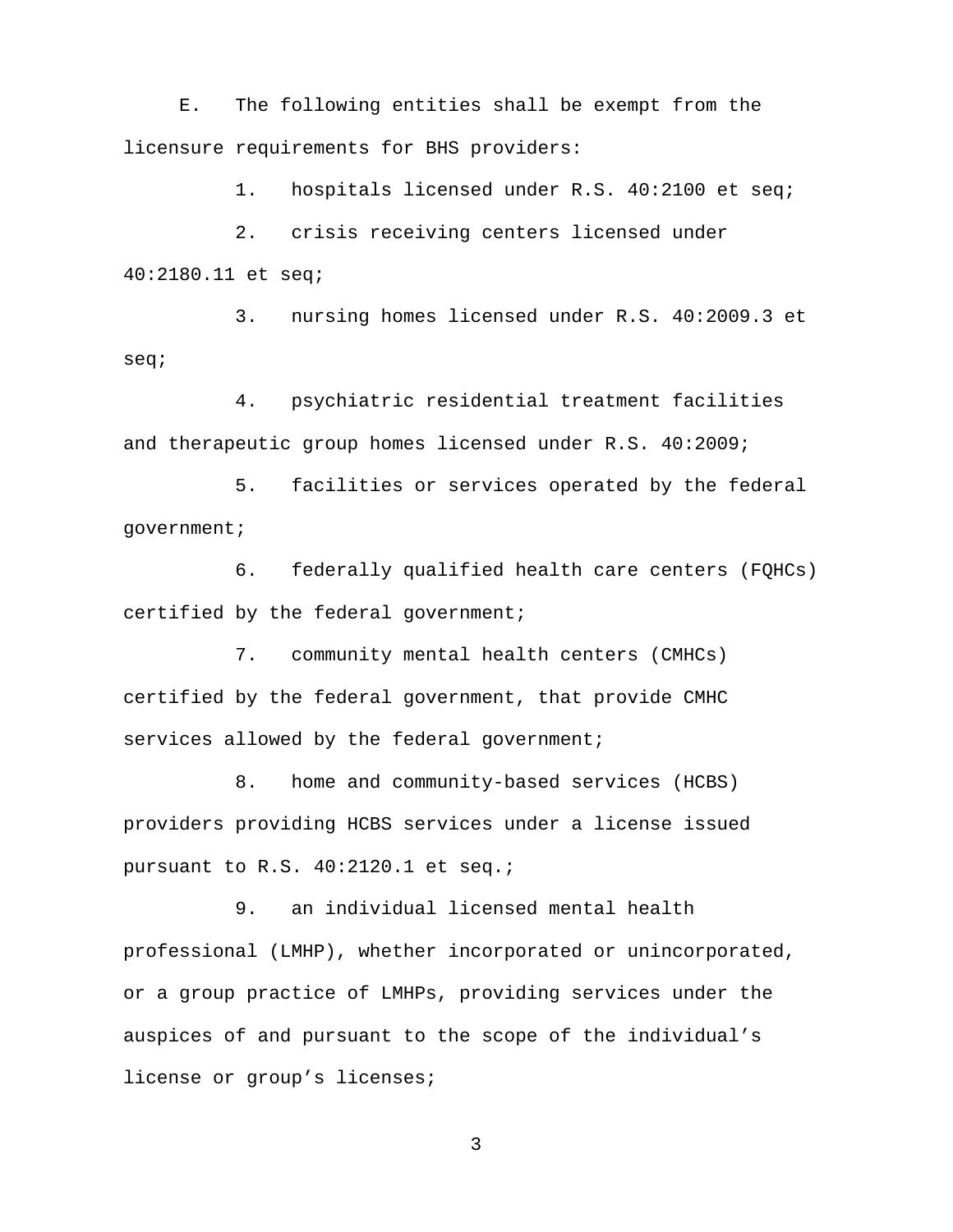E. The following entities shall be exempt from the licensure requirements for BHS providers:

1. hospitals licensed under R.S. 40:2100 et seq;

2. crisis receiving centers licensed under 40:2180.11 et seq;

3. nursing homes licensed under R.S. 40:2009.3 et seq;

4. psychiatric residential treatment facilities and therapeutic group homes licensed under R.S. 40:2009;

5. facilities or services operated by the federal government;

6. federally qualified health care centers (FQHCs) certified by the federal government;

7. community mental health centers (CMHCs) certified by the federal government, that provide CMHC services allowed by the federal government;

8. home and community-based services (HCBS) providers providing HCBS services under a license issued pursuant to R.S. 40:2120.1 et seq.;

9. an individual licensed mental health professional (LMHP), whether incorporated or unincorporated, or a group practice of LMHPs, providing services under the auspices of and pursuant to the scope of the individual's license or group's licenses;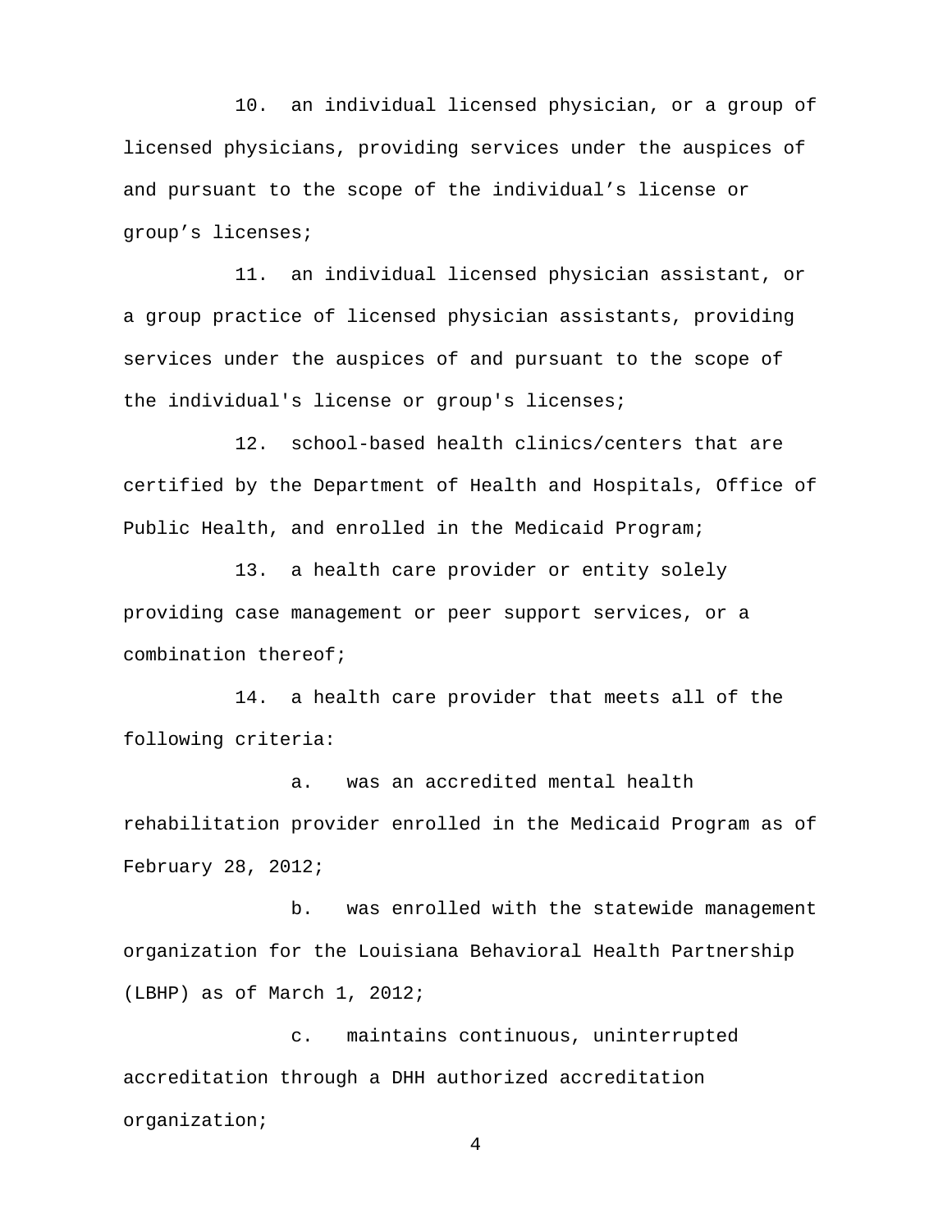10. an individual licensed physician, or a group of licensed physicians, providing services under the auspices of and pursuant to the scope of the individual’s license or group’s licenses;

11. an individual licensed physician assistant, or a group practice of licensed physician assistants, providing services under the auspices of and pursuant to the scope of the individual's license or group's licenses;

12. school-based health clinics/centers that are certified by the Department of Health and Hospitals, Office of Public Health, and enrolled in the Medicaid Program;

13. a health care provider or entity solely providing case management or peer support services, or a combination thereof;

14. a health care provider that meets all of the following criteria:

a. was an accredited mental health rehabilitation provider enrolled in the Medicaid Program as of February 28, 2012;

b. was enrolled with the statewide management organization for the Louisiana Behavioral Health Partnership (LBHP) as of March 1, 2012;

c. maintains continuous, uninterrupted accreditation through a DHH authorized accreditation organization;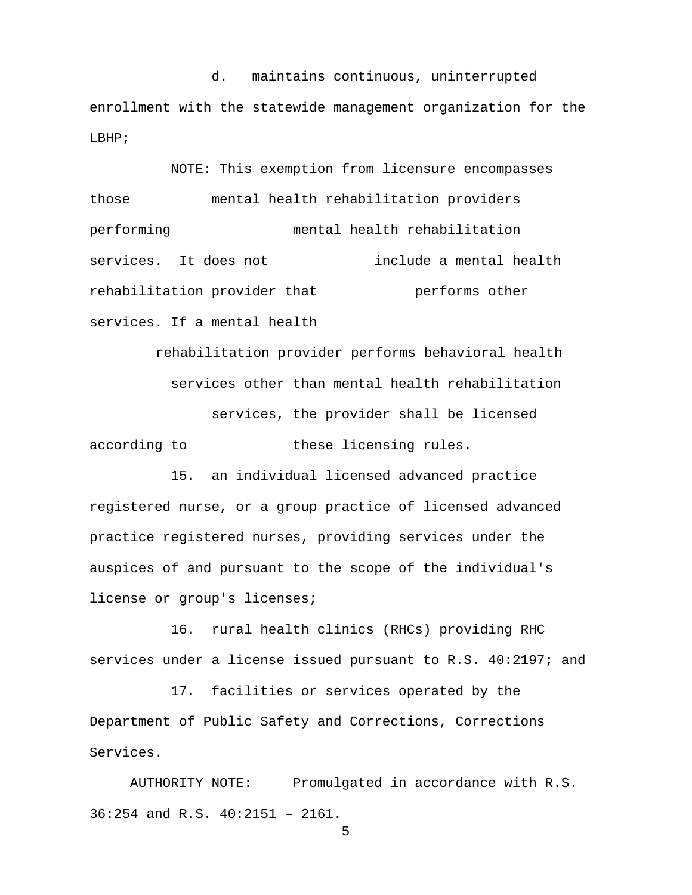d. maintains continuous, uninterrupted enrollment with the statewide management organization for the LBHP;

NOTE: This exemption from licensure encompasses those mental health rehabilitation providers performing mental health rehabilitation services. It does not include a mental health rehabilitation provider that performs other services. If a mental health rehabilitation provider performs behavioral health services other than mental health rehabilitation services, the provider shall be licensed according to these licensing rules.

15. an individual licensed advanced practice registered nurse, or a group practice of licensed advanced practice registered nurses, providing services under the auspices of and pursuant to the scope of the individual's license or group's licenses;

16. rural health clinics (RHCs) providing RHC services under a license issued pursuant to R.S. 40:2197; and

17. facilities or services operated by the Department of Public Safety and Corrections, Corrections Services.

AUTHORITY NOTE: Promulgated in accordance with R.S. 36:254 and R.S. 40:2151 – 2161.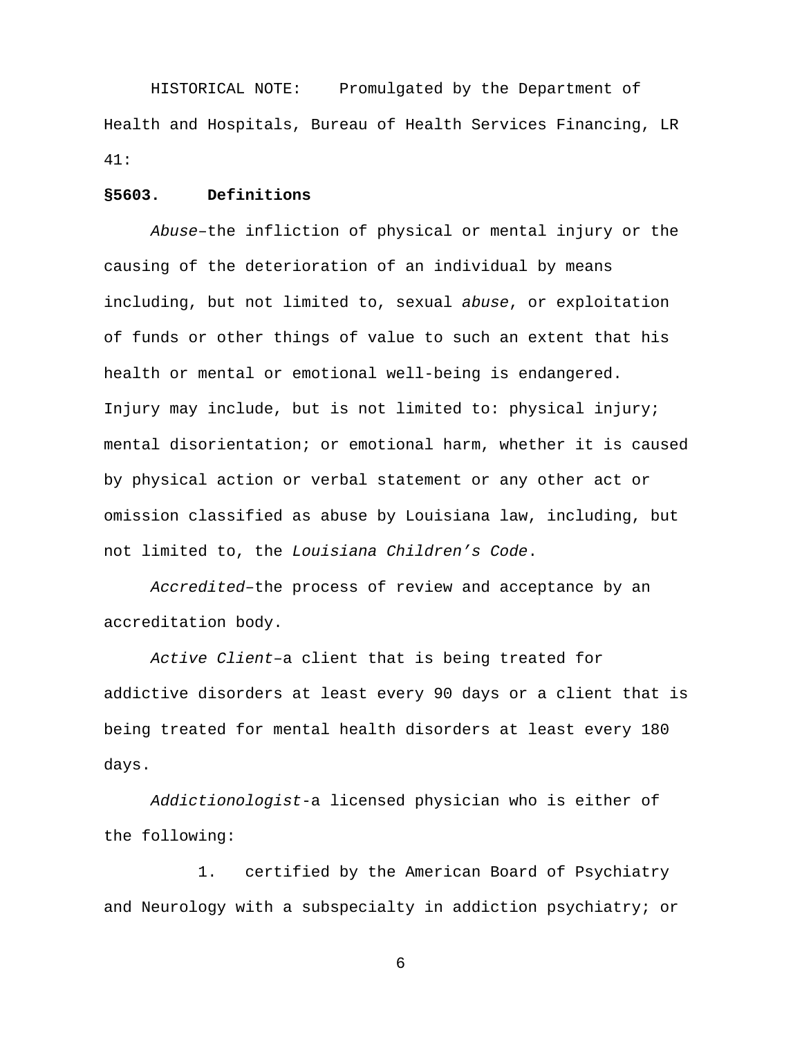HISTORICAL NOTE: Promulgated by the Department of Health and Hospitals, Bureau of Health Services Financing, LR 41:

**§5603. Definitions**

*Abuse*–the infliction of physical or mental injury or the causing of the deterioration of an individual by means including, but not limited to, sexual *abuse*, or exploitation of funds or other things of value to such an extent that his health or mental or emotional well-being is endangered. Injury may include, but is not limited to: physical injury; mental disorientation; or emotional harm, whether it is caused by physical action or verbal statement or any other act or omission classified as abuse by Louisiana law, including, but not limited to, the *Louisiana Children's Code*.

*Accredited*–the process of review and acceptance by an accreditation body.

*Active Client*–a client that is being treated for addictive disorders at least every 90 days or a client that is being treated for mental health disorders at least every 180 days.

*Addictionologist*-a licensed physician who is either of the following:

1. certified by the American Board of Psychiatry and Neurology with a subspecialty in addiction psychiatry; or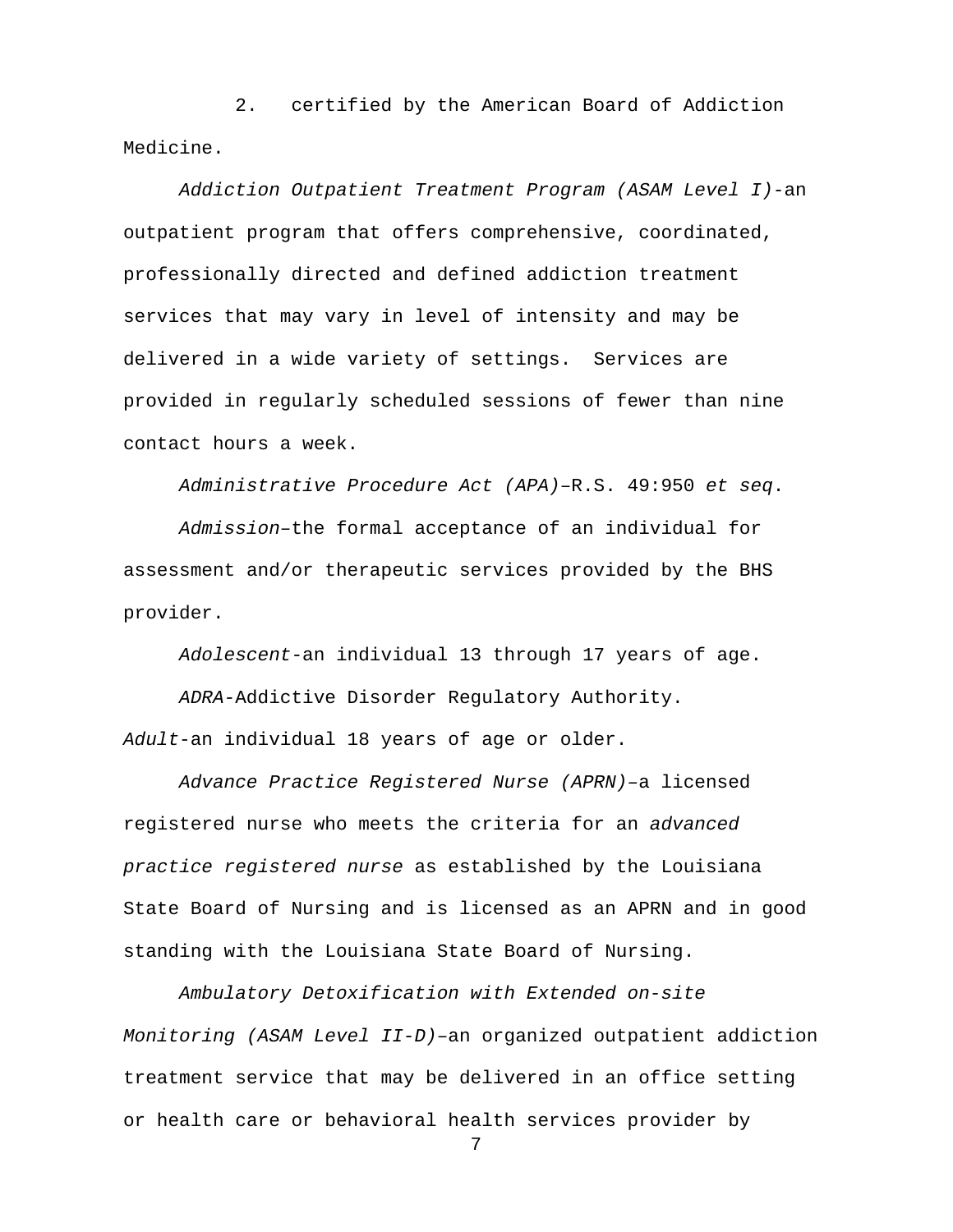2. certified by the American Board of Addiction Medicine.

*Addiction Outpatient Treatment Program (ASAM Level I)*-an outpatient program that offers comprehensive, coordinated, professionally directed and defined addiction treatment services that may vary in level of intensity and may be delivered in a wide variety of settings. Services are provided in regularly scheduled sessions of fewer than nine contact hours a week.

*Administrative Procedure Act (APA)*–R.S. 49:950 *et seq*.

*Admission*–the formal acceptance of an individual for assessment and/or therapeutic services provided by the BHS provider.

*Adolescent*-an individual 13 through 17 years of age.

*ADRA*-Addictive Disorder Regulatory Authority.

*Adult*-an individual 18 years of age or older.

*Advance Practice Registered Nurse (APRN)*–a licensed registered nurse who meets the criteria for an *advanced practice registered nurse* as established by the Louisiana State Board of Nursing and is licensed as an APRN and in good standing with the Louisiana State Board of Nursing.

*Ambulatory Detoxification with Extended on-site Monitoring (ASAM Level II-D)*–an organized outpatient addiction treatment service that may be delivered in an office setting or health care or behavioral health services provider by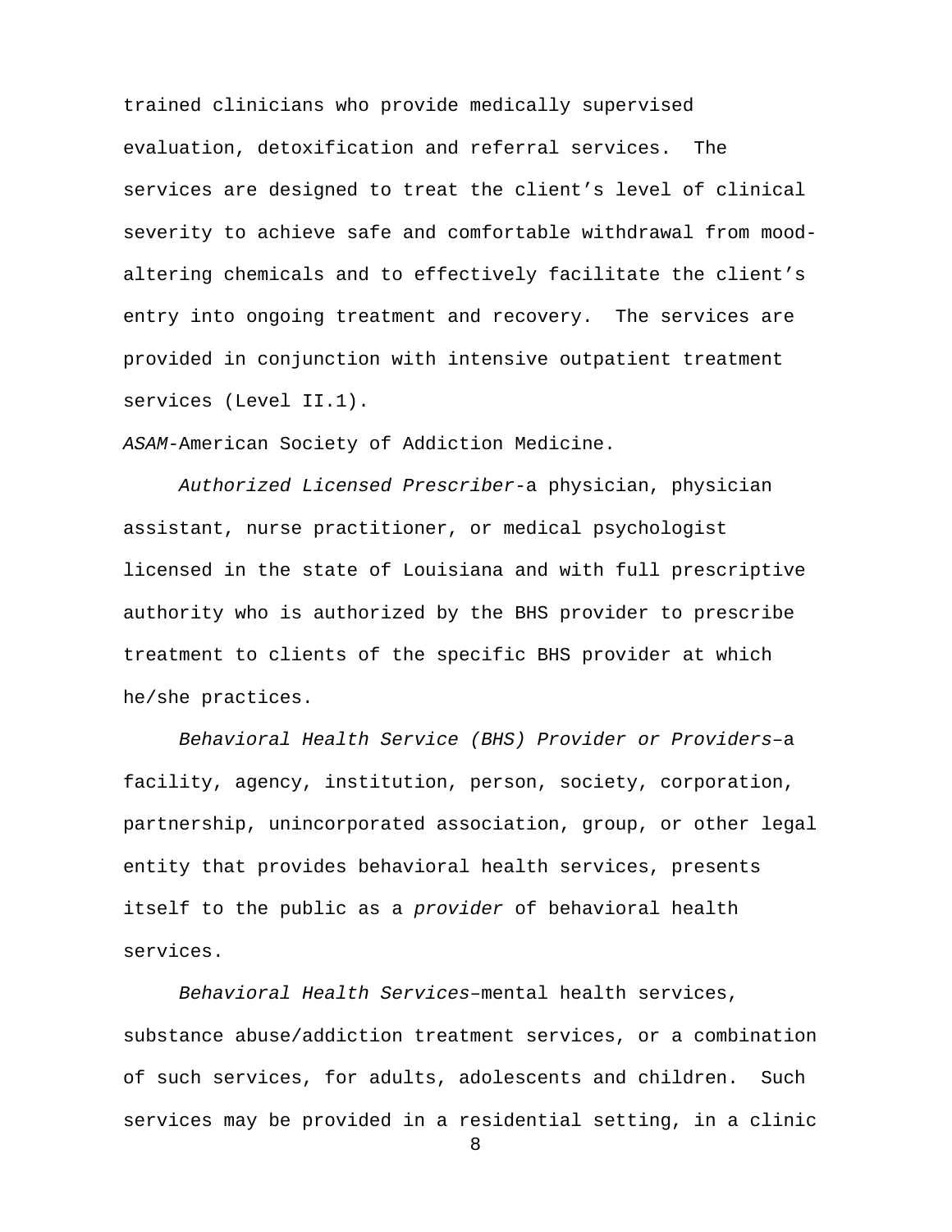trained clinicians who provide medically supervised evaluation, detoxification and referral services. The services are designed to treat the client's level of clinical severity to achieve safe and comfortable withdrawal from mood-altering chemicals and to effectively facilitate the client's entry into ongoing treatment and recovery. The services are provided in conjunction with intensive outpatient treatment services (Level II.1).

*ASAM*-American Society of Addiction Medicine.

*Authorized Licensed Prescriber*-a physician, physician assistant, nurse practitioner, or medical psychologist licensed in the state of Louisiana and with full prescriptive authority who is authorized by the BHS provider to prescribe treatment to clients of the specific BHS provider at which he/she practices.

*Behavioral Health Service (BHS) Provider or Providers*–a facility, agency, institution, person, society, corporation, partnership, unincorporated association, group, or other legal entity that provides behavioral health services, presents itself to the public as a *provider* of behavioral health services.

*Behavioral Health Services*–mental health services, substance abuse/addiction treatment services, or a combination of such services, for adults, adolescents and children. Such services may be provided in a residential setting, in a clinic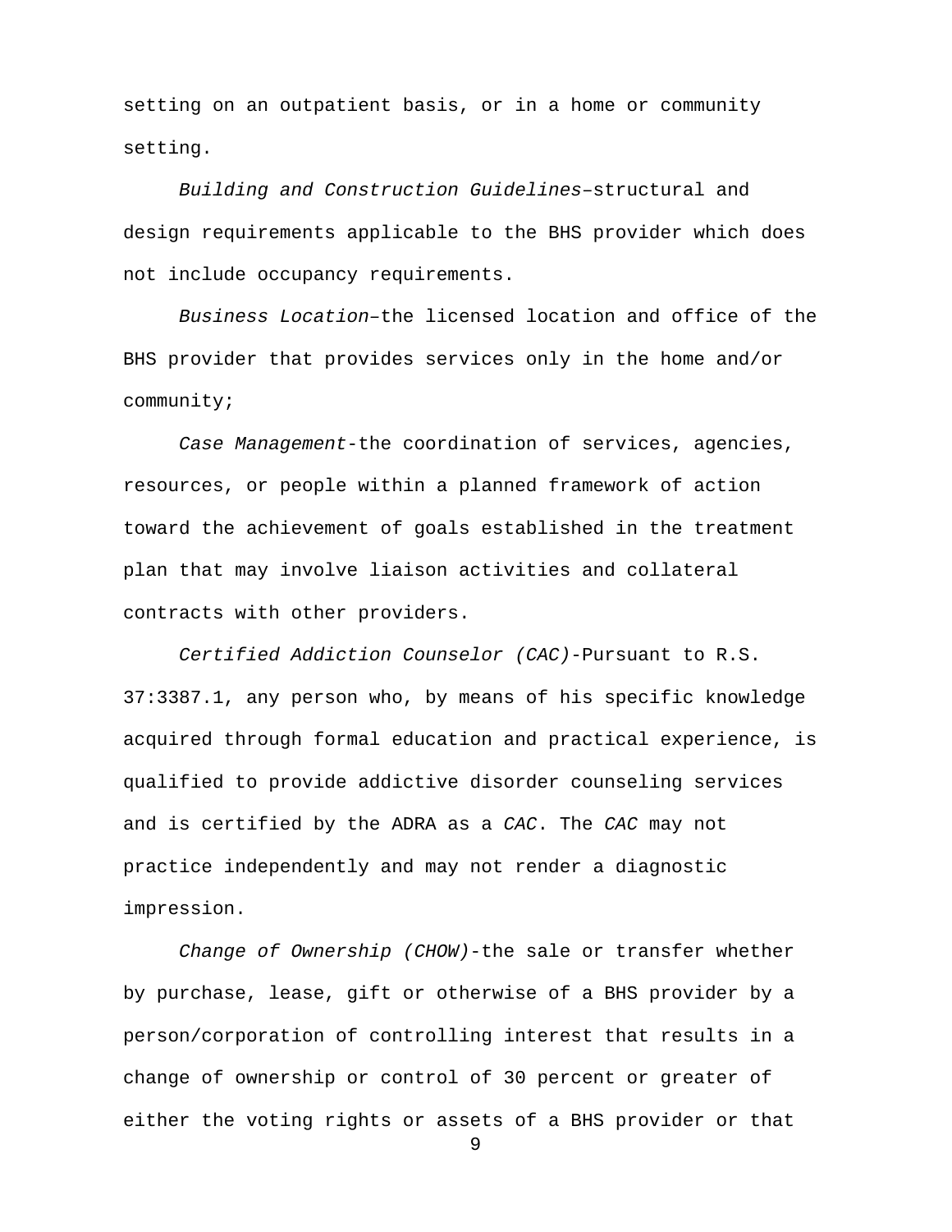setting on an outpatient basis, or in a home or community setting.

*Building and Construction Guidelines*–structural and design requirements applicable to the BHS provider which does not include occupancy requirements.

*Business Location*–the licensed location and office of the BHS provider that provides services only in the home and/or community;

*Case Management*-the coordination of services, agencies, resources, or people within a planned framework of action toward the achievement of goals established in the treatment plan that may involve liaison activities and collateral contracts with other providers.

*Certified Addiction Counselor (CAC)*-Pursuant to R.S. 37:3387.1, any person who, by means of his specific knowledge acquired through formal education and practical experience, is qualified to provide addictive disorder counseling services and is certified by the ADRA as a *CAC*. The *CAC* may not practice independently and may not render a diagnostic impression.

*Change of Ownership (CHOW)*-the sale or transfer whether by purchase, lease, gift or otherwise of a BHS provider by a person/corporation of controlling interest that results in a change of ownership or control of 30 percent or greater of either the voting rights or assets of a BHS provider or that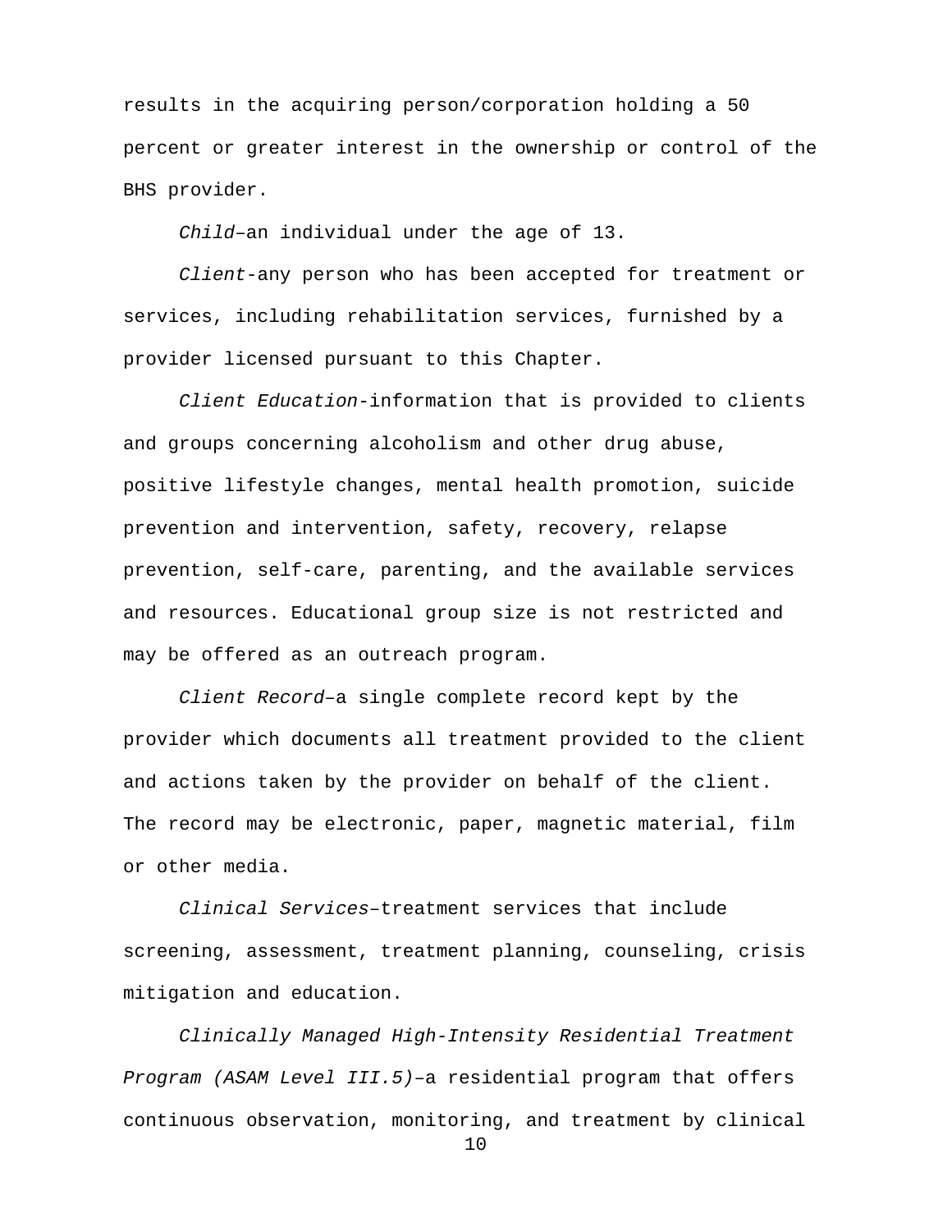results in the acquiring person/corporation holding a 50 percent or greater interest in the ownership or control of the BHS provider.

*Child*–an individual under the age of 13.

*Client*-any person who has been accepted for treatment or services, including rehabilitation services, furnished by a provider licensed pursuant to this Chapter.

*Client Education*-information that is provided to clients and groups concerning alcoholism and other drug abuse, positive lifestyle changes, mental health promotion, suicide prevention and intervention, safety, recovery, relapse prevention, self-care, parenting, and the available services and resources. Educational group size is not restricted and may be offered as an outreach program.

*Client Record*–a single complete record kept by the provider which documents all treatment provided to the client and actions taken by the provider on behalf of the client. The record may be electronic, paper, magnetic material, film or other media.

*Clinical Services*–treatment services that include screening, assessment, treatment planning, counseling, crisis mitigation and education.

*Clinically Managed High-Intensity Residential Treatment Program (ASAM Level III.5)*–a residential program that offers continuous observation, monitoring, and treatment by clinical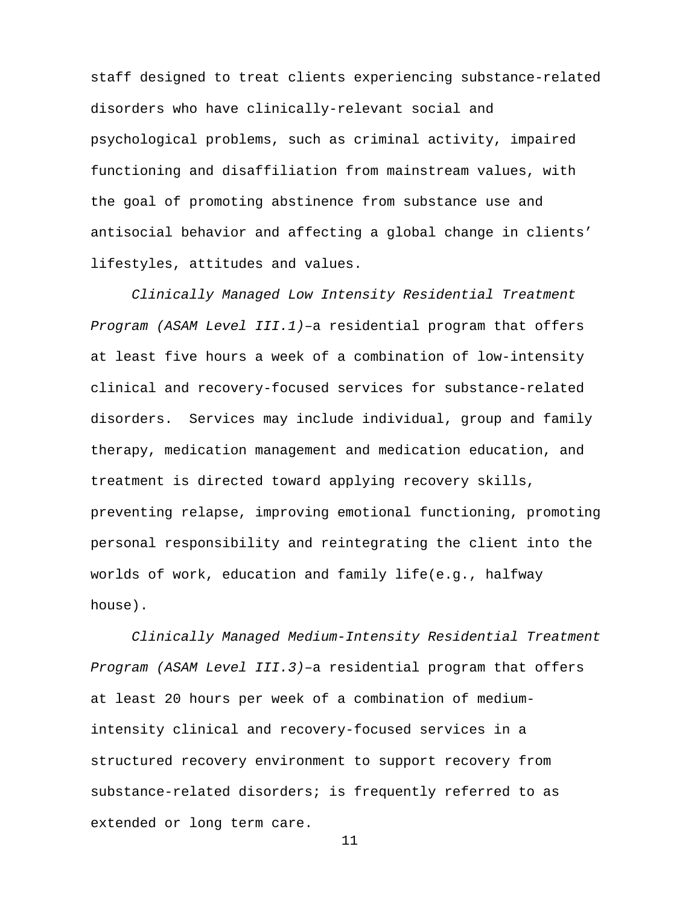staff designed to treat clients experiencing substance-related disorders who have clinically-relevant social and psychological problems, such as criminal activity, impaired functioning and disaffiliation from mainstream values, with the goal of promoting abstinence from substance use and antisocial behavior and affecting a global change in clients' lifestyles, attitudes and values.

*Clinically Managed Low Intensity Residential Treatment Program (ASAM Level III.1)*–a residential program that offers at least five hours a week of a combination of low-intensity clinical and recovery-focused services for substance-related disorders. Services may include individual, group and family therapy, medication management and medication education, and treatment is directed toward applying recovery skills, preventing relapse, improving emotional functioning, promoting personal responsibility and reintegrating the client into the worlds of work, education and family life(e.g., halfway house).

*Clinically Managed Medium-Intensity Residential Treatment Program (ASAM Level III.3)*–a residential program that offers at least 20 hours per week of a combination of medium-intensity clinical and recovery-focused services in a structured recovery environment to support recovery from substance-related disorders; is frequently referred to as extended or long term care.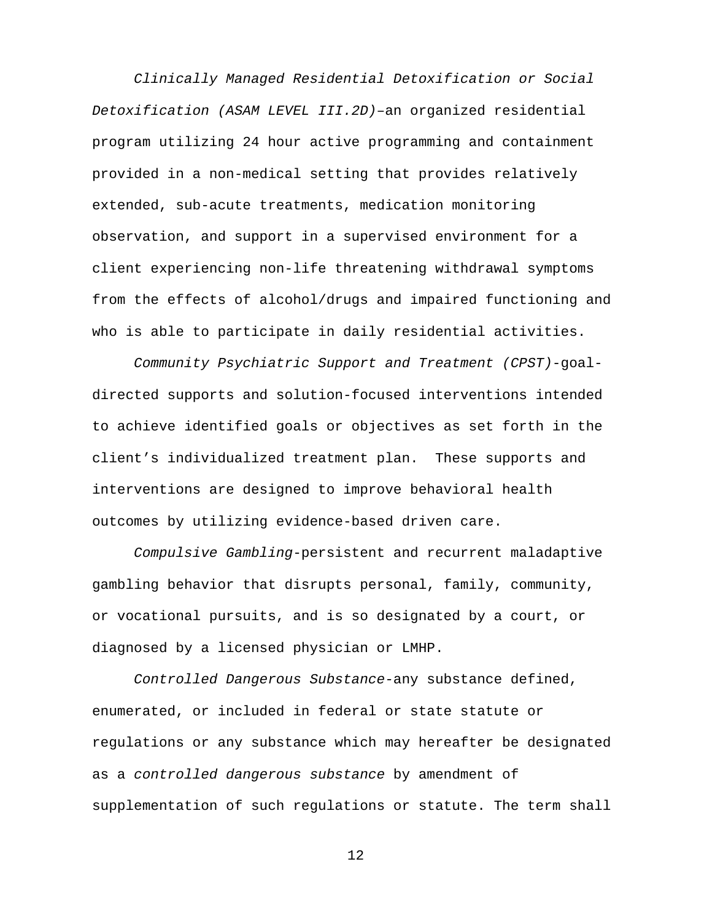*Clinically Managed Residential Detoxification or Social Detoxification (ASAM LEVEL III.2D)*–an organized residential program utilizing 24 hour active programming and containment provided in a non-medical setting that provides relatively extended, sub-acute treatments, medication monitoring observation, and support in a supervised environment for a client experiencing non-life threatening withdrawal symptoms from the effects of alcohol/drugs and impaired functioning and who is able to participate in daily residential activities.

*Community Psychiatric Support and Treatment (CPST)*-goal-directed supports and solution-focused interventions intended to achieve identified goals or objectives as set forth in the client's individualized treatment plan. These supports and interventions are designed to improve behavioral health outcomes by utilizing evidence-based driven care.

*Compulsive Gambling*-persistent and recurrent maladaptive gambling behavior that disrupts personal, family, community, or vocational pursuits, and is so designated by a court, or diagnosed by a licensed physician or LMHP.

*Controlled Dangerous Substance*-any substance defined, enumerated, or included in federal or state statute or regulations or any substance which may hereafter be designated as a *controlled dangerous substance* by amendment of supplementation of such regulations or statute. The term shall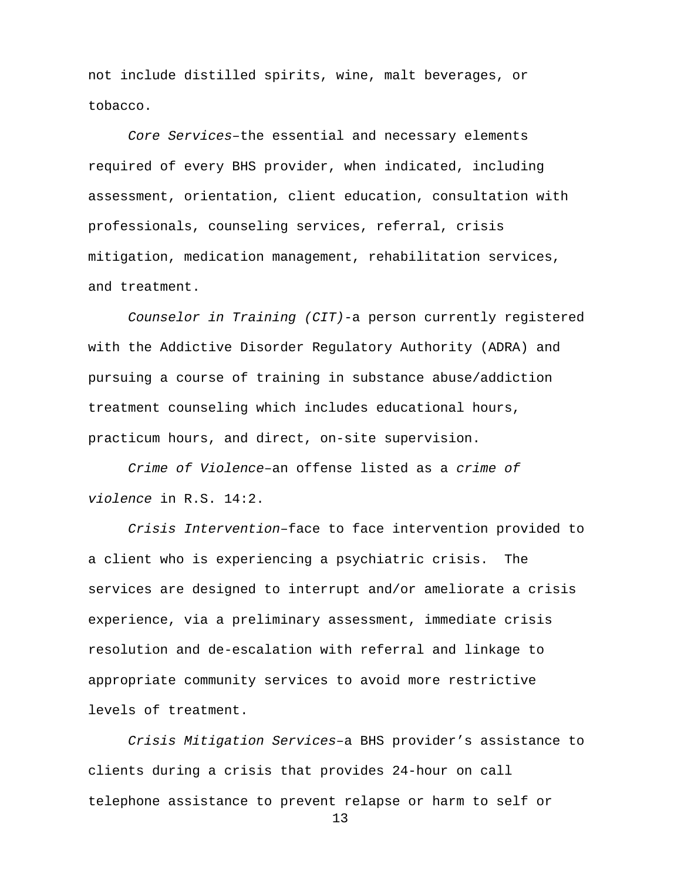not include distilled spirits, wine, malt beverages, or tobacco.

*Core Services*–the essential and necessary elements required of every BHS provider, when indicated, including assessment, orientation, client education, consultation with professionals, counseling services, referral, crisis mitigation, medication management, rehabilitation services, and treatment.

*Counselor in Training (CIT)*-a person currently registered with the Addictive Disorder Regulatory Authority (ADRA) and pursuing a course of training in substance abuse/addiction treatment counseling which includes educational hours, practicum hours, and direct, on-site supervision.

*Crime of Violence*–an offense listed as a *crime of violence* in R.S. 14:2.

*Crisis Intervention*–face to face intervention provided to a client who is experiencing a psychiatric crisis. The services are designed to interrupt and/or ameliorate a crisis experience, via a preliminary assessment, immediate crisis resolution and de-escalation with referral and linkage to appropriate community services to avoid more restrictive levels of treatment.

*Crisis Mitigation Services*–a BHS provider's assistance to clients during a crisis that provides 24-hour on call telephone assistance to prevent relapse or harm to self or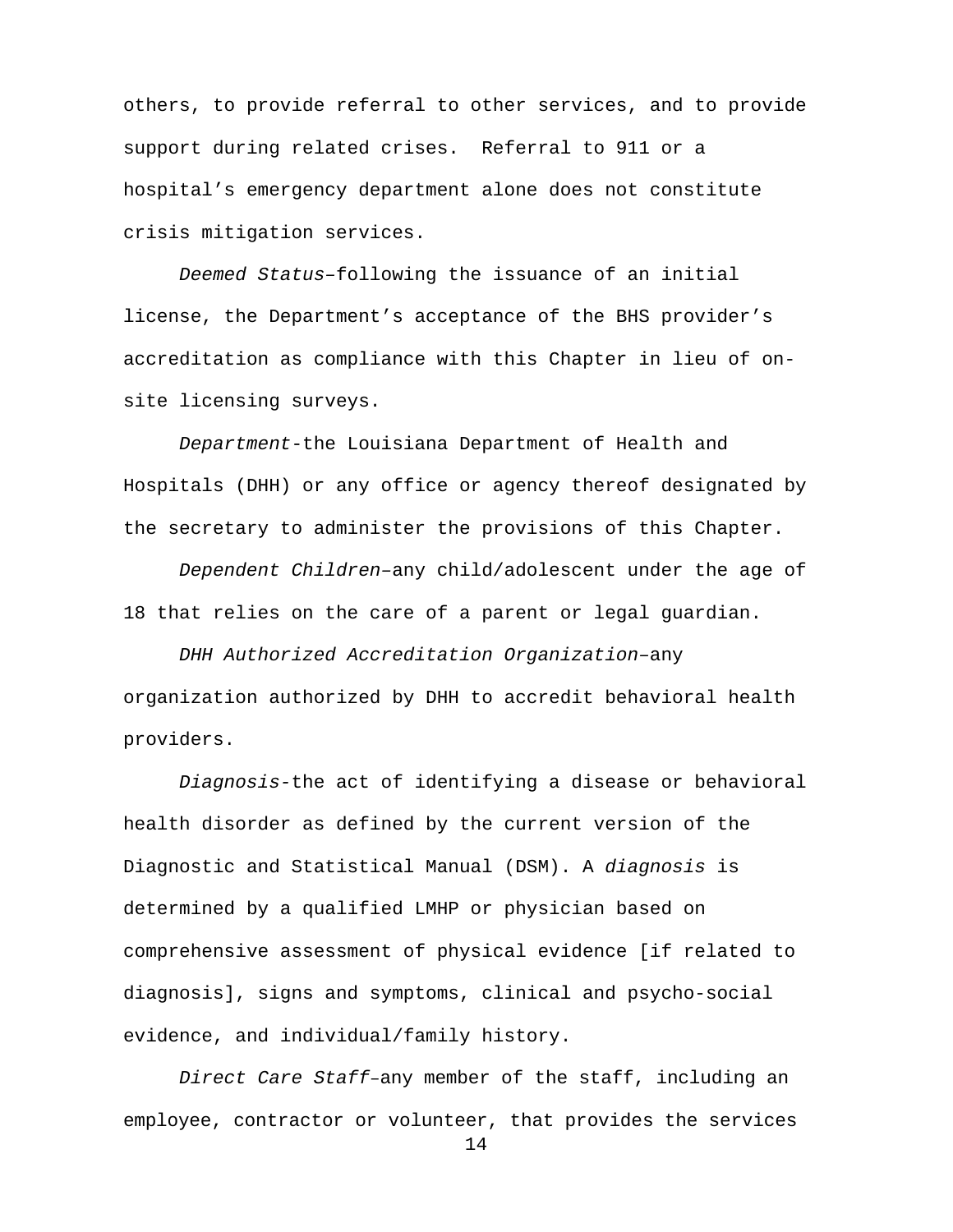others, to provide referral to other services, and to provide support during related crises. Referral to 911 or a hospital's emergency department alone does not constitute crisis mitigation services.

*Deemed Status*–following the issuance of an initial license, the Department's acceptance of the BHS provider's accreditation as compliance with this Chapter in lieu of on-site licensing surveys.

*Department*-the Louisiana Department of Health and Hospitals (DHH) or any office or agency thereof designated by the secretary to administer the provisions of this Chapter.

*Dependent Children*–any child/adolescent under the age of 18 that relies on the care of a parent or legal guardian.

*DHH Authorized Accreditation Organization*–any organization authorized by DHH to accredit behavioral health providers.

*Diagnosis*-the act of identifying a disease or behavioral health disorder as defined by the current version of the Diagnostic and Statistical Manual (DSM). A *diagnosis* is determined by a qualified LMHP or physician based on comprehensive assessment of physical evidence [if related to diagnosis], signs and symptoms, clinical and psycho-social evidence, and individual/family history.

*Direct Care Staff*–any member of the staff, including an employee, contractor or volunteer, that provides the services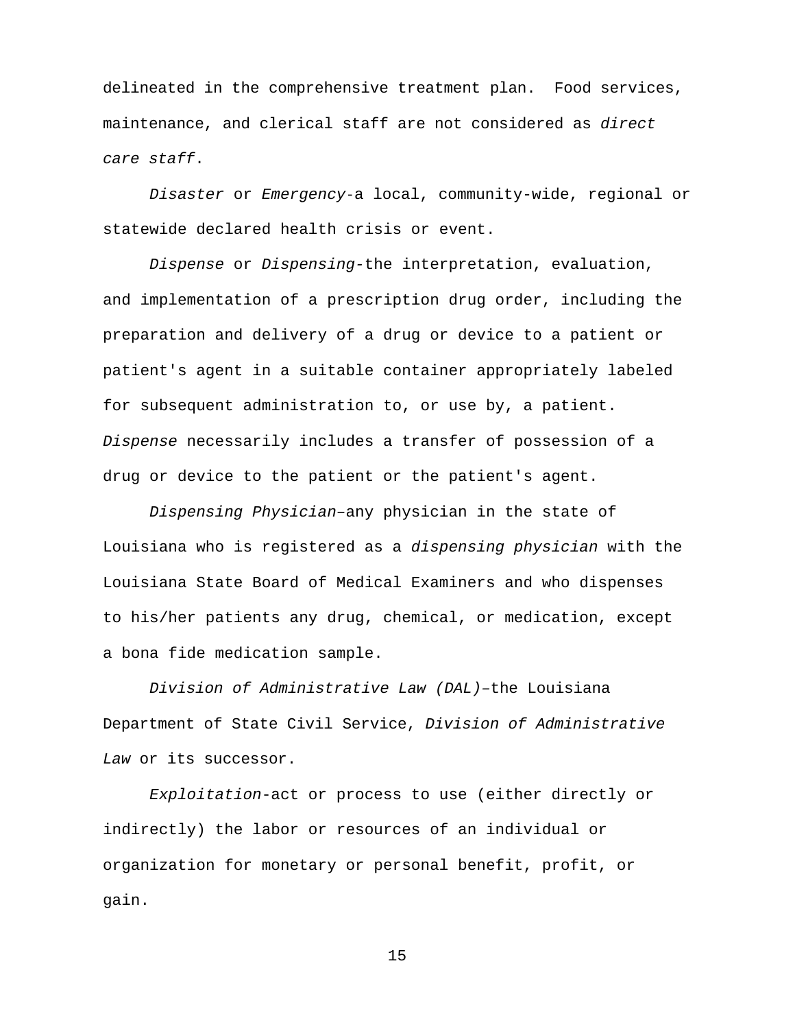delineated in the comprehensive treatment plan. Food services, maintenance, and clerical staff are not considered as *direct care staff*.

*Disaster* or *Emergency*-a local, community-wide, regional or statewide declared health crisis or event.

*Dispense* or *Dispensing*-the interpretation, evaluation, and implementation of a prescription drug order, including the preparation and delivery of a drug or device to a patient or patient's agent in a suitable container appropriately labeled for subsequent administration to, or use by, a patient. *Dispense* necessarily includes a transfer of possession of a drug or device to the patient or the patient's agent.

*Dispensing Physician*–any physician in the state of Louisiana who is registered as a *dispensing physician* with the Louisiana State Board of Medical Examiners and who dispenses to his/her patients any drug, chemical, or medication, except a bona fide medication sample.

*Division of Administrative Law (DAL)*–the Louisiana Department of State Civil Service, *Division of Administrative Law* or its successor.

*Exploitation*-act or process to use (either directly or indirectly) the labor or resources of an individual or organization for monetary or personal benefit, profit, or gain.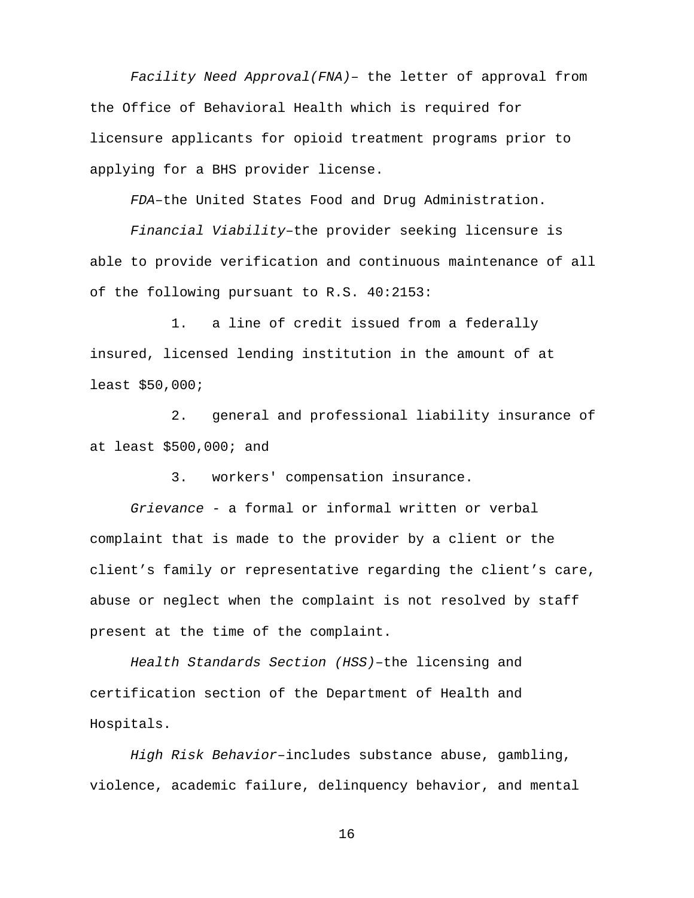*Facility Need Approval(FNA)*– the letter of approval from the Office of Behavioral Health which is required for licensure applicants for opioid treatment programs prior to applying for a BHS provider license.

*FDA*–the United States Food and Drug Administration.

*Financial Viability*–the provider seeking licensure is able to provide verification and continuous maintenance of all of the following pursuant to R.S. 40:2153:

1. a line of credit issued from a federally insured, licensed lending institution in the amount of at least $50,000;

2. general and professional liability insurance of at least $500,000; and

3. workers' compensation insurance.

*Grievance* - a formal or informal written or verbal complaint that is made to the provider by a client or the client's family or representative regarding the client's care, abuse or neglect when the complaint is not resolved by staff present at the time of the complaint.

*Health Standards Section (HSS)*–the licensing and certification section of the Department of Health and Hospitals.

*High Risk Behavior*–includes substance abuse, gambling, violence, academic failure, delinquency behavior, and mental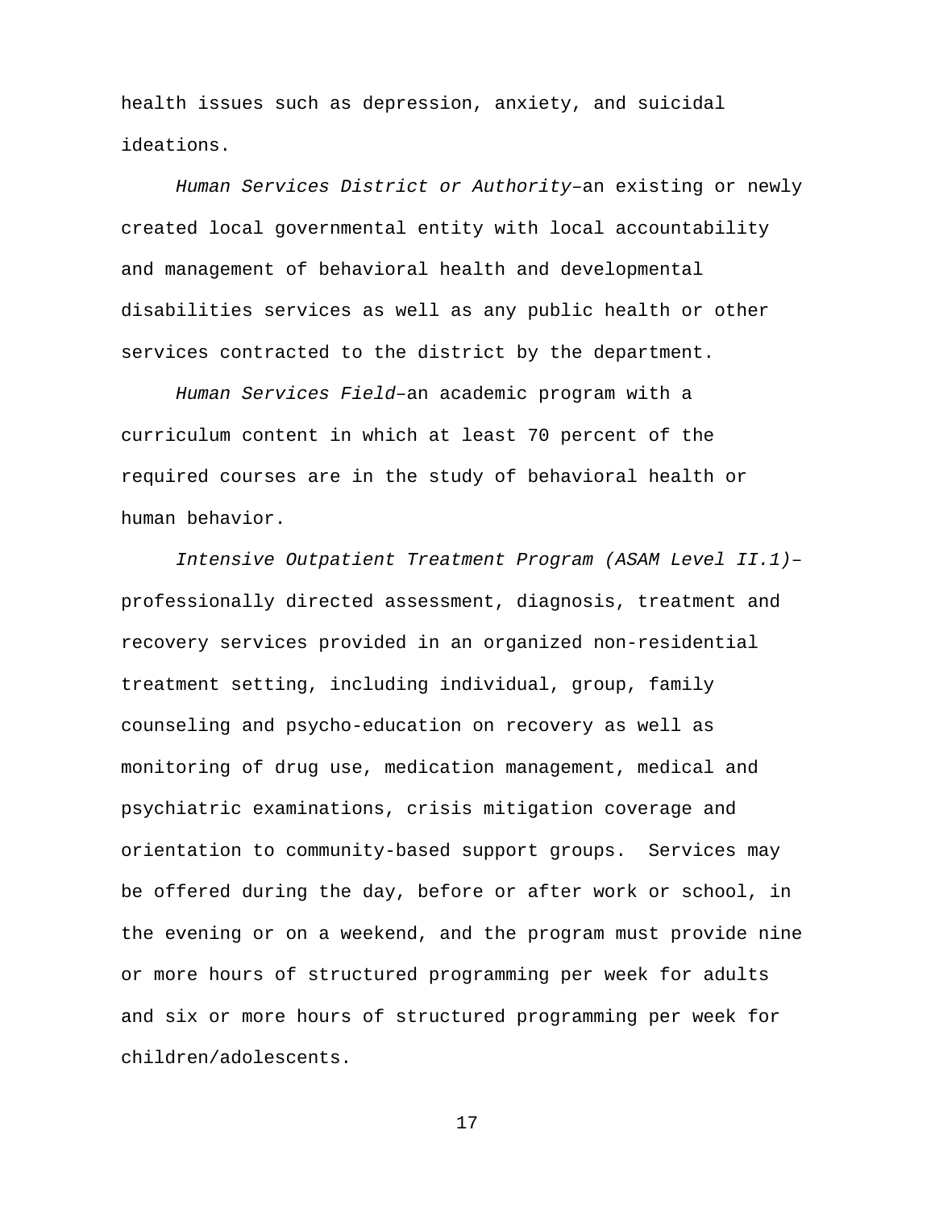health issues such as depression, anxiety, and suicidal ideations.

*Human Services District or Authority*–an existing or newly created local governmental entity with local accountability and management of behavioral health and developmental disabilities services as well as any public health or other services contracted to the district by the department.

*Human Services Field*–an academic program with a curriculum content in which at least 70 percent of the required courses are in the study of behavioral health or human behavior.

*Intensive Outpatient Treatment Program (ASAM Level II.1)*–professionally directed assessment, diagnosis, treatment and recovery services provided in an organized non-residential treatment setting, including individual, group, family counseling and psycho-education on recovery as well as monitoring of drug use, medication management, medical and psychiatric examinations, crisis mitigation coverage and orientation to community-based support groups. Services may be offered during the day, before or after work or school, in the evening or on a weekend, and the program must provide nine or more hours of structured programming per week for adults and six or more hours of structured programming per week for children/adolescents.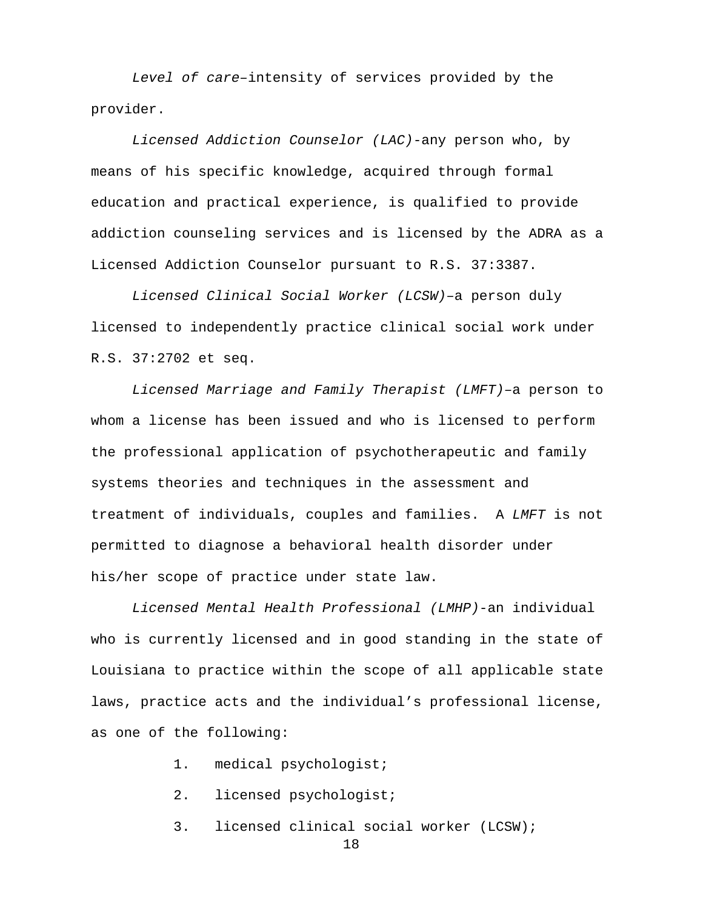*Level of care*–intensity of services provided by the provider.

*Licensed Addiction Counselor (LAC)*-any person who, by means of his specific knowledge, acquired through formal education and practical experience, is qualified to provide addiction counseling services and is licensed by the ADRA as a Licensed Addiction Counselor pursuant to R.S. 37:3387.

*Licensed Clinical Social Worker (LCSW)*–a person duly licensed to independently practice clinical social work under R.S. 37:2702 et seq.

*Licensed Marriage and Family Therapist (LMFT)*–a person to whom a license has been issued and who is licensed to perform the professional application of psychotherapeutic and family systems theories and techniques in the assessment and treatment of individuals, couples and families. A *LMFT* is not permitted to diagnose a behavioral health disorder under his/her scope of practice under state law.

*Licensed Mental Health Professional (LMHP)*-an individual who is currently licensed and in good standing in the state of Louisiana to practice within the scope of all applicable state laws, practice acts and the individual's professional license, as one of the following:

1. medical psychologist;
2. licensed psychologist;
3. licensed clinical social worker (LCSW);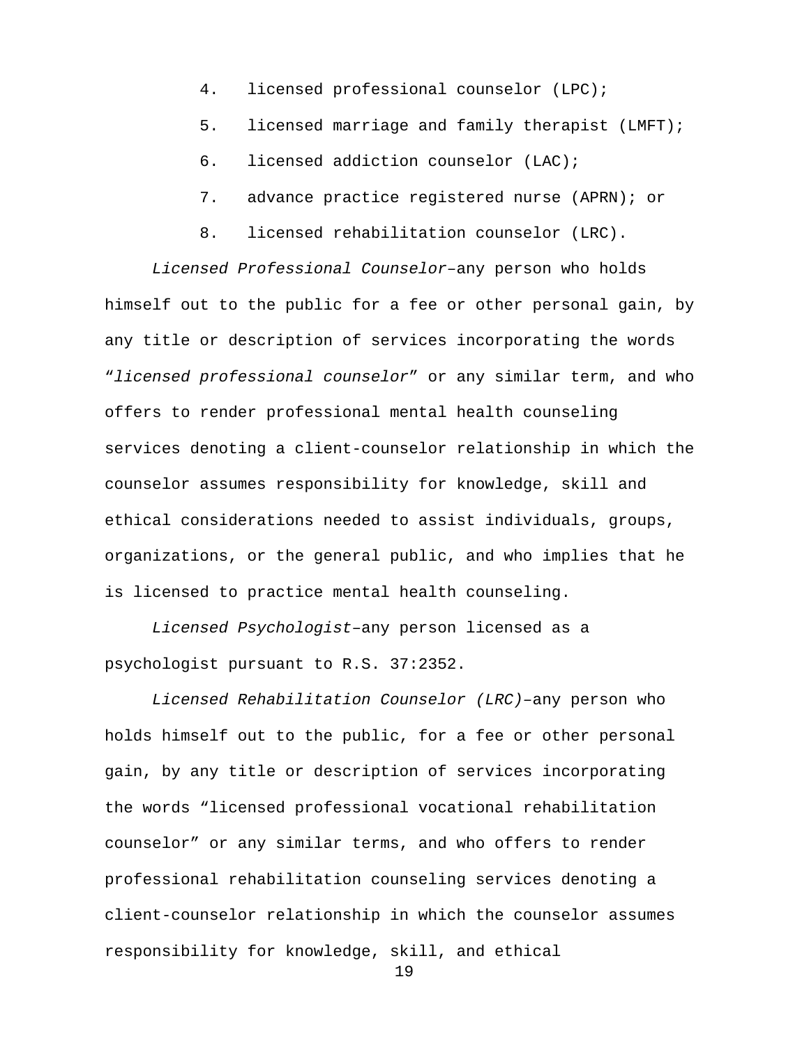4. licensed professional counselor (LPC);
5. licensed marriage and family therapist (LMFT);
6. licensed addiction counselor (LAC);
7. advance practice registered nurse (APRN); or
8. licensed rehabilitation counselor (LRC).

*Licensed Professional Counselor*–any person who holds himself out to the public for a fee or other personal gain, by any title or description of services incorporating the words "*licensed professional counselor*" or any similar term, and who offers to render professional mental health counseling services denoting a client-counselor relationship in which the counselor assumes responsibility for knowledge, skill and ethical considerations needed to assist individuals, groups, organizations, or the general public, and who implies that he is licensed to practice mental health counseling.

*Licensed Psychologist*–any person licensed as a psychologist pursuant to R.S. 37:2352.

*Licensed Rehabilitation Counselor (LRC)*–any person who holds himself out to the public, for a fee or other personal gain, by any title or description of services incorporating the words "licensed professional vocational rehabilitation counselor" or any similar terms, and who offers to render professional rehabilitation counseling services denoting a client-counselor relationship in which the counselor assumes responsibility for knowledge, skill, and ethical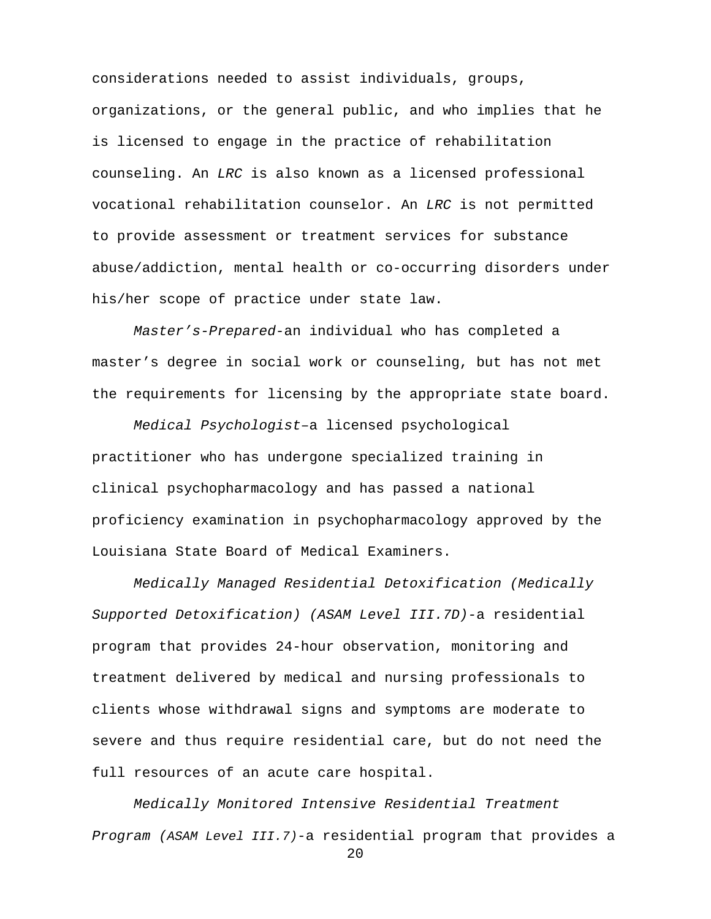considerations needed to assist individuals, groups, organizations, or the general public, and who implies that he is licensed to engage in the practice of rehabilitation counseling. An *LRC* is also known as a licensed professional vocational rehabilitation counselor. An *LRC* is not permitted to provide assessment or treatment services for substance abuse/addiction, mental health or co-occurring disorders under his/her scope of practice under state law.

*Master's-Prepared*-an individual who has completed a master's degree in social work or counseling, but has not met the requirements for licensing by the appropriate state board.

*Medical Psychologist*–a licensed psychological practitioner who has undergone specialized training in clinical psychopharmacology and has passed a national proficiency examination in psychopharmacology approved by the Louisiana State Board of Medical Examiners.

*Medically Managed Residential Detoxification (Medically Supported Detoxification) (ASAM Level III.7D)*-a residential program that provides 24-hour observation, monitoring and treatment delivered by medical and nursing professionals to clients whose withdrawal signs and symptoms are moderate to severe and thus require residential care, but do not need the full resources of an acute care hospital.

*Medically Monitored Intensive Residential Treatment Program (ASAM Level III.7)*-a residential program that provides a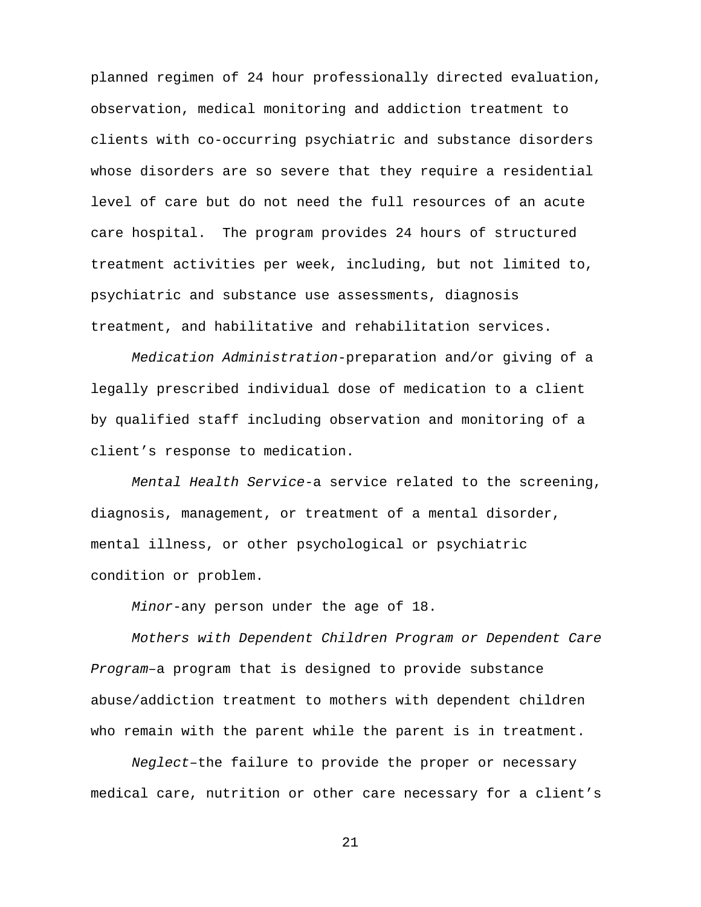planned regimen of 24 hour professionally directed evaluation, observation, medical monitoring and addiction treatment to clients with co-occurring psychiatric and substance disorders whose disorders are so severe that they require a residential level of care but do not need the full resources of an acute care hospital. The program provides 24 hours of structured treatment activities per week, including, but not limited to, psychiatric and substance use assessments, diagnosis treatment, and habilitative and rehabilitation services.

*Medication Administration*-preparation and/or giving of a legally prescribed individual dose of medication to a client by qualified staff including observation and monitoring of a client's response to medication.

*Mental Health Service*-a service related to the screening, diagnosis, management, or treatment of a mental disorder, mental illness, or other psychological or psychiatric condition or problem.

*Minor*-any person under the age of 18.

*Mothers with Dependent Children Program or Dependent Care Program*–a program that is designed to provide substance abuse/addiction treatment to mothers with dependent children who remain with the parent while the parent is in treatment.

*Neglect*–the failure to provide the proper or necessary medical care, nutrition or other care necessary for a client's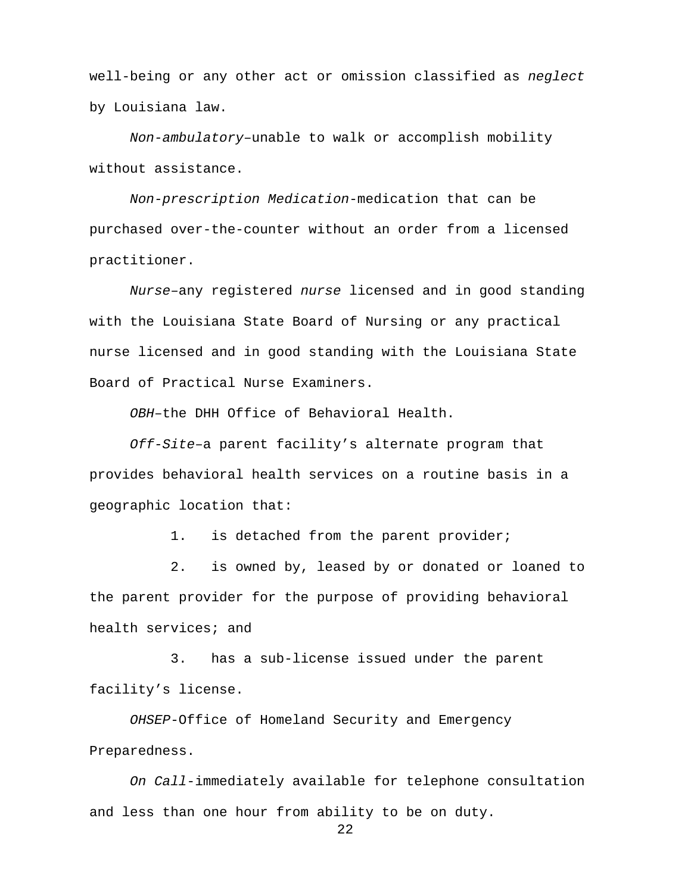well-being or any other act or omission classified as *neglect* by Louisiana law.

*Non-ambulatory*–unable to walk or accomplish mobility without assistance.

*Non-prescription Medication*-medication that can be purchased over-the-counter without an order from a licensed practitioner.

*Nurse*–any registered *nurse* licensed and in good standing with the Louisiana State Board of Nursing or any practical nurse licensed and in good standing with the Louisiana State Board of Practical Nurse Examiners.

*OBH*–the DHH Office of Behavioral Health.

*Off-Site*–a parent facility's alternate program that provides behavioral health services on a routine basis in a geographic location that:

1. is detached from the parent provider;

2. is owned by, leased by or donated or loaned to the parent provider for the purpose of providing behavioral health services; and

3. has a sub-license issued under the parent facility's license.

*OHSEP*-Office of Homeland Security and Emergency Preparedness.

*On Call*-immediately available for telephone consultation and less than one hour from ability to be on duty.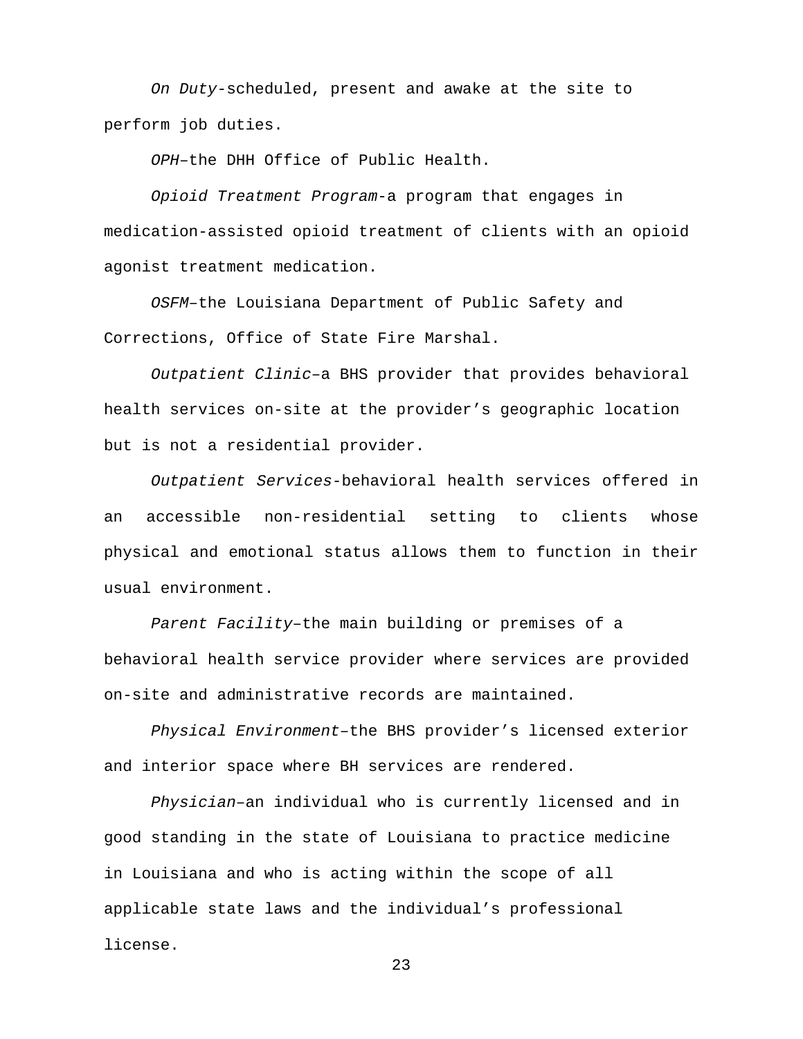*On Duty*-scheduled, present and awake at the site to perform job duties.

*OPH*–the DHH Office of Public Health.

*Opioid Treatment Program*-a program that engages in medication-assisted opioid treatment of clients with an opioid agonist treatment medication.

*OSFM*–the Louisiana Department of Public Safety and Corrections, Office of State Fire Marshal.

*Outpatient Clinic*–a BHS provider that provides behavioral health services on-site at the provider's geographic location but is not a residential provider.

*Outpatient Services*-behavioral health services offered in an accessible non-residential setting to clients whose physical and emotional status allows them to function in their usual environment.

*Parent Facility*–the main building or premises of a behavioral health service provider where services are provided on-site and administrative records are maintained.

*Physical Environment*–the BHS provider's licensed exterior and interior space where BH services are rendered.

*Physician*–an individual who is currently licensed and in good standing in the state of Louisiana to practice medicine in Louisiana and who is acting within the scope of all applicable state laws and the individual's professional license.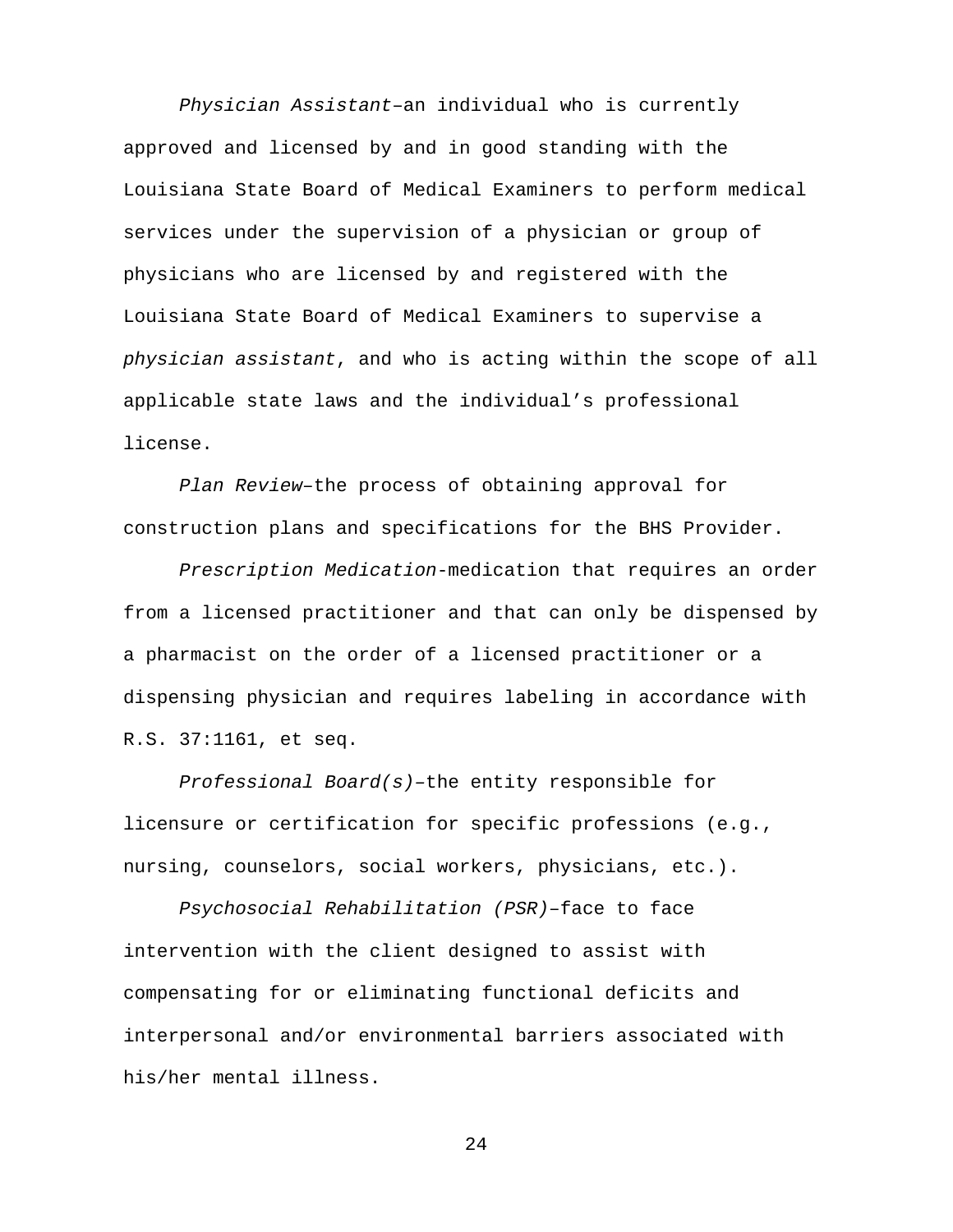*Physician Assistant*–an individual who is currently approved and licensed by and in good standing with the Louisiana State Board of Medical Examiners to perform medical services under the supervision of a physician or group of physicians who are licensed by and registered with the Louisiana State Board of Medical Examiners to supervise a *physician assistant*, and who is acting within the scope of all applicable state laws and the individual's professional license.

*Plan Review*–the process of obtaining approval for construction plans and specifications for the BHS Provider.

*Prescription Medication*-medication that requires an order from a licensed practitioner and that can only be dispensed by a pharmacist on the order of a licensed practitioner or a dispensing physician and requires labeling in accordance with R.S. 37:1161, et seq.

*Professional Board(s)*–the entity responsible for licensure or certification for specific professions (e.g., nursing, counselors, social workers, physicians, etc.).

*Psychosocial Rehabilitation (PSR)*–face to face intervention with the client designed to assist with compensating for or eliminating functional deficits and interpersonal and/or environmental barriers associated with his/her mental illness.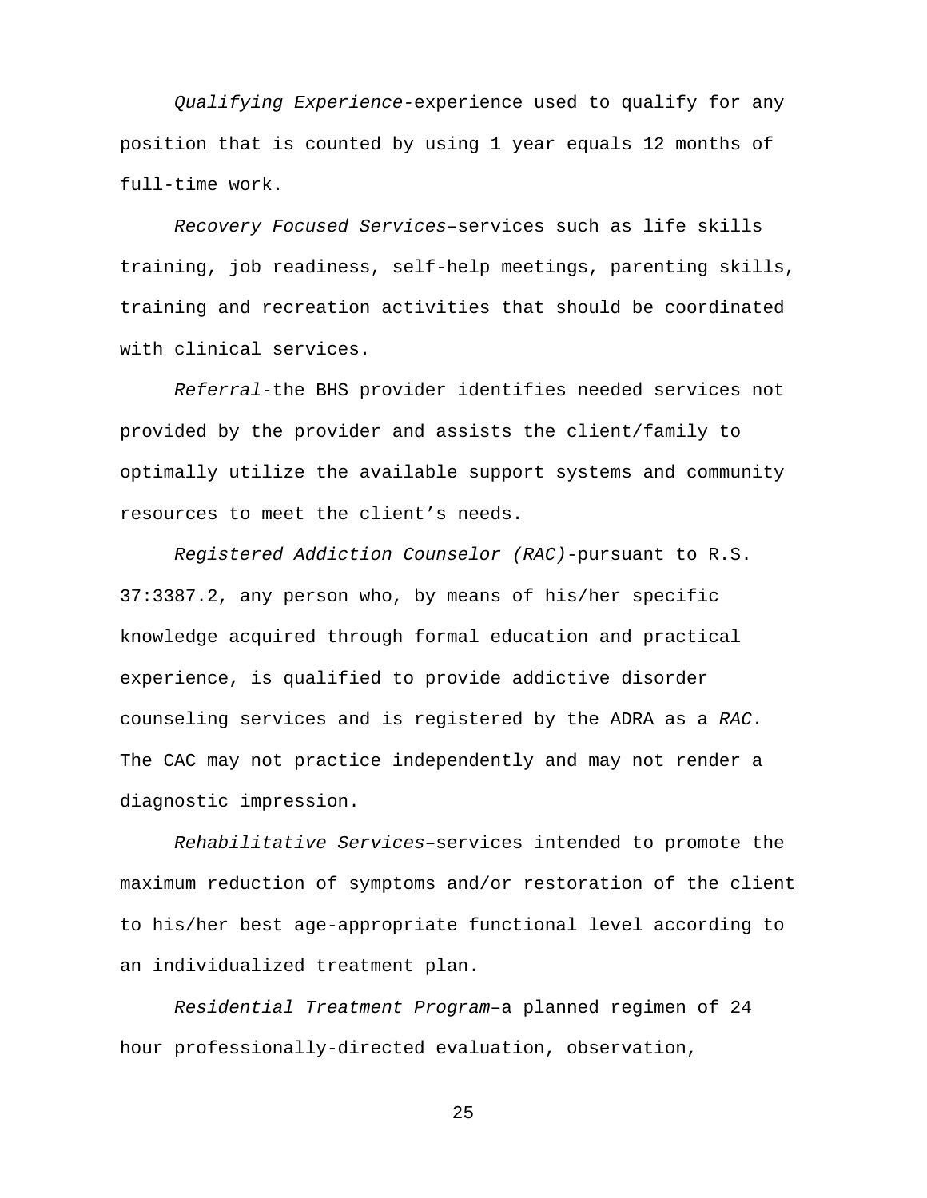*Qualifying Experience*-experience used to qualify for any position that is counted by using 1 year equals 12 months of full-time work.

*Recovery Focused Services*–services such as life skills training, job readiness, self-help meetings, parenting skills, training and recreation activities that should be coordinated with clinical services.

*Referral*-the BHS provider identifies needed services not provided by the provider and assists the client/family to optimally utilize the available support systems and community resources to meet the client's needs.

*Registered Addiction Counselor (RAC)*-pursuant to R.S. 37:3387.2, any person who, by means of his/her specific knowledge acquired through formal education and practical experience, is qualified to provide addictive disorder counseling services and is registered by the ADRA as a *RAC*. The CAC may not practice independently and may not render a diagnostic impression.

*Rehabilitative Services*–services intended to promote the maximum reduction of symptoms and/or restoration of the client to his/her best age-appropriate functional level according to an individualized treatment plan.

*Residential Treatment Program*–a planned regimen of 24 hour professionally-directed evaluation, observation,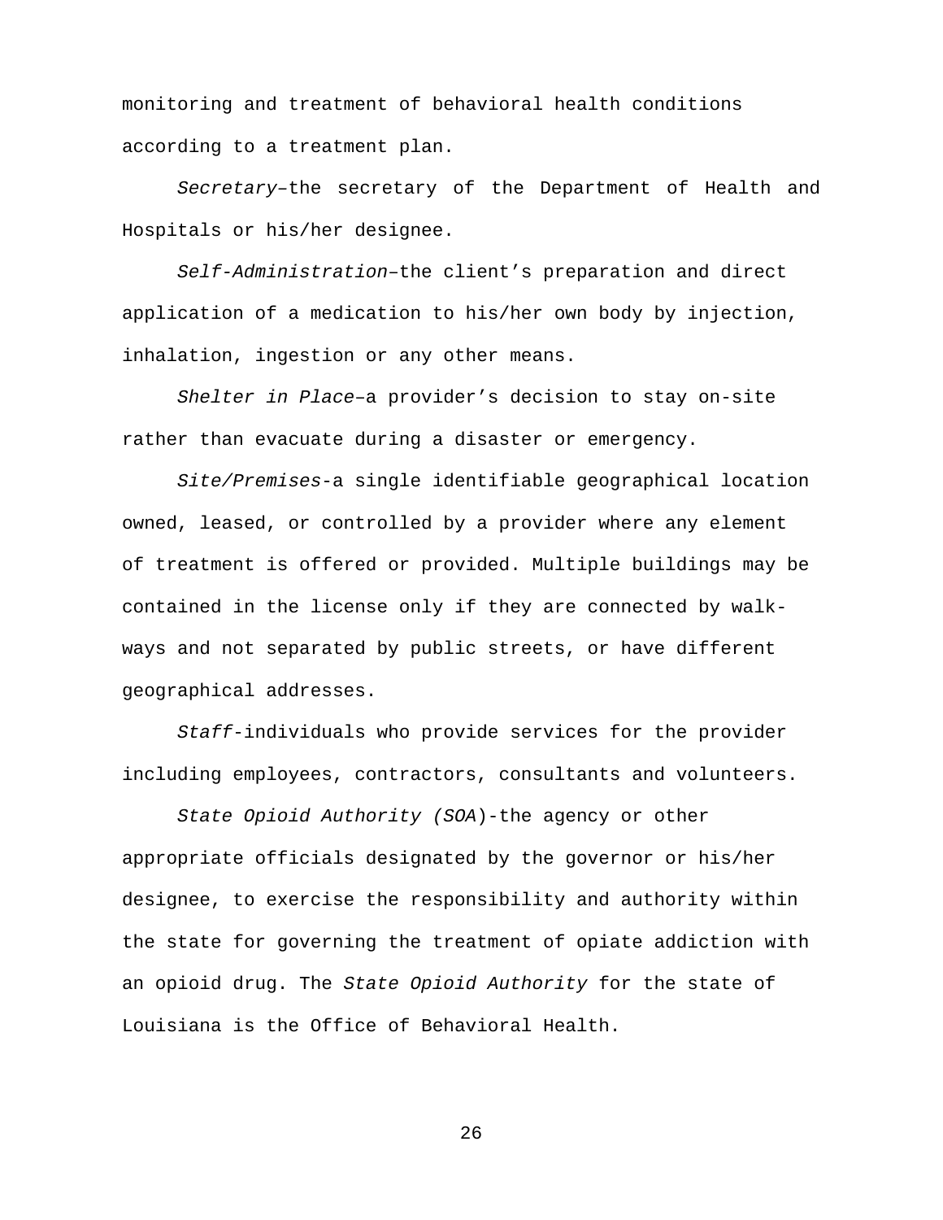monitoring and treatment of behavioral health conditions according to a treatment plan.

*Secretary*–the secretary of the Department of Health and Hospitals or his/her designee.

*Self-Administration*–the client's preparation and direct application of a medication to his/her own body by injection, inhalation, ingestion or any other means.

*Shelter in Place*–a provider's decision to stay on-site rather than evacuate during a disaster or emergency.

*Site/Premises*-a single identifiable geographical location owned, leased, or controlled by a provider where any element of treatment is offered or provided. Multiple buildings may be contained in the license only if they are connected by walk-ways and not separated by public streets, or have different geographical addresses.

*Staff*-individuals who provide services for the provider including employees, contractors, consultants and volunteers.

*State Opioid Authority (SOA*)-the agency or other appropriate officials designated by the governor or his/her designee, to exercise the responsibility and authority within the state for governing the treatment of opiate addiction with an opioid drug. The *State Opioid Authority* for the state of Louisiana is the Office of Behavioral Health.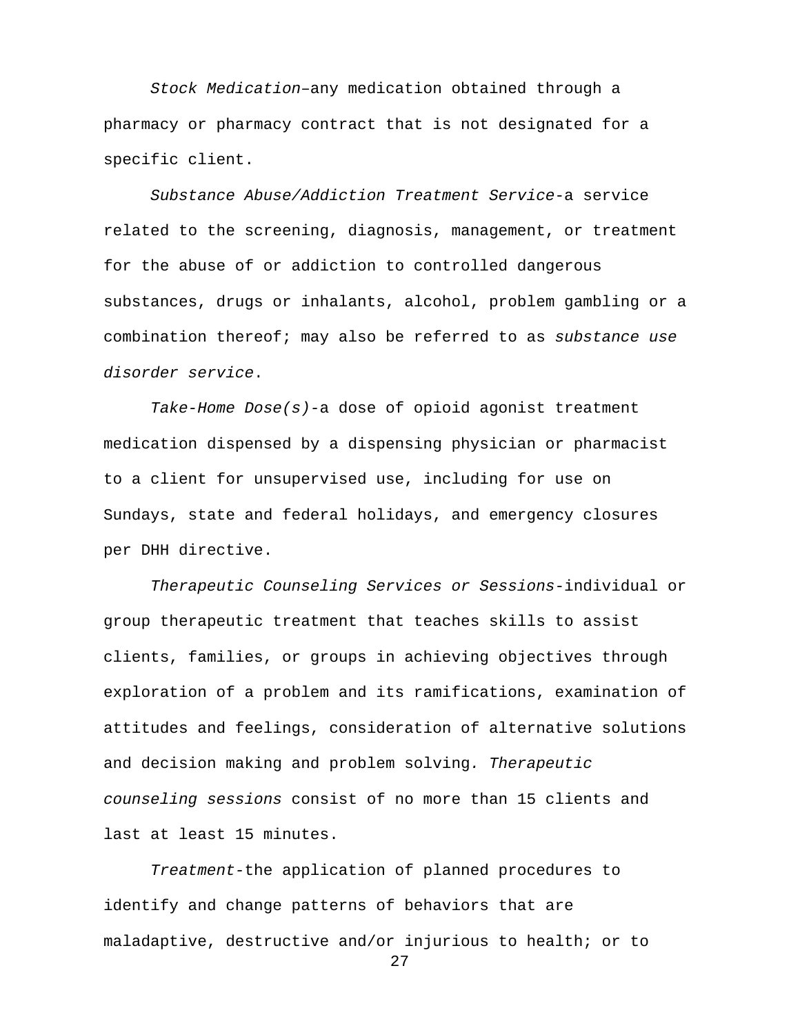*Stock Medication*–any medication obtained through a pharmacy or pharmacy contract that is not designated for a specific client.

*Substance Abuse/Addiction Treatment Service*-a service related to the screening, diagnosis, management, or treatment for the abuse of or addiction to controlled dangerous substances, drugs or inhalants, alcohol, problem gambling or a combination thereof; may also be referred to as *substance use disorder service*.

*Take-Home Dose(s)*-a dose of opioid agonist treatment medication dispensed by a dispensing physician or pharmacist to a client for unsupervised use, including for use on Sundays, state and federal holidays, and emergency closures per DHH directive.

*Therapeutic Counseling Services or Sessions*-individual or group therapeutic treatment that teaches skills to assist clients, families, or groups in achieving objectives through exploration of a problem and its ramifications, examination of attitudes and feelings, consideration of alternative solutions and decision making and problem solving. *Therapeutic counseling sessions* consist of no more than 15 clients and last at least 15 minutes.

*Treatment*-the application of planned procedures to identify and change patterns of behaviors that are maladaptive, destructive and/or injurious to health; or to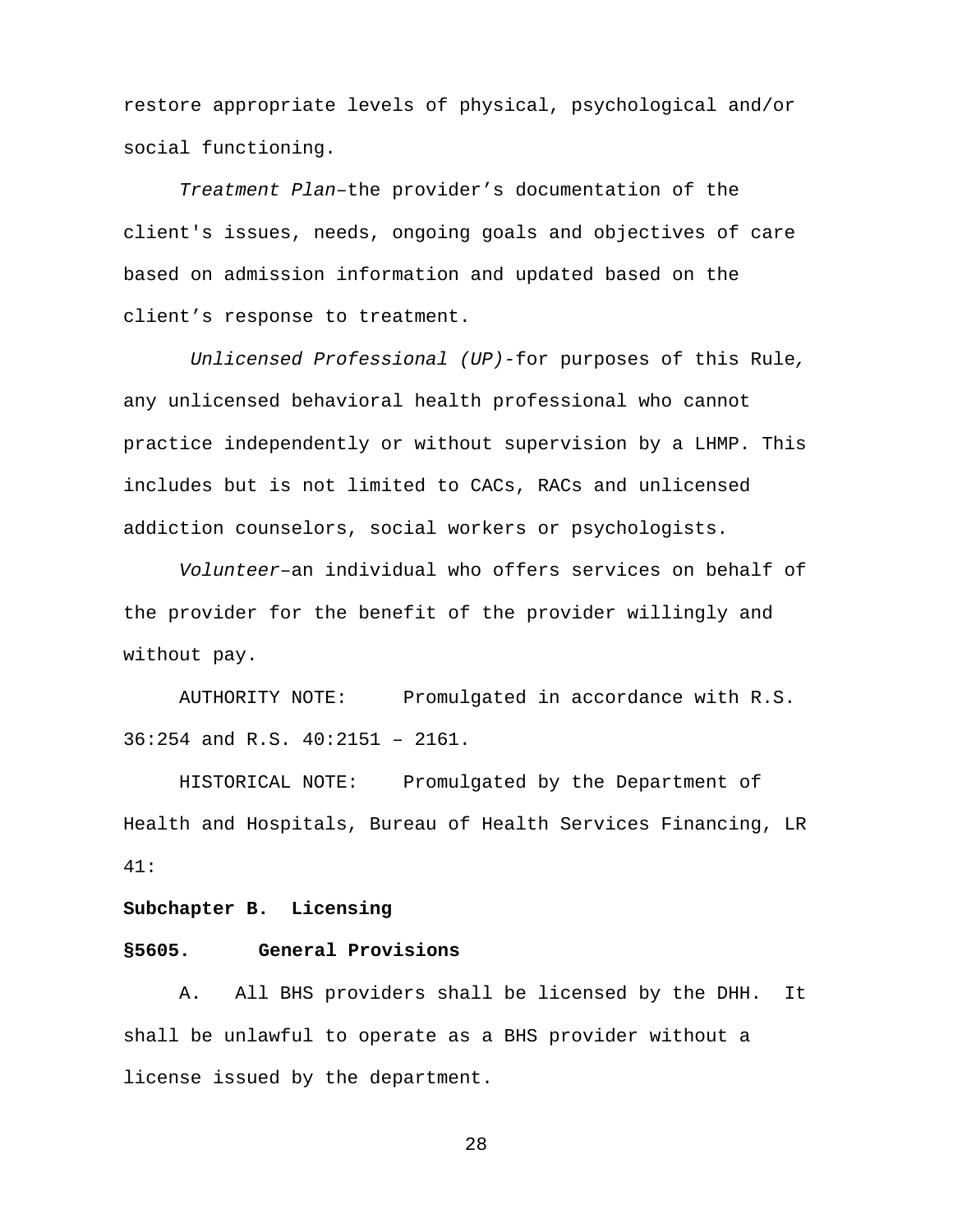restore appropriate levels of physical, psychological and/or social functioning.

*Treatment Plan*–the provider's documentation of the client's issues, needs, ongoing goals and objectives of care based on admission information and updated based on the client's response to treatment.

*Unlicensed Professional (UP)*-for purposes of this Rule*,* any unlicensed behavioral health professional who cannot practice independently or without supervision by a LHMP. This includes but is not limited to CACs, RACs and unlicensed addiction counselors, social workers or psychologists.

*Volunteer*–an individual who offers services on behalf of the provider for the benefit of the provider willingly and without pay.

AUTHORITY NOTE: Promulgated in accordance with R.S. 36:254 and R.S. 40:2151 – 2161.

HISTORICAL NOTE: Promulgated by the Department of Health and Hospitals, Bureau of Health Services Financing, LR 41:

## Subchapter B. Licensing

### §5605. General Provisions

A. All BHS providers shall be licensed by the DHH. It shall be unlawful to operate as a BHS provider without a license issued by the department.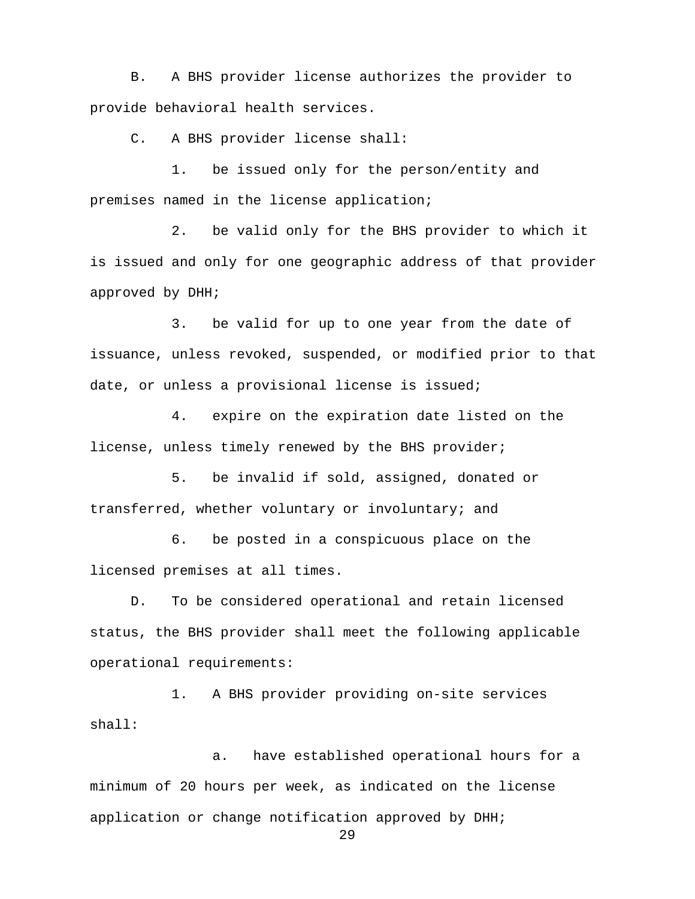B. A BHS provider license authorizes the provider to provide behavioral health services.

C. A BHS provider license shall:

1. be issued only for the person/entity and premises named in the license application;

2. be valid only for the BHS provider to which it is issued and only for one geographic address of that provider approved by DHH;

3. be valid for up to one year from the date of issuance, unless revoked, suspended, or modified prior to that date, or unless a provisional license is issued;

4. expire on the expiration date listed on the license, unless timely renewed by the BHS provider;

5. be invalid if sold, assigned, donated or transferred, whether voluntary or involuntary; and

6. be posted in a conspicuous place on the licensed premises at all times.

D. To be considered operational and retain licensed status, the BHS provider shall meet the following applicable operational requirements:

1. A BHS provider providing on-site services shall:

a. have established operational hours for a minimum of 20 hours per week, as indicated on the license application or change notification approved by DHH;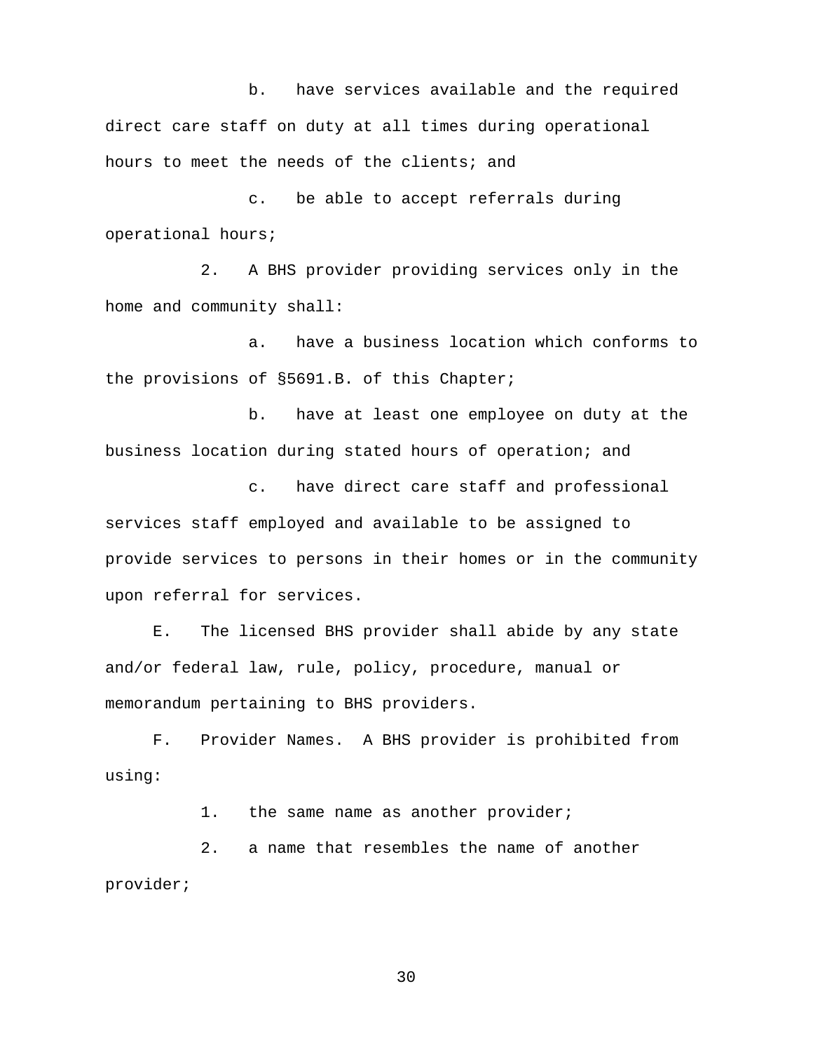b. have services available and the required direct care staff on duty at all times during operational hours to meet the needs of the clients; and

c. be able to accept referrals during operational hours;

2. A BHS provider providing services only in the home and community shall:

a. have a business location which conforms to the provisions of §5691.B. of this Chapter;

b. have at least one employee on duty at the business location during stated hours of operation; and

c. have direct care staff and professional services staff employed and available to be assigned to provide services to persons in their homes or in the community upon referral for services.

E. The licensed BHS provider shall abide by any state and/or federal law, rule, policy, procedure, manual or memorandum pertaining to BHS providers.

F. Provider Names. A BHS provider is prohibited from using:

1. the same name as another provider;

2. a name that resembles the name of another provider;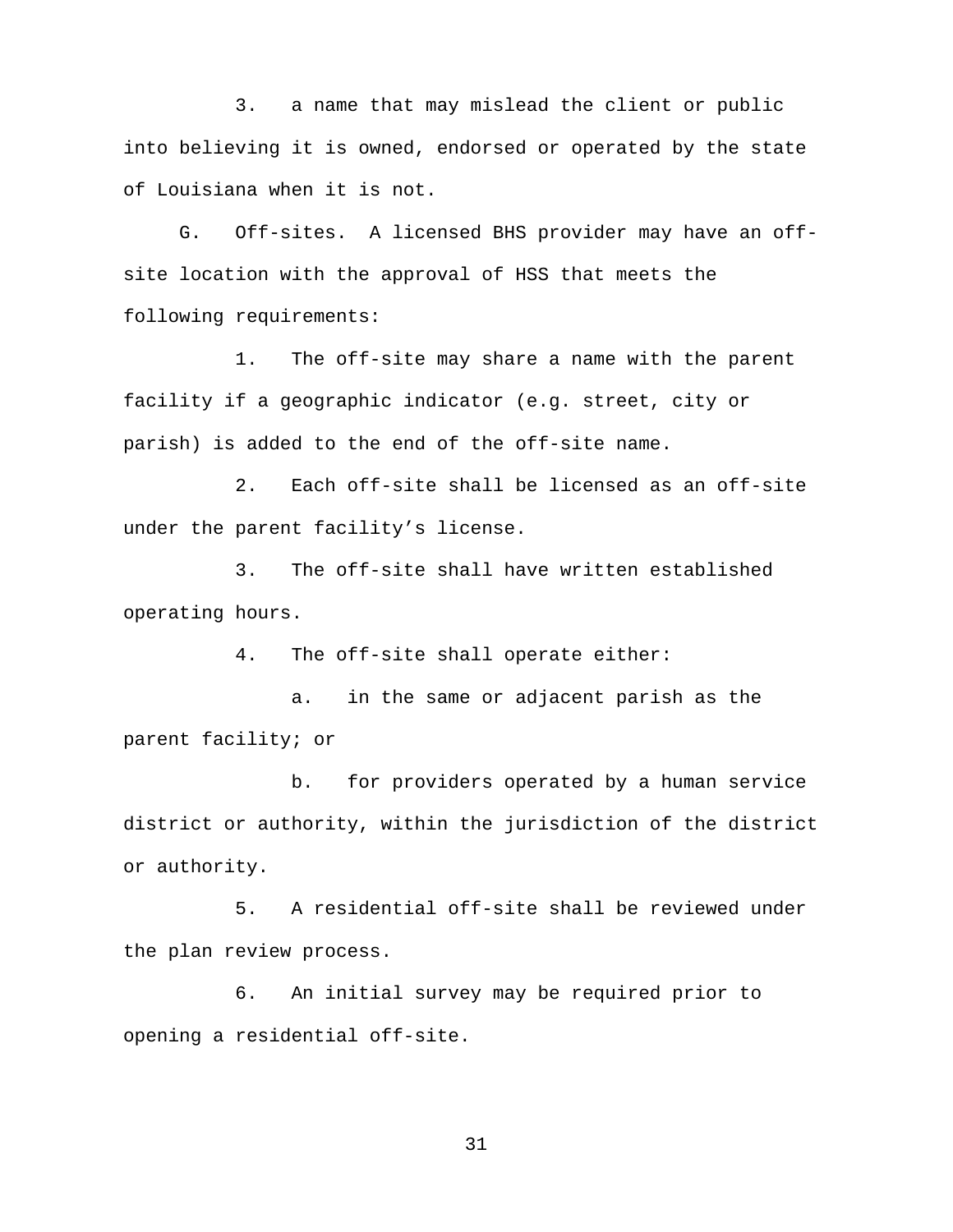3. a name that may mislead the client or public into believing it is owned, endorsed or operated by the state of Louisiana when it is not.

G. Off-sites. A licensed BHS provider may have an off-site location with the approval of HSS that meets the following requirements:

1. The off-site may share a name with the parent facility if a geographic indicator (e.g. street, city or parish) is added to the end of the off-site name.

2. Each off-site shall be licensed as an off-site under the parent facility's license.

3. The off-site shall have written established operating hours.

4. The off-site shall operate either:

a. in the same or adjacent parish as the parent facility; or

b. for providers operated by a human service district or authority, within the jurisdiction of the district or authority.

5. A residential off-site shall be reviewed under the plan review process.

6. An initial survey may be required prior to opening a residential off-site.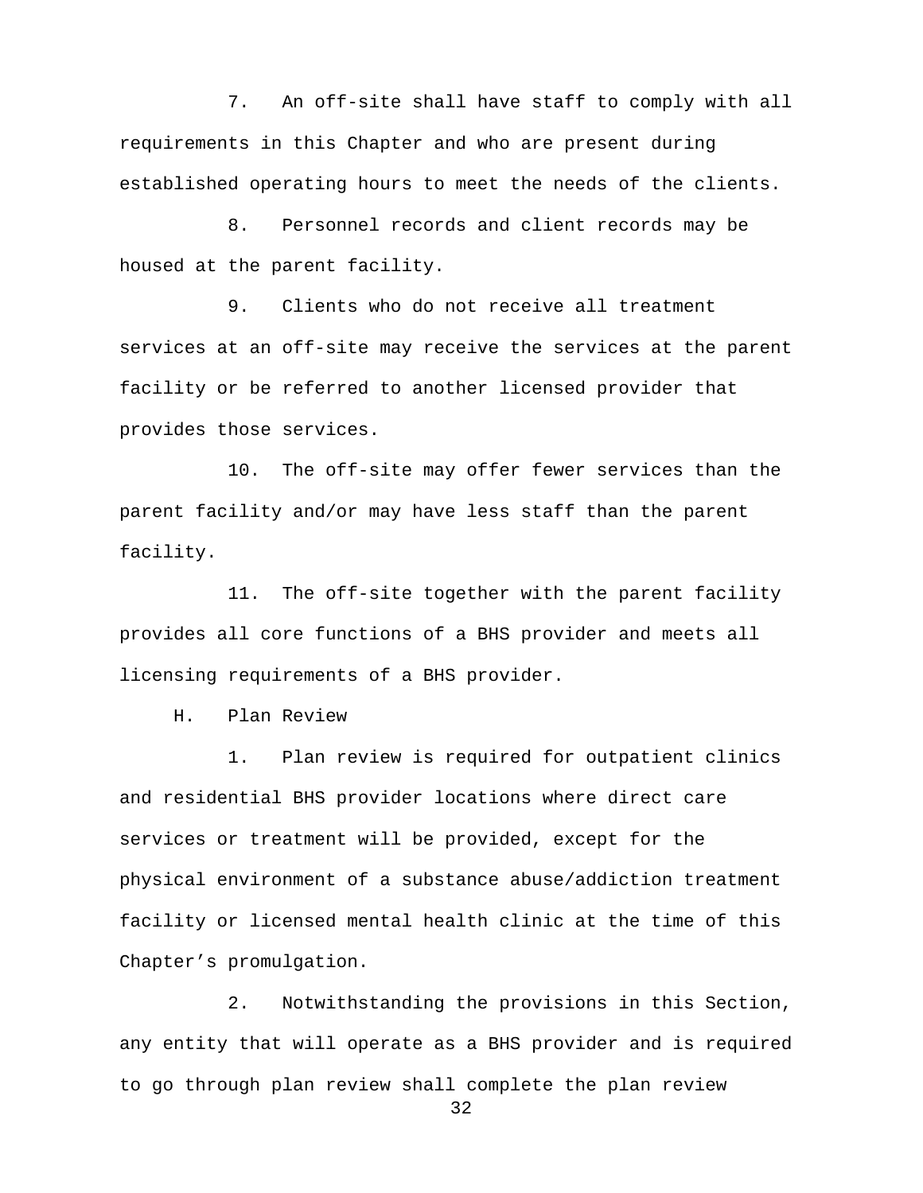7. An off-site shall have staff to comply with all requirements in this Chapter and who are present during established operating hours to meet the needs of the clients.

8. Personnel records and client records may be housed at the parent facility.

9. Clients who do not receive all treatment services at an off-site may receive the services at the parent facility or be referred to another licensed provider that provides those services.

10. The off-site may offer fewer services than the parent facility and/or may have less staff than the parent facility.

11. The off-site together with the parent facility provides all core functions of a BHS provider and meets all licensing requirements of a BHS provider.

H. Plan Review

1. Plan review is required for outpatient clinics and residential BHS provider locations where direct care services or treatment will be provided, except for the physical environment of a substance abuse/addiction treatment facility or licensed mental health clinic at the time of this Chapter's promulgation.

2. Notwithstanding the provisions in this Section, any entity that will operate as a BHS provider and is required to go through plan review shall complete the plan review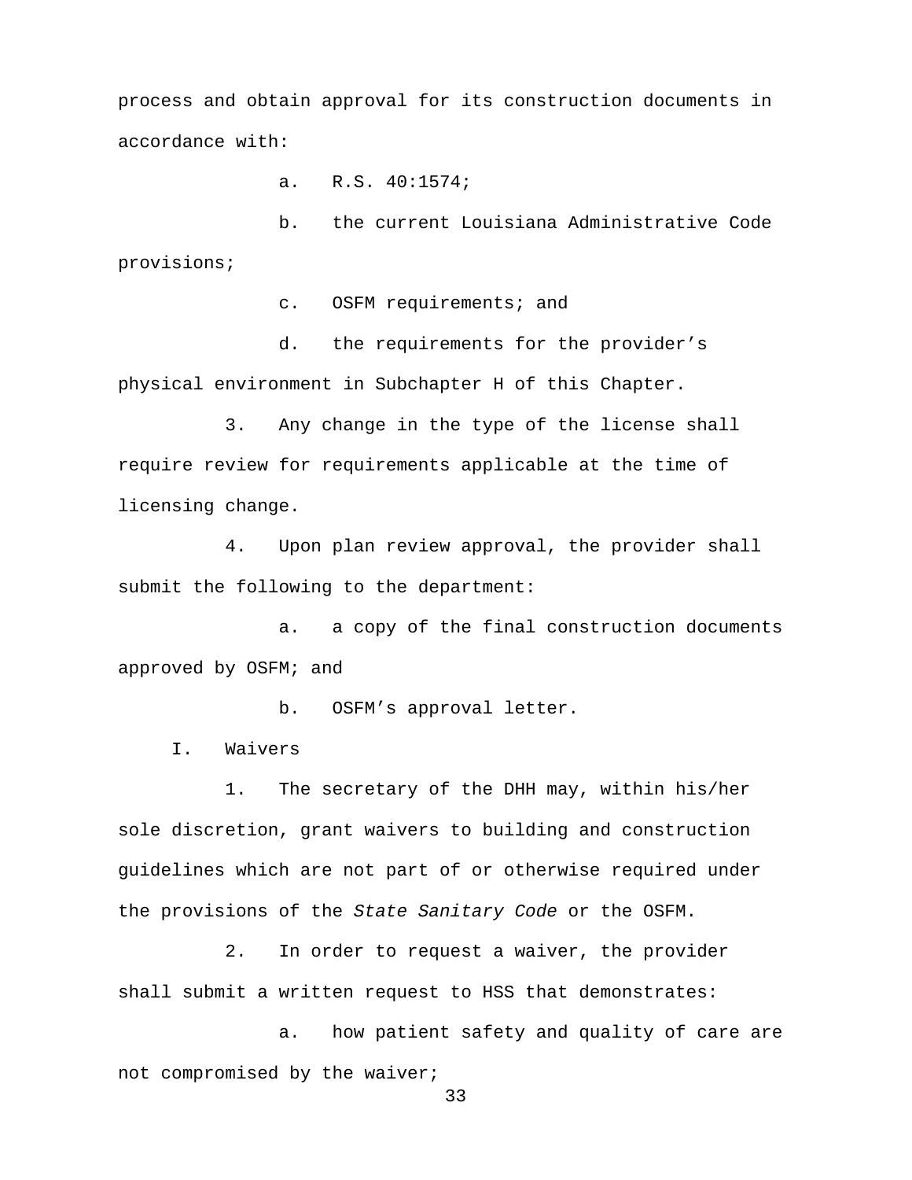process and obtain approval for its construction documents in accordance with:

a. R.S. 40:1574;

b. the current Louisiana Administrative Code provisions;

c. OSFM requirements; and

d. the requirements for the provider's physical environment in Subchapter H of this Chapter.

3. Any change in the type of the license shall require review for requirements applicable at the time of licensing change.

4. Upon plan review approval, the provider shall submit the following to the department:

a. a copy of the final construction documents approved by OSFM; and

b. OSFM's approval letter.

I. Waivers

1. The secretary of the DHH may, within his/her sole discretion, grant waivers to building and construction guidelines which are not part of or otherwise required under the provisions of the *State Sanitary Code* or the OSFM.

2. In order to request a waiver, the provider shall submit a written request to HSS that demonstrates:

a. how patient safety and quality of care are not compromised by the waiver;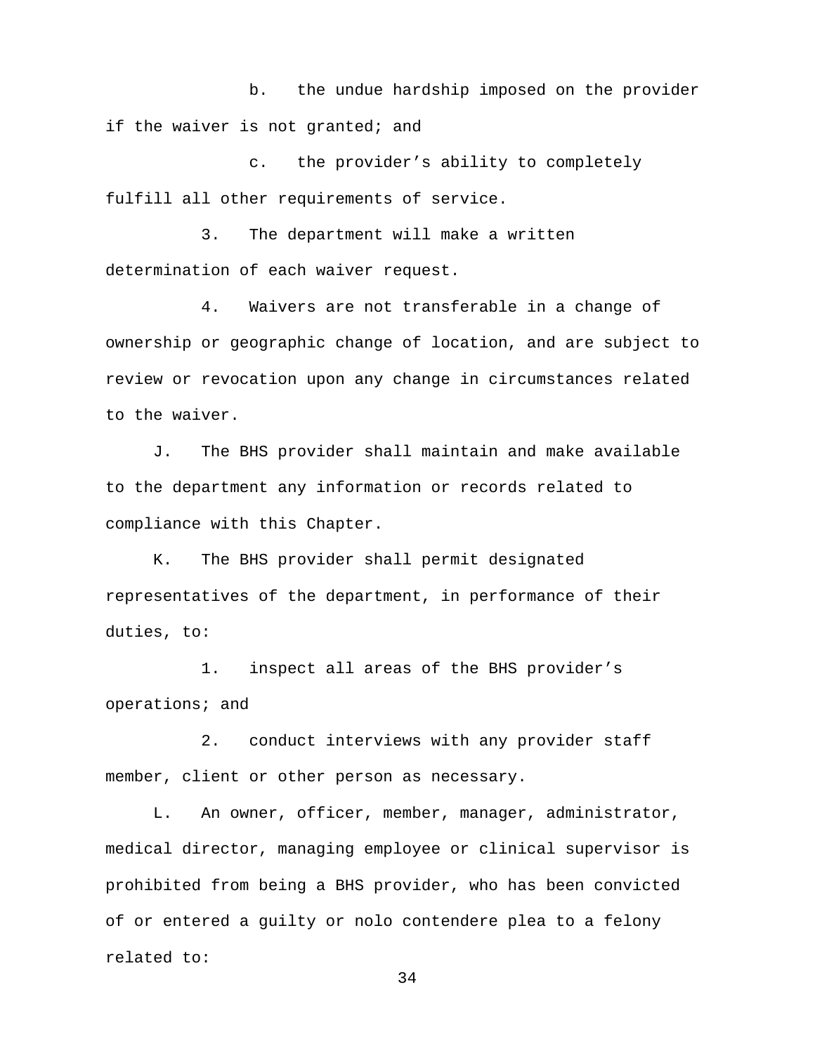b. the undue hardship imposed on the provider if the waiver is not granted; and

c. the provider's ability to completely fulfill all other requirements of service.

3. The department will make a written determination of each waiver request.

4. Waivers are not transferable in a change of ownership or geographic change of location, and are subject to review or revocation upon any change in circumstances related to the waiver.

J. The BHS provider shall maintain and make available to the department any information or records related to compliance with this Chapter.

K. The BHS provider shall permit designated representatives of the department, in performance of their duties, to:

1. inspect all areas of the BHS provider's operations; and

2. conduct interviews with any provider staff member, client or other person as necessary.

L. An owner, officer, member, manager, administrator, medical director, managing employee or clinical supervisor is prohibited from being a BHS provider, who has been convicted of or entered a guilty or nolo contendere plea to a felony related to: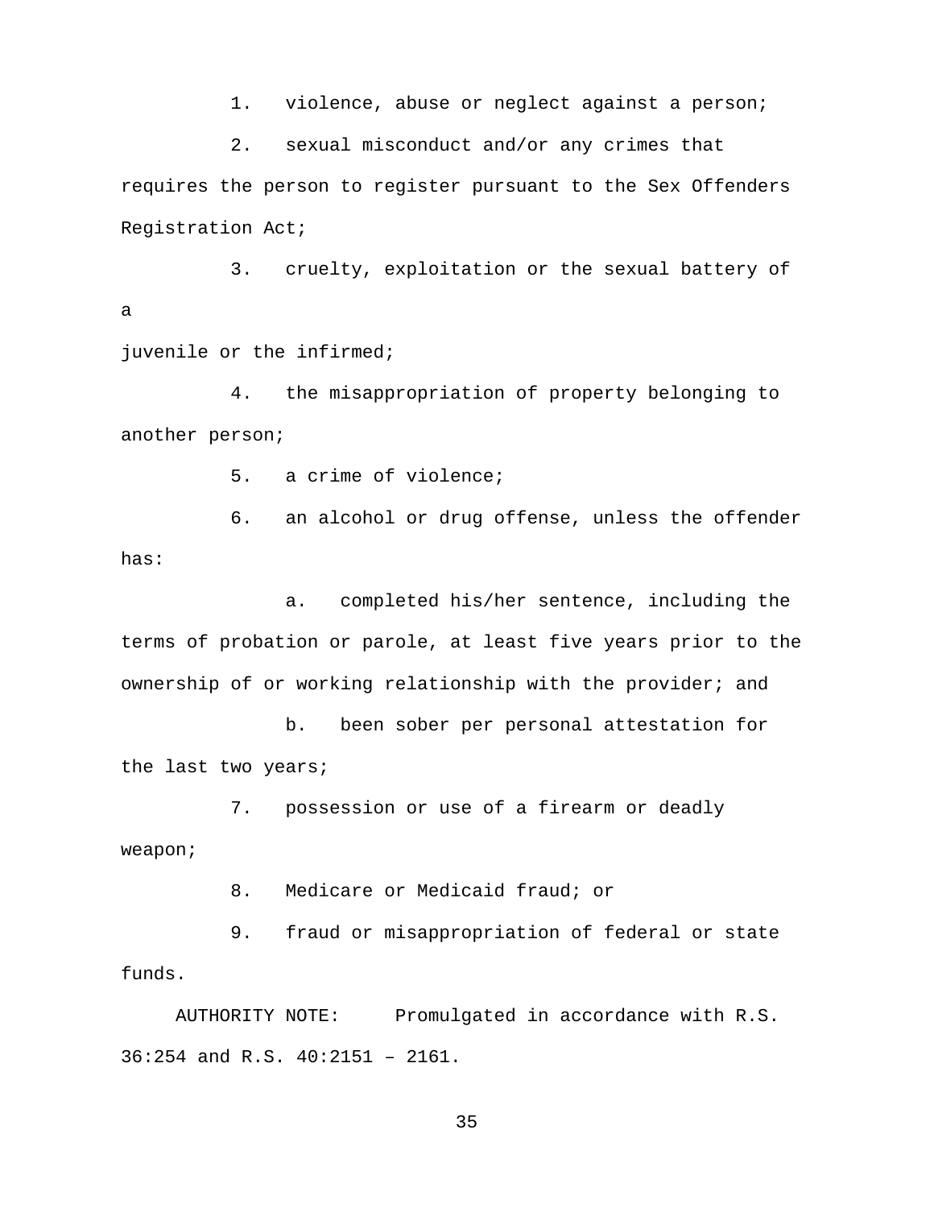1. violence, abuse or neglect against a person;

2. sexual misconduct and/or any crimes that requires the person to register pursuant to the Sex Offenders Registration Act;

3. cruelty, exploitation or the sexual battery of a juvenile or the infirmed;

4. the misappropriation of property belonging to another person;

5. a crime of violence;

6. an alcohol or drug offense, unless the offender has:

    a. completed his/her sentence, including the terms of probation or parole, at least five years prior to the ownership of or working relationship with the provider; and

    b. been sober per personal attestation for the last two years;

7. possession or use of a firearm or deadly weapon;

8. Medicare or Medicaid fraud; or

9. fraud or misappropriation of federal or state funds.

AUTHORITY NOTE: Promulgated in accordance with R.S. 36:254 and R.S. 40:2151 – 2161.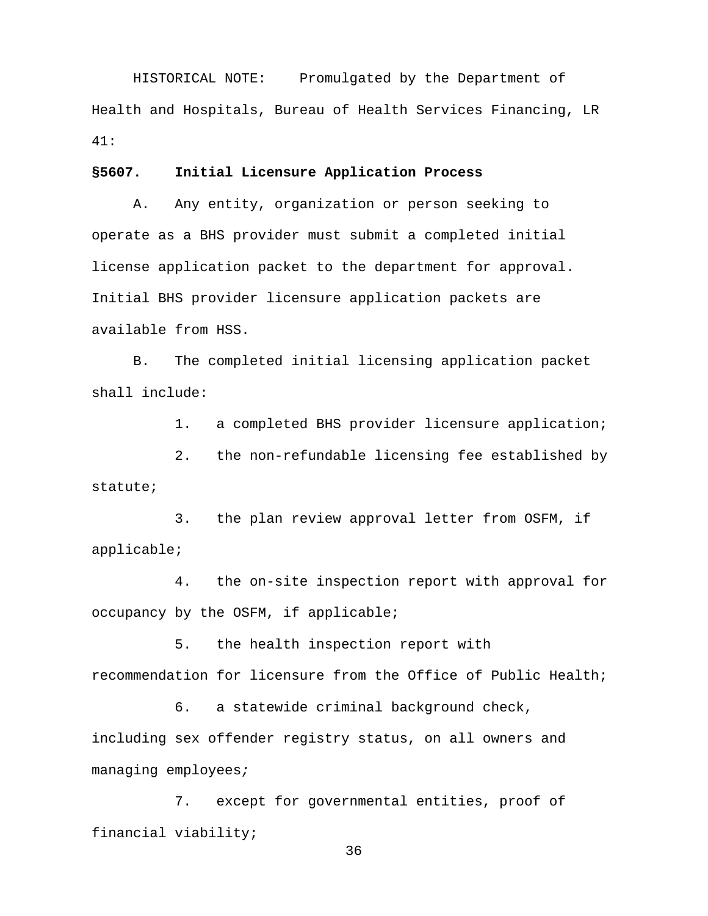HISTORICAL NOTE: Promulgated by the Department of Health and Hospitals, Bureau of Health Services Financing, LR 41:

**§5607. Initial Licensure Application Process**

A. Any entity, organization or person seeking to operate as a BHS provider must submit a completed initial license application packet to the department for approval. Initial BHS provider licensure application packets are available from HSS.

B. The completed initial licensing application packet shall include:

1. a completed BHS provider licensure application;

2. the non-refundable licensing fee established by statute;

3. the plan review approval letter from OSFM, if applicable;

4. the on-site inspection report with approval for occupancy by the OSFM, if applicable;

5. the health inspection report with recommendation for licensure from the Office of Public Health;

6. a statewide criminal background check, including sex offender registry status, on all owners and managing employees;

7. except for governmental entities, proof of financial viability;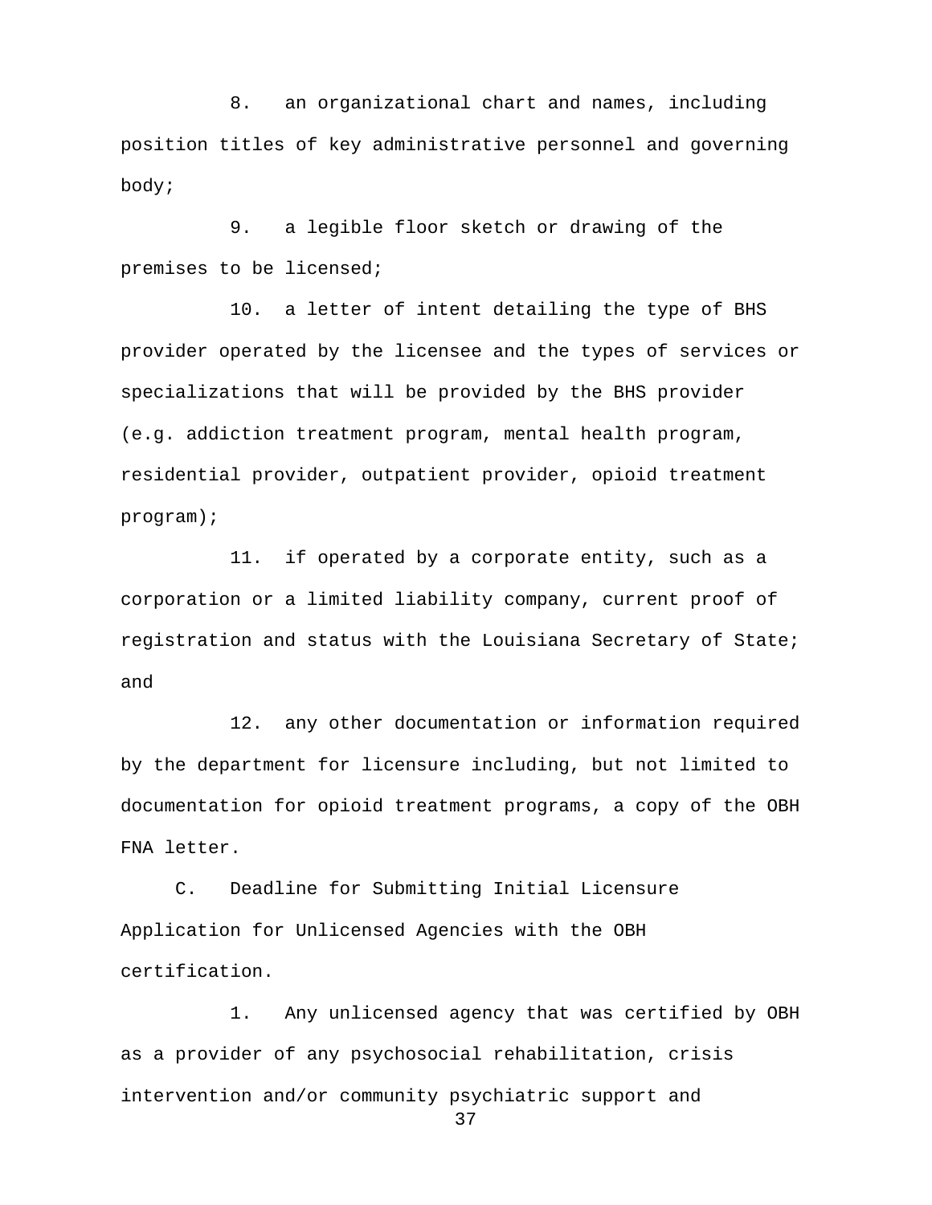8. an organizational chart and names, including position titles of key administrative personnel and governing body;

9. a legible floor sketch or drawing of the premises to be licensed;

10. a letter of intent detailing the type of BHS provider operated by the licensee and the types of services or specializations that will be provided by the BHS provider (e.g. addiction treatment program, mental health program, residential provider, outpatient provider, opioid treatment program);

11. if operated by a corporate entity, such as a corporation or a limited liability company, current proof of registration and status with the Louisiana Secretary of State; and

12. any other documentation or information required by the department for licensure including, but not limited to documentation for opioid treatment programs, a copy of the OBH FNA letter.

C. Deadline for Submitting Initial Licensure Application for Unlicensed Agencies with the OBH certification.

1. Any unlicensed agency that was certified by OBH as a provider of any psychosocial rehabilitation, crisis intervention and/or community psychiatric support and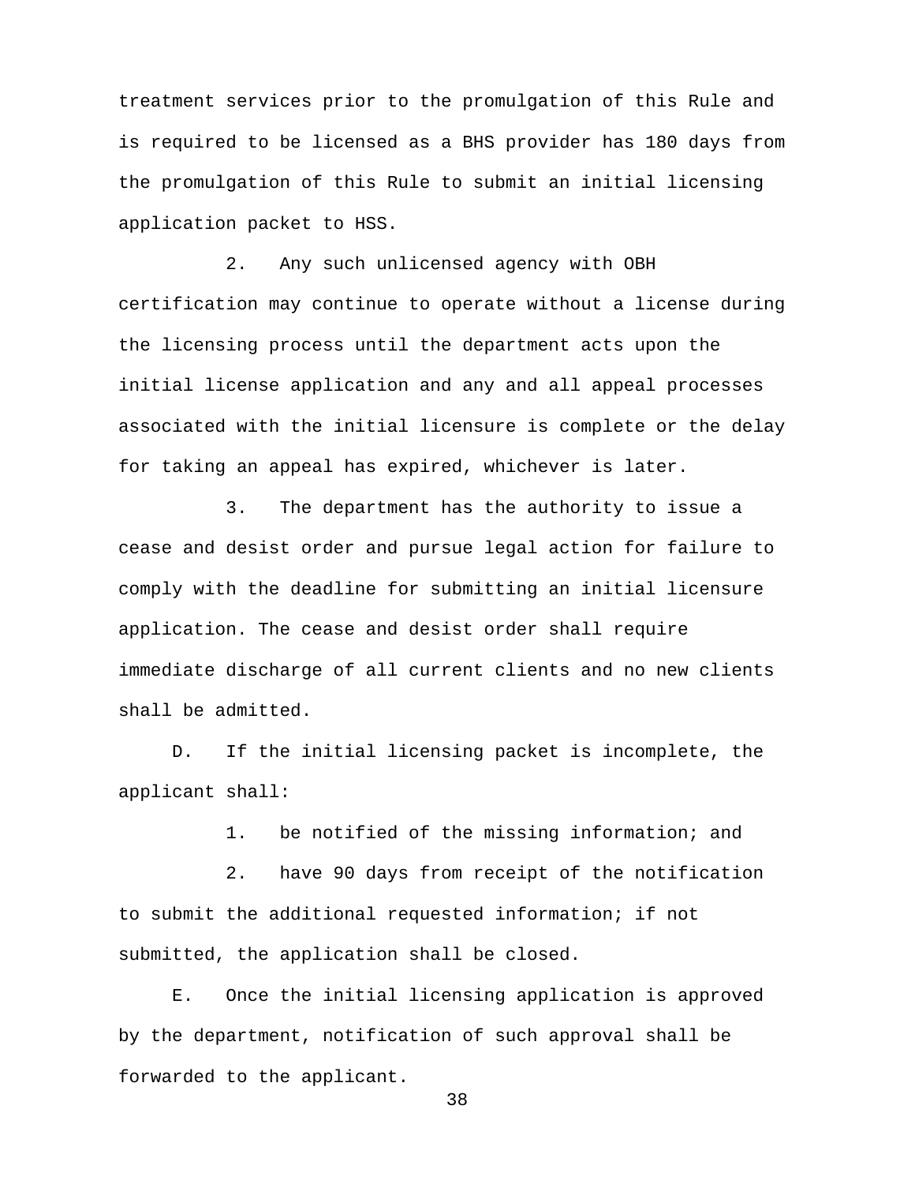treatment services prior to the promulgation of this Rule and is required to be licensed as a BHS provider has 180 days from the promulgation of this Rule to submit an initial licensing application packet to HSS.

2. Any such unlicensed agency with OBH certification may continue to operate without a license during the licensing process until the department acts upon the initial license application and any and all appeal processes associated with the initial licensure is complete or the delay for taking an appeal has expired, whichever is later.

3. The department has the authority to issue a cease and desist order and pursue legal action for failure to comply with the deadline for submitting an initial licensure application. The cease and desist order shall require immediate discharge of all current clients and no new clients shall be admitted.

D. If the initial licensing packet is incomplete, the applicant shall:

1. be notified of the missing information; and

2. have 90 days from receipt of the notification to submit the additional requested information; if not submitted, the application shall be closed.

E. Once the initial licensing application is approved by the department, notification of such approval shall be forwarded to the applicant.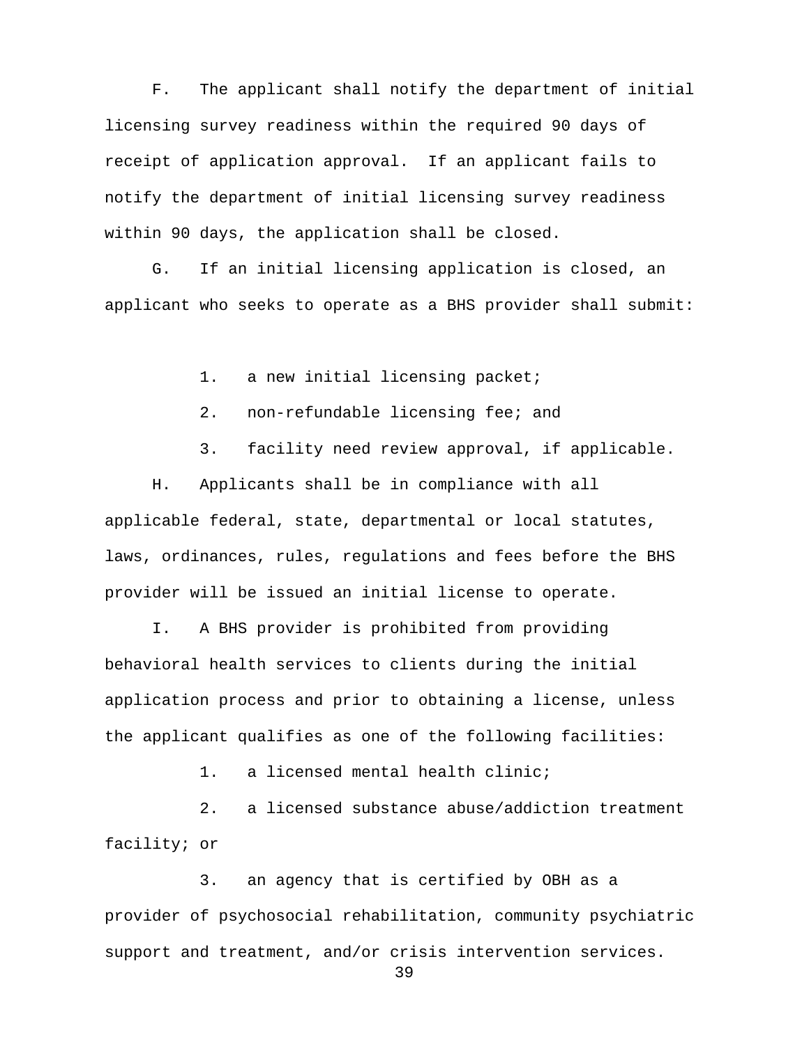F. The applicant shall notify the department of initial licensing survey readiness within the required 90 days of receipt of application approval. If an applicant fails to notify the department of initial licensing survey readiness within 90 days, the application shall be closed.

G. If an initial licensing application is closed, an applicant who seeks to operate as a BHS provider shall submit:

1. a new initial licensing packet;

2. non-refundable licensing fee; and

3. facility need review approval, if applicable.

H. Applicants shall be in compliance with all applicable federal, state, departmental or local statutes, laws, ordinances, rules, regulations and fees before the BHS provider will be issued an initial license to operate.

I. A BHS provider is prohibited from providing behavioral health services to clients during the initial application process and prior to obtaining a license, unless the applicant qualifies as one of the following facilities:

1. a licensed mental health clinic;

2. a licensed substance abuse/addiction treatment facility; or

3. an agency that is certified by OBH as a provider of psychosocial rehabilitation, community psychiatric support and treatment, and/or crisis intervention services.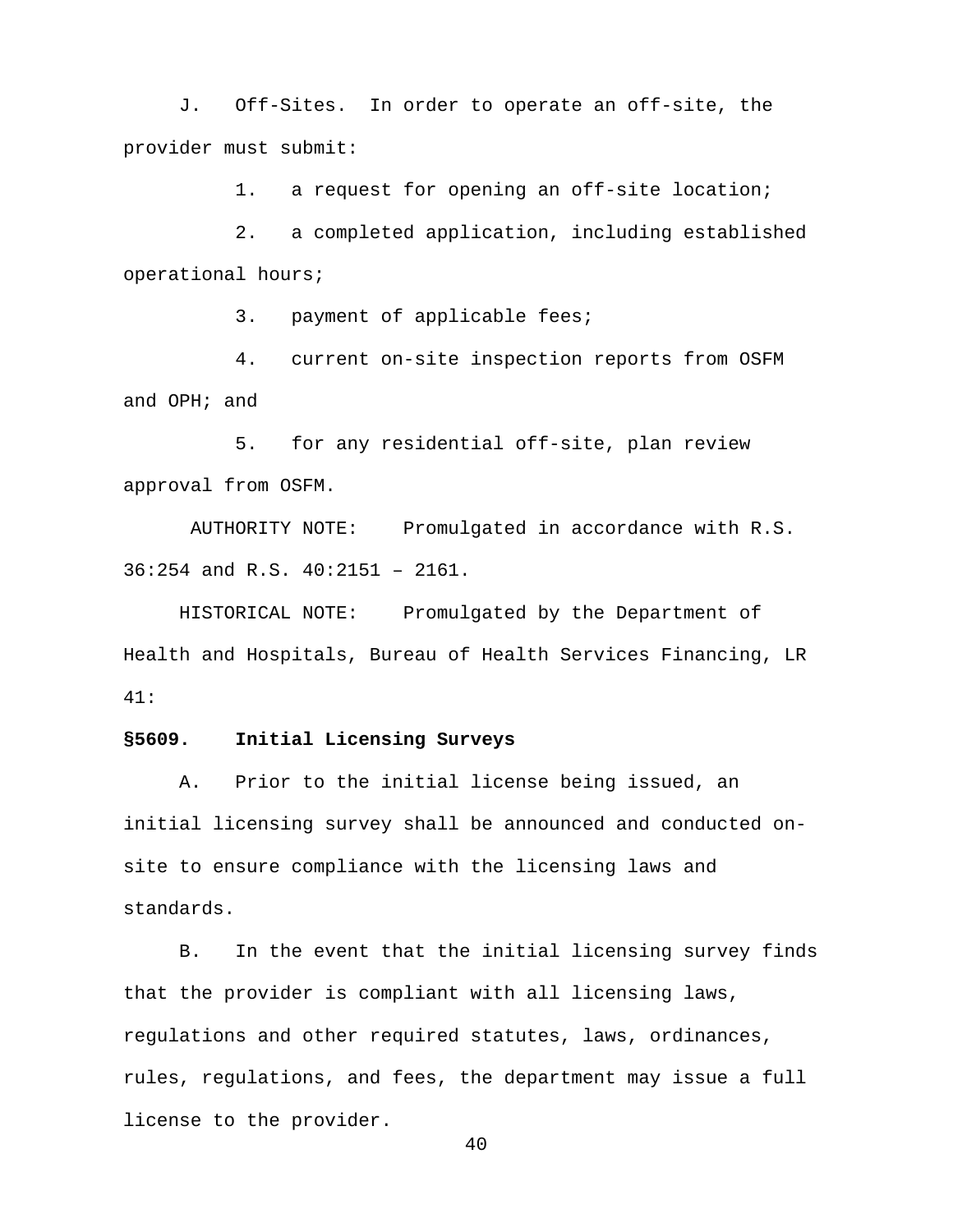J. Off-Sites. In order to operate an off-site, the provider must submit:

1. a request for opening an off-site location;

2. a completed application, including established operational hours;

3. payment of applicable fees;

4. current on-site inspection reports from OSFM and OPH; and

5. for any residential off-site, plan review approval from OSFM.

AUTHORITY NOTE: Promulgated in accordance with R.S. 36:254 and R.S. 40:2151 – 2161.

HISTORICAL NOTE: Promulgated by the Department of Health and Hospitals, Bureau of Health Services Financing, LR 41:

**§5609. Initial Licensing Surveys**

A. Prior to the initial license being issued, an initial licensing survey shall be announced and conducted on-site to ensure compliance with the licensing laws and standards.

B. In the event that the initial licensing survey finds that the provider is compliant with all licensing laws, regulations and other required statutes, laws, ordinances, rules, regulations, and fees, the department may issue a full license to the provider.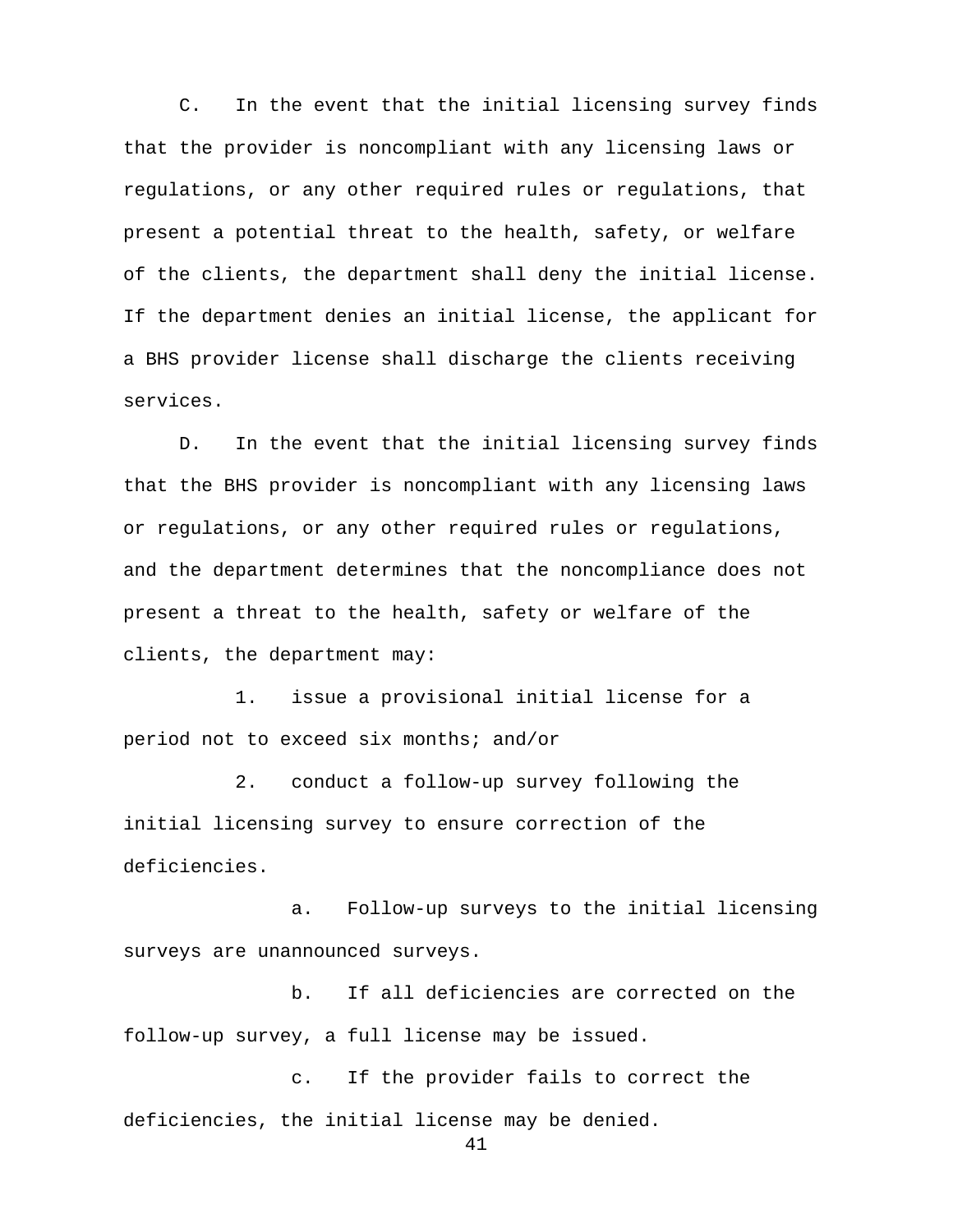C. In the event that the initial licensing survey finds that the provider is noncompliant with any licensing laws or regulations, or any other required rules or regulations, that present a potential threat to the health, safety, or welfare of the clients, the department shall deny the initial license. If the department denies an initial license, the applicant for a BHS provider license shall discharge the clients receiving services.

D. In the event that the initial licensing survey finds that the BHS provider is noncompliant with any licensing laws or regulations, or any other required rules or regulations, and the department determines that the noncompliance does not present a threat to the health, safety or welfare of the clients, the department may:

1. issue a provisional initial license for a period not to exceed six months; and/or

2. conduct a follow-up survey following the initial licensing survey to ensure correction of the deficiencies.

a. Follow-up surveys to the initial licensing surveys are unannounced surveys.

b. If all deficiencies are corrected on the follow-up survey, a full license may be issued.

c. If the provider fails to correct the deficiencies, the initial license may be denied.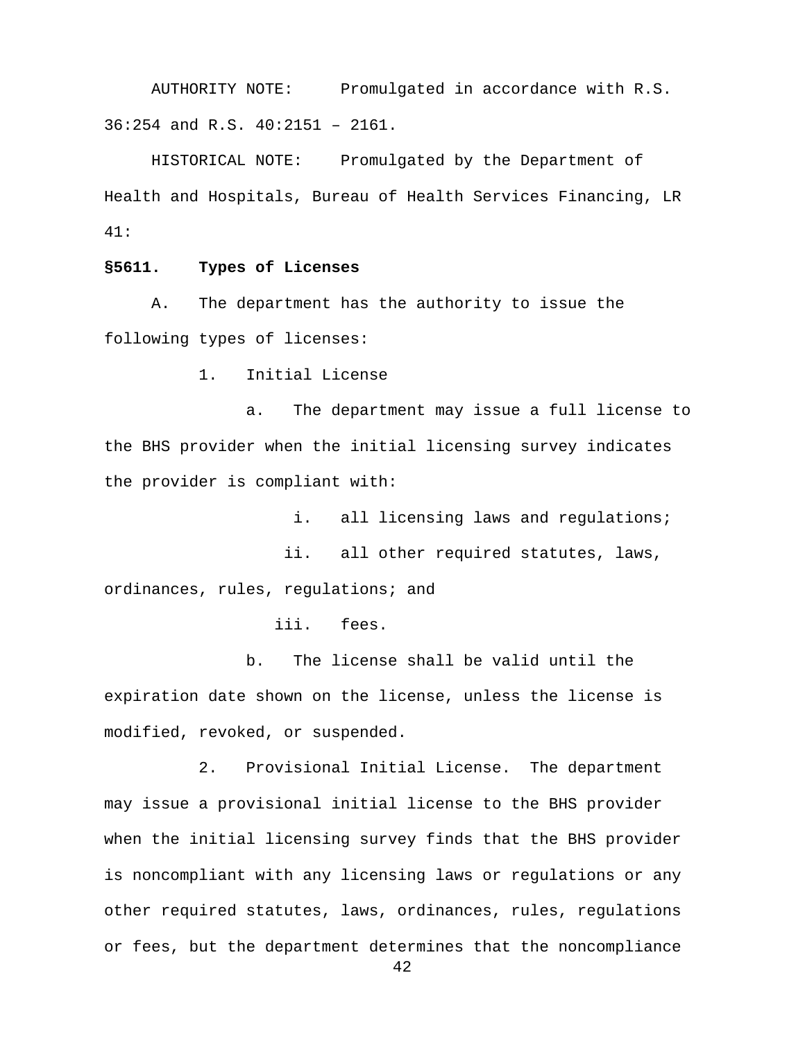AUTHORITY NOTE: Promulgated in accordance with R.S. 36:254 and R.S. 40:2151 – 2161.

HISTORICAL NOTE: Promulgated by the Department of Health and Hospitals, Bureau of Health Services Financing, LR 41:

**§5611. Types of Licenses**

A. The department has the authority to issue the following types of licenses:

1. Initial License

a. The department may issue a full license to the BHS provider when the initial licensing survey indicates the provider is compliant with:

i. all licensing laws and regulations;

ii. all other required statutes, laws, ordinances, rules, regulations; and

iii. fees.

b. The license shall be valid until the expiration date shown on the license, unless the license is modified, revoked, or suspended.

2. Provisional Initial License. The department may issue a provisional initial license to the BHS provider when the initial licensing survey finds that the BHS provider is noncompliant with any licensing laws or regulations or any other required statutes, laws, ordinances, rules, regulations or fees, but the department determines that the noncompliance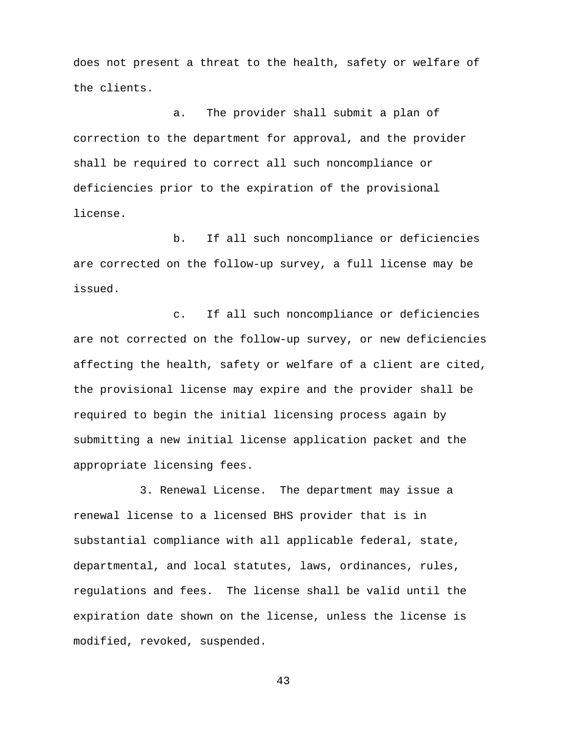does not present a threat to the health, safety or welfare of the clients.

a. The provider shall submit a plan of correction to the department for approval, and the provider shall be required to correct all such noncompliance or deficiencies prior to the expiration of the provisional license.

b. If all such noncompliance or deficiencies are corrected on the follow-up survey, a full license may be issued.

c. If all such noncompliance or deficiencies are not corrected on the follow-up survey, or new deficiencies affecting the health, safety or welfare of a client are cited, the provisional license may expire and the provider shall be required to begin the initial licensing process again by submitting a new initial license application packet and the appropriate licensing fees.

3. Renewal License. The department may issue a renewal license to a licensed BHS provider that is in substantial compliance with all applicable federal, state, departmental, and local statutes, laws, ordinances, rules, regulations and fees. The license shall be valid until the expiration date shown on the license, unless the license is modified, revoked, suspended.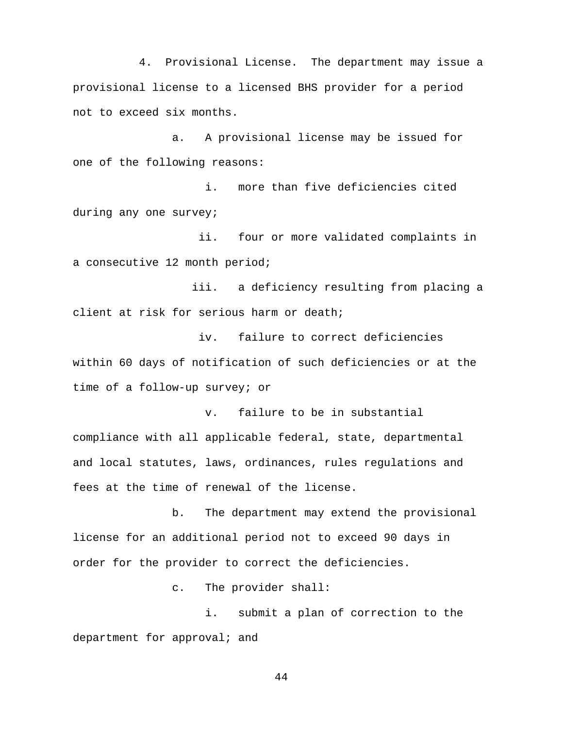4. Provisional License. The department may issue a provisional license to a licensed BHS provider for a period not to exceed six months.

a. A provisional license may be issued for one of the following reasons:

i. more than five deficiencies cited during any one survey;

ii. four or more validated complaints in a consecutive 12 month period;

iii. a deficiency resulting from placing a client at risk for serious harm or death;

iv. failure to correct deficiencies within 60 days of notification of such deficiencies or at the time of a follow-up survey; or

v. failure to be in substantial compliance with all applicable federal, state, departmental and local statutes, laws, ordinances, rules regulations and fees at the time of renewal of the license.

b. The department may extend the provisional license for an additional period not to exceed 90 days in order for the provider to correct the deficiencies.

c. The provider shall:

i. submit a plan of correction to the department for approval; and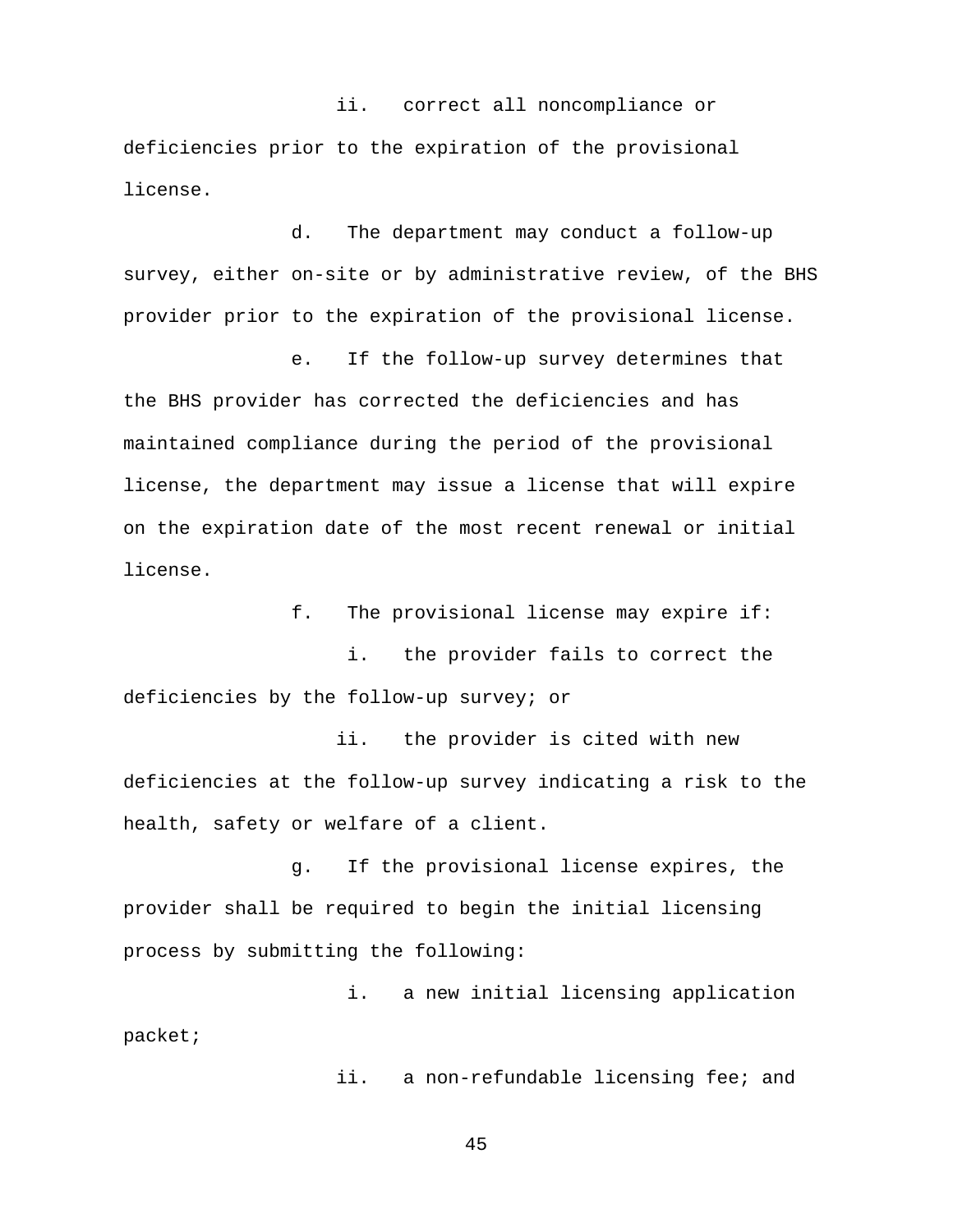ii. correct all noncompliance or deficiencies prior to the expiration of the provisional license.

d. The department may conduct a follow-up survey, either on-site or by administrative review, of the BHS provider prior to the expiration of the provisional license.

e. If the follow-up survey determines that the BHS provider has corrected the deficiencies and has maintained compliance during the period of the provisional license, the department may issue a license that will expire on the expiration date of the most recent renewal or initial license.

f. The provisional license may expire if:

i. the provider fails to correct the deficiencies by the follow-up survey; or

ii. the provider is cited with new deficiencies at the follow-up survey indicating a risk to the health, safety or welfare of a client.

g. If the provisional license expires, the provider shall be required to begin the initial licensing process by submitting the following:

i. a new initial licensing application packet;

ii. a non-refundable licensing fee; and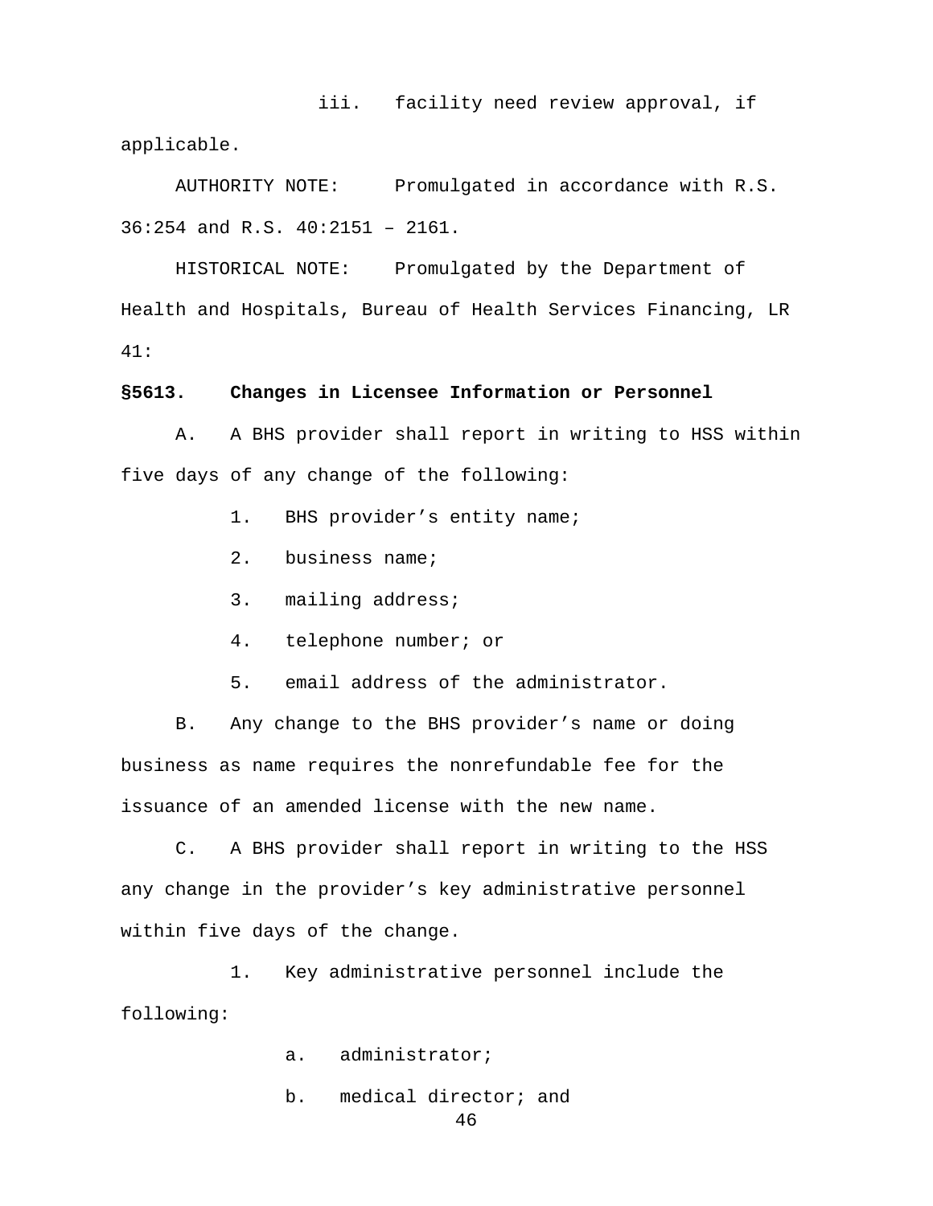iii. facility need review approval, if applicable.

AUTHORITY NOTE: Promulgated in accordance with R.S. 36:254 and R.S. 40:2151 – 2161.

HISTORICAL NOTE: Promulgated by the Department of Health and Hospitals, Bureau of Health Services Financing, LR 41:

**§5613. Changes in Licensee Information or Personnel**

A. A BHS provider shall report in writing to HSS within five days of any change of the following:

1. BHS provider's entity name;

2. business name;

3. mailing address;

4. telephone number; or

5. email address of the administrator.

B. Any change to the BHS provider's name or doing business as name requires the nonrefundable fee for the issuance of an amended license with the new name.

C. A BHS provider shall report in writing to the HSS any change in the provider's key administrative personnel within five days of the change.

1. Key administrative personnel include the following:

a. administrator;

b. medical director; and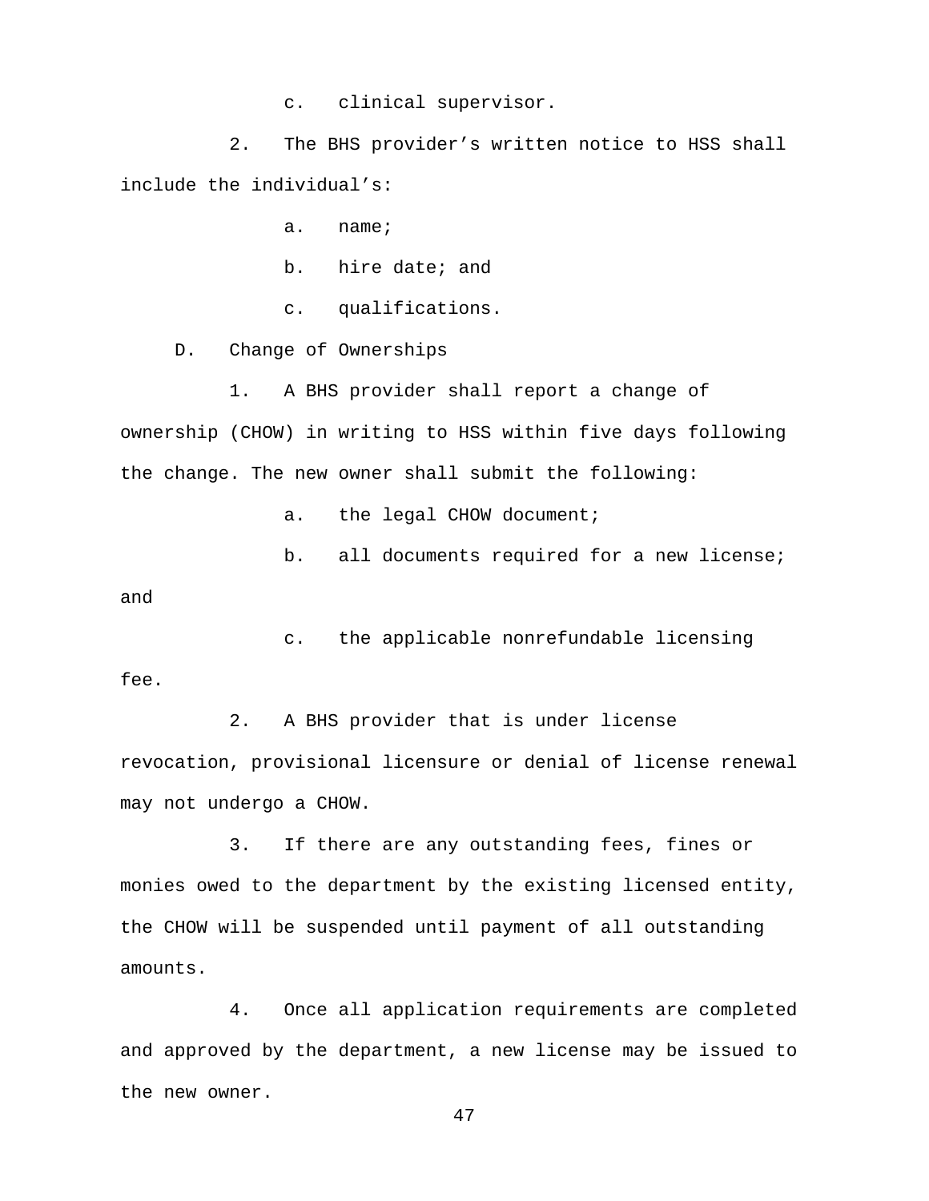c. clinical supervisor.

2. The BHS provider's written notice to HSS shall include the individual's:

a. name;

b. hire date; and

c. qualifications.

D. Change of Ownerships

1. A BHS provider shall report a change of ownership (CHOW) in writing to HSS within five days following the change. The new owner shall submit the following:

a. the legal CHOW document;

b. all documents required for a new license; and

c. the applicable nonrefundable licensing fee.

2. A BHS provider that is under license revocation, provisional licensure or denial of license renewal may not undergo a CHOW.

3. If there are any outstanding fees, fines or monies owed to the department by the existing licensed entity, the CHOW will be suspended until payment of all outstanding amounts.

4. Once all application requirements are completed and approved by the department, a new license may be issued to the new owner.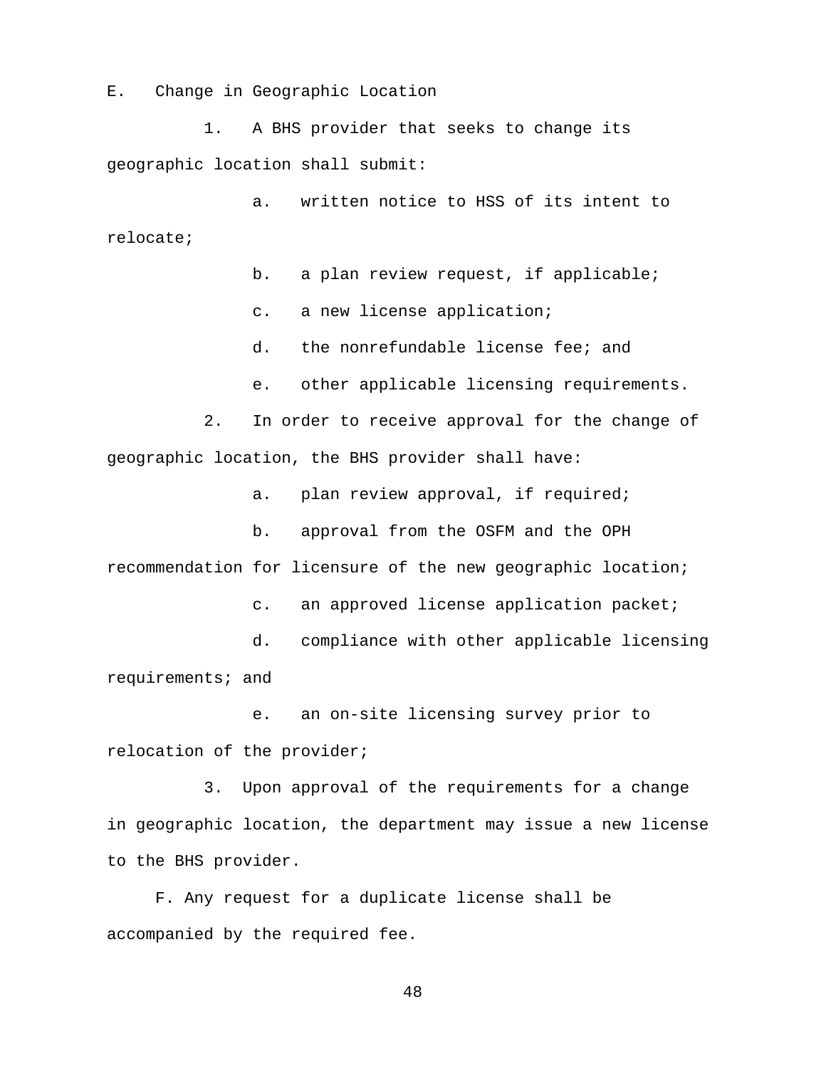E. Change in Geographic Location

1. A BHS provider that seeks to change its geographic location shall submit:

a. written notice to HSS of its intent to relocate;

b. a plan review request, if applicable;

c. a new license application;

d. the nonrefundable license fee; and

e. other applicable licensing requirements.

2. In order to receive approval for the change of geographic location, the BHS provider shall have:

a. plan review approval, if required;

b. approval from the OSFM and the OPH recommendation for licensure of the new geographic location;

c. an approved license application packet;

d. compliance with other applicable licensing requirements; and

e. an on-site licensing survey prior to relocation of the provider;

3. Upon approval of the requirements for a change in geographic location, the department may issue a new license to the BHS provider.

F. Any request for a duplicate license shall be accompanied by the required fee.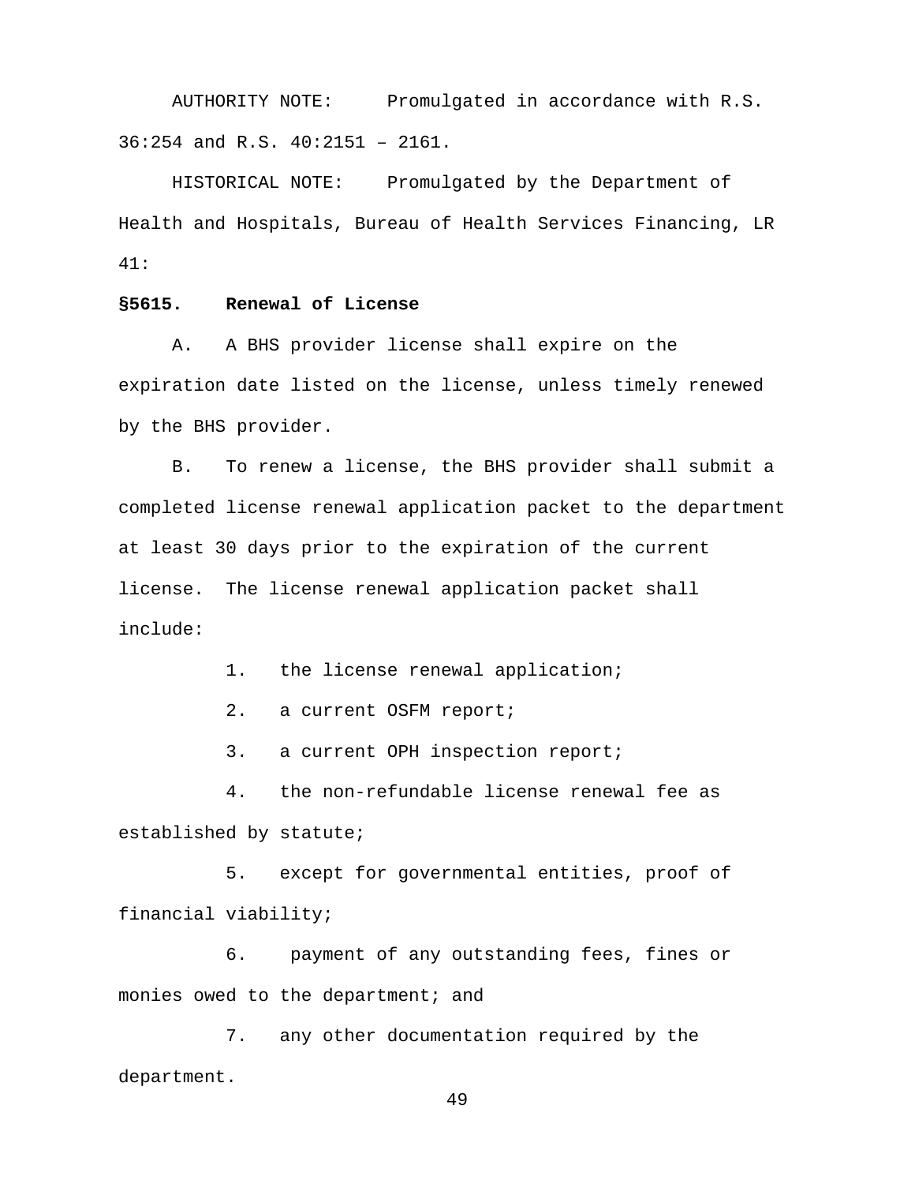AUTHORITY NOTE: Promulgated in accordance with R.S. 36:254 and R.S. 40:2151 – 2161.

HISTORICAL NOTE: Promulgated by the Department of Health and Hospitals, Bureau of Health Services Financing, LR 41:

**§5615. Renewal of License**

A. A BHS provider license shall expire on the expiration date listed on the license, unless timely renewed by the BHS provider.

B. To renew a license, the BHS provider shall submit a completed license renewal application packet to the department at least 30 days prior to the expiration of the current license. The license renewal application packet shall include:

1. the license renewal application;

2. a current OSFM report;

3. a current OPH inspection report;

4. the non-refundable license renewal fee as established by statute;

5. except for governmental entities, proof of financial viability;

6. payment of any outstanding fees, fines or monies owed to the department; and

7. any other documentation required by the department.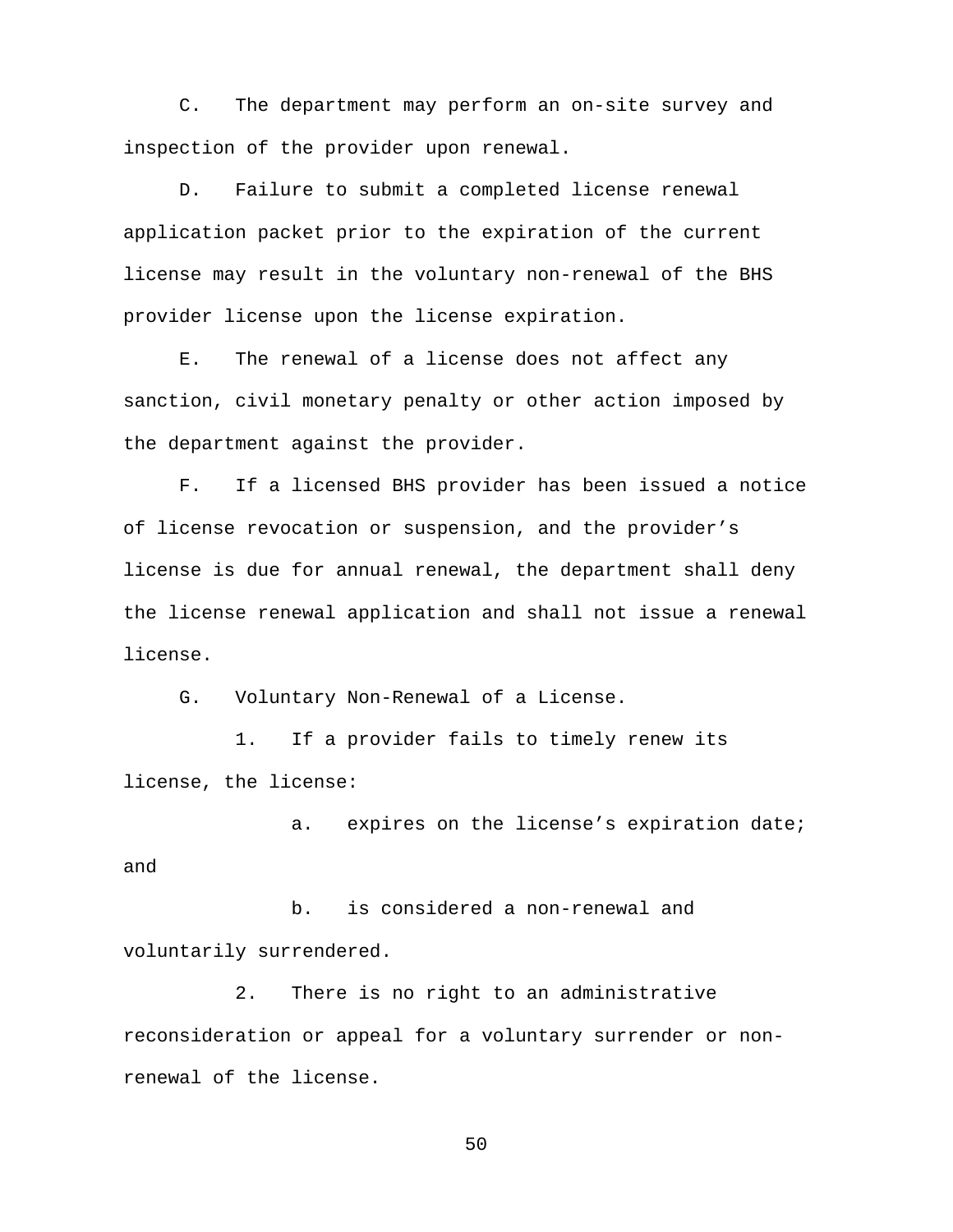C. The department may perform an on-site survey and inspection of the provider upon renewal.

D. Failure to submit a completed license renewal application packet prior to the expiration of the current license may result in the voluntary non-renewal of the BHS provider license upon the license expiration.

E. The renewal of a license does not affect any sanction, civil monetary penalty or other action imposed by the department against the provider.

F. If a licensed BHS provider has been issued a notice of license revocation or suspension, and the provider's license is due for annual renewal, the department shall deny the license renewal application and shall not issue a renewal license.

G. Voluntary Non-Renewal of a License.

1. If a provider fails to timely renew its license, the license:

a. expires on the license's expiration date; and

b. is considered a non-renewal and voluntarily surrendered.

2. There is no right to an administrative reconsideration or appeal for a voluntary surrender or non-renewal of the license.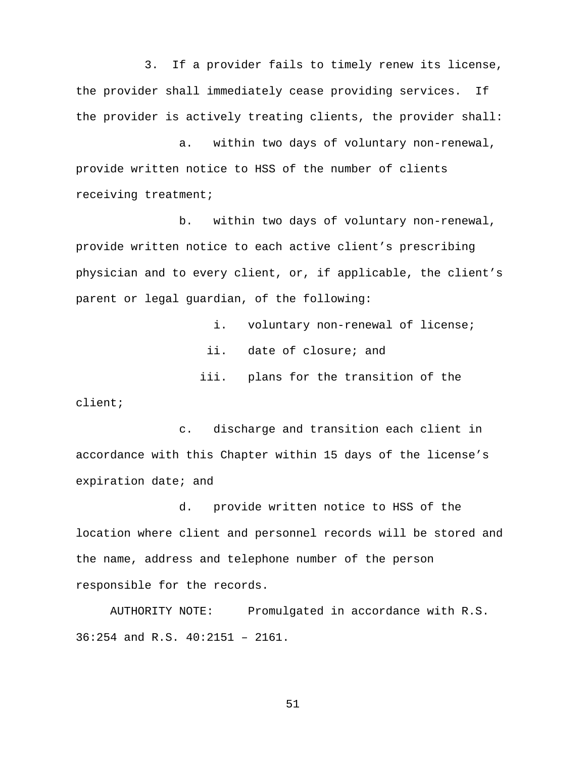3. If a provider fails to timely renew its license, the provider shall immediately cease providing services. If the provider is actively treating clients, the provider shall:

a. within two days of voluntary non-renewal, provide written notice to HSS of the number of clients receiving treatment;

b. within two days of voluntary non-renewal, provide written notice to each active client's prescribing physician and to every client, or, if applicable, the client's parent or legal guardian, of the following:

i. voluntary non-renewal of license;

ii. date of closure; and

iii. plans for the transition of the client;

c. discharge and transition each client in accordance with this Chapter within 15 days of the license's expiration date; and

d. provide written notice to HSS of the location where client and personnel records will be stored and the name, address and telephone number of the person responsible for the records.

AUTHORITY NOTE: Promulgated in accordance with R.S. 36:254 and R.S. 40:2151 – 2161.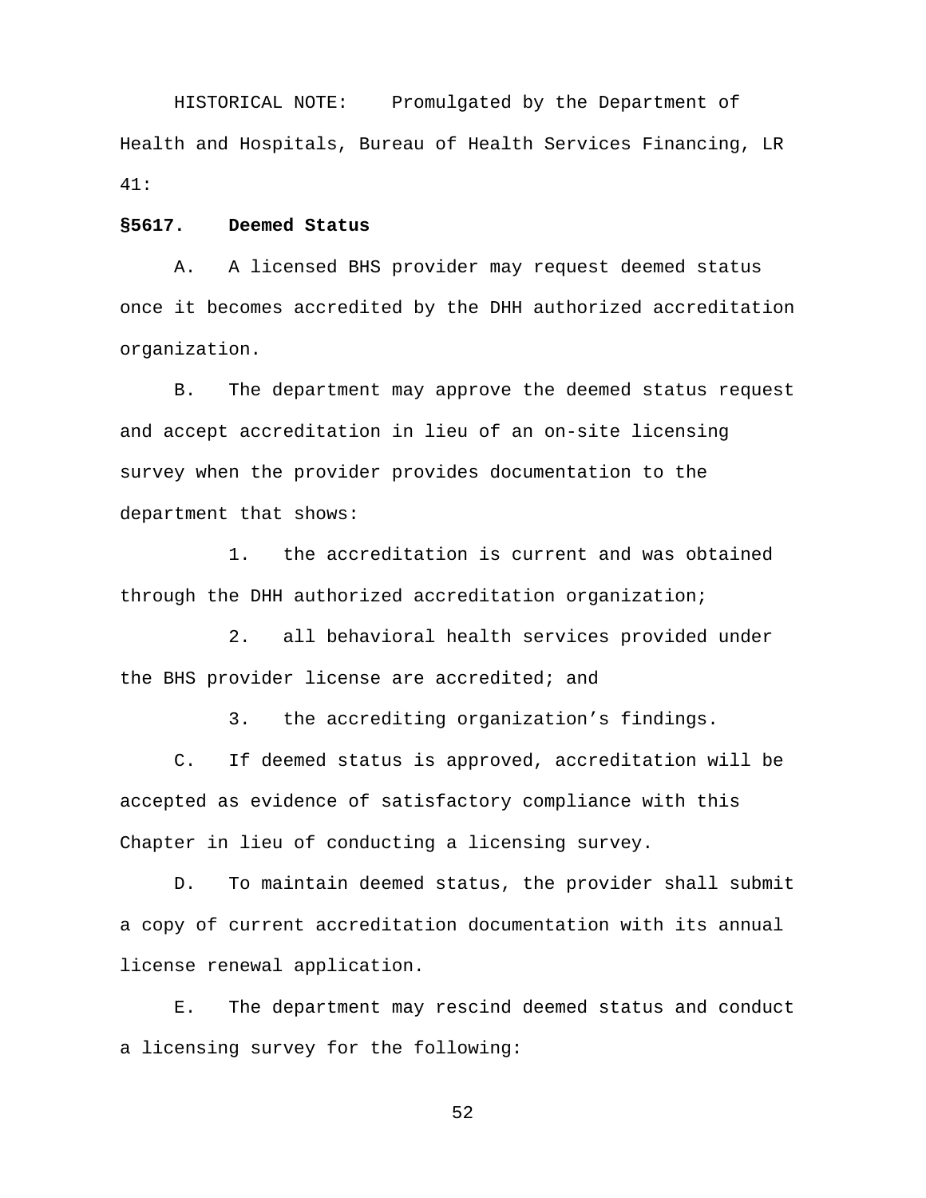HISTORICAL NOTE: Promulgated by the Department of Health and Hospitals, Bureau of Health Services Financing, LR 41:

**§5617. Deemed Status**

A. A licensed BHS provider may request deemed status once it becomes accredited by the DHH authorized accreditation organization.

B. The department may approve the deemed status request and accept accreditation in lieu of an on-site licensing survey when the provider provides documentation to the department that shows:

1. the accreditation is current and was obtained through the DHH authorized accreditation organization;

2. all behavioral health services provided under the BHS provider license are accredited; and

3. the accrediting organization's findings.

C. If deemed status is approved, accreditation will be accepted as evidence of satisfactory compliance with this Chapter in lieu of conducting a licensing survey.

D. To maintain deemed status, the provider shall submit a copy of current accreditation documentation with its annual license renewal application.

E. The department may rescind deemed status and conduct a licensing survey for the following: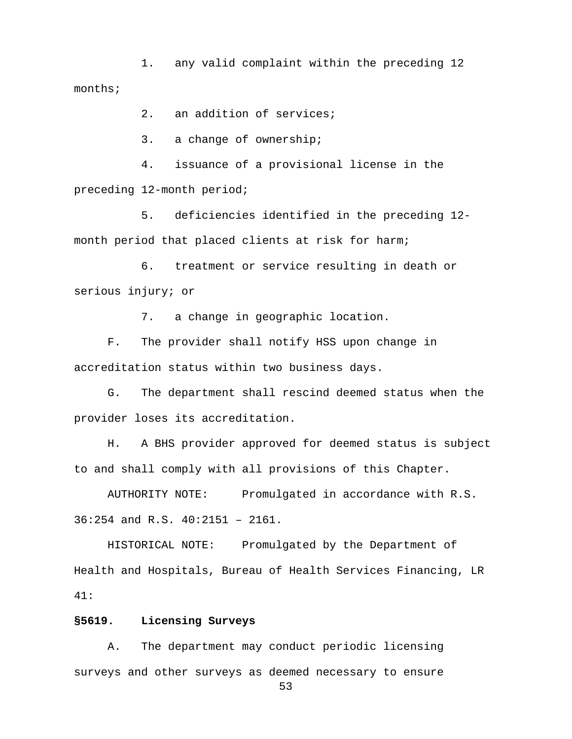1. any valid complaint within the preceding 12 months;

2. an addition of services;

3. a change of ownership;

4. issuance of a provisional license in the preceding 12-month period;

5. deficiencies identified in the preceding 12-month period that placed clients at risk for harm;

6. treatment or service resulting in death or serious injury; or

7. a change in geographic location.

F. The provider shall notify HSS upon change in accreditation status within two business days.

G. The department shall rescind deemed status when the provider loses its accreditation.

H. A BHS provider approved for deemed status is subject to and shall comply with all provisions of this Chapter.

AUTHORITY NOTE: Promulgated in accordance with R.S. 36:254 and R.S. 40:2151 – 2161.

HISTORICAL NOTE: Promulgated by the Department of Health and Hospitals, Bureau of Health Services Financing, LR 41:

**§5619. Licensing Surveys**

A. The department may conduct periodic licensing surveys and other surveys as deemed necessary to ensure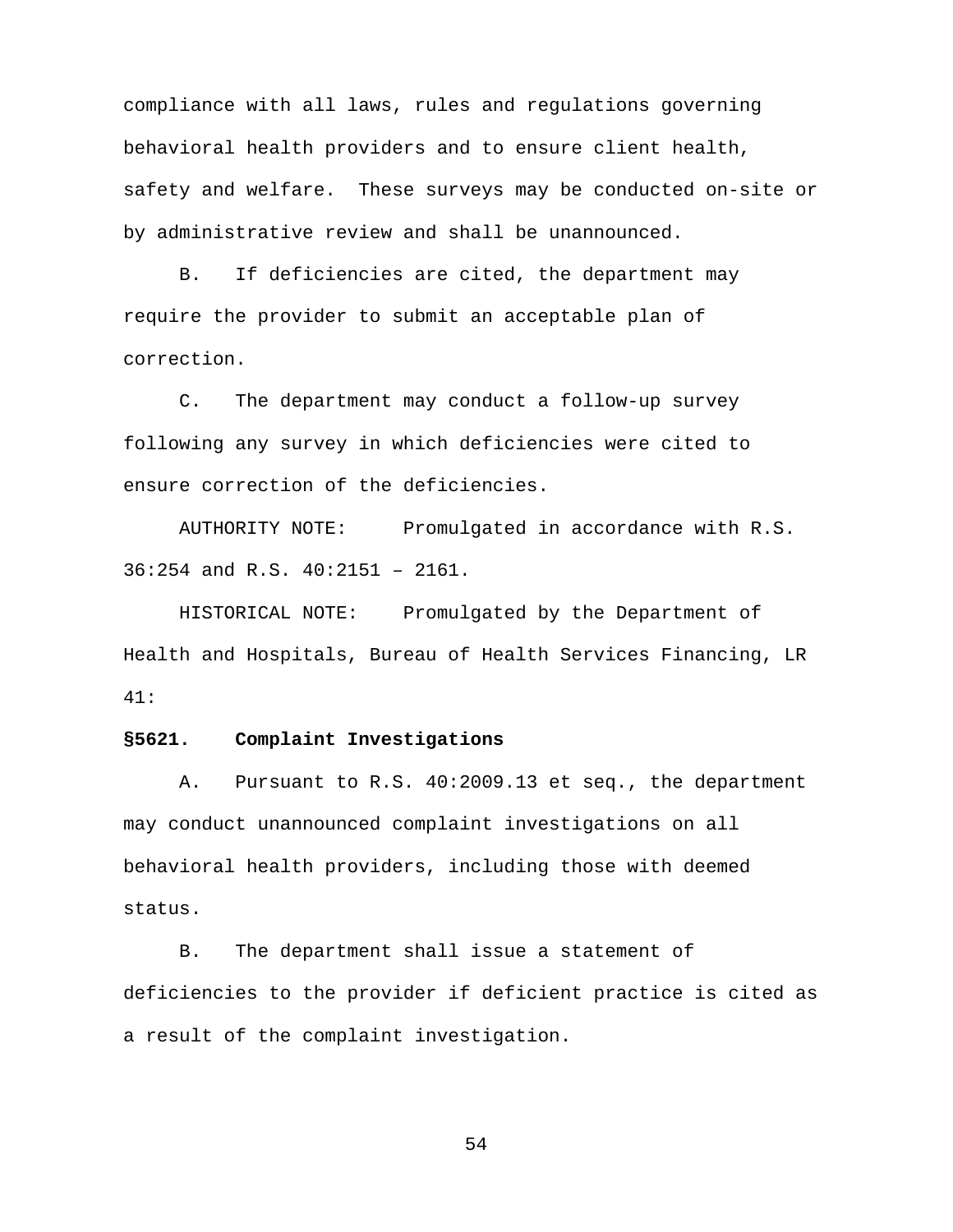compliance with all laws, rules and regulations governing behavioral health providers and to ensure client health, safety and welfare. These surveys may be conducted on-site or by administrative review and shall be unannounced.

B. If deficiencies are cited, the department may require the provider to submit an acceptable plan of correction.

C. The department may conduct a follow-up survey following any survey in which deficiencies were cited to ensure correction of the deficiencies.

AUTHORITY NOTE: Promulgated in accordance with R.S. 36:254 and R.S. 40:2151 – 2161.

HISTORICAL NOTE: Promulgated by the Department of Health and Hospitals, Bureau of Health Services Financing, LR 41:

### §5621. Complaint Investigations

A. Pursuant to R.S. 40:2009.13 et seq., the department may conduct unannounced complaint investigations on all behavioral health providers, including those with deemed status.

B. The department shall issue a statement of deficiencies to the provider if deficient practice is cited as a result of the complaint investigation.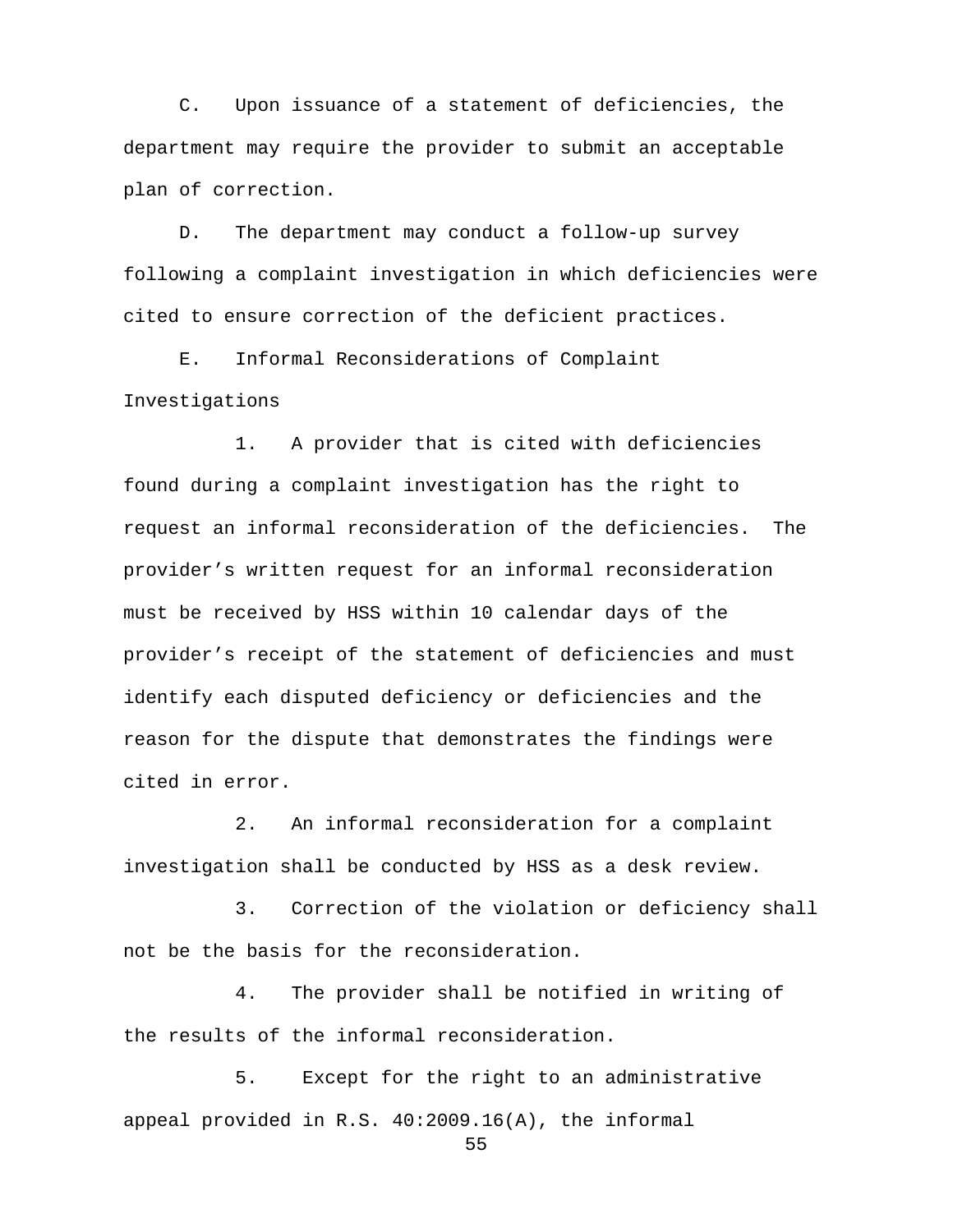C. Upon issuance of a statement of deficiencies, the department may require the provider to submit an acceptable plan of correction.

D. The department may conduct a follow-up survey following a complaint investigation in which deficiencies were cited to ensure correction of the deficient practices.

E. Informal Reconsiderations of Complaint Investigations

1. A provider that is cited with deficiencies found during a complaint investigation has the right to request an informal reconsideration of the deficiencies. The provider’s written request for an informal reconsideration must be received by HSS within 10 calendar days of the provider’s receipt of the statement of deficiencies and must identify each disputed deficiency or deficiencies and the reason for the dispute that demonstrates the findings were cited in error.

2. An informal reconsideration for a complaint investigation shall be conducted by HSS as a desk review.

3. Correction of the violation or deficiency shall not be the basis for the reconsideration.

4. The provider shall be notified in writing of the results of the informal reconsideration.

5. Except for the right to an administrative appeal provided in R.S. 40:2009.16(A), the informal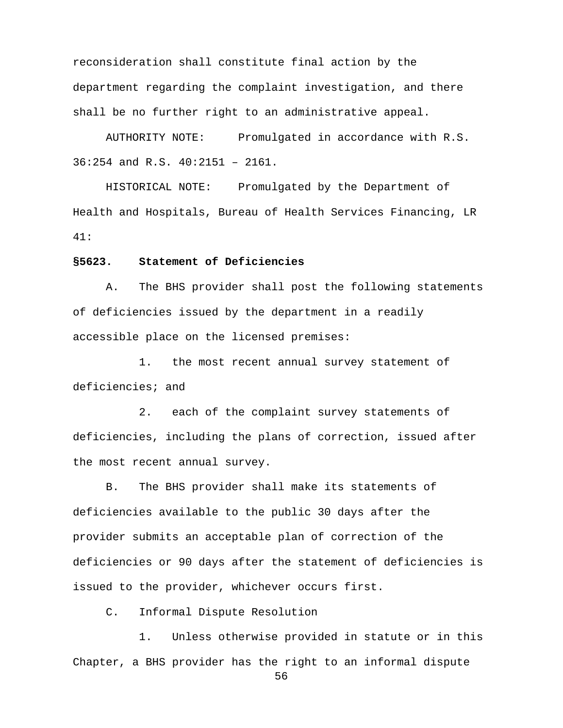reconsideration shall constitute final action by the department regarding the complaint investigation, and there shall be no further right to an administrative appeal.

AUTHORITY NOTE: Promulgated in accordance with R.S. 36:254 and R.S. 40:2151 – 2161.

HISTORICAL NOTE: Promulgated by the Department of Health and Hospitals, Bureau of Health Services Financing, LR 41:

**§5623. Statement of Deficiencies**

A. The BHS provider shall post the following statements of deficiencies issued by the department in a readily accessible place on the licensed premises:

1. the most recent annual survey statement of deficiencies; and

2. each of the complaint survey statements of deficiencies, including the plans of correction, issued after the most recent annual survey.

B. The BHS provider shall make its statements of deficiencies available to the public 30 days after the provider submits an acceptable plan of correction of the deficiencies or 90 days after the statement of deficiencies is issued to the provider, whichever occurs first.

C. Informal Dispute Resolution

1. Unless otherwise provided in statute or in this Chapter, a BHS provider has the right to an informal dispute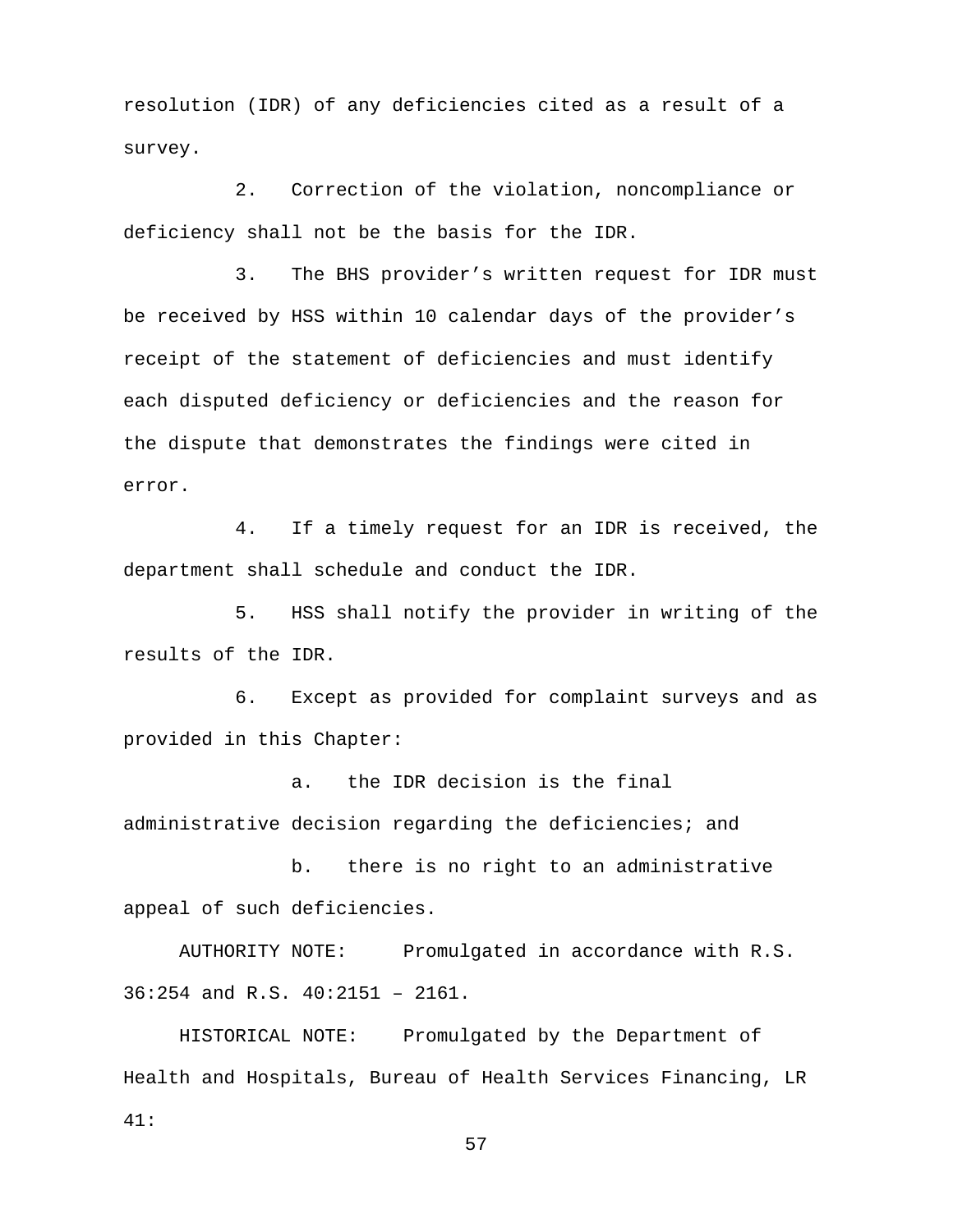resolution (IDR) of any deficiencies cited as a result of a survey.

2. Correction of the violation, noncompliance or deficiency shall not be the basis for the IDR.

3. The BHS provider's written request for IDR must be received by HSS within 10 calendar days of the provider's receipt of the statement of deficiencies and must identify each disputed deficiency or deficiencies and the reason for the dispute that demonstrates the findings were cited in error.

4. If a timely request for an IDR is received, the department shall schedule and conduct the IDR.

5. HSS shall notify the provider in writing of the results of the IDR.

6. Except as provided for complaint surveys and as provided in this Chapter:

a. the IDR decision is the final administrative decision regarding the deficiencies; and

b. there is no right to an administrative appeal of such deficiencies.

AUTHORITY NOTE: Promulgated in accordance with R.S. 36:254 and R.S. 40:2151 – 2161.

HISTORICAL NOTE: Promulgated by the Department of Health and Hospitals, Bureau of Health Services Financing, LR 41: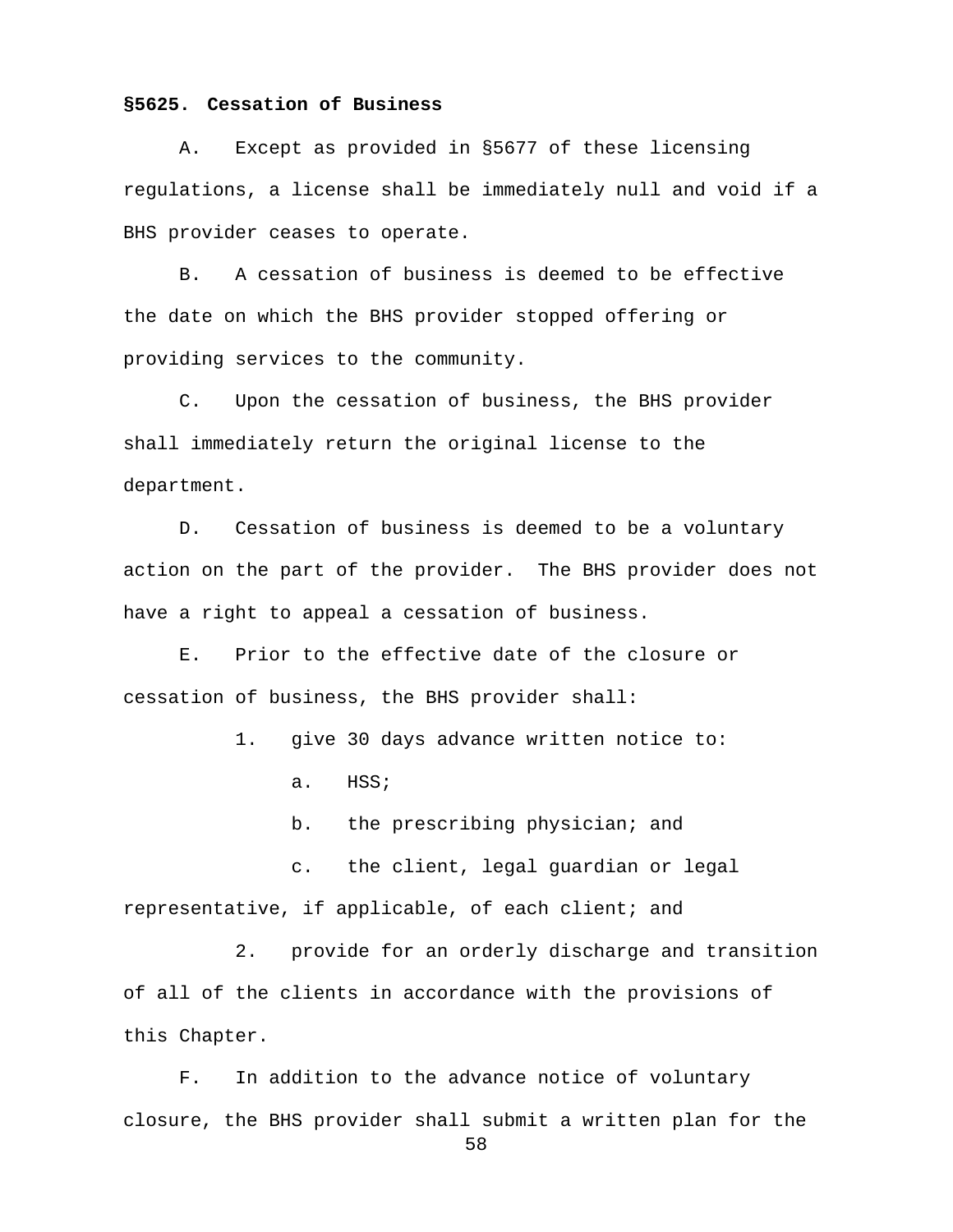**§5625. Cessation of Business**

A. Except as provided in §5677 of these licensing regulations, a license shall be immediately null and void if a BHS provider ceases to operate.

B. A cessation of business is deemed to be effective the date on which the BHS provider stopped offering or providing services to the community.

C. Upon the cessation of business, the BHS provider shall immediately return the original license to the department.

D. Cessation of business is deemed to be a voluntary action on the part of the provider. The BHS provider does not have a right to appeal a cessation of business.

E. Prior to the effective date of the closure or cessation of business, the BHS provider shall:

1. give 30 days advance written notice to:

   a. HSS;

   b. the prescribing physician; and

   c. the client, legal guardian or legal representative, if applicable, of each client; and

2. provide for an orderly discharge and transition of all of the clients in accordance with the provisions of this Chapter.

F. In addition to the advance notice of voluntary closure, the BHS provider shall submit a written plan for the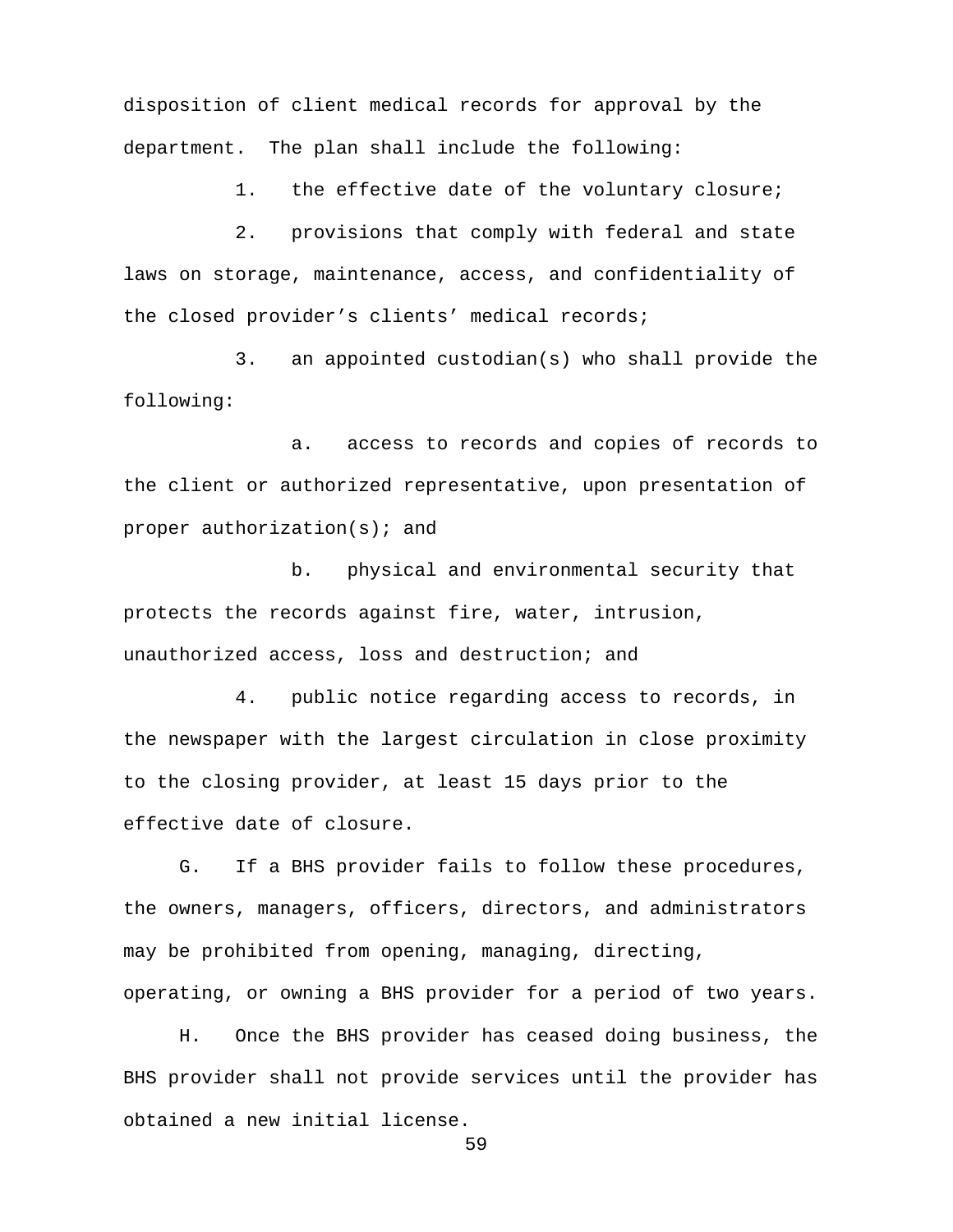disposition of client medical records for approval by the department. The plan shall include the following:

1. the effective date of the voluntary closure;

2. provisions that comply with federal and state laws on storage, maintenance, access, and confidentiality of the closed provider's clients' medical records;

3. an appointed custodian(s) who shall provide the following:

   a. access to records and copies of records to the client or authorized representative, upon presentation of proper authorization(s); and

   b. physical and environmental security that protects the records against fire, water, intrusion, unauthorized access, loss and destruction; and

4. public notice regarding access to records, in the newspaper with the largest circulation in close proximity to the closing provider, at least 15 days prior to the effective date of closure.

G. If a BHS provider fails to follow these procedures, the owners, managers, officers, directors, and administrators may be prohibited from opening, managing, directing, operating, or owning a BHS provider for a period of two years.

H. Once the BHS provider has ceased doing business, the BHS provider shall not provide services until the provider has obtained a new initial license.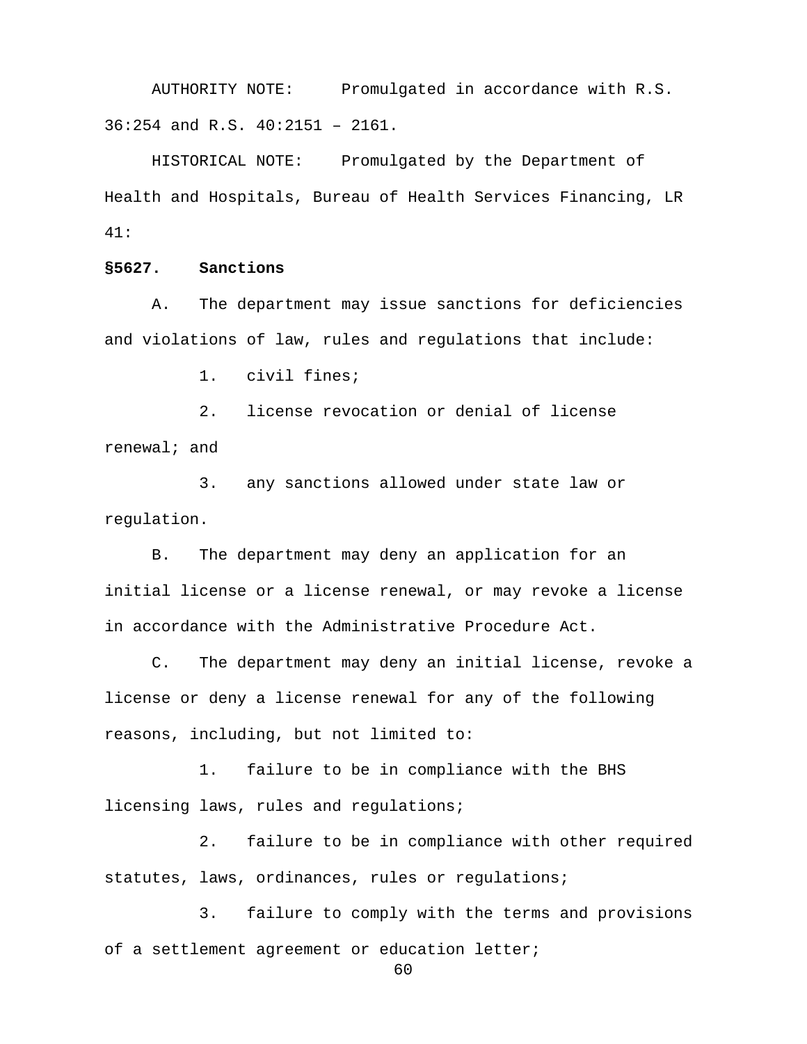AUTHORITY NOTE: Promulgated in accordance with R.S. 36:254 and R.S. 40:2151 – 2161.

HISTORICAL NOTE: Promulgated by the Department of Health and Hospitals, Bureau of Health Services Financing, LR 41:

**§5627. Sanctions**

A. The department may issue sanctions for deficiencies and violations of law, rules and regulations that include:

1. civil fines;

2. license revocation or denial of license renewal; and

3. any sanctions allowed under state law or regulation.

B. The department may deny an application for an initial license or a license renewal, or may revoke a license in accordance with the Administrative Procedure Act.

C. The department may deny an initial license, revoke a license or deny a license renewal for any of the following reasons, including, but not limited to:

1. failure to be in compliance with the BHS licensing laws, rules and regulations;

2. failure to be in compliance with other required statutes, laws, ordinances, rules or regulations;

3. failure to comply with the terms and provisions of a settlement agreement or education letter;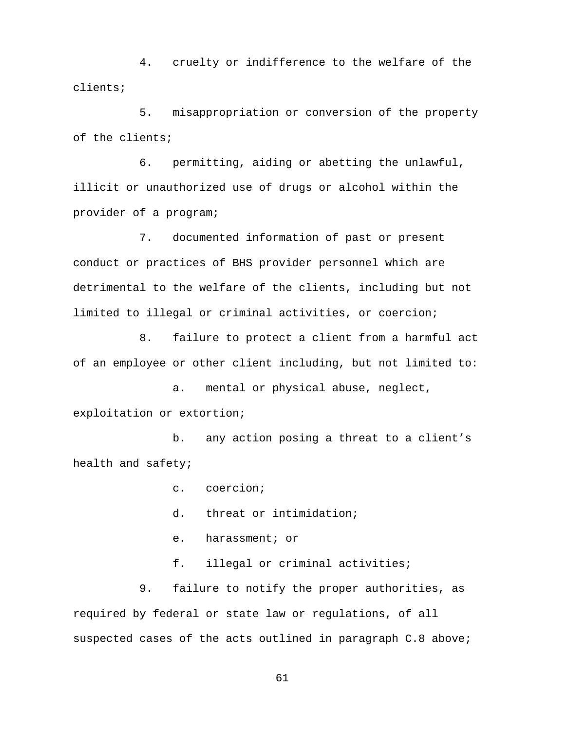4. cruelty or indifference to the welfare of the clients;

5. misappropriation or conversion of the property of the clients;

6. permitting, aiding or abetting the unlawful, illicit or unauthorized use of drugs or alcohol within the provider of a program;

7. documented information of past or present conduct or practices of BHS provider personnel which are detrimental to the welfare of the clients, including but not limited to illegal or criminal activities, or coercion;

8. failure to protect a client from a harmful act of an employee or other client including, but not limited to:

   a. mental or physical abuse, neglect, exploitation or extortion;

   b. any action posing a threat to a client's health and safety;

   c. coercion;

   d. threat or intimidation;

   e. harassment; or

   f. illegal or criminal activities;

9. failure to notify the proper authorities, as required by federal or state law or regulations, of all suspected cases of the acts outlined in paragraph C.8 above;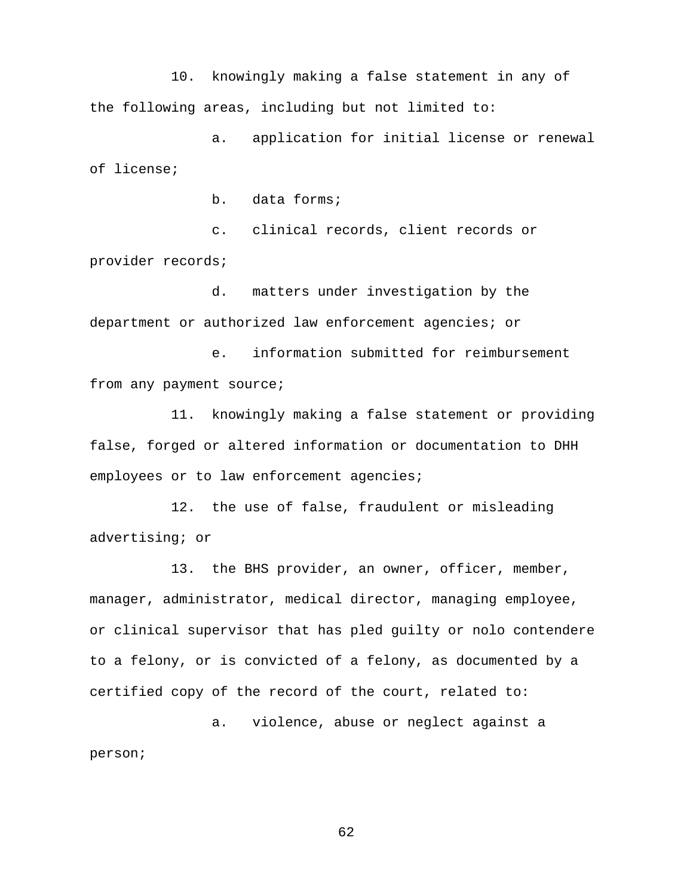10. knowingly making a false statement in any of the following areas, including but not limited to:

a. application for initial license or renewal of license;

b. data forms;

c. clinical records, client records or provider records;

d. matters under investigation by the department or authorized law enforcement agencies; or

e. information submitted for reimbursement from any payment source;

11. knowingly making a false statement or providing false, forged or altered information or documentation to DHH employees or to law enforcement agencies;

12. the use of false, fraudulent or misleading advertising; or

13. the BHS provider, an owner, officer, member, manager, administrator, medical director, managing employee, or clinical supervisor that has pled guilty or nolo contendere to a felony, or is convicted of a felony, as documented by a certified copy of the record of the court, related to:

a. violence, abuse or neglect against a person;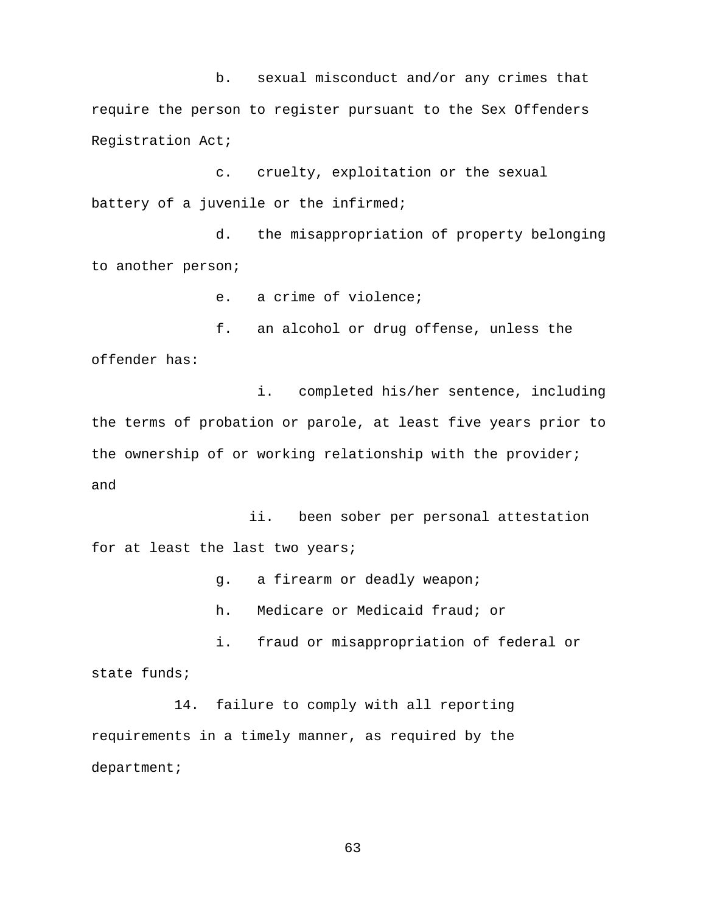b. sexual misconduct and/or any crimes that require the person to register pursuant to the Sex Offenders Registration Act;

c. cruelty, exploitation or the sexual battery of a juvenile or the infirmed;

d. the misappropriation of property belonging to another person;

e. a crime of violence;

f. an alcohol or drug offense, unless the offender has:

i. completed his/her sentence, including the terms of probation or parole, at least five years prior to the ownership of or working relationship with the provider; and

ii. been sober per personal attestation for at least the last two years;

g. a firearm or deadly weapon;

h. Medicare or Medicaid fraud; or

i. fraud or misappropriation of federal or state funds;

14. failure to comply with all reporting requirements in a timely manner, as required by the department;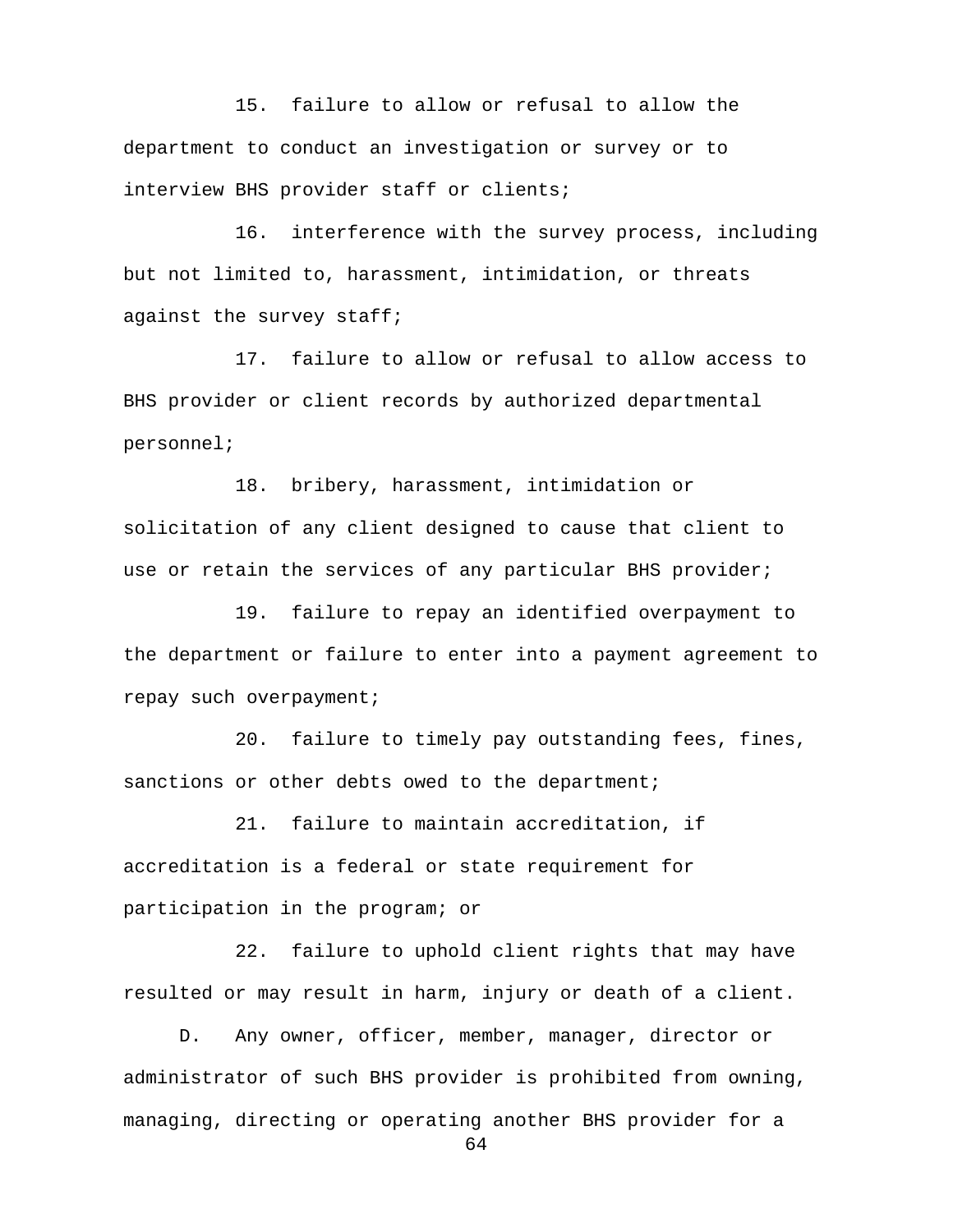15. failure to allow or refusal to allow the department to conduct an investigation or survey or to interview BHS provider staff or clients;

16. interference with the survey process, including but not limited to, harassment, intimidation, or threats against the survey staff;

17. failure to allow or refusal to allow access to BHS provider or client records by authorized departmental personnel;

18. bribery, harassment, intimidation or solicitation of any client designed to cause that client to use or retain the services of any particular BHS provider;

19. failure to repay an identified overpayment to the department or failure to enter into a payment agreement to repay such overpayment;

20. failure to timely pay outstanding fees, fines, sanctions or other debts owed to the department;

21. failure to maintain accreditation, if accreditation is a federal or state requirement for participation in the program; or

22. failure to uphold client rights that may have resulted or may result in harm, injury or death of a client.

D. Any owner, officer, member, manager, director or administrator of such BHS provider is prohibited from owning, managing, directing or operating another BHS provider for a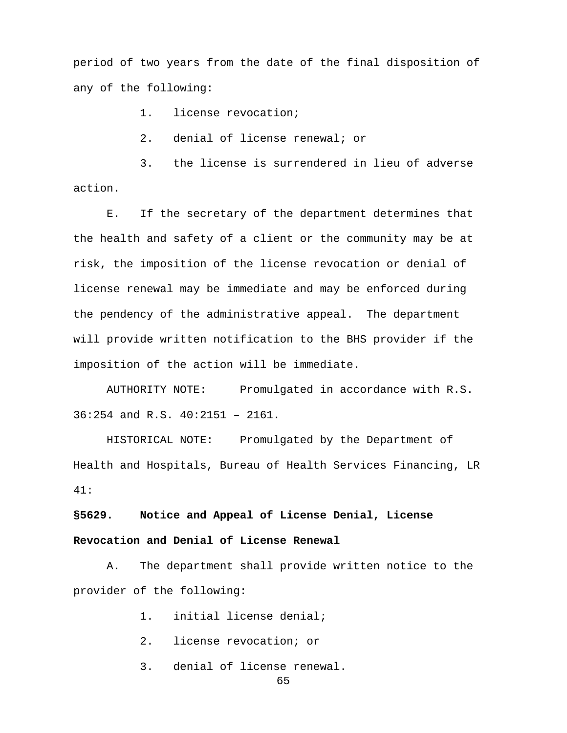period of two years from the date of the final disposition of any of the following:

1. license revocation;

2. denial of license renewal; or

3. the license is surrendered in lieu of adverse action.

E. If the secretary of the department determines that the health and safety of a client or the community may be at risk, the imposition of the license revocation or denial of license renewal may be immediate and may be enforced during the pendency of the administrative appeal. The department will provide written notification to the BHS provider if the imposition of the action will be immediate.

AUTHORITY NOTE: Promulgated in accordance with R.S. 36:254 and R.S. 40:2151 – 2161.

HISTORICAL NOTE: Promulgated by the Department of Health and Hospitals, Bureau of Health Services Financing, LR 41:

**§5629. Notice and Appeal of License Denial, License Revocation and Denial of License Renewal**

A. The department shall provide written notice to the provider of the following:

1. initial license denial;

2. license revocation; or

3. denial of license renewal.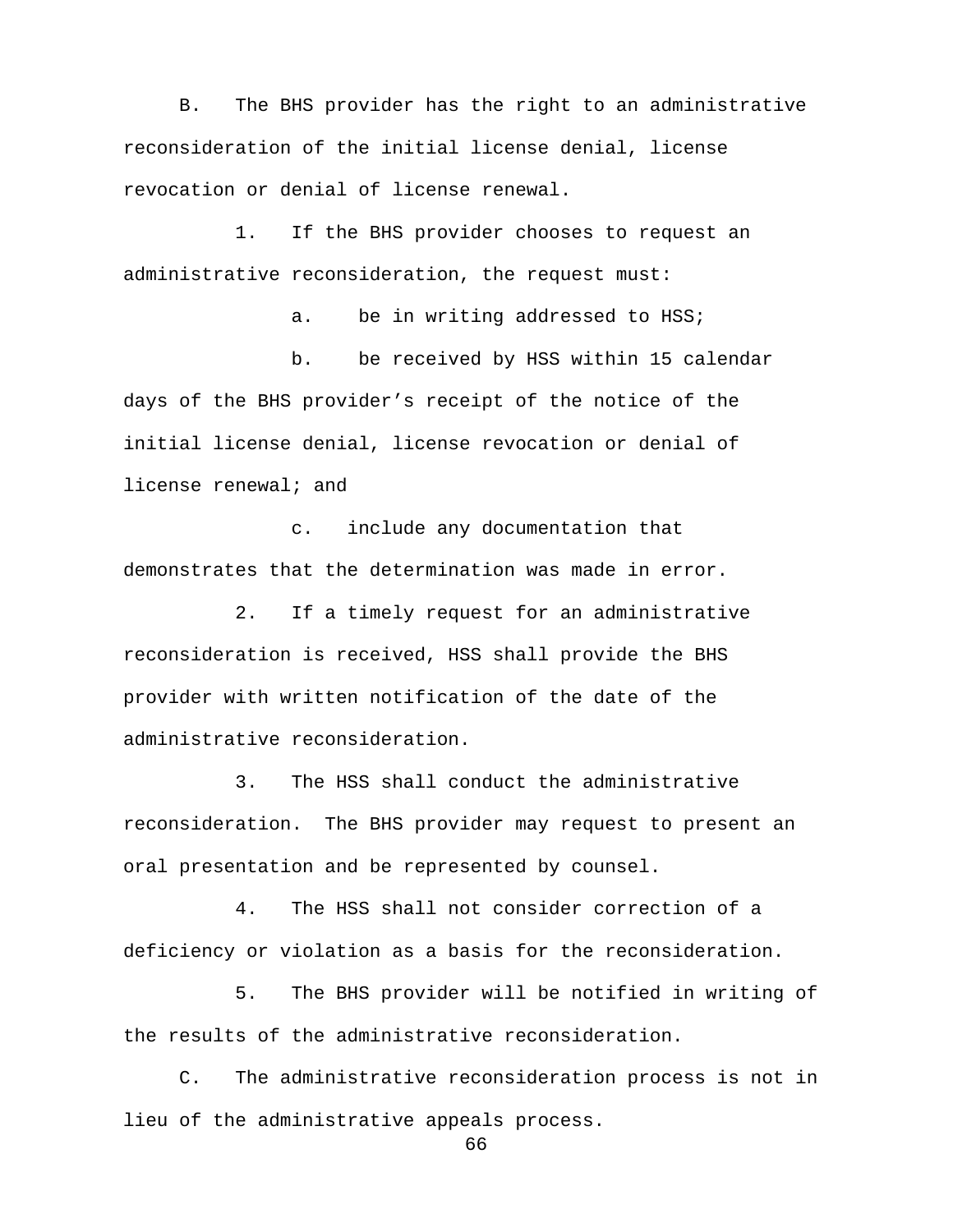B. The BHS provider has the right to an administrative reconsideration of the initial license denial, license revocation or denial of license renewal.

1. If the BHS provider chooses to request an administrative reconsideration, the request must:

a. be in writing addressed to HSS;

b. be received by HSS within 15 calendar days of the BHS provider's receipt of the notice of the initial license denial, license revocation or denial of license renewal; and

c. include any documentation that demonstrates that the determination was made in error.

2. If a timely request for an administrative reconsideration is received, HSS shall provide the BHS provider with written notification of the date of the administrative reconsideration.

3. The HSS shall conduct the administrative reconsideration. The BHS provider may request to present an oral presentation and be represented by counsel.

4. The HSS shall not consider correction of a deficiency or violation as a basis for the reconsideration.

5. The BHS provider will be notified in writing of the results of the administrative reconsideration.

C. The administrative reconsideration process is not in lieu of the administrative appeals process.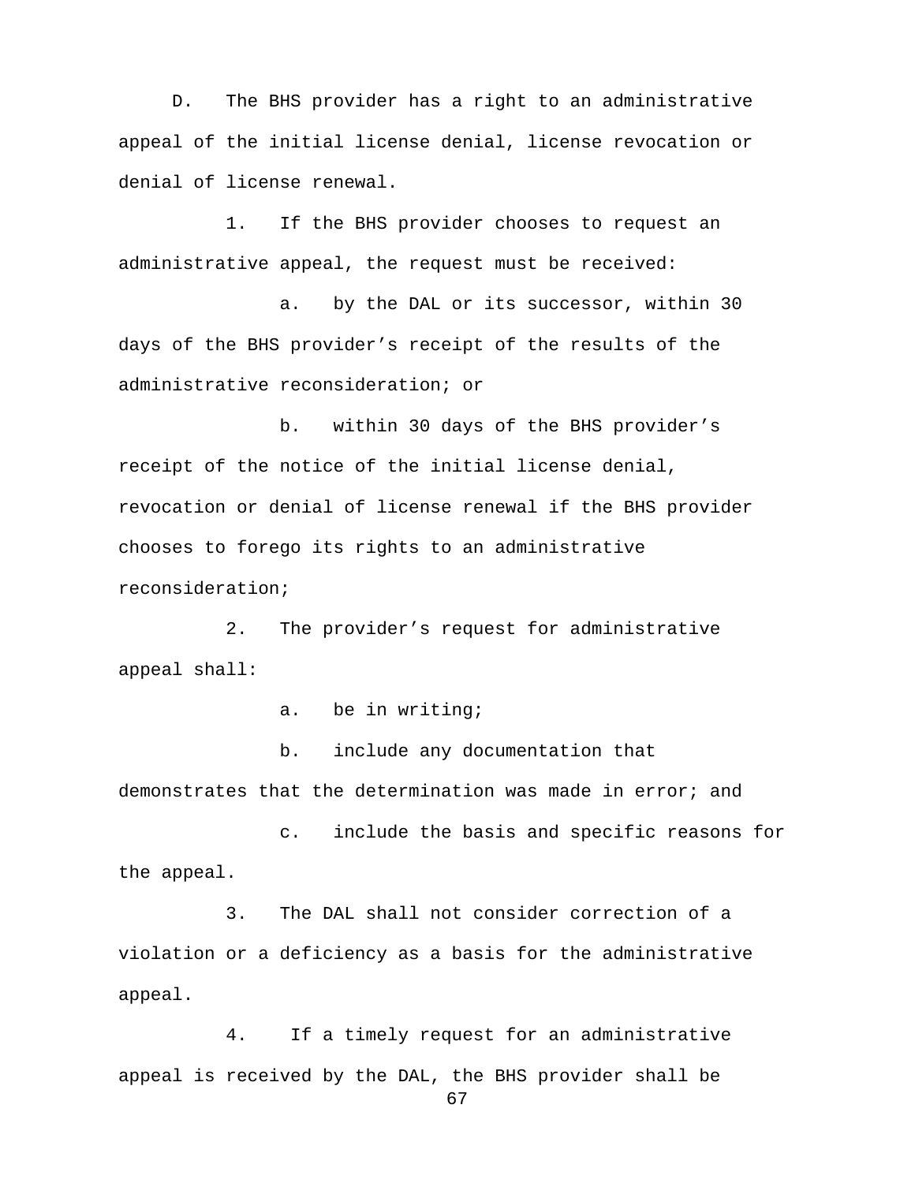D. The BHS provider has a right to an administrative appeal of the initial license denial, license revocation or denial of license renewal.

1. If the BHS provider chooses to request an administrative appeal, the request must be received:

a. by the DAL or its successor, within 30 days of the BHS provider's receipt of the results of the administrative reconsideration; or

b. within 30 days of the BHS provider's receipt of the notice of the initial license denial, revocation or denial of license renewal if the BHS provider chooses to forego its rights to an administrative reconsideration;

2. The provider's request for administrative appeal shall:

a. be in writing;

b. include any documentation that demonstrates that the determination was made in error; and

c. include the basis and specific reasons for the appeal.

3. The DAL shall not consider correction of a violation or a deficiency as a basis for the administrative appeal.

4. If a timely request for an administrative appeal is received by the DAL, the BHS provider shall be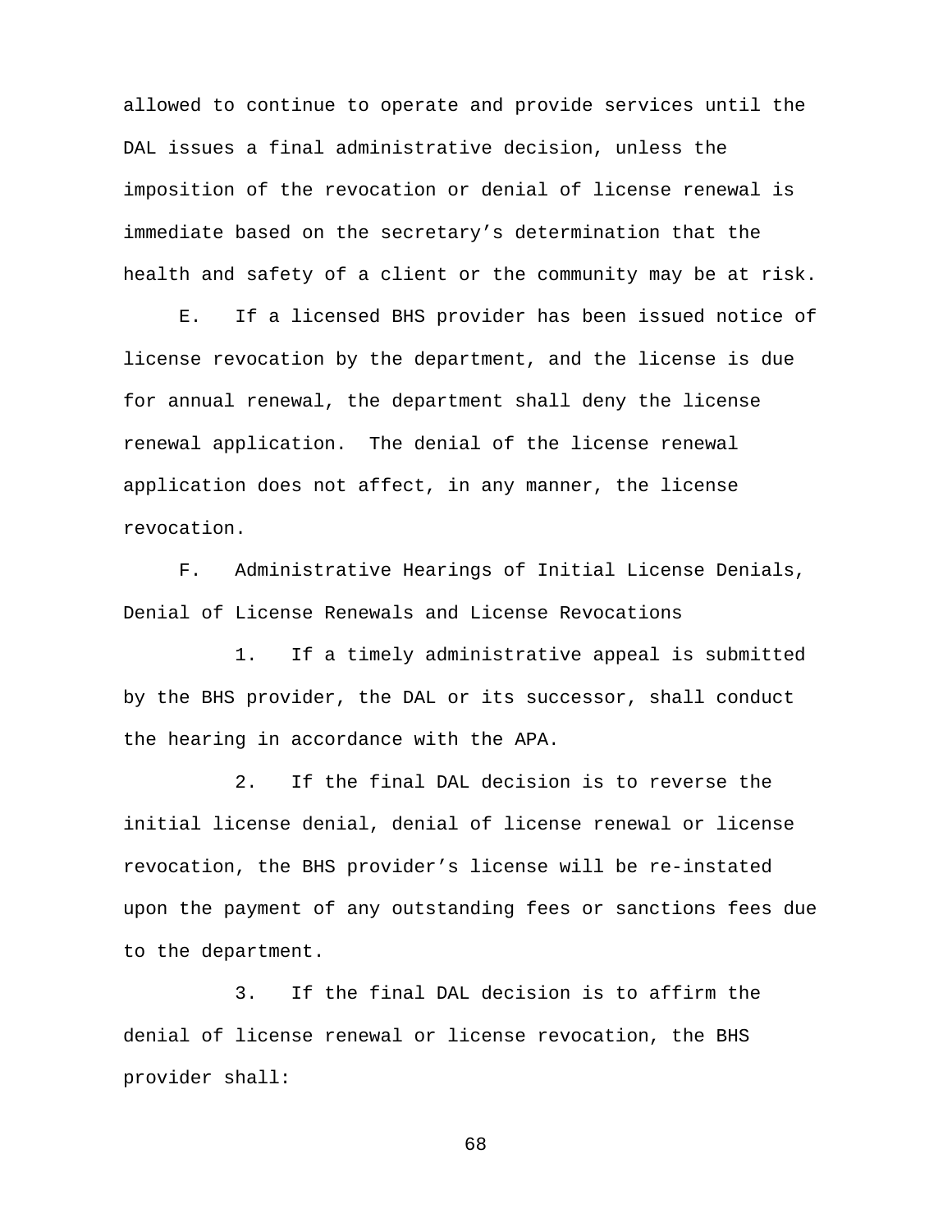allowed to continue to operate and provide services until the DAL issues a final administrative decision, unless the imposition of the revocation or denial of license renewal is immediate based on the secretary's determination that the health and safety of a client or the community may be at risk.

E. If a licensed BHS provider has been issued notice of license revocation by the department, and the license is due for annual renewal, the department shall deny the license renewal application. The denial of the license renewal application does not affect, in any manner, the license revocation.

F. Administrative Hearings of Initial License Denials, Denial of License Renewals and License Revocations

1. If a timely administrative appeal is submitted by the BHS provider, the DAL or its successor, shall conduct the hearing in accordance with the APA.

2. If the final DAL decision is to reverse the initial license denial, denial of license renewal or license revocation, the BHS provider's license will be re-instated upon the payment of any outstanding fees or sanctions fees due to the department.

3. If the final DAL decision is to affirm the denial of license renewal or license revocation, the BHS provider shall: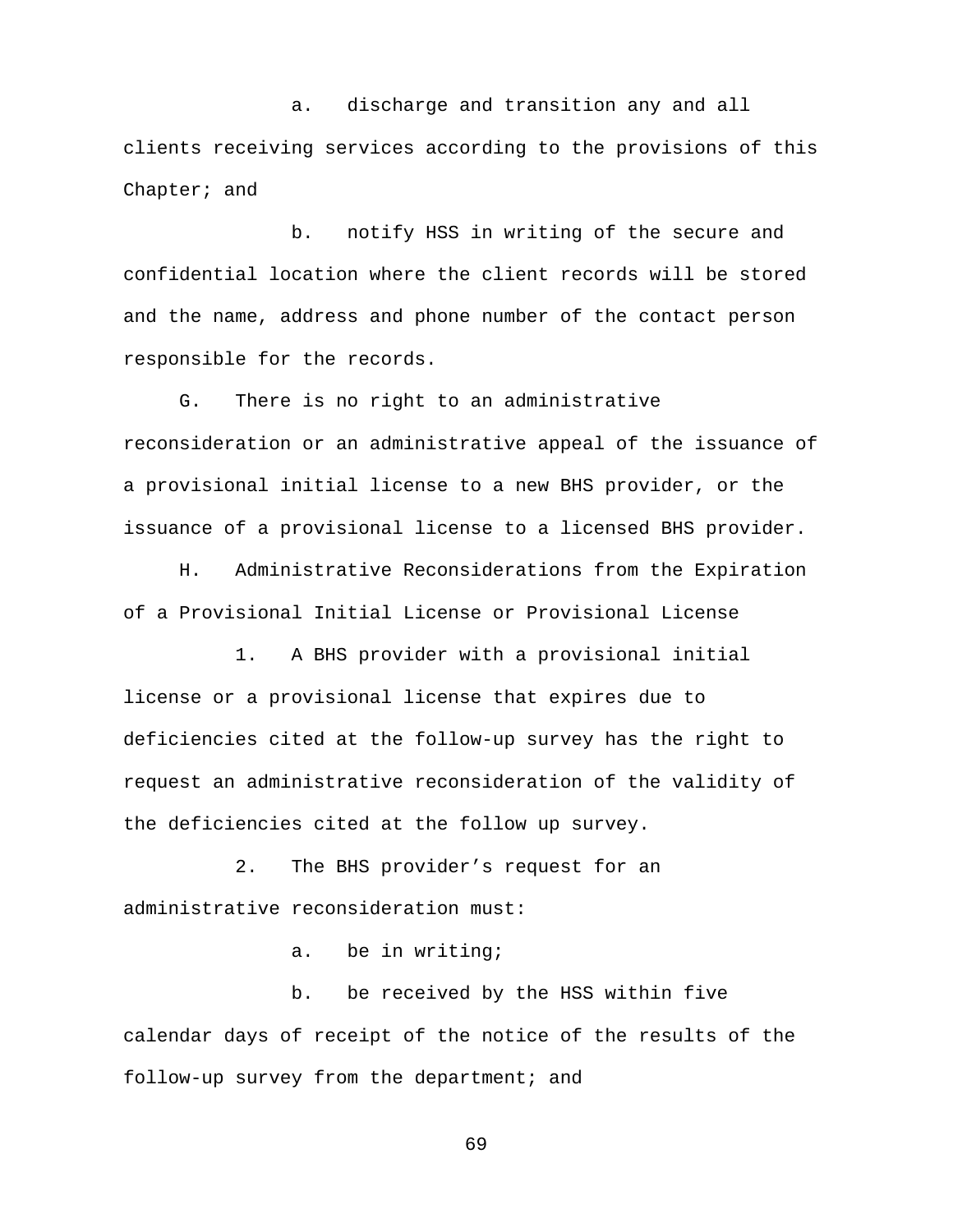a. discharge and transition any and all clients receiving services according to the provisions of this Chapter; and

b. notify HSS in writing of the secure and confidential location where the client records will be stored and the name, address and phone number of the contact person responsible for the records.

G. There is no right to an administrative reconsideration or an administrative appeal of the issuance of a provisional initial license to a new BHS provider, or the issuance of a provisional license to a licensed BHS provider.

H. Administrative Reconsiderations from the Expiration of a Provisional Initial License or Provisional License

1. A BHS provider with a provisional initial license or a provisional license that expires due to deficiencies cited at the follow-up survey has the right to request an administrative reconsideration of the validity of the deficiencies cited at the follow up survey.

2. The BHS provider's request for an administrative reconsideration must:

a. be in writing;

b. be received by the HSS within five calendar days of receipt of the notice of the results of the follow-up survey from the department; and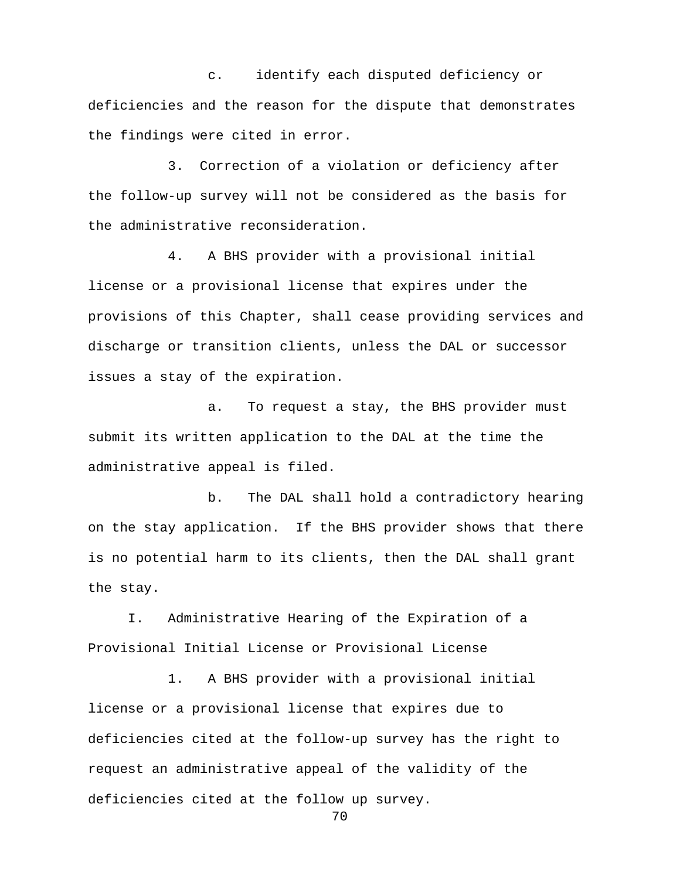c. identify each disputed deficiency or deficiencies and the reason for the dispute that demonstrates the findings were cited in error.

3. Correction of a violation or deficiency after the follow-up survey will not be considered as the basis for the administrative reconsideration.

4. A BHS provider with a provisional initial license or a provisional license that expires under the provisions of this Chapter, shall cease providing services and discharge or transition clients, unless the DAL or successor issues a stay of the expiration.

a. To request a stay, the BHS provider must submit its written application to the DAL at the time the administrative appeal is filed.

b. The DAL shall hold a contradictory hearing on the stay application. If the BHS provider shows that there is no potential harm to its clients, then the DAL shall grant the stay.

I. Administrative Hearing of the Expiration of a Provisional Initial License or Provisional License

1. A BHS provider with a provisional initial license or a provisional license that expires due to deficiencies cited at the follow-up survey has the right to request an administrative appeal of the validity of the deficiencies cited at the follow up survey.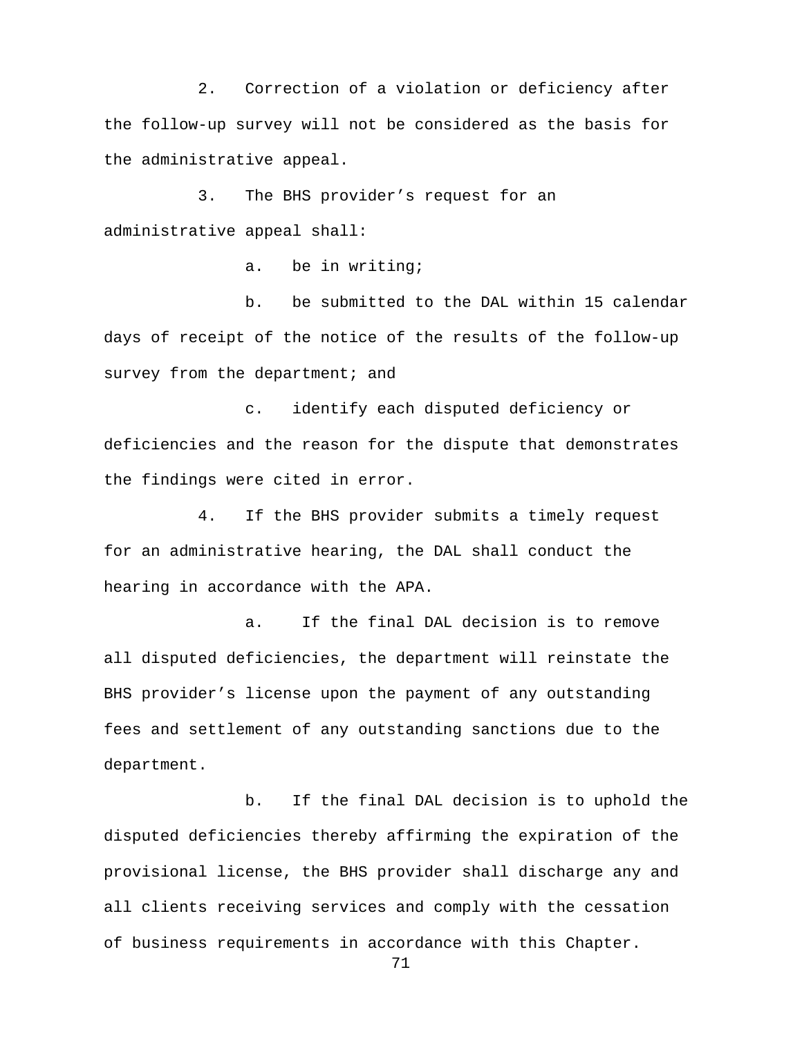2. Correction of a violation or deficiency after the follow-up survey will not be considered as the basis for the administrative appeal.

3. The BHS provider's request for an administrative appeal shall:

a. be in writing;

b. be submitted to the DAL within 15 calendar days of receipt of the notice of the results of the follow-up survey from the department; and

c. identify each disputed deficiency or deficiencies and the reason for the dispute that demonstrates the findings were cited in error.

4. If the BHS provider submits a timely request for an administrative hearing, the DAL shall conduct the hearing in accordance with the APA.

a. If the final DAL decision is to remove all disputed deficiencies, the department will reinstate the BHS provider's license upon the payment of any outstanding fees and settlement of any outstanding sanctions due to the department.

b. If the final DAL decision is to uphold the disputed deficiencies thereby affirming the expiration of the provisional license, the BHS provider shall discharge any and all clients receiving services and comply with the cessation of business requirements in accordance with this Chapter.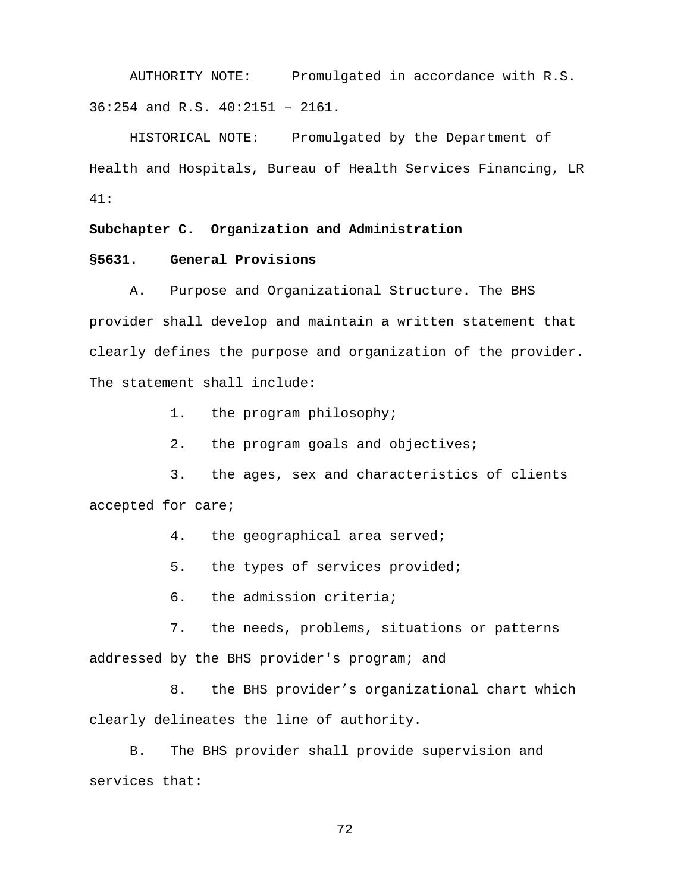AUTHORITY NOTE: Promulgated in accordance with R.S. 36:254 and R.S. 40:2151 – 2161.

HISTORICAL NOTE: Promulgated by the Department of Health and Hospitals, Bureau of Health Services Financing, LR 41:

## Subchapter C. Organization and Administration

### §5631. General Provisions

A. Purpose and Organizational Structure. The BHS provider shall develop and maintain a written statement that clearly defines the purpose and organization of the provider. The statement shall include:

1. the program philosophy;

2. the program goals and objectives;

3. the ages, sex and characteristics of clients accepted for care;

4. the geographical area served;

5. the types of services provided;

6. the admission criteria;

7. the needs, problems, situations or patterns addressed by the BHS provider's program; and

8. the BHS provider's organizational chart which clearly delineates the line of authority.

B. The BHS provider shall provide supervision and services that: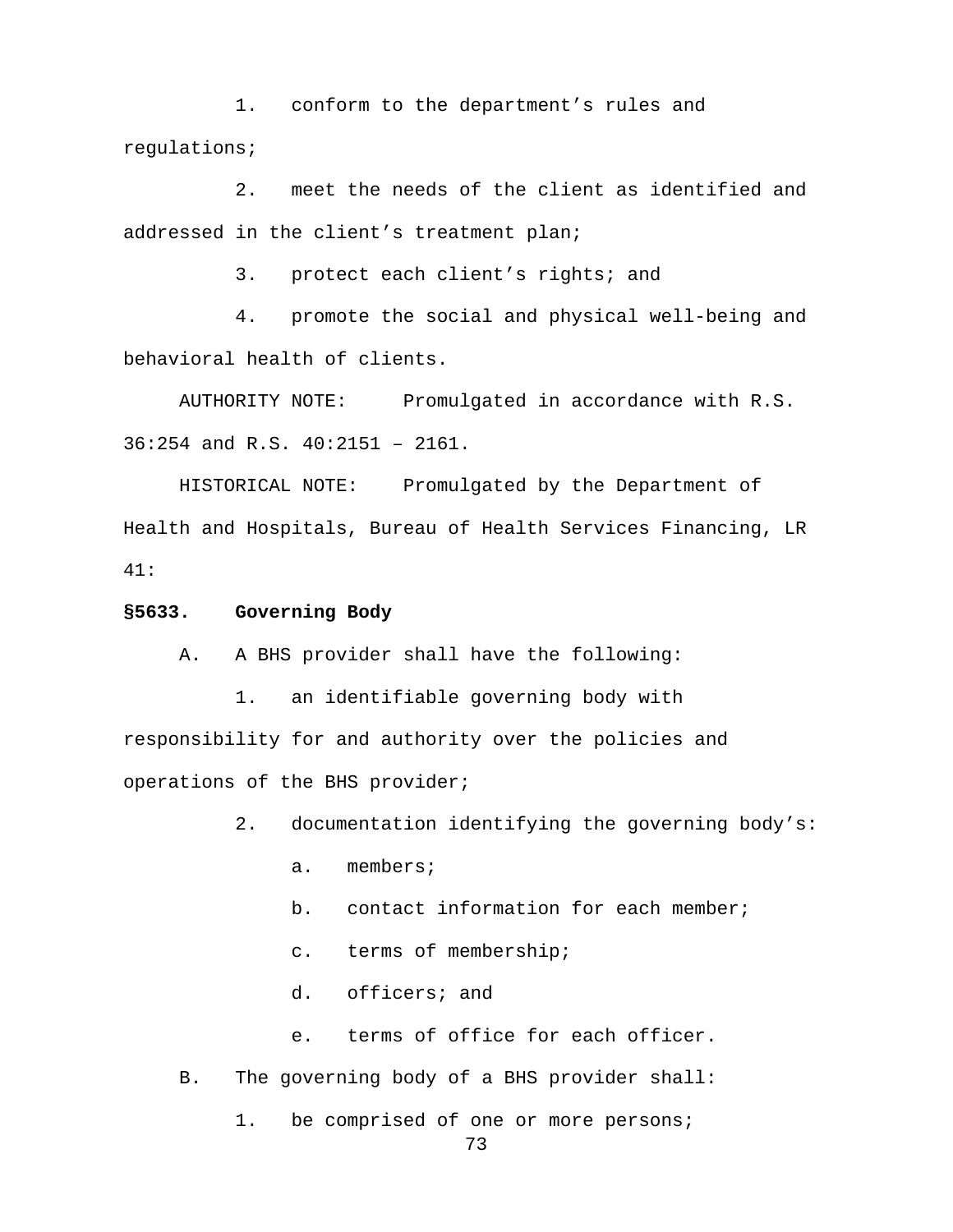1. conform to the department's rules and regulations;

2. meet the needs of the client as identified and addressed in the client's treatment plan;

3. protect each client's rights; and

4. promote the social and physical well-being and behavioral health of clients.

AUTHORITY NOTE: Promulgated in accordance with R.S. 36:254 and R.S. 40:2151 – 2161.

HISTORICAL NOTE: Promulgated by the Department of Health and Hospitals, Bureau of Health Services Financing, LR 41:

**§5633. Governing Body**

A. A BHS provider shall have the following:

1. an identifiable governing body with responsibility for and authority over the policies and operations of the BHS provider;

2. documentation identifying the governing body's:

a. members;

b. contact information for each member;

c. terms of membership;

d. officers; and

e. terms of office for each officer.

B. The governing body of a BHS provider shall:

1. be comprised of one or more persons;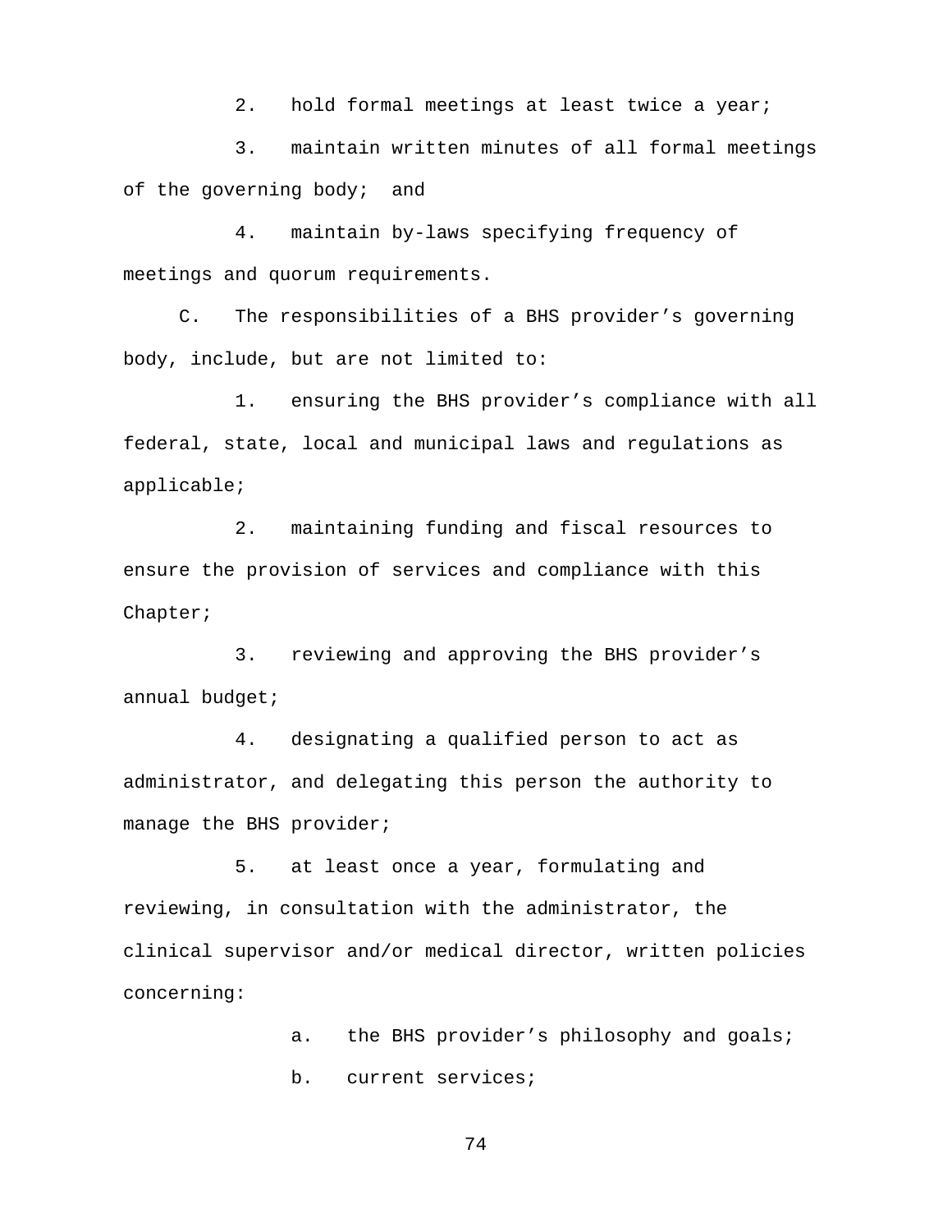2. hold formal meetings at least twice a year;

3. maintain written minutes of all formal meetings of the governing body; and

4. maintain by-laws specifying frequency of meetings and quorum requirements.

C. The responsibilities of a BHS provider's governing body, include, but are not limited to:

1. ensuring the BHS provider's compliance with all federal, state, local and municipal laws and regulations as applicable;

2. maintaining funding and fiscal resources to ensure the provision of services and compliance with this Chapter;

3. reviewing and approving the BHS provider's annual budget;

4. designating a qualified person to act as administrator, and delegating this person the authority to manage the BHS provider;

5. at least once a year, formulating and reviewing, in consultation with the administrator, the clinical supervisor and/or medical director, written policies concerning:

a. the BHS provider's philosophy and goals;

b. current services;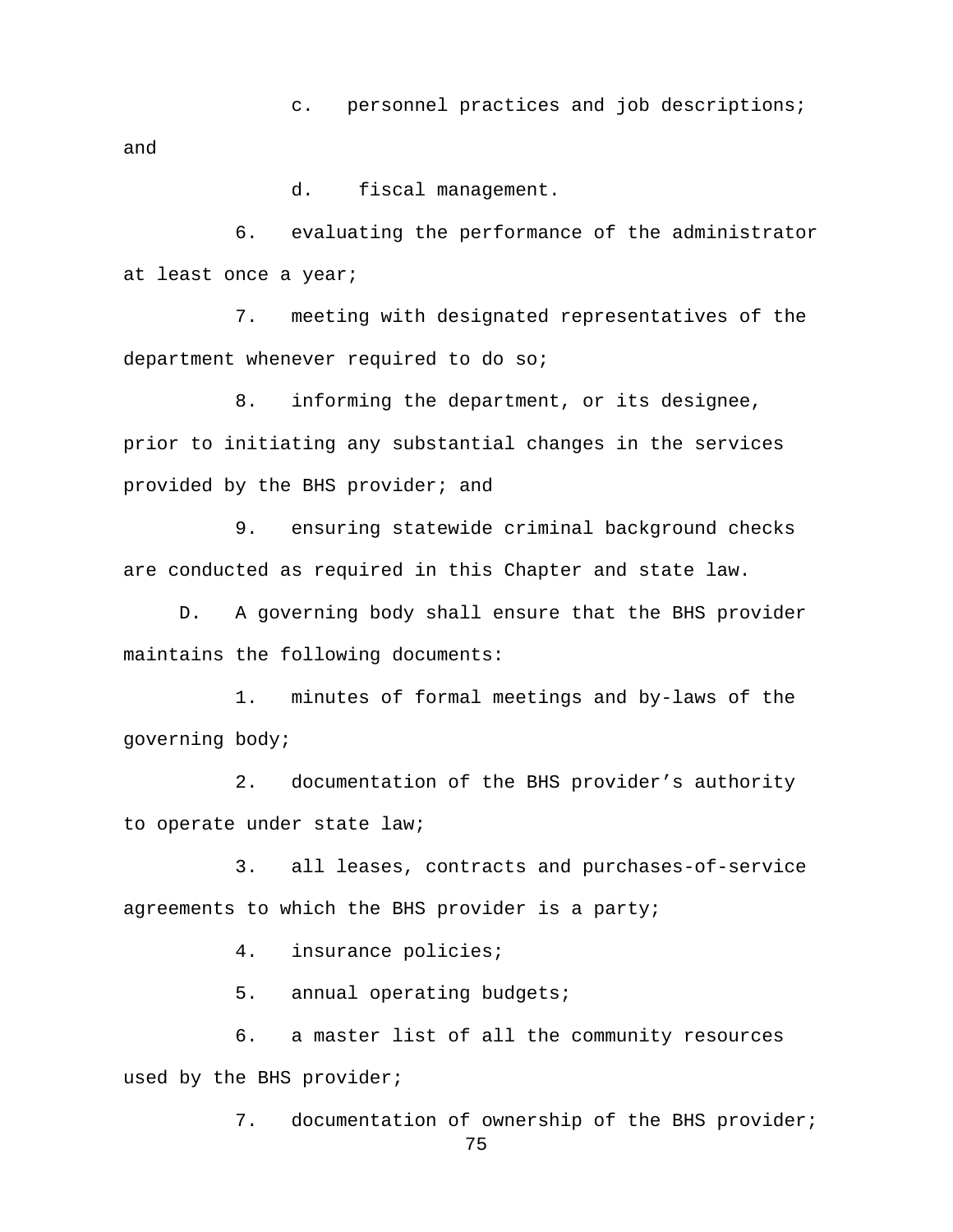c. personnel practices and job descriptions; and

d. fiscal management.

6. evaluating the performance of the administrator at least once a year;

7. meeting with designated representatives of the department whenever required to do so;

8. informing the department, or its designee, prior to initiating any substantial changes in the services provided by the BHS provider; and

9. ensuring statewide criminal background checks are conducted as required in this Chapter and state law.

D. A governing body shall ensure that the BHS provider maintains the following documents:

1. minutes of formal meetings and by-laws of the governing body;

2. documentation of the BHS provider's authority to operate under state law;

3. all leases, contracts and purchases-of-service agreements to which the BHS provider is a party;

4. insurance policies;

5. annual operating budgets;

6. a master list of all the community resources used by the BHS provider;

7. documentation of ownership of the BHS provider;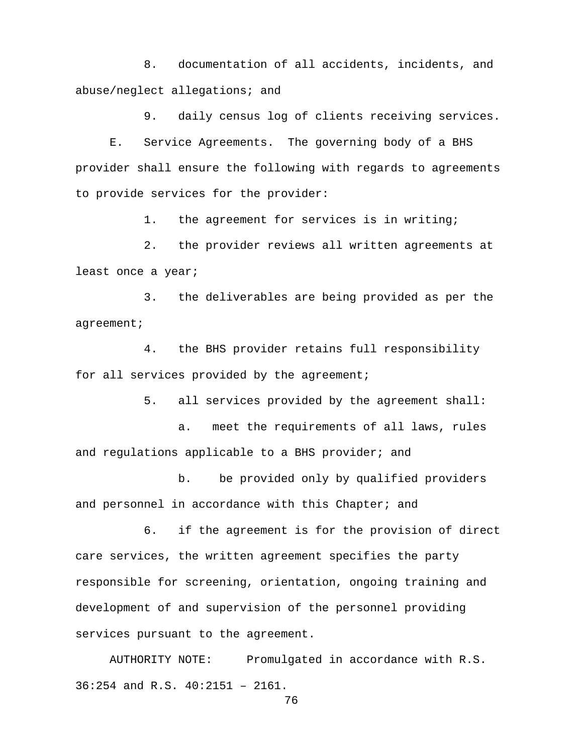8. documentation of all accidents, incidents, and abuse/neglect allegations; and

9. daily census log of clients receiving services.

E. Service Agreements. The governing body of a BHS provider shall ensure the following with regards to agreements to provide services for the provider:

1. the agreement for services is in writing;

2. the provider reviews all written agreements at least once a year;

3. the deliverables are being provided as per the agreement;

4. the BHS provider retains full responsibility for all services provided by the agreement;

5. all services provided by the agreement shall:

a. meet the requirements of all laws, rules and regulations applicable to a BHS provider; and

b. be provided only by qualified providers and personnel in accordance with this Chapter; and

6. if the agreement is for the provision of direct care services, the written agreement specifies the party responsible for screening, orientation, ongoing training and development of and supervision of the personnel providing services pursuant to the agreement.

AUTHORITY NOTE: Promulgated in accordance with R.S. 36:254 and R.S. 40:2151 – 2161.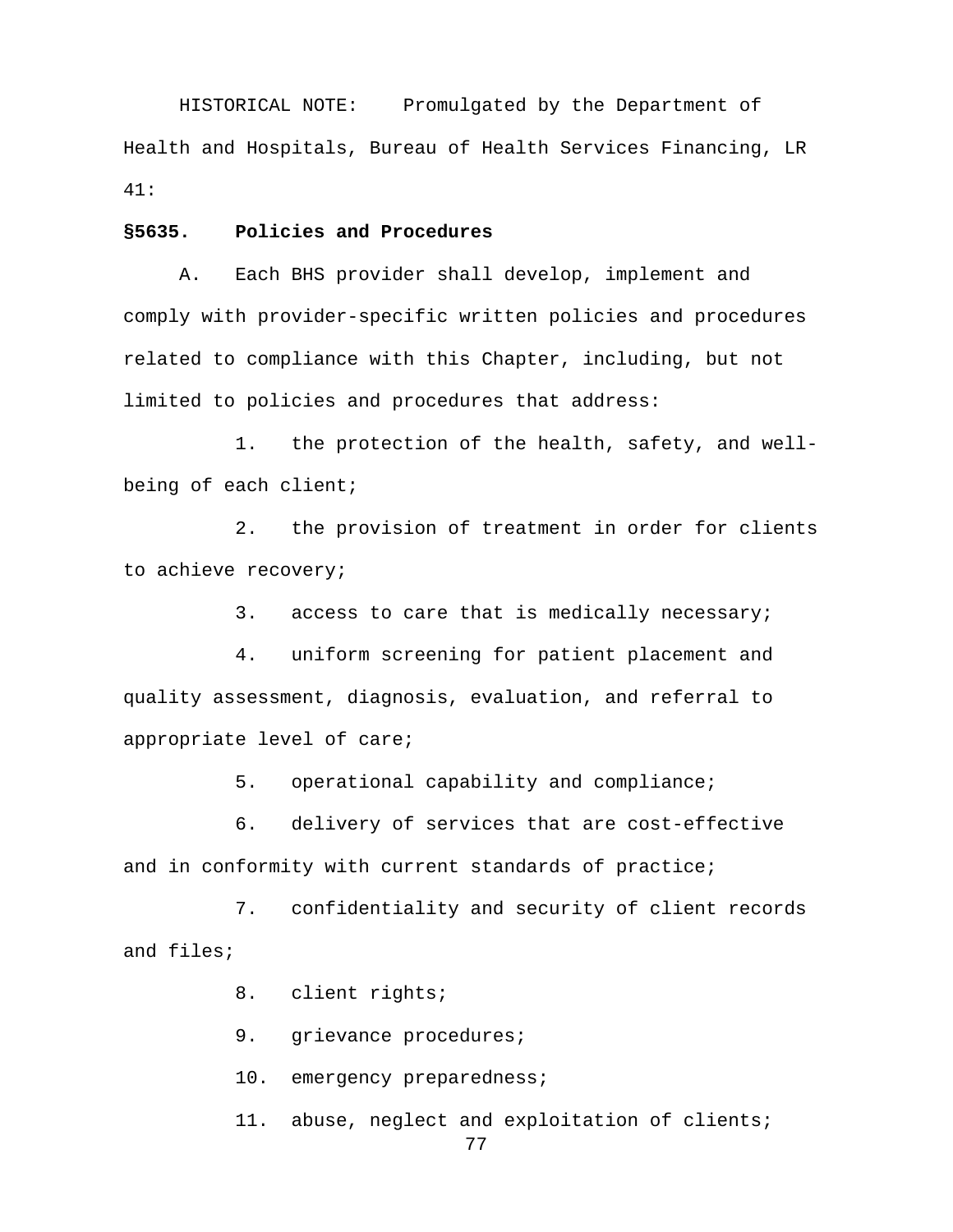HISTORICAL NOTE: Promulgated by the Department of Health and Hospitals, Bureau of Health Services Financing, LR 41:

**§5635. Policies and Procedures**

A. Each BHS provider shall develop, implement and comply with provider-specific written policies and procedures related to compliance with this Chapter, including, but not limited to policies and procedures that address:

1. the protection of the health, safety, and well-being of each client;

2. the provision of treatment in order for clients to achieve recovery;

3. access to care that is medically necessary;

4. uniform screening for patient placement and quality assessment, diagnosis, evaluation, and referral to appropriate level of care;

5. operational capability and compliance;

6. delivery of services that are cost-effective and in conformity with current standards of practice;

7. confidentiality and security of client records and files;

8. client rights;

9. grievance procedures;

10. emergency preparedness;

11. abuse, neglect and exploitation of clients;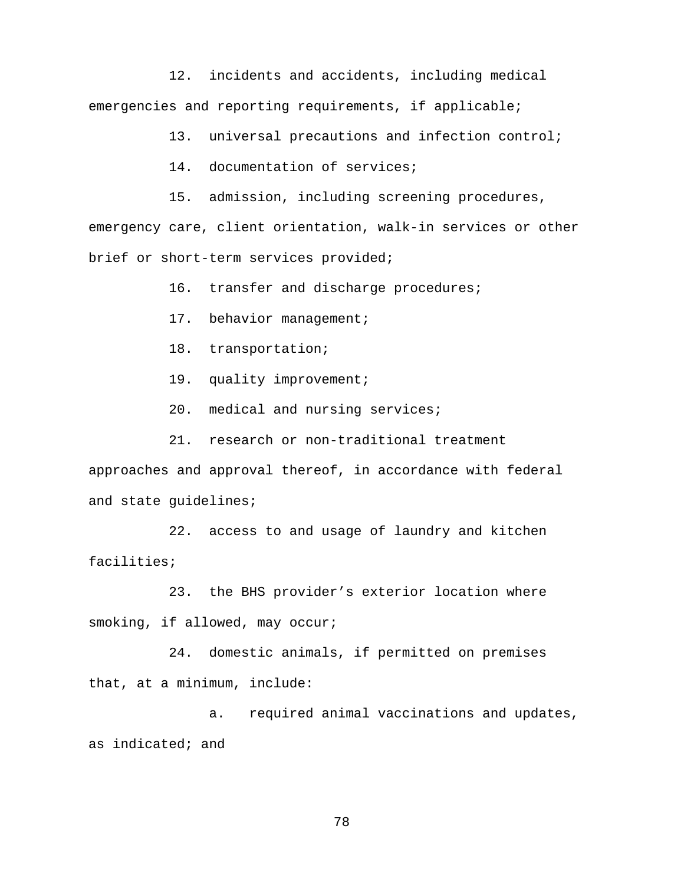12. incidents and accidents, including medical emergencies and reporting requirements, if applicable;

13. universal precautions and infection control;

14. documentation of services;

15. admission, including screening procedures, emergency care, client orientation, walk-in services or other brief or short-term services provided;

16. transfer and discharge procedures;

17. behavior management;

18. transportation;

19. quality improvement;

20. medical and nursing services;

21. research or non-traditional treatment approaches and approval thereof, in accordance with federal and state guidelines;

22. access to and usage of laundry and kitchen facilities;

23. the BHS provider’s exterior location where smoking, if allowed, may occur;

24. domestic animals, if permitted on premises that, at a minimum, include:

    a. required animal vaccinations and updates, as indicated; and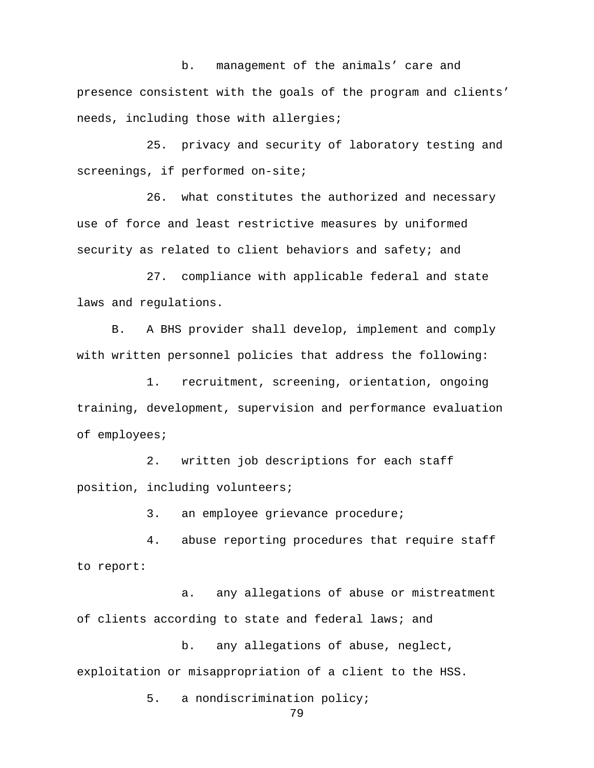b. management of the animals' care and presence consistent with the goals of the program and clients' needs, including those with allergies;

25. privacy and security of laboratory testing and screenings, if performed on-site;

26. what constitutes the authorized and necessary use of force and least restrictive measures by uniformed security as related to client behaviors and safety; and

27. compliance with applicable federal and state laws and regulations.

B. A BHS provider shall develop, implement and comply with written personnel policies that address the following:

1. recruitment, screening, orientation, ongoing training, development, supervision and performance evaluation of employees;

2. written job descriptions for each staff position, including volunteers;

3. an employee grievance procedure;

4. abuse reporting procedures that require staff to report:

a. any allegations of abuse or mistreatment of clients according to state and federal laws; and

b. any allegations of abuse, neglect, exploitation or misappropriation of a client to the HSS.

5. a nondiscrimination policy;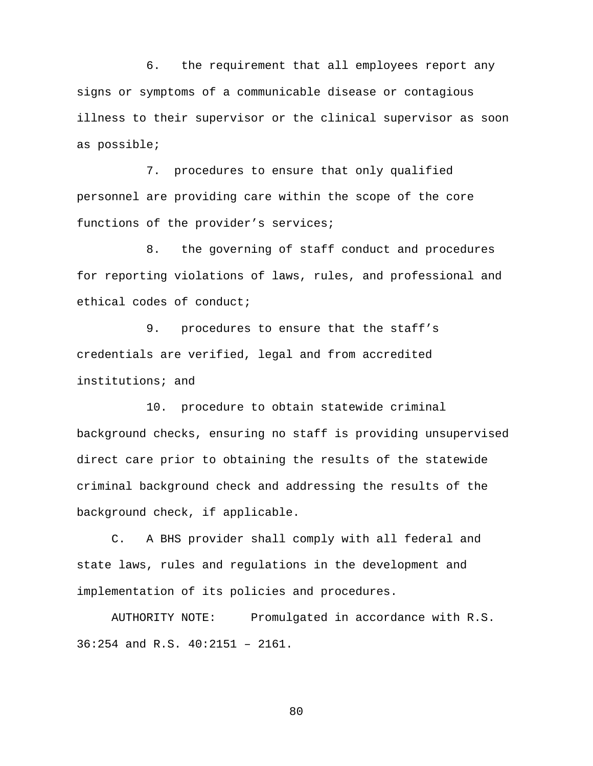6. the requirement that all employees report any signs or symptoms of a communicable disease or contagious illness to their supervisor or the clinical supervisor as soon as possible;

7. procedures to ensure that only qualified personnel are providing care within the scope of the core functions of the provider’s services;

8. the governing of staff conduct and procedures for reporting violations of laws, rules, and professional and ethical codes of conduct;

9. procedures to ensure that the staff’s credentials are verified, legal and from accredited institutions; and

10. procedure to obtain statewide criminal background checks, ensuring no staff is providing unsupervised direct care prior to obtaining the results of the statewide criminal background check and addressing the results of the background check, if applicable.

C. A BHS provider shall comply with all federal and state laws, rules and regulations in the development and implementation of its policies and procedures.

AUTHORITY NOTE: Promulgated in accordance with R.S. 36:254 and R.S. 40:2151 – 2161.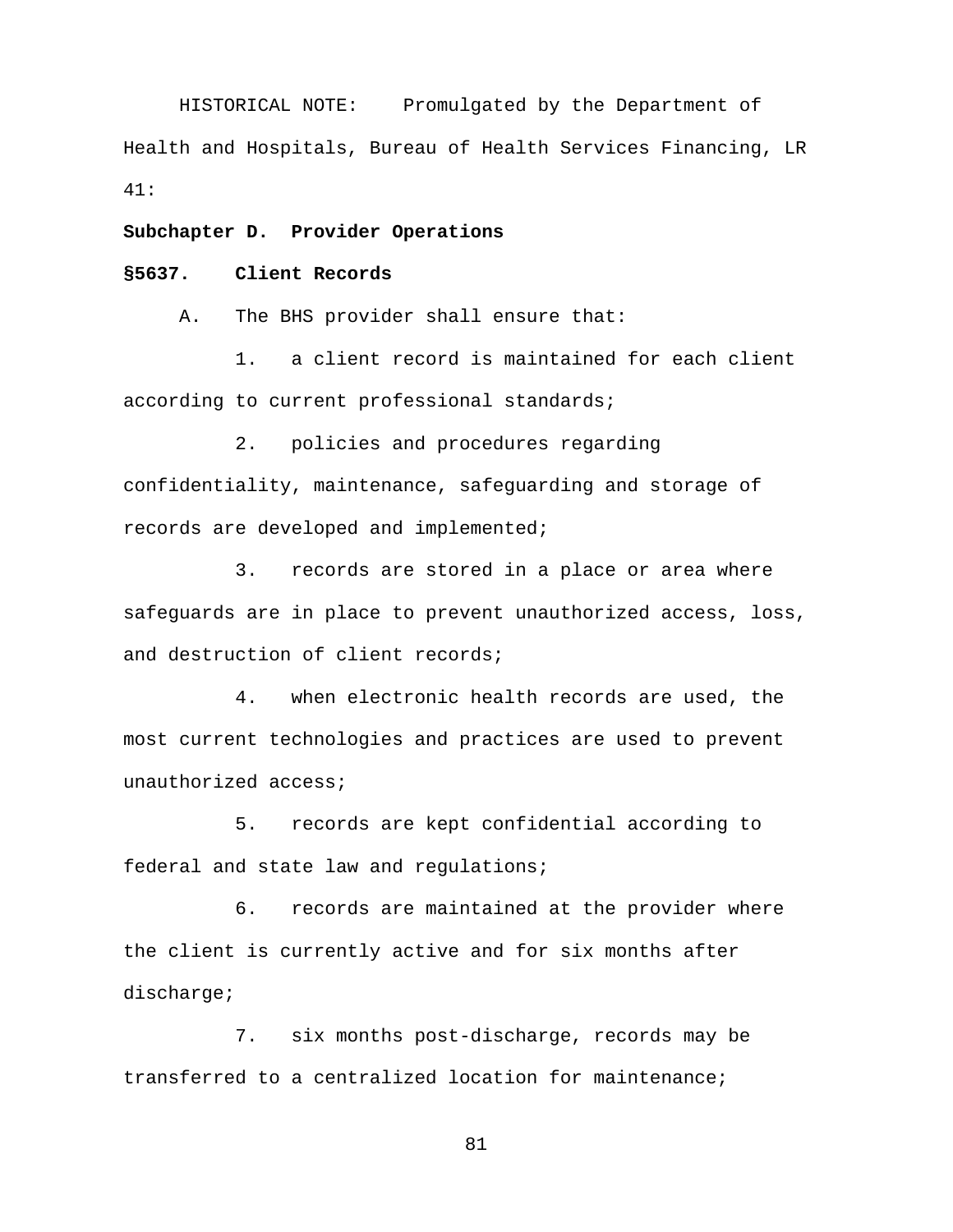HISTORICAL NOTE: Promulgated by the Department of Health and Hospitals, Bureau of Health Services Financing, LR 41:

**Subchapter D. Provider Operations**

**§5637. Client Records**

A. The BHS provider shall ensure that:

1. a client record is maintained for each client according to current professional standards;

2. policies and procedures regarding confidentiality, maintenance, safeguarding and storage of records are developed and implemented;

3. records are stored in a place or area where safeguards are in place to prevent unauthorized access, loss, and destruction of client records;

4. when electronic health records are used, the most current technologies and practices are used to prevent unauthorized access;

5. records are kept confidential according to federal and state law and regulations;

6. records are maintained at the provider where the client is currently active and for six months after discharge;

7. six months post-discharge, records may be transferred to a centralized location for maintenance;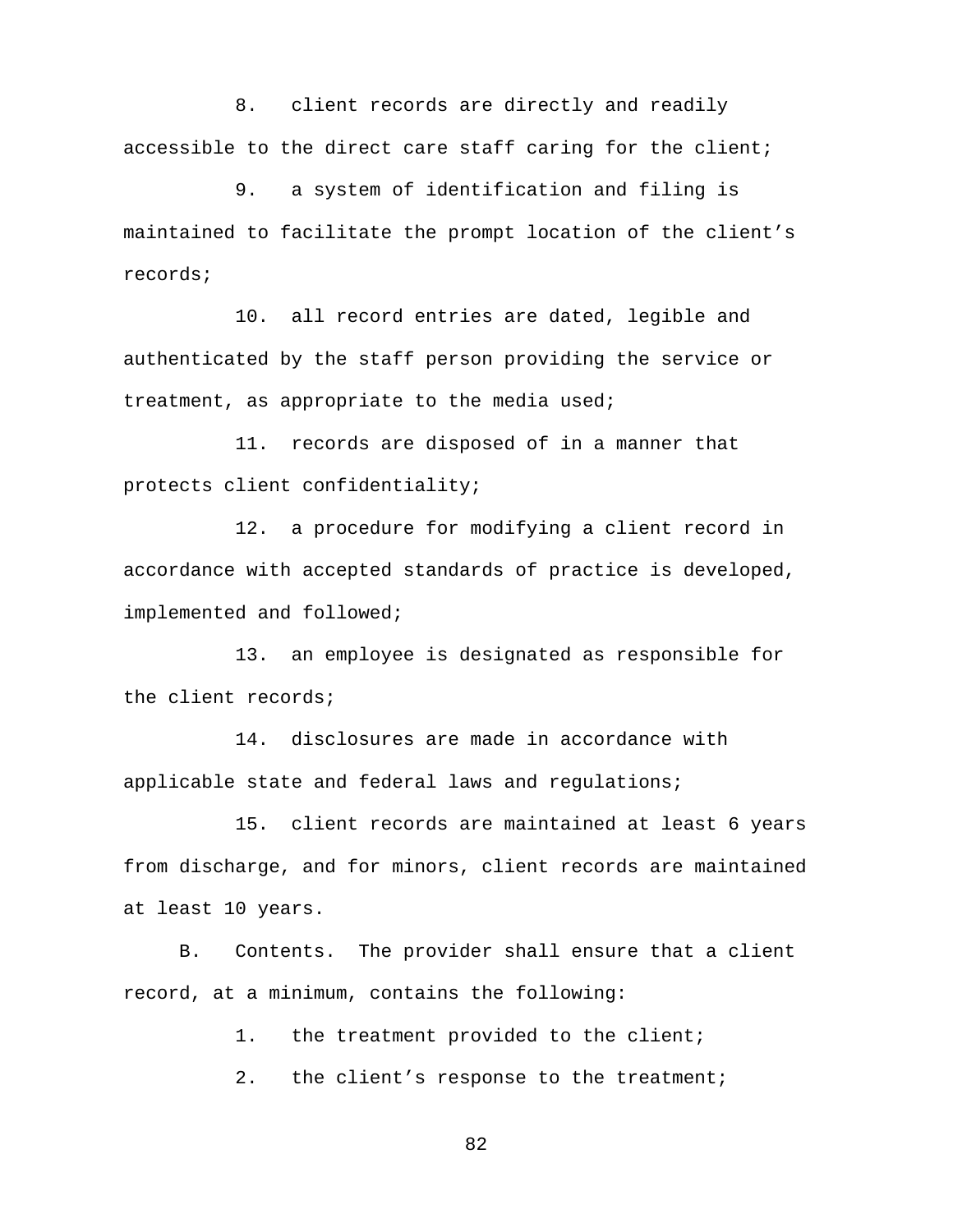8. client records are directly and readily accessible to the direct care staff caring for the client;

9. a system of identification and filing is maintained to facilitate the prompt location of the client's records;

10. all record entries are dated, legible and authenticated by the staff person providing the service or treatment, as appropriate to the media used;

11. records are disposed of in a manner that protects client confidentiality;

12. a procedure for modifying a client record in accordance with accepted standards of practice is developed, implemented and followed;

13. an employee is designated as responsible for the client records;

14. disclosures are made in accordance with applicable state and federal laws and regulations;

15. client records are maintained at least 6 years from discharge, and for minors, client records are maintained at least 10 years.

B. Contents. The provider shall ensure that a client record, at a minimum, contains the following:

1. the treatment provided to the client;

2. the client's response to the treatment;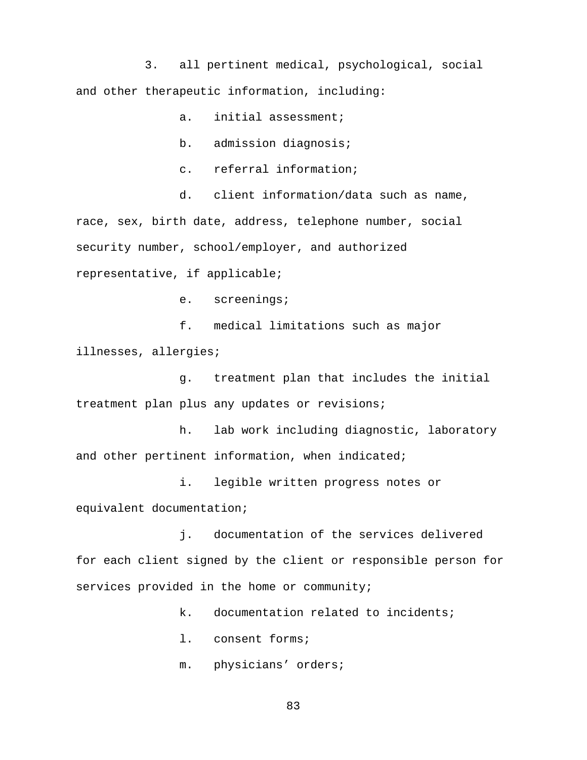3. all pertinent medical, psychological, social and other therapeutic information, including:

a. initial assessment;

b. admission diagnosis;

c. referral information;

d. client information/data such as name, race, sex, birth date, address, telephone number, social security number, school/employer, and authorized representative, if applicable;

e. screenings;

f. medical limitations such as major illnesses, allergies;

g. treatment plan that includes the initial treatment plan plus any updates or revisions;

h. lab work including diagnostic, laboratory and other pertinent information, when indicated;

i. legible written progress notes or equivalent documentation;

j. documentation of the services delivered for each client signed by the client or responsible person for services provided in the home or community;

k. documentation related to incidents;

l. consent forms;

m. physicians' orders;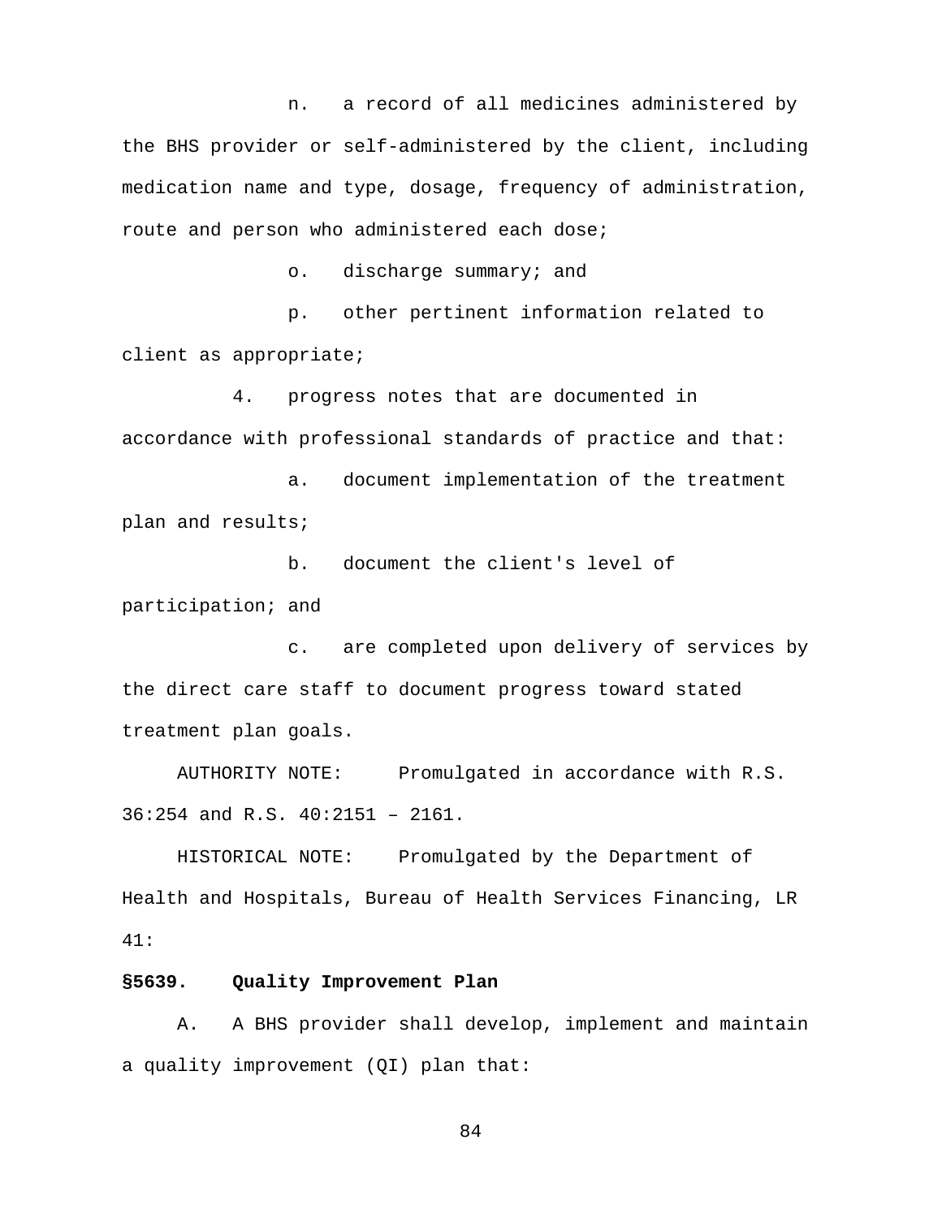n. a record of all medicines administered by the BHS provider or self-administered by the client, including medication name and type, dosage, frequency of administration, route and person who administered each dose;

o. discharge summary; and

p. other pertinent information related to client as appropriate;

4. progress notes that are documented in accordance with professional standards of practice and that:

a. document implementation of the treatment plan and results;

b. document the client's level of participation; and

c. are completed upon delivery of services by the direct care staff to document progress toward stated treatment plan goals.

AUTHORITY NOTE: Promulgated in accordance with R.S. 36:254 and R.S. 40:2151 – 2161.

HISTORICAL NOTE: Promulgated by the Department of Health and Hospitals, Bureau of Health Services Financing, LR 41:

**§5639. Quality Improvement Plan**

A. A BHS provider shall develop, implement and maintain a quality improvement (QI) plan that: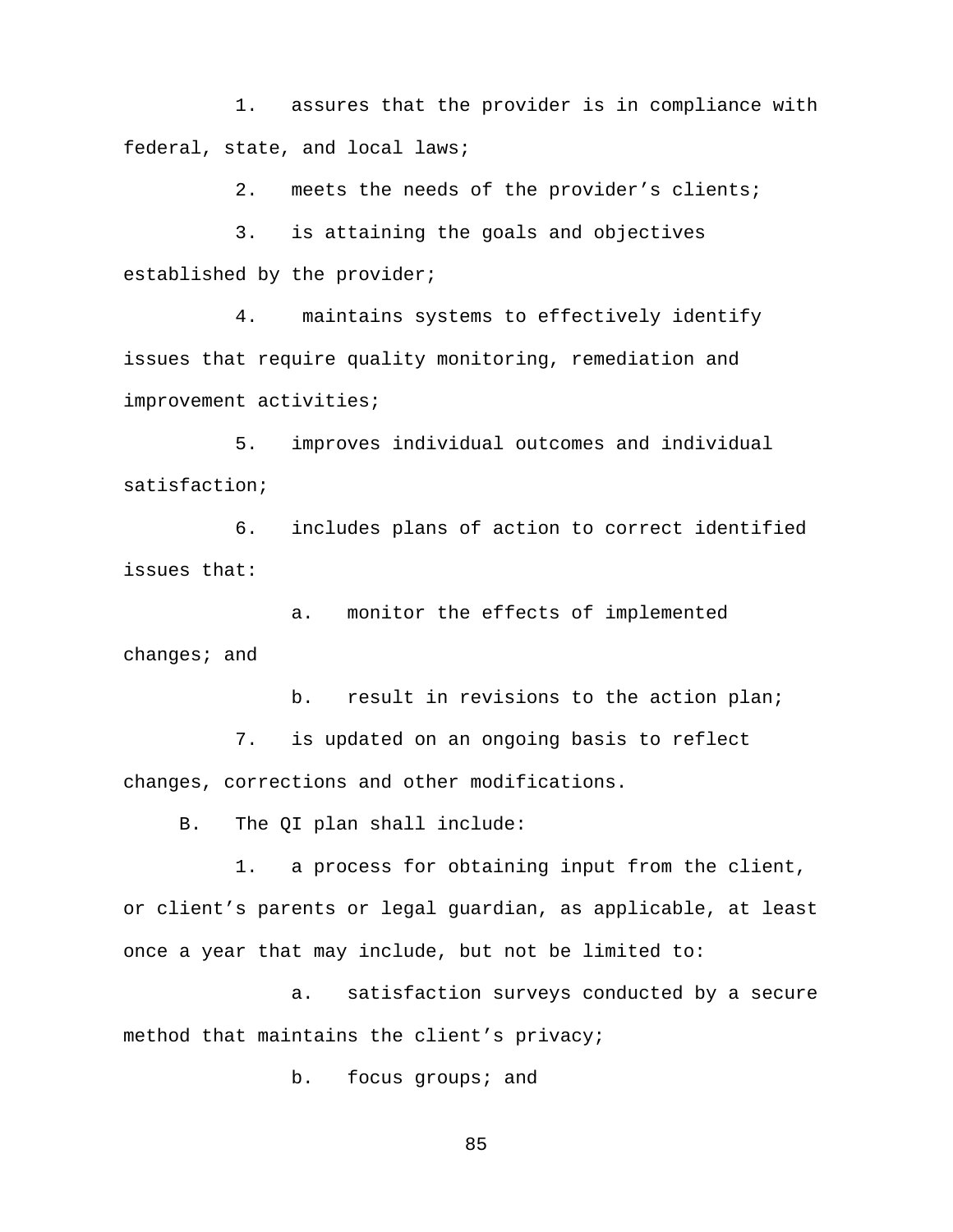1. assures that the provider is in compliance with federal, state, and local laws;

2. meets the needs of the provider's clients;

3. is attaining the goals and objectives established by the provider;

4. maintains systems to effectively identify issues that require quality monitoring, remediation and improvement activities;

5. improves individual outcomes and individual satisfaction;

6. includes plans of action to correct identified issues that:

   a. monitor the effects of implemented changes; and

   b. result in revisions to the action plan;

7. is updated on an ongoing basis to reflect changes, corrections and other modifications.

B. The QI plan shall include:

1. a process for obtaining input from the client, or client's parents or legal guardian, as applicable, at least once a year that may include, but not be limited to:

   a. satisfaction surveys conducted by a secure method that maintains the client's privacy;

   b. focus groups; and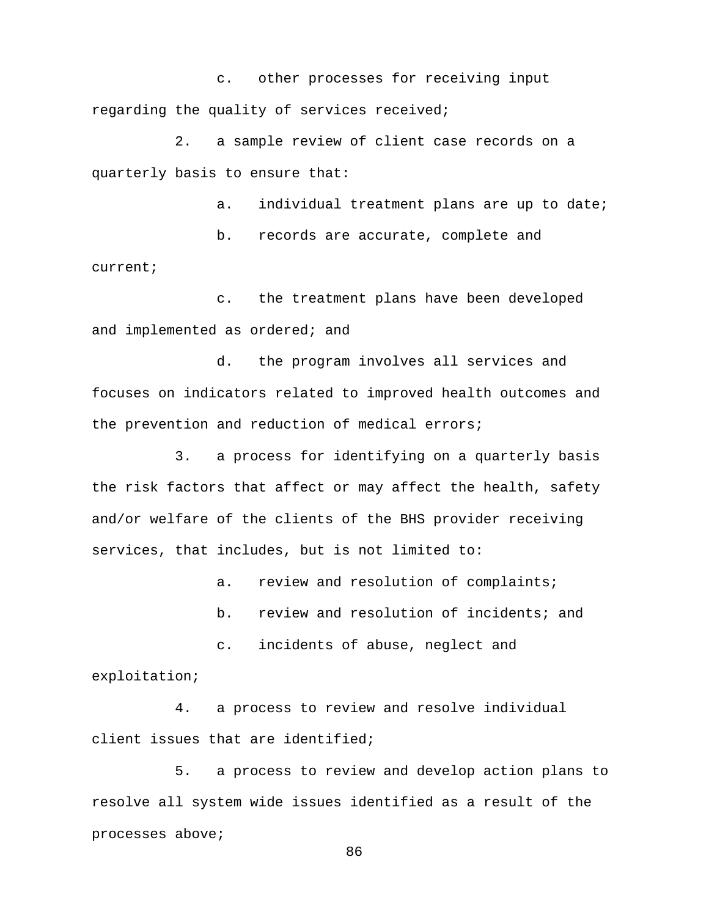c. other processes for receiving input regarding the quality of services received;

2. a sample review of client case records on a quarterly basis to ensure that:

a. individual treatment plans are up to date;

b. records are accurate, complete and current;

c. the treatment plans have been developed and implemented as ordered; and

d. the program involves all services and focuses on indicators related to improved health outcomes and the prevention and reduction of medical errors;

3. a process for identifying on a quarterly basis the risk factors that affect or may affect the health, safety and/or welfare of the clients of the BHS provider receiving services, that includes, but is not limited to:

a. review and resolution of complaints;

b. review and resolution of incidents; and

c. incidents of abuse, neglect and exploitation;

4. a process to review and resolve individual client issues that are identified;

5. a process to review and develop action plans to resolve all system wide issues identified as a result of the processes above;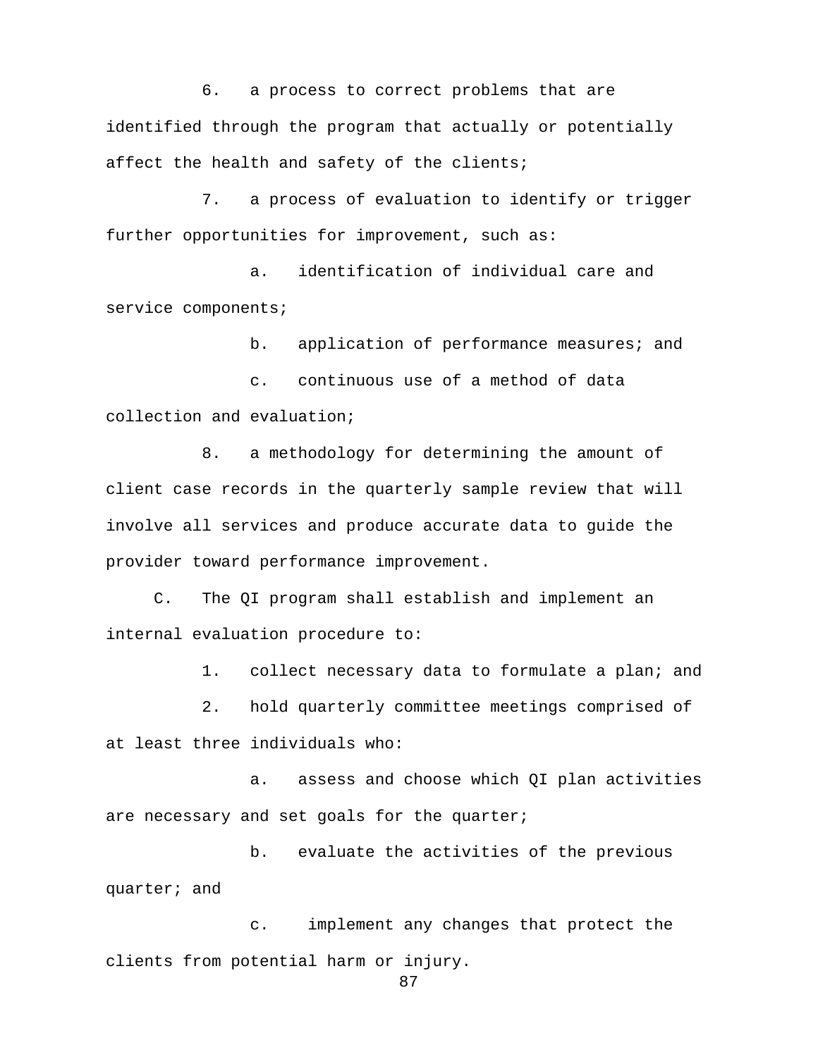6. a process to correct problems that are identified through the program that actually or potentially affect the health and safety of the clients;

7. a process of evaluation to identify or trigger further opportunities for improvement, such as:

a. identification of individual care and service components;

b. application of performance measures; and

c. continuous use of a method of data collection and evaluation;

8. a methodology for determining the amount of client case records in the quarterly sample review that will involve all services and produce accurate data to guide the provider toward performance improvement.

C. The QI program shall establish and implement an internal evaluation procedure to:

1. collect necessary data to formulate a plan; and

2. hold quarterly committee meetings comprised of at least three individuals who:

a. assess and choose which QI plan activities are necessary and set goals for the quarter;

b. evaluate the activities of the previous quarter; and

c. implement any changes that protect the clients from potential harm or injury.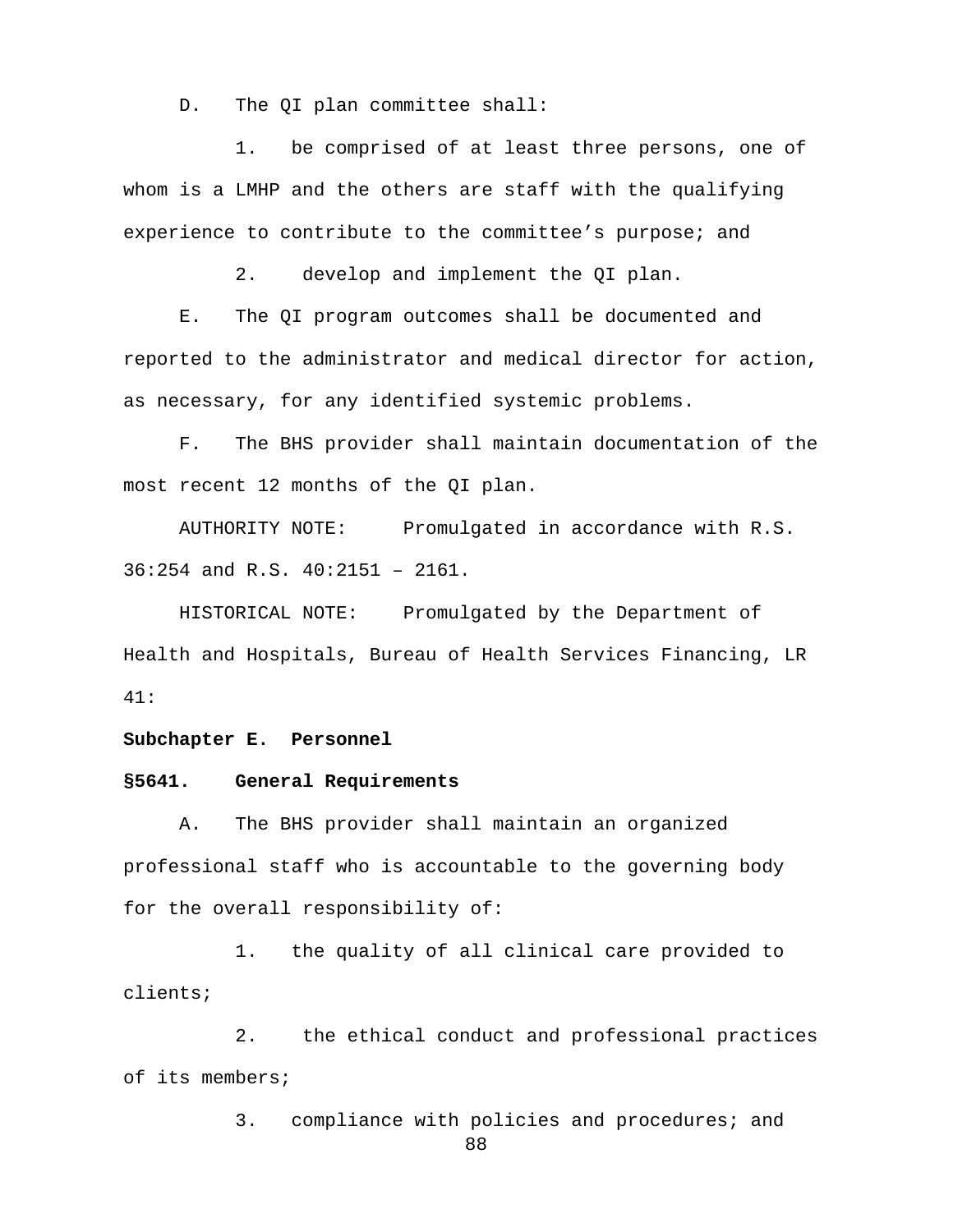D. The QI plan committee shall:

1. be comprised of at least three persons, one of whom is a LMHP and the others are staff with the qualifying experience to contribute to the committee's purpose; and

2. develop and implement the QI plan.

E. The QI program outcomes shall be documented and reported to the administrator and medical director for action, as necessary, for any identified systemic problems.

F. The BHS provider shall maintain documentation of the most recent 12 months of the QI plan.

AUTHORITY NOTE: Promulgated in accordance with R.S. 36:254 and R.S. 40:2151 – 2161.

HISTORICAL NOTE: Promulgated by the Department of Health and Hospitals, Bureau of Health Services Financing, LR 41:

**Subchapter E. Personnel**

**§5641. General Requirements**

A. The BHS provider shall maintain an organized professional staff who is accountable to the governing body for the overall responsibility of:

1. the quality of all clinical care provided to clients;

2. the ethical conduct and professional practices of its members;

3. compliance with policies and procedures; and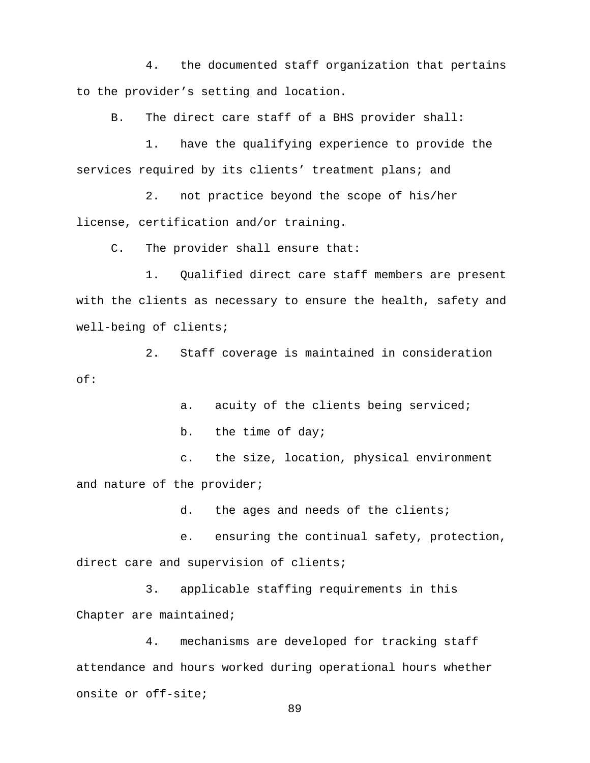4. the documented staff organization that pertains to the provider's setting and location.

B. The direct care staff of a BHS provider shall:

1. have the qualifying experience to provide the services required by its clients' treatment plans; and

2. not practice beyond the scope of his/her license, certification and/or training.

C. The provider shall ensure that:

1. Qualified direct care staff members are present with the clients as necessary to ensure the health, safety and well-being of clients;

2. Staff coverage is maintained in consideration of:

a. acuity of the clients being serviced;

b. the time of day;

c. the size, location, physical environment and nature of the provider;

d. the ages and needs of the clients;

e. ensuring the continual safety, protection, direct care and supervision of clients;

3. applicable staffing requirements in this Chapter are maintained;

4. mechanisms are developed for tracking staff attendance and hours worked during operational hours whether onsite or off-site;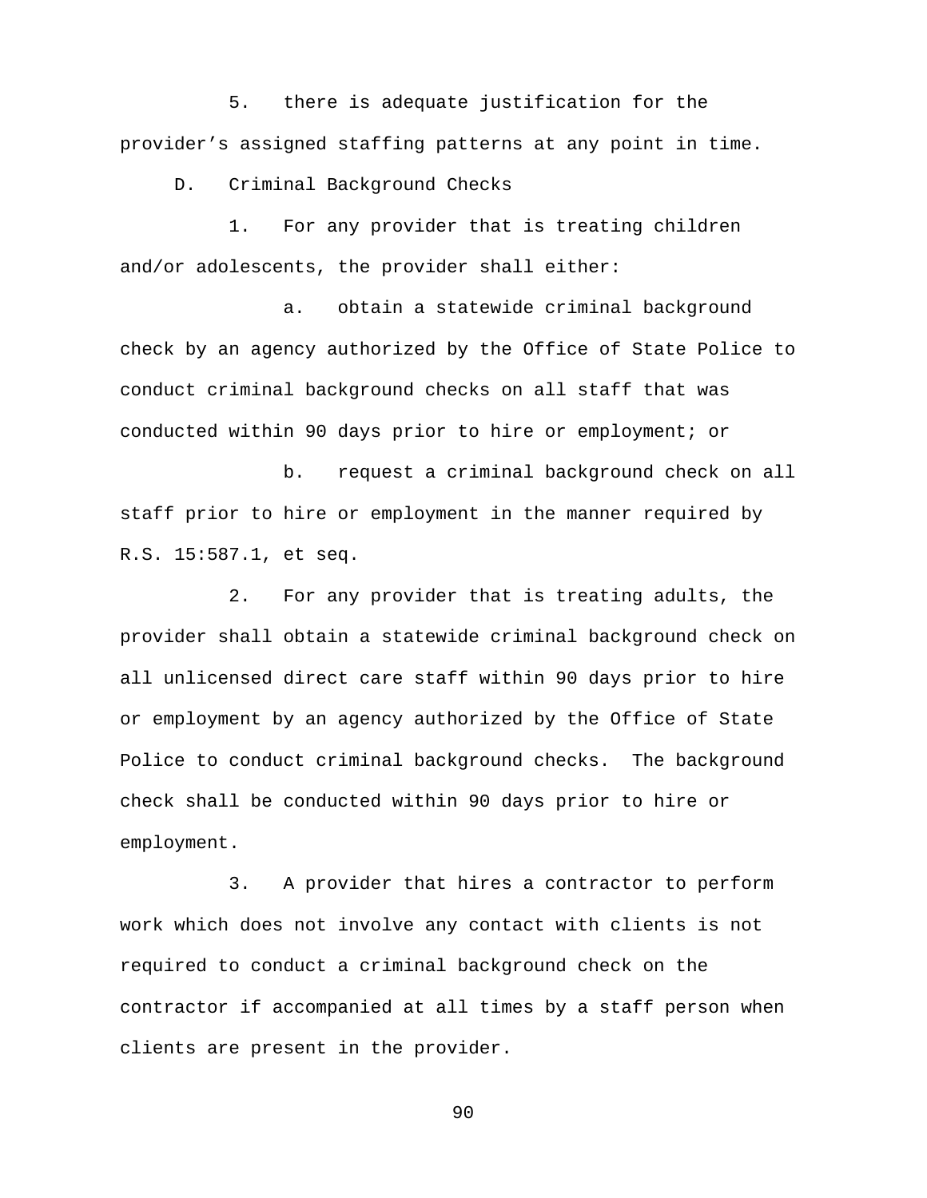5. there is adequate justification for the provider's assigned staffing patterns at any point in time.

D. Criminal Background Checks

1. For any provider that is treating children and/or adolescents, the provider shall either:

a. obtain a statewide criminal background check by an agency authorized by the Office of State Police to conduct criminal background checks on all staff that was conducted within 90 days prior to hire or employment; or

b. request a criminal background check on all staff prior to hire or employment in the manner required by R.S. 15:587.1, et seq.

2. For any provider that is treating adults, the provider shall obtain a statewide criminal background check on all unlicensed direct care staff within 90 days prior to hire or employment by an agency authorized by the Office of State Police to conduct criminal background checks. The background check shall be conducted within 90 days prior to hire or employment.

3. A provider that hires a contractor to perform work which does not involve any contact with clients is not required to conduct a criminal background check on the contractor if accompanied at all times by a staff person when clients are present in the provider.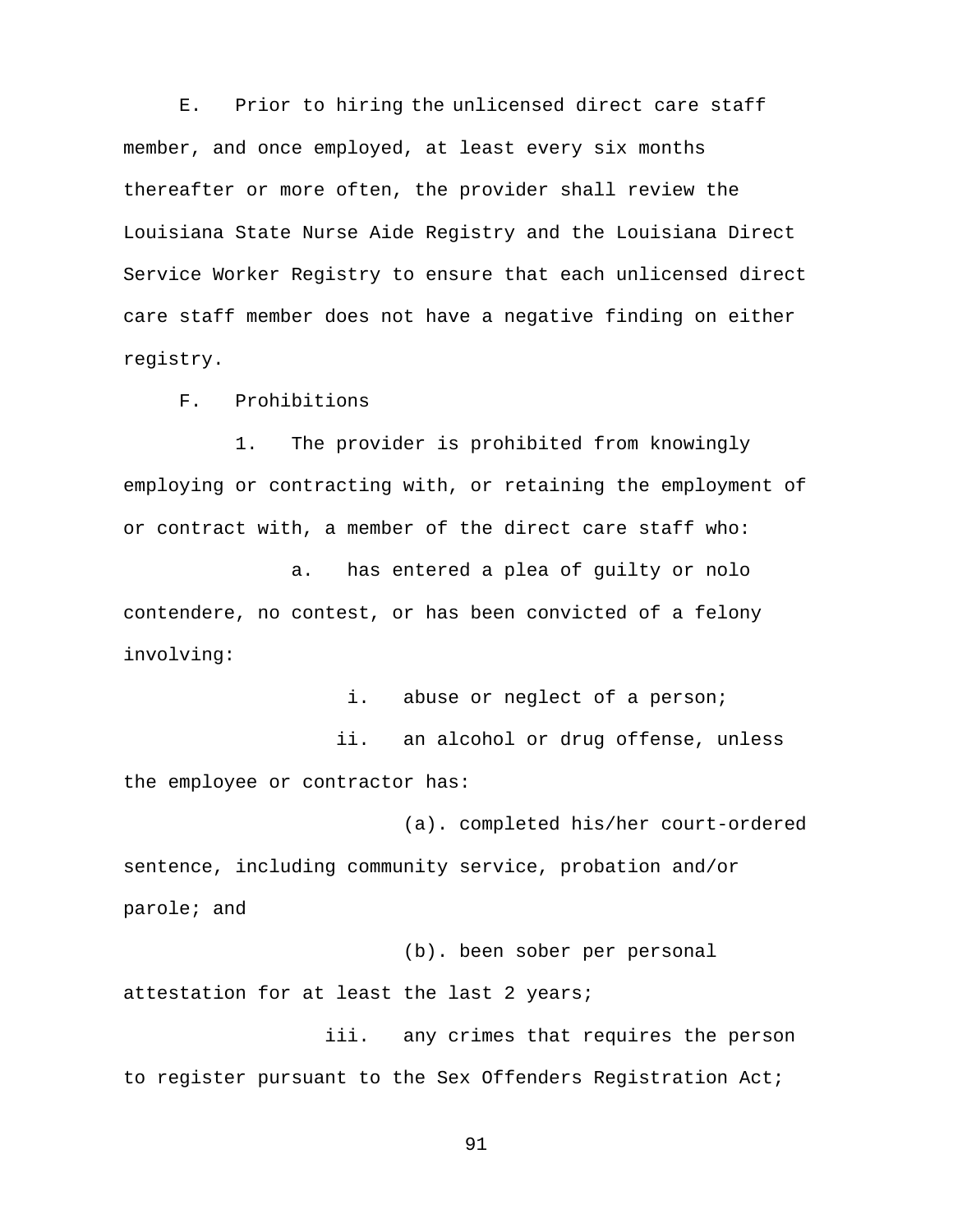E. Prior to hiring the unlicensed direct care staff member, and once employed, at least every six months thereafter or more often, the provider shall review the Louisiana State Nurse Aide Registry and the Louisiana Direct Service Worker Registry to ensure that each unlicensed direct care staff member does not have a negative finding on either registry.

F. Prohibitions

1. The provider is prohibited from knowingly employing or contracting with, or retaining the employment of or contract with, a member of the direct care staff who:

a. has entered a plea of guilty or nolo contendere, no contest, or has been convicted of a felony involving:

i. abuse or neglect of a person;

ii. an alcohol or drug offense, unless the employee or contractor has:

(a). completed his/her court-ordered sentence, including community service, probation and/or parole; and

(b). been sober per personal attestation for at least the last 2 years;

iii. any crimes that requires the person to register pursuant to the Sex Offenders Registration Act;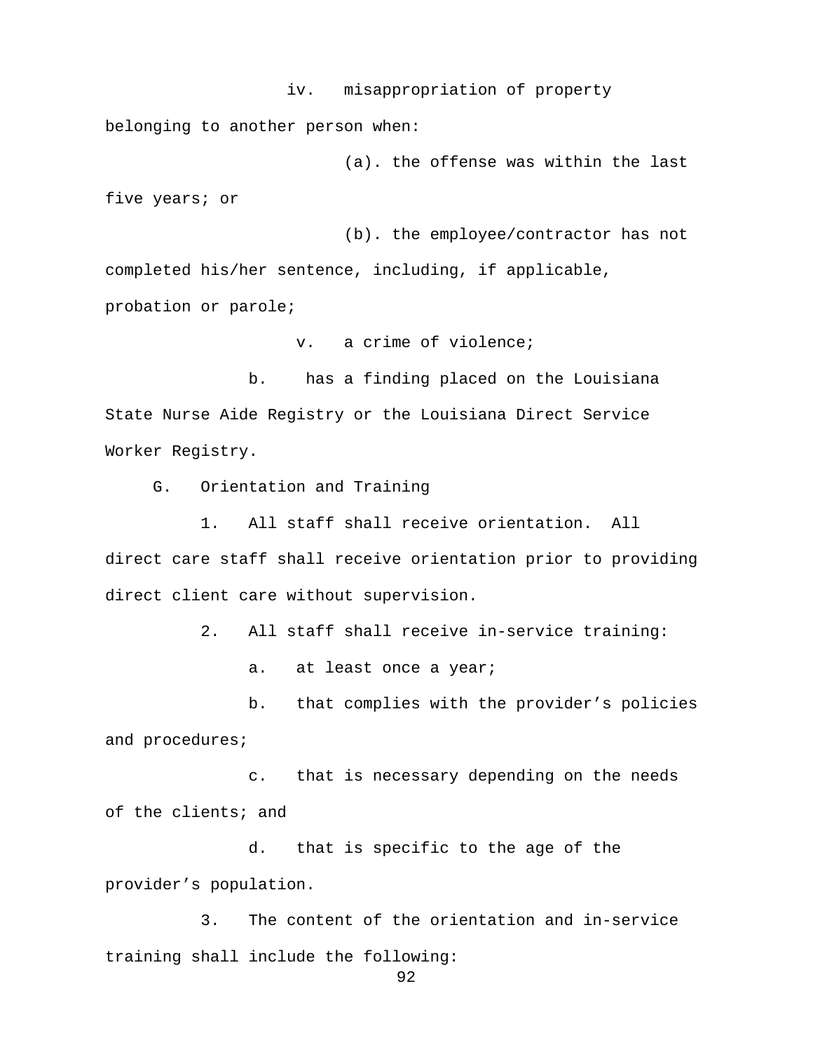iv. misappropriation of property belonging to another person when:

(a). the offense was within the last five years; or

(b). the employee/contractor has not completed his/her sentence, including, if applicable, probation or parole;

v. a crime of violence;

b. has a finding placed on the Louisiana State Nurse Aide Registry or the Louisiana Direct Service Worker Registry.

G. Orientation and Training

1. All staff shall receive orientation. All direct care staff shall receive orientation prior to providing direct client care without supervision.

2. All staff shall receive in-service training:

a. at least once a year;

b. that complies with the provider's policies and procedures;

c. that is necessary depending on the needs of the clients; and

d. that is specific to the age of the provider's population.

3. The content of the orientation and in-service training shall include the following: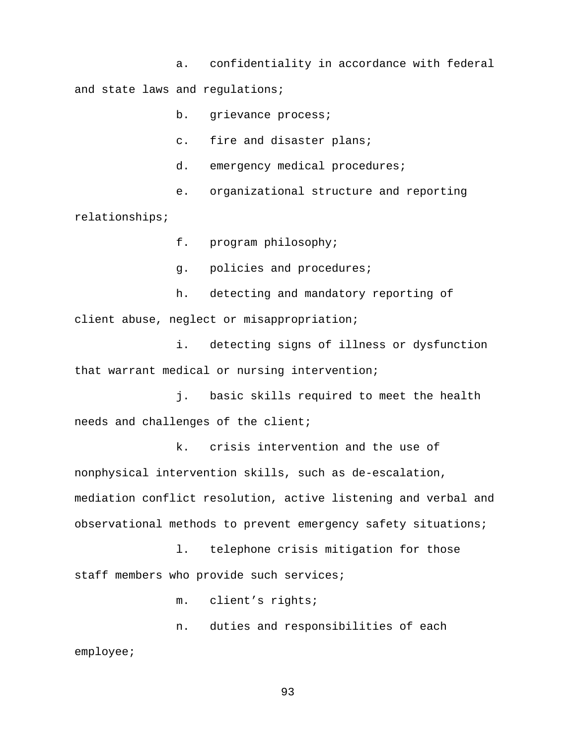a. confidentiality in accordance with federal and state laws and regulations;

b. grievance process;

c. fire and disaster plans;

d. emergency medical procedures;

e. organizational structure and reporting relationships;

f. program philosophy;

g. policies and procedures;

h. detecting and mandatory reporting of client abuse, neglect or misappropriation;

i. detecting signs of illness or dysfunction that warrant medical or nursing intervention;

j. basic skills required to meet the health needs and challenges of the client;

k. crisis intervention and the use of nonphysical intervention skills, such as de-escalation, mediation conflict resolution, active listening and verbal and observational methods to prevent emergency safety situations;

l. telephone crisis mitigation for those staff members who provide such services;

m. client's rights;

n. duties and responsibilities of each employee;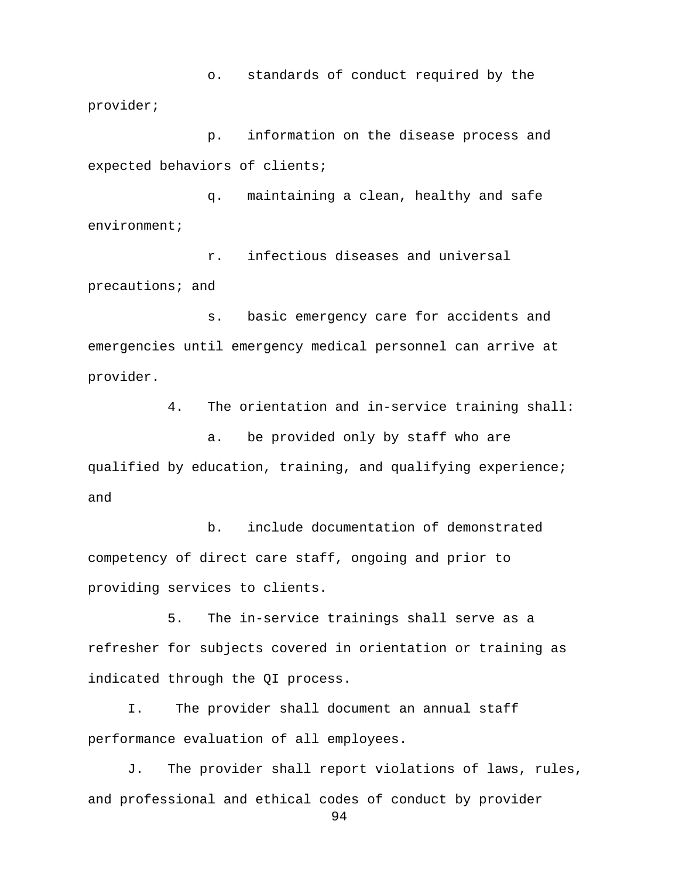o. standards of conduct required by the provider;

p. information on the disease process and expected behaviors of clients;

q. maintaining a clean, healthy and safe environment;

r. infectious diseases and universal precautions; and

s. basic emergency care for accidents and emergencies until emergency medical personnel can arrive at provider.

4. The orientation and in-service training shall:

a. be provided only by staff who are qualified by education, training, and qualifying experience; and

b. include documentation of demonstrated competency of direct care staff, ongoing and prior to providing services to clients.

5. The in-service trainings shall serve as a refresher for subjects covered in orientation or training as indicated through the QI process.

I. The provider shall document an annual staff performance evaluation of all employees.

J. The provider shall report violations of laws, rules, and professional and ethical codes of conduct by provider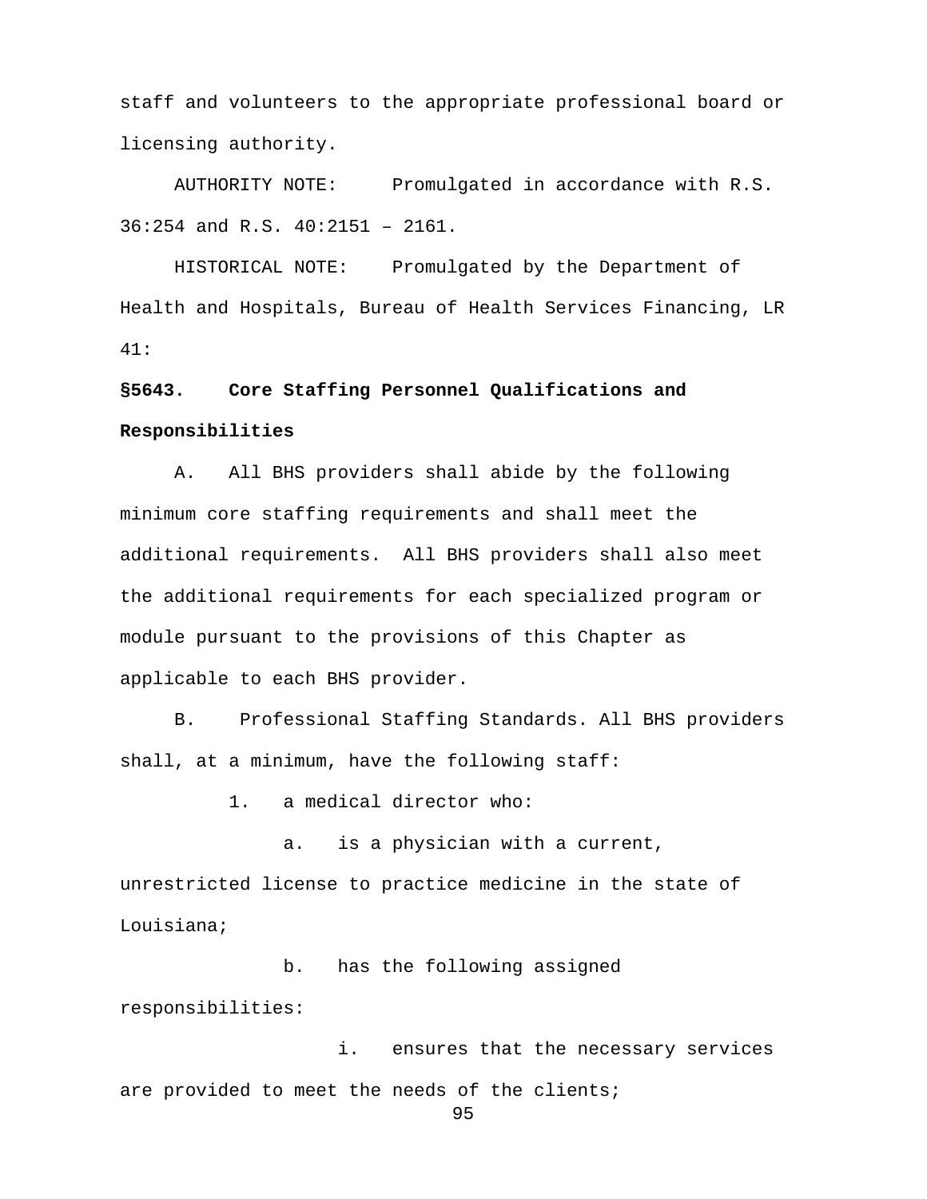staff and volunteers to the appropriate professional board or licensing authority.

AUTHORITY NOTE: Promulgated in accordance with R.S. 36:254 and R.S. 40:2151 – 2161.

HISTORICAL NOTE: Promulgated by the Department of Health and Hospitals, Bureau of Health Services Financing, LR 41:

**§5643. Core Staffing Personnel Qualifications and Responsibilities**

A. All BHS providers shall abide by the following minimum core staffing requirements and shall meet the additional requirements. All BHS providers shall also meet the additional requirements for each specialized program or module pursuant to the provisions of this Chapter as applicable to each BHS provider.

B. Professional Staffing Standards. All BHS providers shall, at a minimum, have the following staff:

1. a medical director who:

a. is a physician with a current, unrestricted license to practice medicine in the state of Louisiana;

b. has the following assigned responsibilities:

i. ensures that the necessary services are provided to meet the needs of the clients;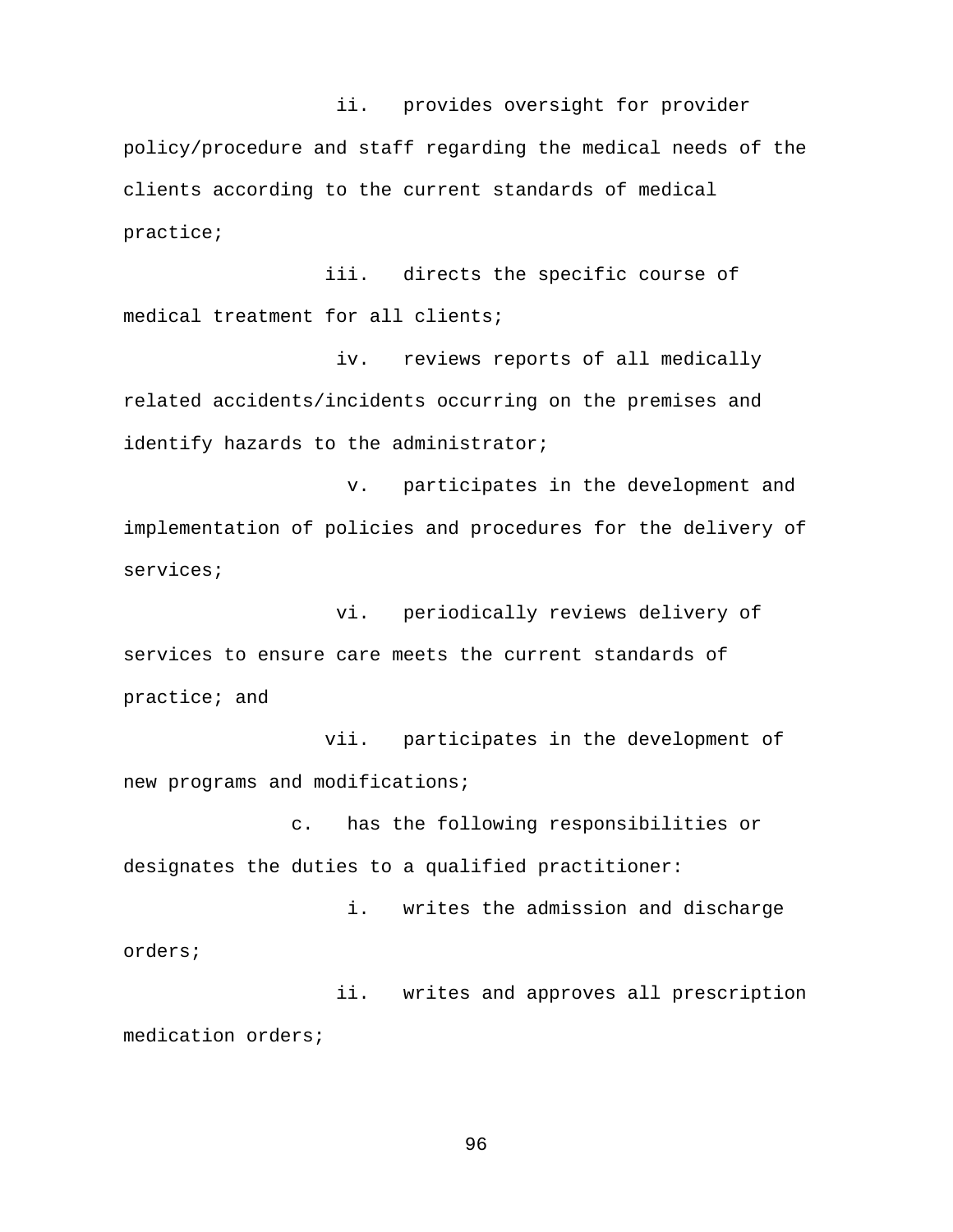ii. provides oversight for provider policy/procedure and staff regarding the medical needs of the clients according to the current standards of medical practice;

iii. directs the specific course of medical treatment for all clients;

iv. reviews reports of all medically related accidents/incidents occurring on the premises and identify hazards to the administrator;

v. participates in the development and implementation of policies and procedures for the delivery of services;

vi. periodically reviews delivery of services to ensure care meets the current standards of practice; and

vii. participates in the development of new programs and modifications;

c. has the following responsibilities or designates the duties to a qualified practitioner:

i. writes the admission and discharge orders;

ii. writes and approves all prescription medication orders;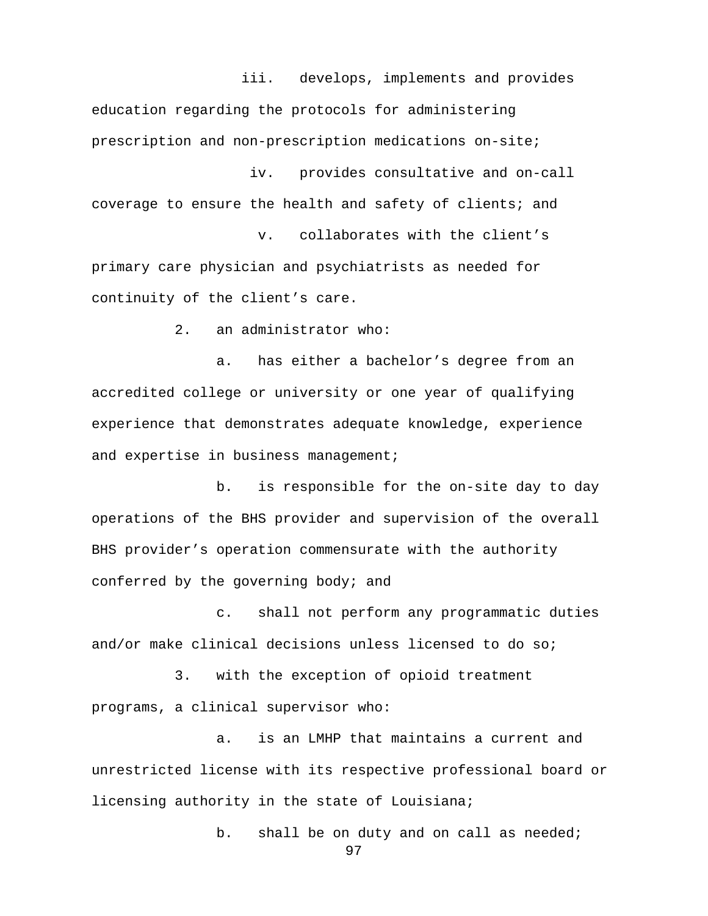iii. develops, implements and provides education regarding the protocols for administering prescription and non-prescription medications on-site;

iv. provides consultative and on-call coverage to ensure the health and safety of clients; and

v. collaborates with the client's primary care physician and psychiatrists as needed for continuity of the client's care.

2. an administrator who:

a. has either a bachelor's degree from an accredited college or university or one year of qualifying experience that demonstrates adequate knowledge, experience and expertise in business management;

b. is responsible for the on-site day to day operations of the BHS provider and supervision of the overall BHS provider's operation commensurate with the authority conferred by the governing body; and

c. shall not perform any programmatic duties and/or make clinical decisions unless licensed to do so;

3. with the exception of opioid treatment programs, a clinical supervisor who:

a. is an LMHP that maintains a current and unrestricted license with its respective professional board or licensing authority in the state of Louisiana;

b. shall be on duty and on call as needed;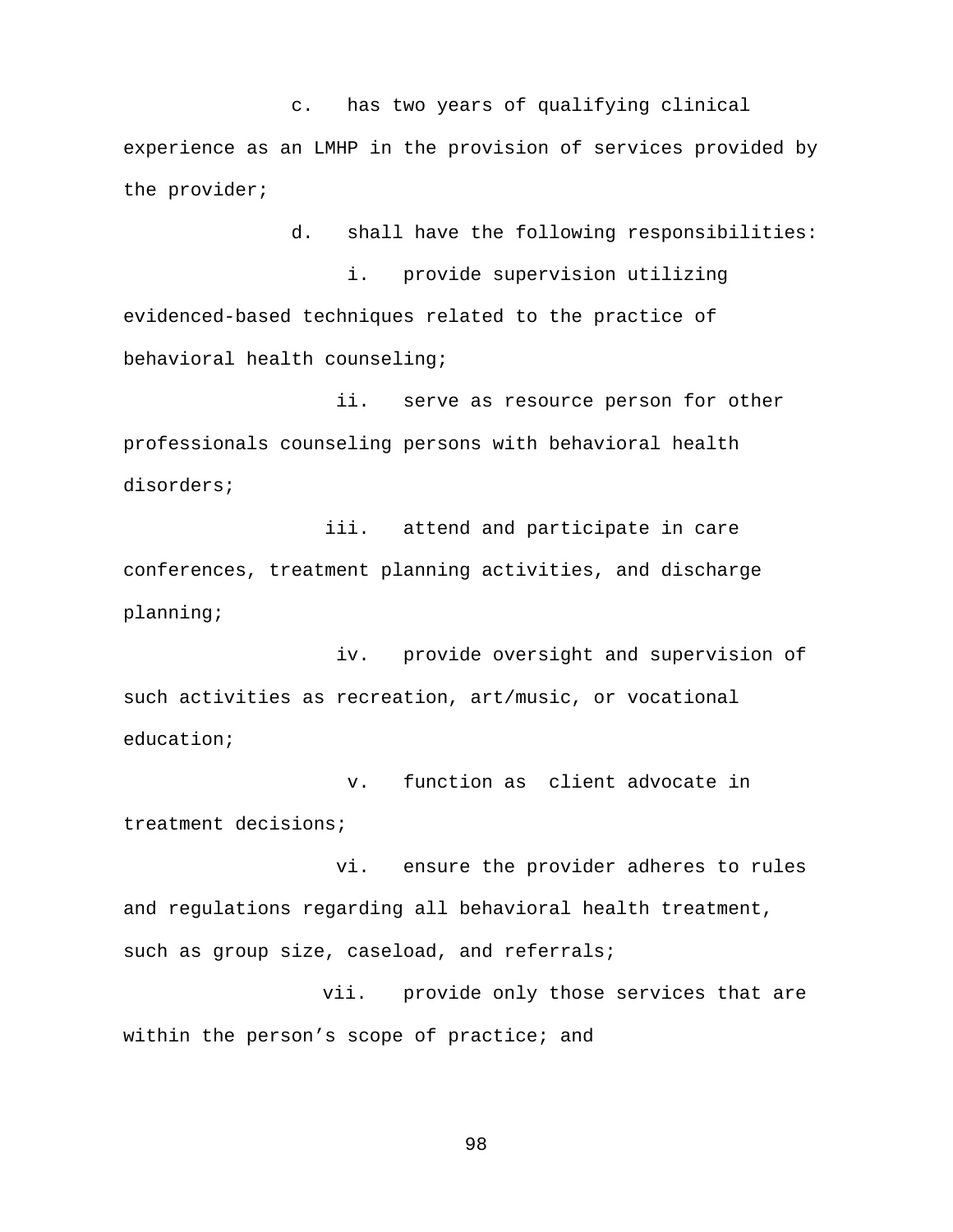c. has two years of qualifying clinical experience as an LMHP in the provision of services provided by the provider;

d. shall have the following responsibilities:

i. provide supervision utilizing evidenced-based techniques related to the practice of behavioral health counseling;

ii. serve as resource person for other professionals counseling persons with behavioral health disorders;

iii. attend and participate in care conferences, treatment planning activities, and discharge planning;

iv. provide oversight and supervision of such activities as recreation, art/music, or vocational education;

v. function as client advocate in treatment decisions;

vi. ensure the provider adheres to rules and regulations regarding all behavioral health treatment, such as group size, caseload, and referrals;

vii. provide only those services that are within the person’s scope of practice; and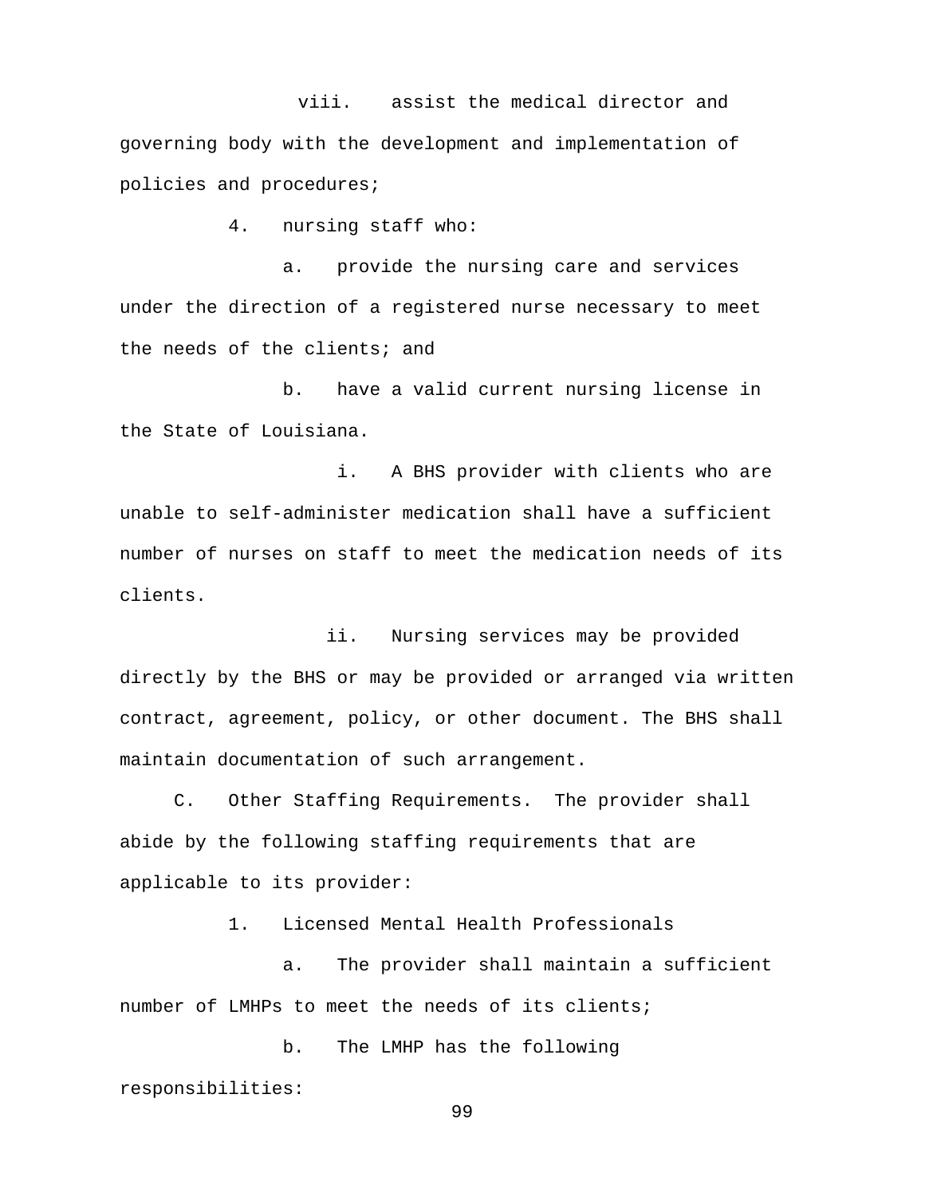viii. assist the medical director and governing body with the development and implementation of policies and procedures;

4. nursing staff who:

a. provide the nursing care and services under the direction of a registered nurse necessary to meet the needs of the clients; and

b. have a valid current nursing license in the State of Louisiana.

i. A BHS provider with clients who are unable to self-administer medication shall have a sufficient number of nurses on staff to meet the medication needs of its clients.

ii. Nursing services may be provided directly by the BHS or may be provided or arranged via written contract, agreement, policy, or other document. The BHS shall maintain documentation of such arrangement.

C. Other Staffing Requirements. The provider shall abide by the following staffing requirements that are applicable to its provider:

1. Licensed Mental Health Professionals

a. The provider shall maintain a sufficient number of LMHPs to meet the needs of its clients;

b. The LMHP has the following responsibilities: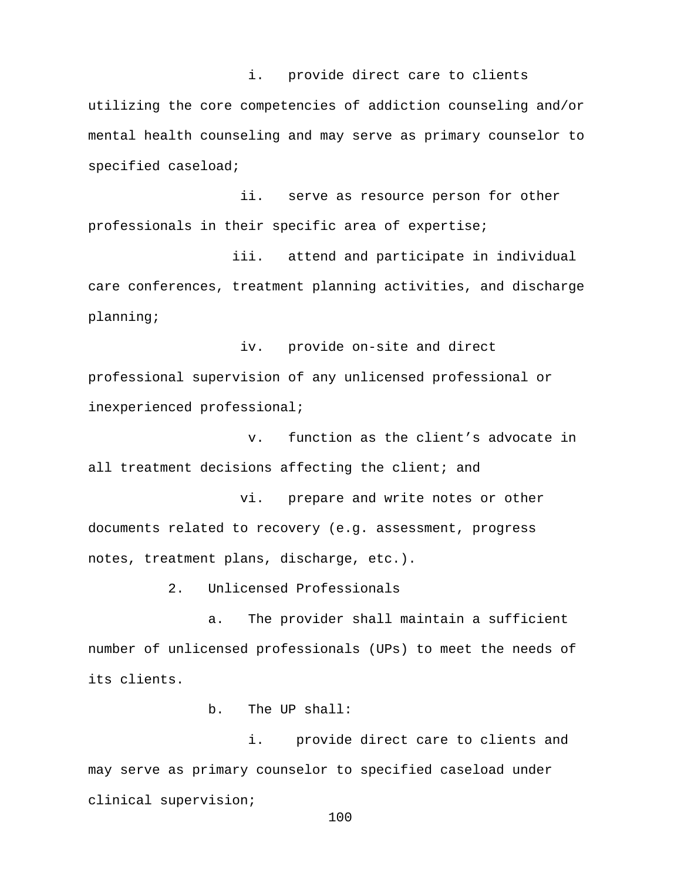i. provide direct care to clients utilizing the core competencies of addiction counseling and/or mental health counseling and may serve as primary counselor to specified caseload;

ii. serve as resource person for other professionals in their specific area of expertise;

iii. attend and participate in individual care conferences, treatment planning activities, and discharge planning;

iv. provide on-site and direct professional supervision of any unlicensed professional or inexperienced professional;

v. function as the client's advocate in all treatment decisions affecting the client; and

vi. prepare and write notes or other documents related to recovery (e.g. assessment, progress notes, treatment plans, discharge, etc.).

2. Unlicensed Professionals

a. The provider shall maintain a sufficient number of unlicensed professionals (UPs) to meet the needs of its clients.

b. The UP shall:

i. provide direct care to clients and may serve as primary counselor to specified caseload under clinical supervision;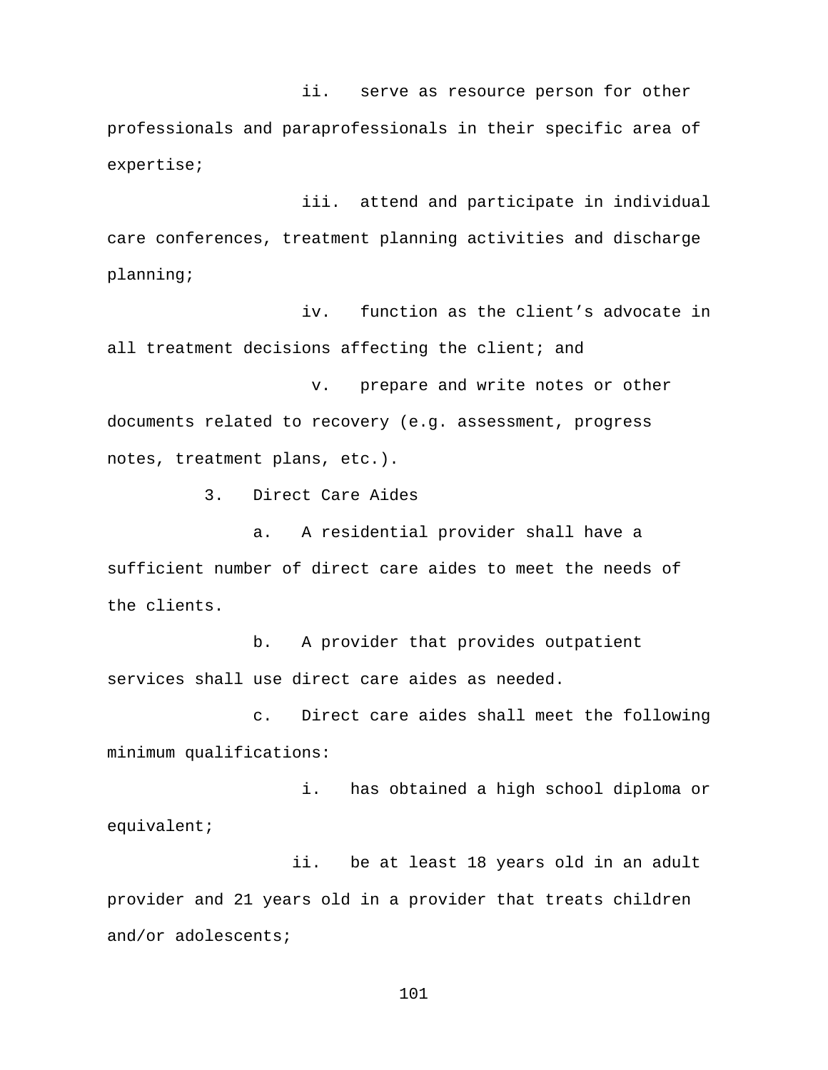ii. serve as resource person for other professionals and paraprofessionals in their specific area of expertise;

iii. attend and participate in individual care conferences, treatment planning activities and discharge planning;

iv. function as the client's advocate in all treatment decisions affecting the client; and

v. prepare and write notes or other documents related to recovery (e.g. assessment, progress notes, treatment plans, etc.).

3. Direct Care Aides

a. A residential provider shall have a sufficient number of direct care aides to meet the needs of the clients.

b. A provider that provides outpatient services shall use direct care aides as needed.

c. Direct care aides shall meet the following minimum qualifications:

i. has obtained a high school diploma or equivalent;

ii. be at least 18 years old in an adult provider and 21 years old in a provider that treats children and/or adolescents;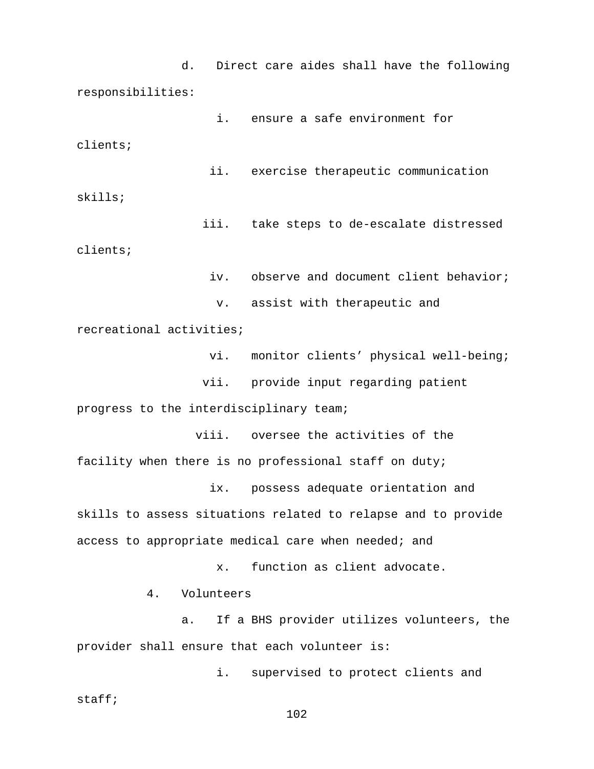d. Direct care aides shall have the following responsibilities:

i. ensure a safe environment for clients;

ii. exercise therapeutic communication skills;

iii. take steps to de-escalate distressed clients;

iv. observe and document client behavior;

v. assist with therapeutic and recreational activities;

vi. monitor clients' physical well-being;

vii. provide input regarding patient progress to the interdisciplinary team;

viii. oversee the activities of the facility when there is no professional staff on duty;

ix. possess adequate orientation and skills to assess situations related to relapse and to provide access to appropriate medical care when needed; and

x. function as client advocate.

4. Volunteers

a. If a BHS provider utilizes volunteers, the provider shall ensure that each volunteer is:

i. supervised to protect clients and staff;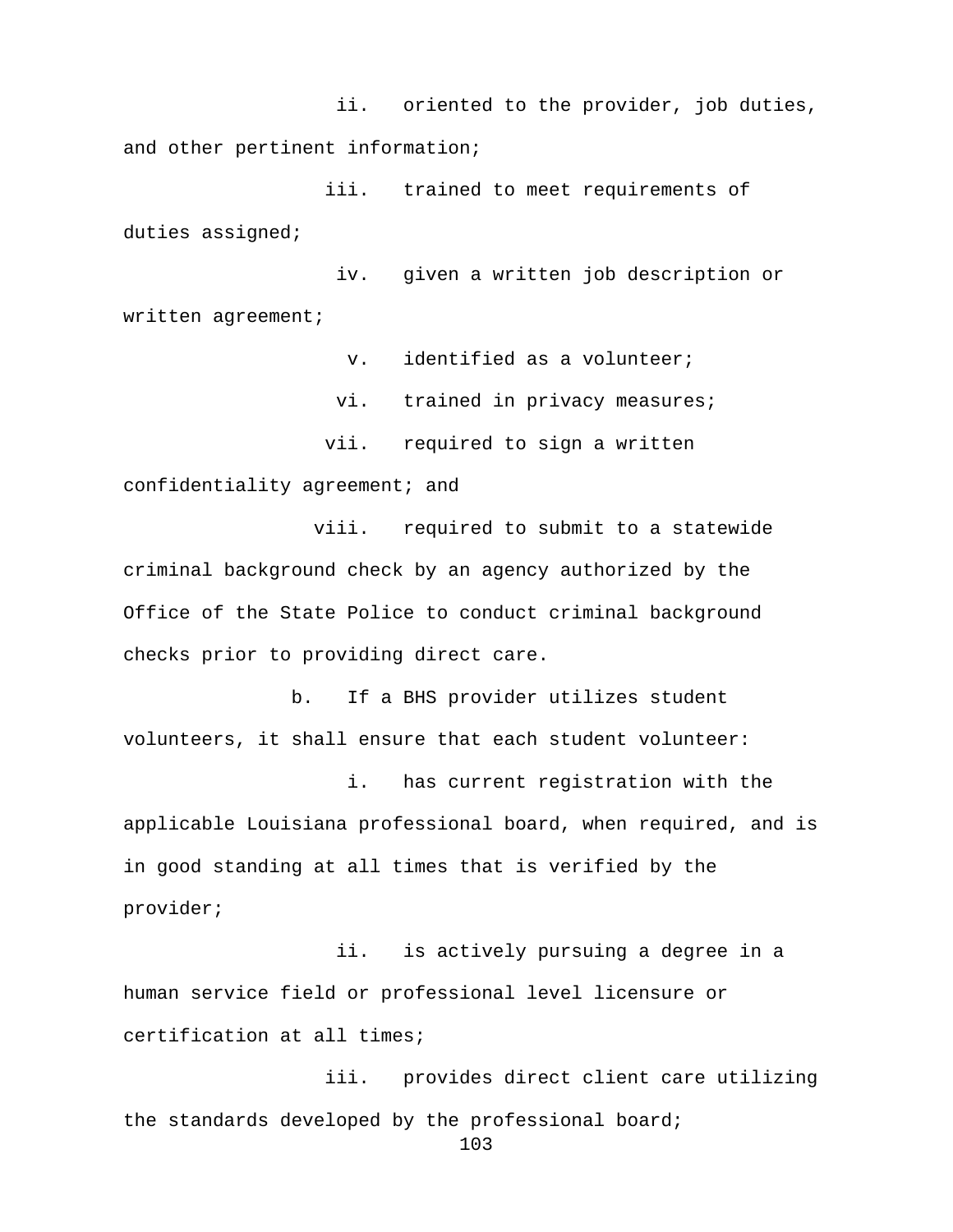ii. oriented to the provider, job duties, and other pertinent information;

iii. trained to meet requirements of duties assigned;

iv. given a written job description or written agreement;

v. identified as a volunteer;

vi. trained in privacy measures;

vii. required to sign a written confidentiality agreement; and

viii. required to submit to a statewide criminal background check by an agency authorized by the Office of the State Police to conduct criminal background checks prior to providing direct care.

b. If a BHS provider utilizes student volunteers, it shall ensure that each student volunteer:

i. has current registration with the applicable Louisiana professional board, when required, and is in good standing at all times that is verified by the provider;

ii. is actively pursuing a degree in a human service field or professional level licensure or certification at all times;

iii. provides direct client care utilizing the standards developed by the professional board;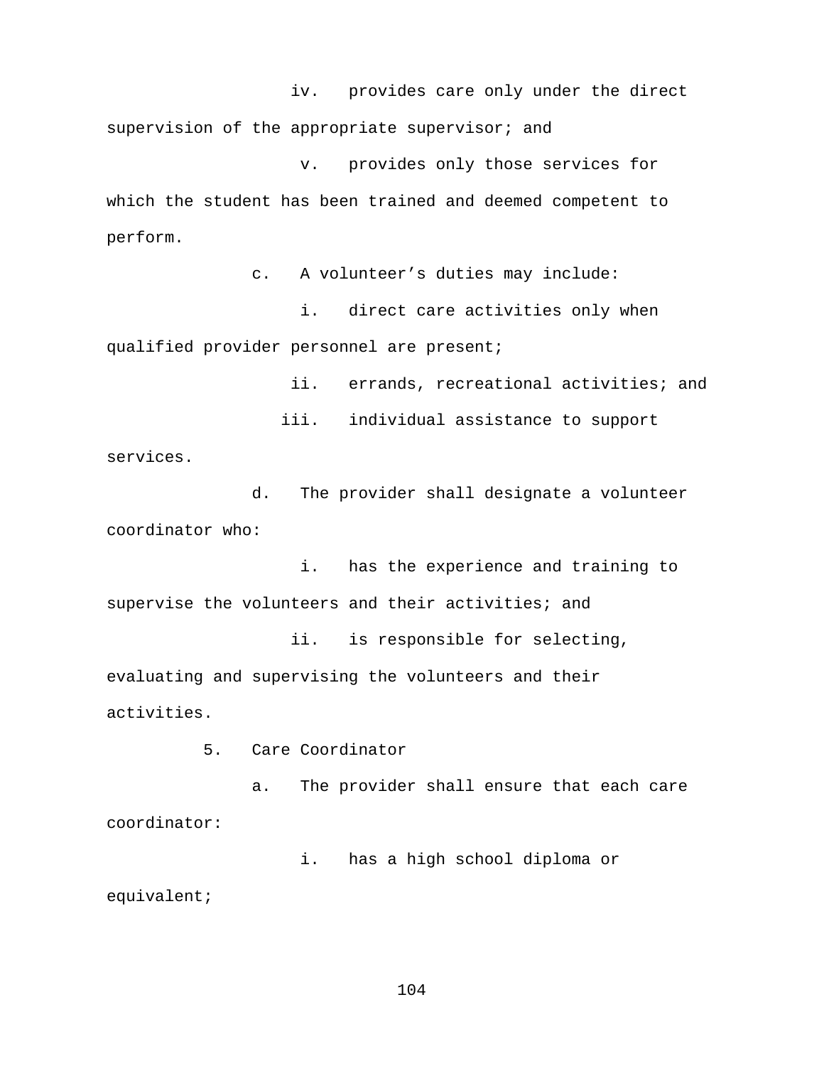iv. provides care only under the direct supervision of the appropriate supervisor; and

v. provides only those services for which the student has been trained and deemed competent to perform.

c. A volunteer's duties may include:

i. direct care activities only when qualified provider personnel are present;

ii. errands, recreational activities; and

iii. individual assistance to support services.

d. The provider shall designate a volunteer coordinator who:

i. has the experience and training to supervise the volunteers and their activities; and

ii. is responsible for selecting, evaluating and supervising the volunteers and their activities.

5. Care Coordinator

a. The provider shall ensure that each care coordinator:

i. has a high school diploma or equivalent;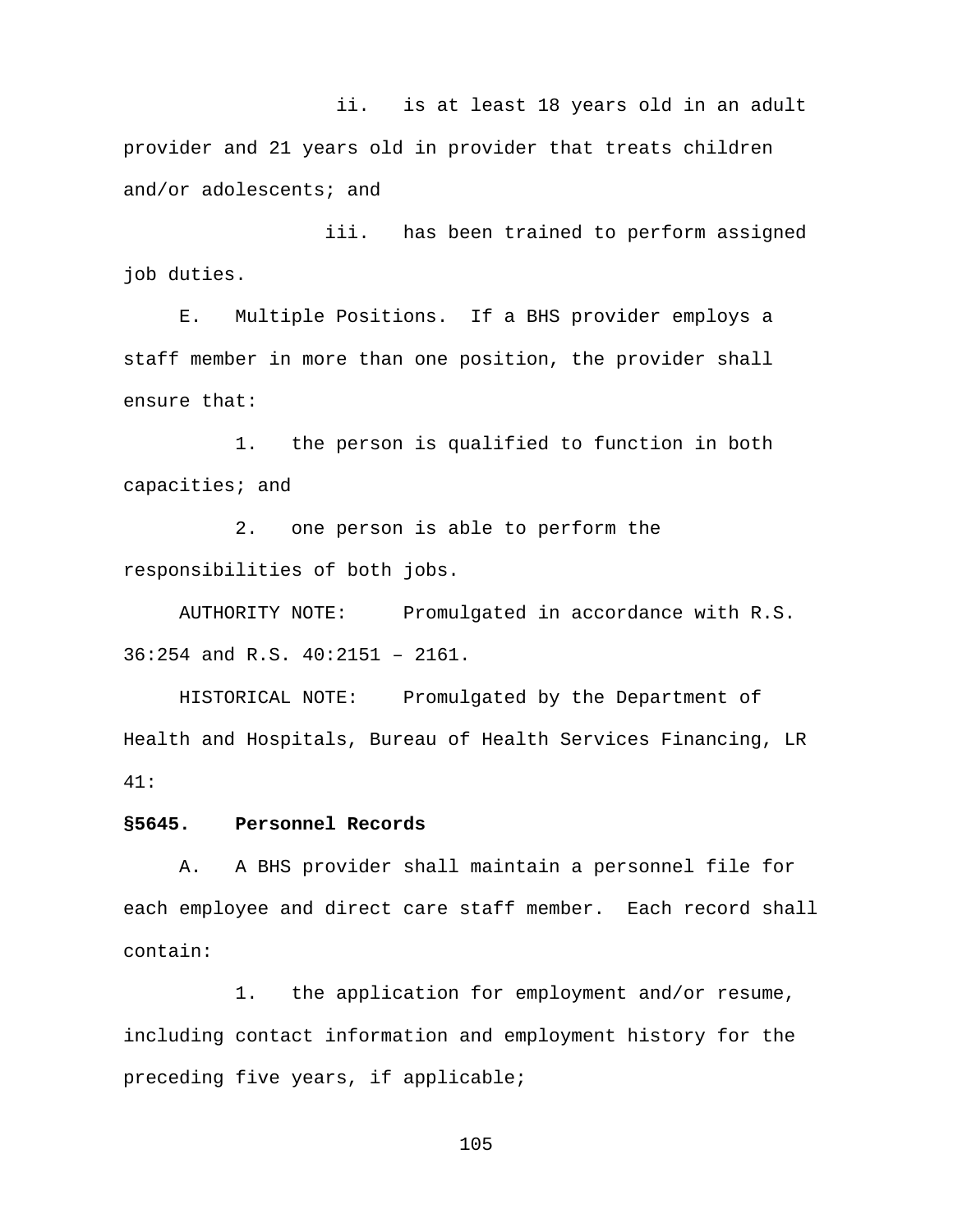ii. is at least 18 years old in an adult provider and 21 years old in provider that treats children and/or adolescents; and

iii. has been trained to perform assigned job duties.

E. Multiple Positions. If a BHS provider employs a staff member in more than one position, the provider shall ensure that:

1. the person is qualified to function in both capacities; and

2. one person is able to perform the responsibilities of both jobs.

AUTHORITY NOTE: Promulgated in accordance with R.S. 36:254 and R.S. 40:2151 – 2161.

HISTORICAL NOTE: Promulgated by the Department of Health and Hospitals, Bureau of Health Services Financing, LR 41:

**§5645. Personnel Records**

A. A BHS provider shall maintain a personnel file for each employee and direct care staff member. Each record shall contain:

1. the application for employment and/or resume, including contact information and employment history for the preceding five years, if applicable;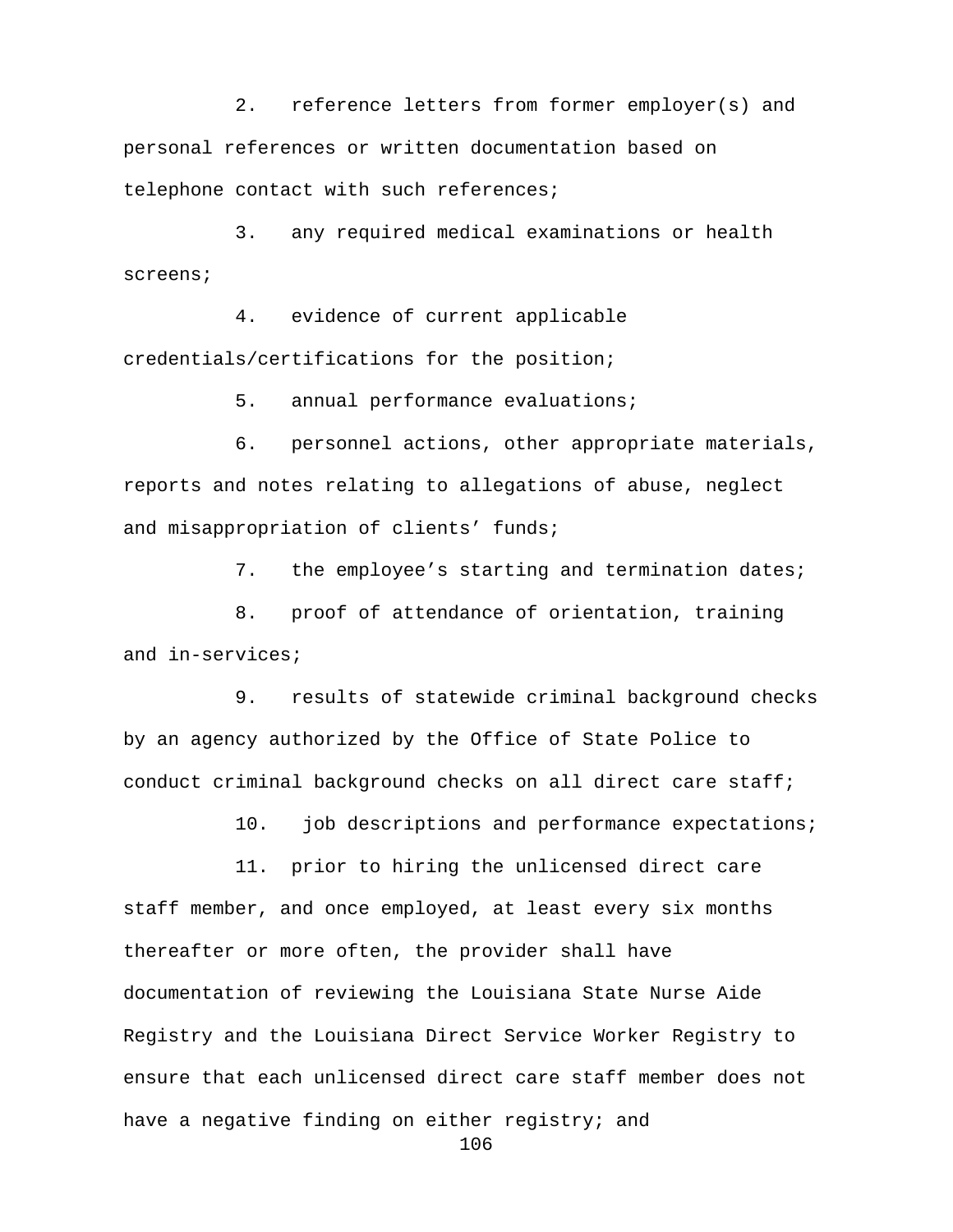2. reference letters from former employer(s) and personal references or written documentation based on telephone contact with such references;

3. any required medical examinations or health screens;

4. evidence of current applicable credentials/certifications for the position;

5. annual performance evaluations;

6. personnel actions, other appropriate materials, reports and notes relating to allegations of abuse, neglect and misappropriation of clients' funds;

7. the employee's starting and termination dates;

8. proof of attendance of orientation, training and in-services;

9. results of statewide criminal background checks by an agency authorized by the Office of State Police to conduct criminal background checks on all direct care staff;

10. job descriptions and performance expectations;

11. prior to hiring the unlicensed direct care staff member, and once employed, at least every six months thereafter or more often, the provider shall have documentation of reviewing the Louisiana State Nurse Aide Registry and the Louisiana Direct Service Worker Registry to ensure that each unlicensed direct care staff member does not have a negative finding on either registry; and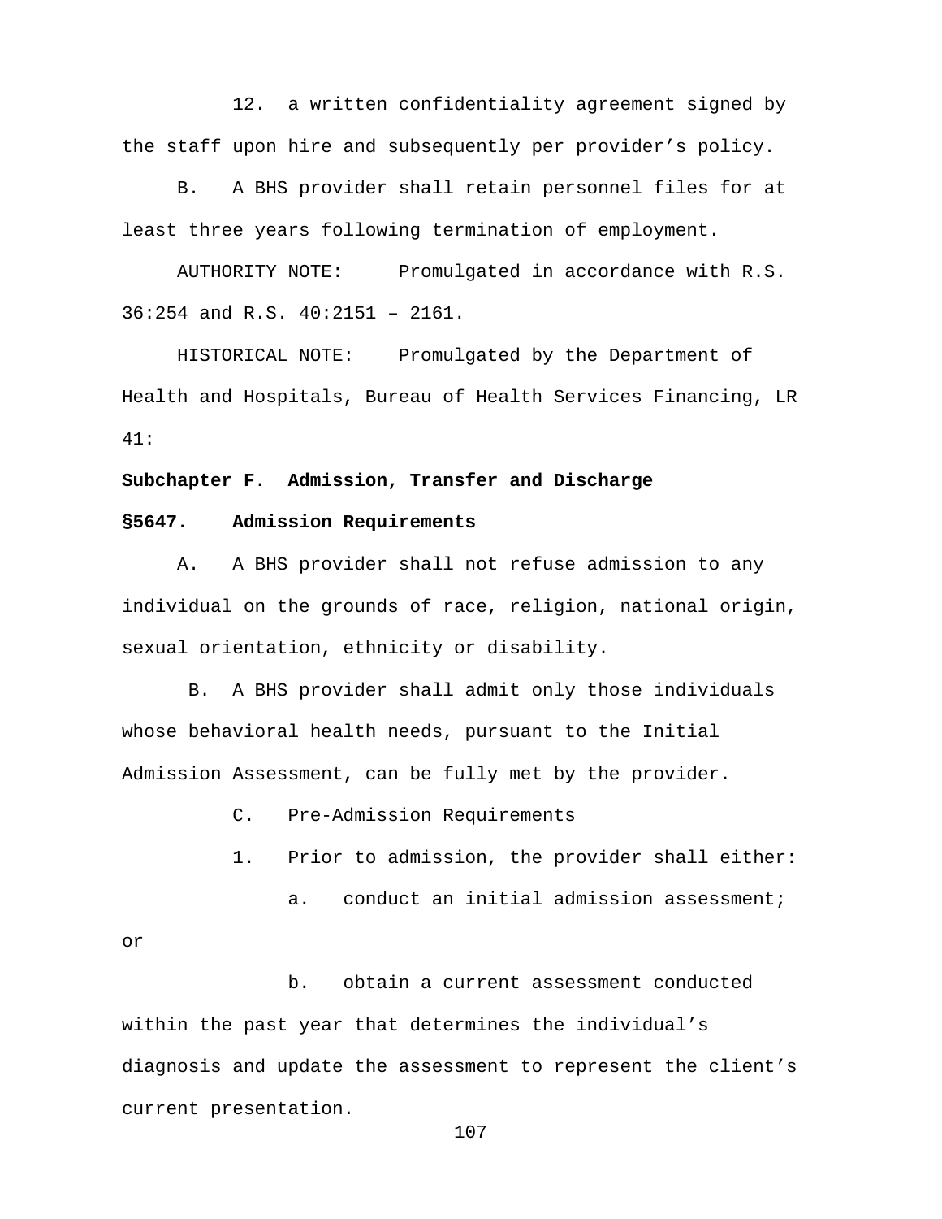12. a written confidentiality agreement signed by the staff upon hire and subsequently per provider's policy.

B. A BHS provider shall retain personnel files for at least three years following termination of employment.

AUTHORITY NOTE: Promulgated in accordance with R.S. 36:254 and R.S. 40:2151 – 2161.

HISTORICAL NOTE: Promulgated by the Department of Health and Hospitals, Bureau of Health Services Financing, LR 41:

**Subchapter F. Admission, Transfer and Discharge**

**§5647. Admission Requirements**

A. A BHS provider shall not refuse admission to any individual on the grounds of race, religion, national origin, sexual orientation, ethnicity or disability.

B. A BHS provider shall admit only those individuals whose behavioral health needs, pursuant to the Initial Admission Assessment, can be fully met by the provider.

C. Pre-Admission Requirements

1. Prior to admission, the provider shall either:

a. conduct an initial admission assessment; or

b. obtain a current assessment conducted within the past year that determines the individual's diagnosis and update the assessment to represent the client's current presentation.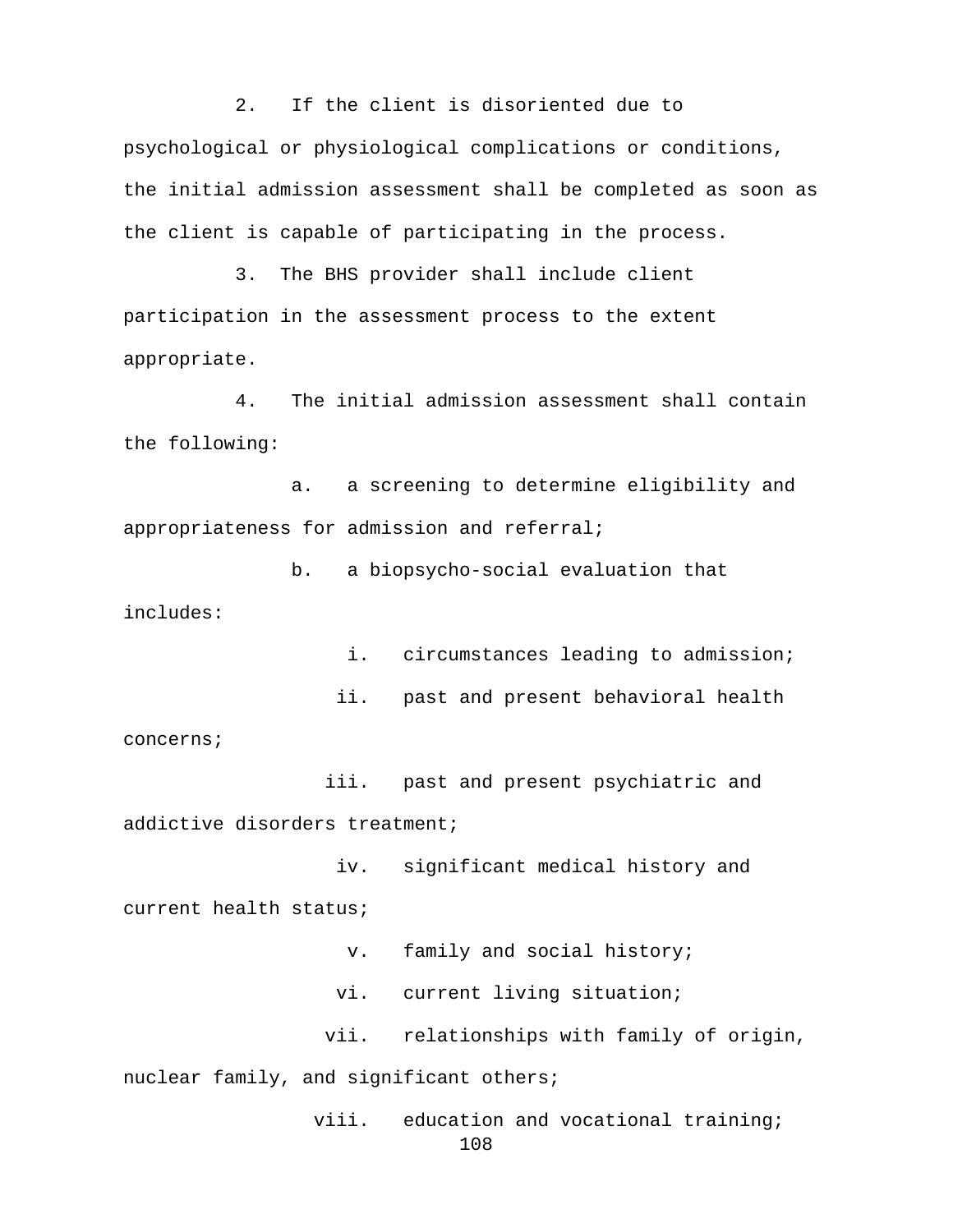2. If the client is disoriented due to psychological or physiological complications or conditions, the initial admission assessment shall be completed as soon as the client is capable of participating in the process.

3. The BHS provider shall include client participation in the assessment process to the extent appropriate.

4. The initial admission assessment shall contain the following:

a. a screening to determine eligibility and appropriateness for admission and referral;

b. a biopsycho-social evaluation that includes:

i. circumstances leading to admission;

ii. past and present behavioral health concerns;

iii. past and present psychiatric and addictive disorders treatment;

iv. significant medical history and current health status;

v. family and social history;

vi. current living situation;

vii. relationships with family of origin, nuclear family, and significant others;

viii. education and vocational training;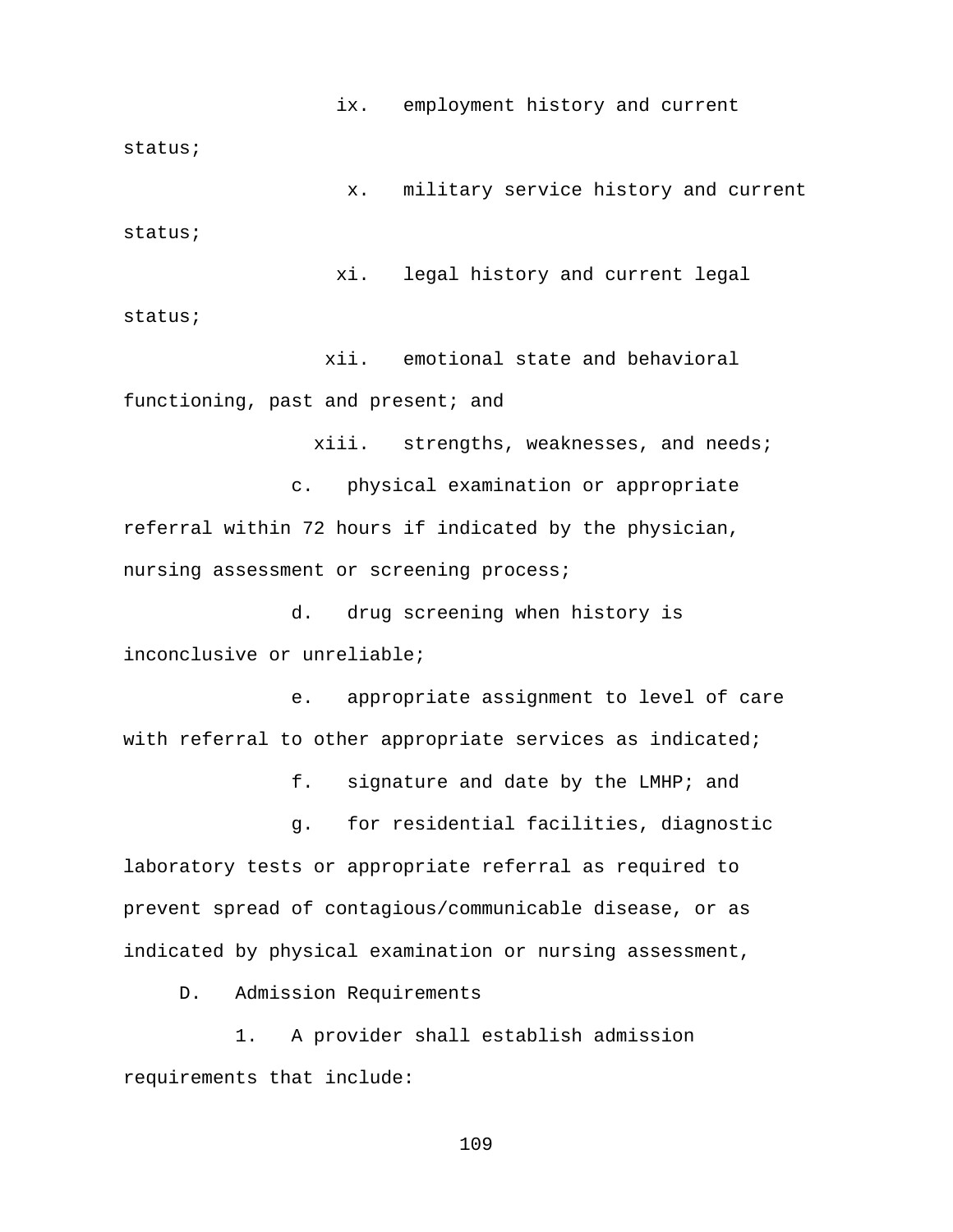ix. employment history and current status;

x. military service history and current status;

xi. legal history and current legal status;

xii. emotional state and behavioral functioning, past and present; and

xiii. strengths, weaknesses, and needs;

c. physical examination or appropriate referral within 72 hours if indicated by the physician, nursing assessment or screening process;

d. drug screening when history is inconclusive or unreliable;

e. appropriate assignment to level of care with referral to other appropriate services as indicated;

f. signature and date by the LMHP; and

g. for residential facilities, diagnostic laboratory tests or appropriate referral as required to prevent spread of contagious/communicable disease, or as indicated by physical examination or nursing assessment,

D. Admission Requirements

1. A provider shall establish admission requirements that include: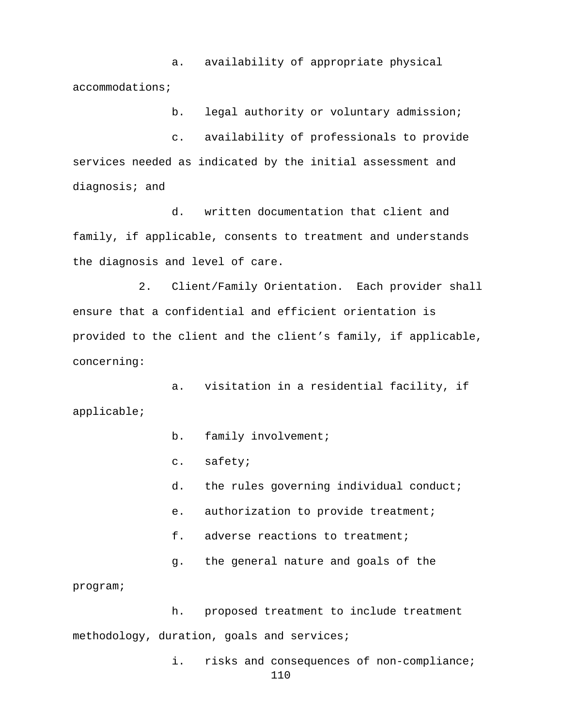a. availability of appropriate physical accommodations;

b. legal authority or voluntary admission;

c. availability of professionals to provide services needed as indicated by the initial assessment and diagnosis; and

d. written documentation that client and family, if applicable, consents to treatment and understands the diagnosis and level of care.

2. Client/Family Orientation. Each provider shall ensure that a confidential and efficient orientation is provided to the client and the client's family, if applicable, concerning:

a. visitation in a residential facility, if applicable;

b. family involvement;

c. safety;

d. the rules governing individual conduct;

e. authorization to provide treatment;

f. adverse reactions to treatment;

g. the general nature and goals of the program;

h. proposed treatment to include treatment methodology, duration, goals and services;

i. risks and consequences of non-compliance;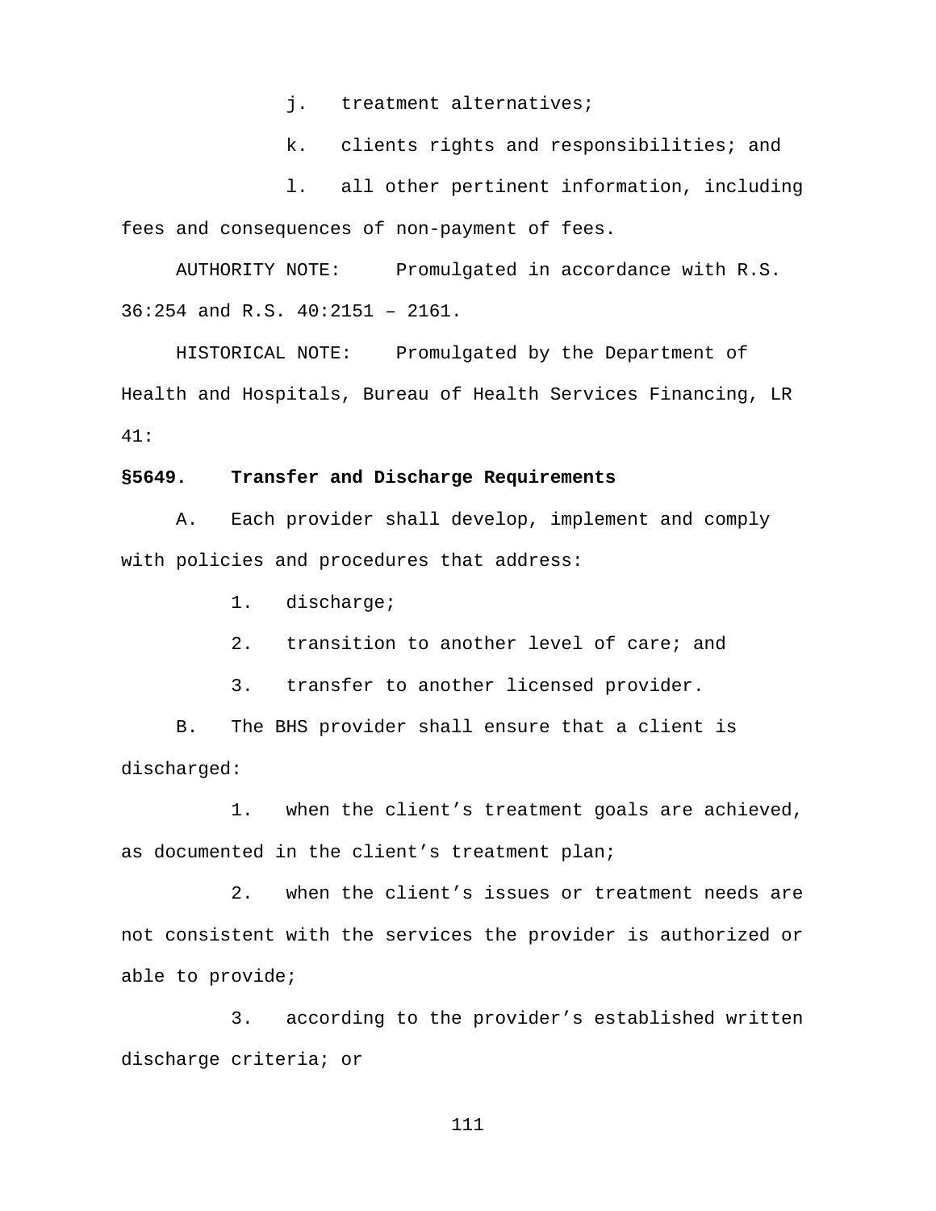j. treatment alternatives;

k. clients rights and responsibilities; and

l. all other pertinent information, including fees and consequences of non-payment of fees.

AUTHORITY NOTE: Promulgated in accordance with R.S. 36:254 and R.S. 40:2151 – 2161.

HISTORICAL NOTE: Promulgated by the Department of Health and Hospitals, Bureau of Health Services Financing, LR 41:

**§5649. Transfer and Discharge Requirements**

A. Each provider shall develop, implement and comply with policies and procedures that address:

1. discharge;

2. transition to another level of care; and

3. transfer to another licensed provider.

B. The BHS provider shall ensure that a client is discharged:

1. when the client's treatment goals are achieved, as documented in the client's treatment plan;

2. when the client's issues or treatment needs are not consistent with the services the provider is authorized or able to provide;

3. according to the provider's established written discharge criteria; or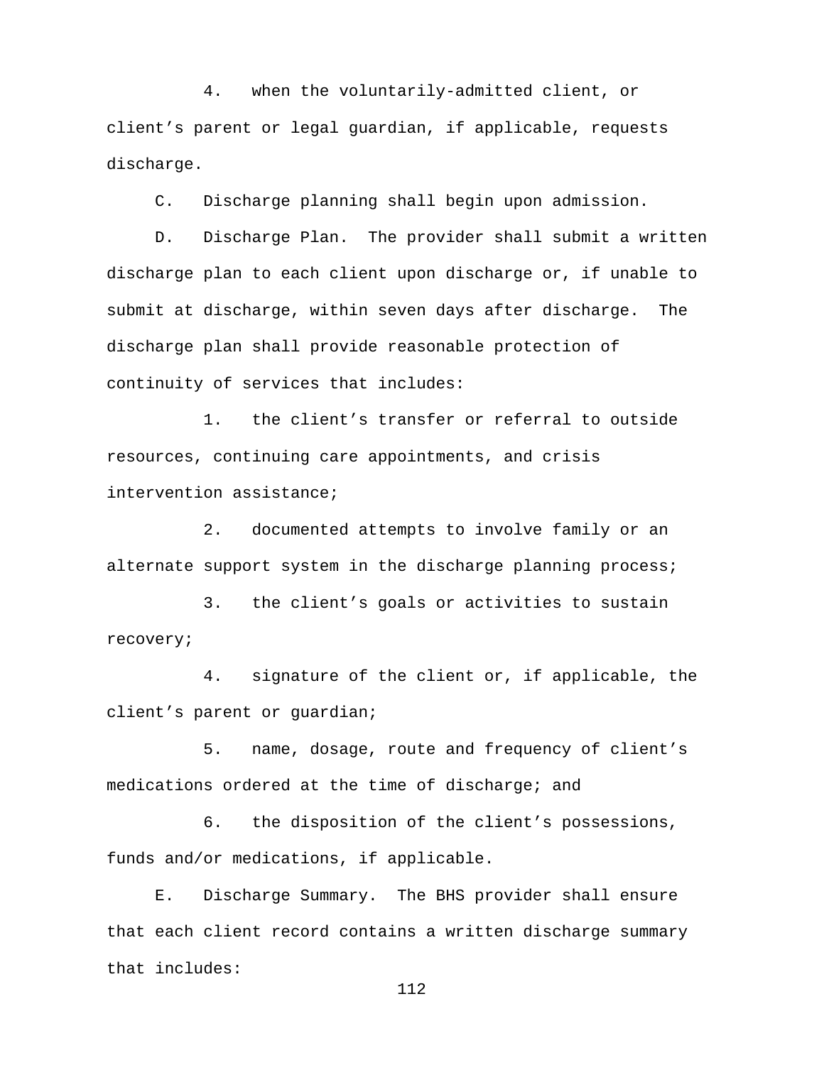4. when the voluntarily-admitted client, or client's parent or legal guardian, if applicable, requests discharge.

C. Discharge planning shall begin upon admission.

D. Discharge Plan. The provider shall submit a written discharge plan to each client upon discharge or, if unable to submit at discharge, within seven days after discharge. The discharge plan shall provide reasonable protection of continuity of services that includes:

1. the client's transfer or referral to outside resources, continuing care appointments, and crisis intervention assistance;

2. documented attempts to involve family or an alternate support system in the discharge planning process;

3. the client's goals or activities to sustain recovery;

4. signature of the client or, if applicable, the client's parent or guardian;

5. name, dosage, route and frequency of client's medications ordered at the time of discharge; and

6. the disposition of the client's possessions, funds and/or medications, if applicable.

E. Discharge Summary. The BHS provider shall ensure that each client record contains a written discharge summary that includes: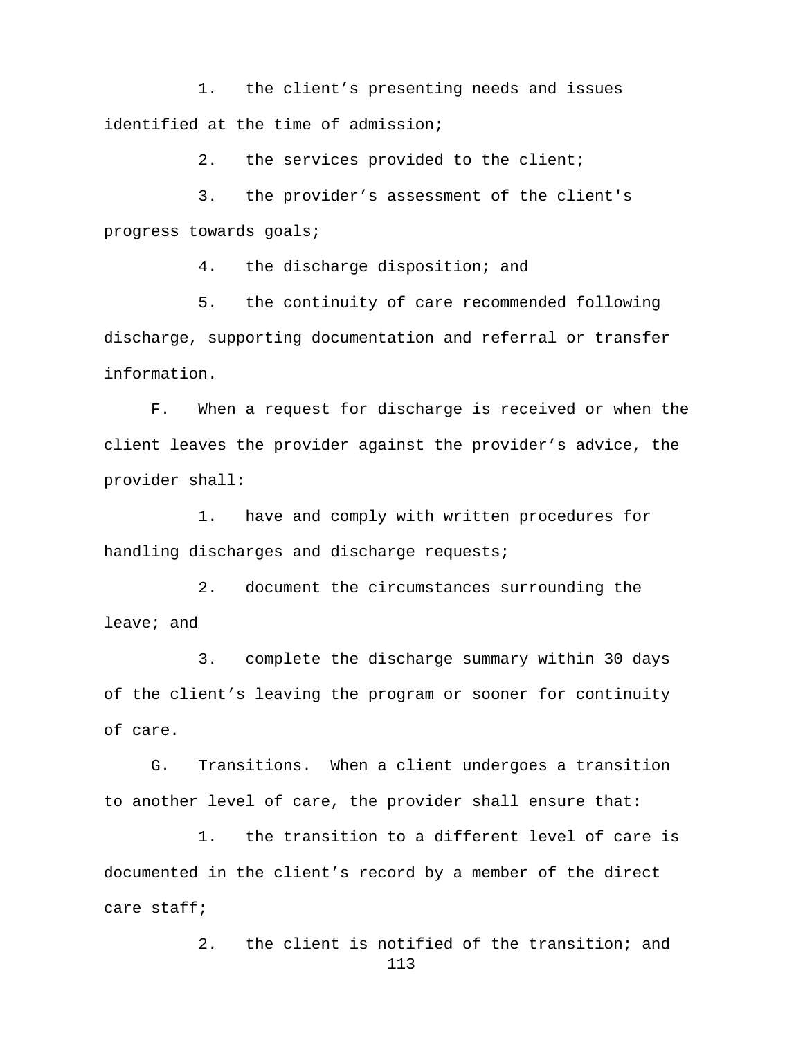1. the client’s presenting needs and issues identified at the time of admission;

2. the services provided to the client;

3. the provider’s assessment of the client's progress towards goals;

4. the discharge disposition; and

5. the continuity of care recommended following discharge, supporting documentation and referral or transfer information.

F. When a request for discharge is received or when the client leaves the provider against the provider’s advice, the provider shall:

1. have and comply with written procedures for handling discharges and discharge requests;

2. document the circumstances surrounding the leave; and

3. complete the discharge summary within 30 days of the client’s leaving the program or sooner for continuity of care.

G. Transitions. When a client undergoes a transition to another level of care, the provider shall ensure that:

1. the transition to a different level of care is documented in the client’s record by a member of the direct care staff;

2. the client is notified of the transition; and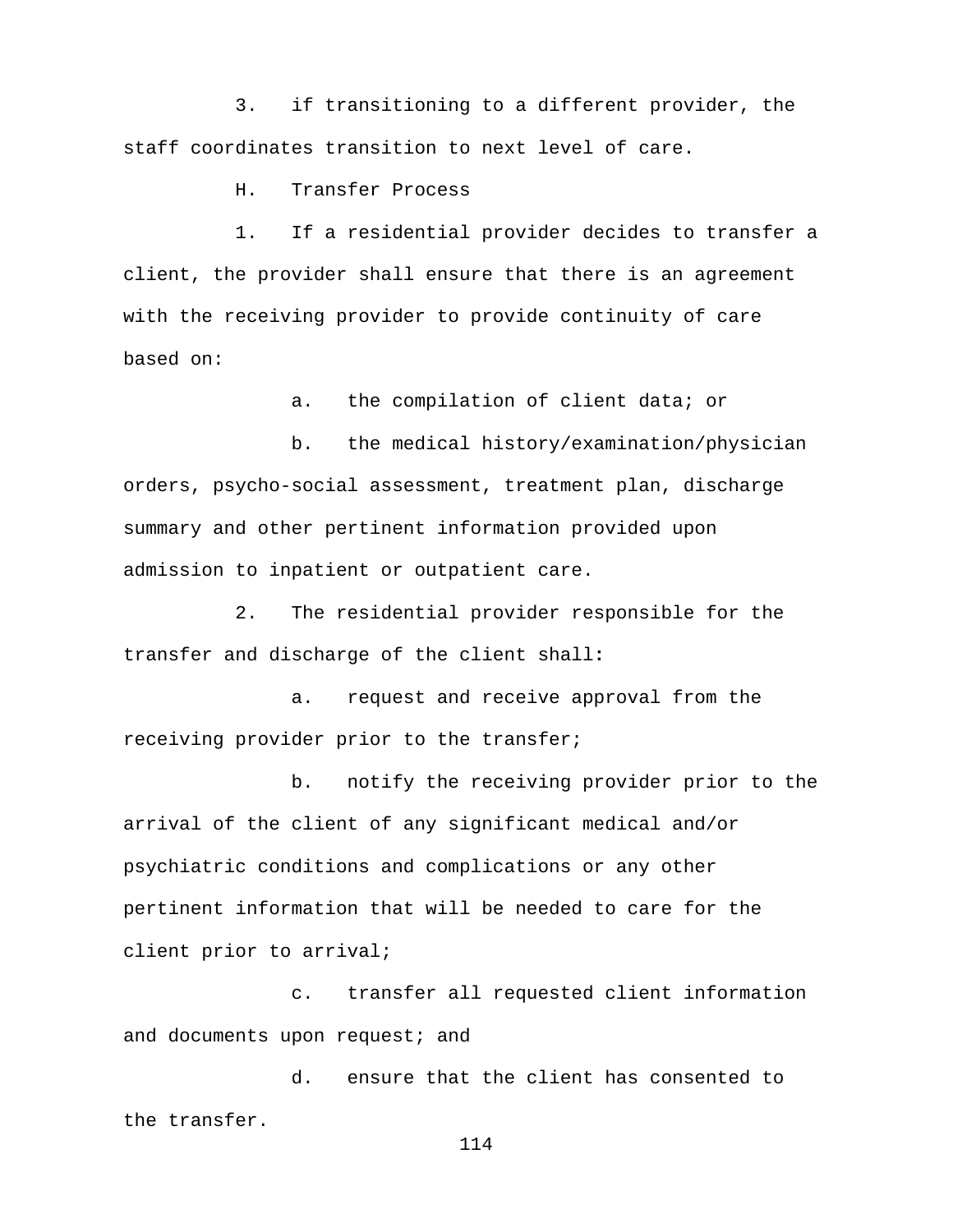3. if transitioning to a different provider, the staff coordinates transition to next level of care.

H. Transfer Process

1. If a residential provider decides to transfer a client, the provider shall ensure that there is an agreement with the receiving provider to provide continuity of care based on:

a. the compilation of client data; or

b. the medical history/examination/physician orders, psycho-social assessment, treatment plan, discharge summary and other pertinent information provided upon admission to inpatient or outpatient care.

2. The residential provider responsible for the transfer and discharge of the client shall:

a. request and receive approval from the receiving provider prior to the transfer;

b. notify the receiving provider prior to the arrival of the client of any significant medical and/or psychiatric conditions and complications or any other pertinent information that will be needed to care for the client prior to arrival;

c. transfer all requested client information and documents upon request; and

d. ensure that the client has consented to the transfer.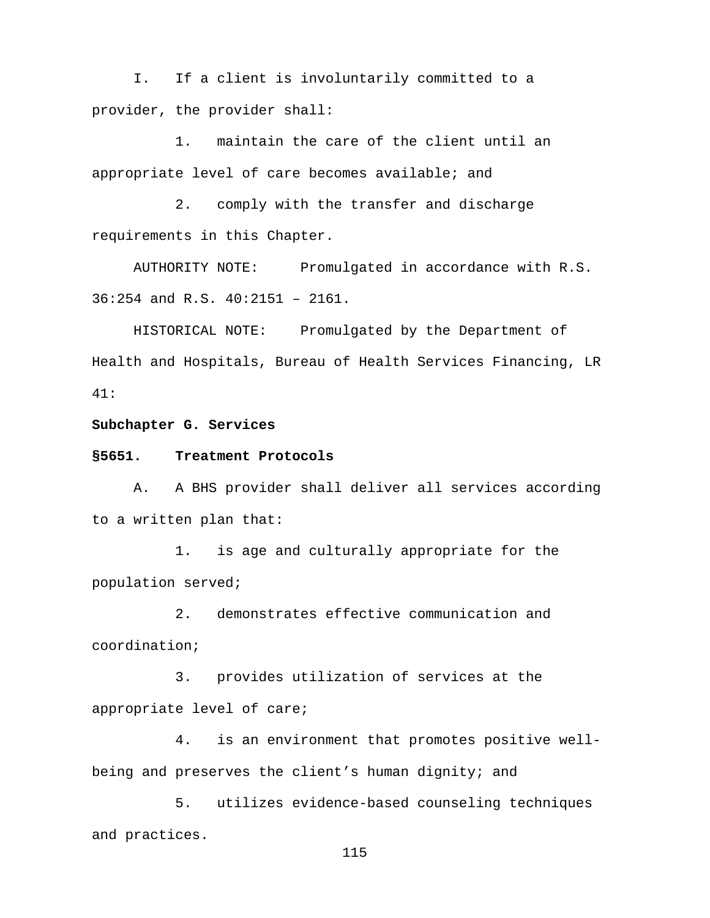I. If a client is involuntarily committed to a provider, the provider shall:

1. maintain the care of the client until an appropriate level of care becomes available; and

2. comply with the transfer and discharge requirements in this Chapter.

AUTHORITY NOTE: Promulgated in accordance with R.S. 36:254 and R.S. 40:2151 – 2161.

HISTORICAL NOTE: Promulgated by the Department of Health and Hospitals, Bureau of Health Services Financing, LR 41:

**Subchapter G. Services**

**§5651. Treatment Protocols**

A. A BHS provider shall deliver all services according to a written plan that:

1. is age and culturally appropriate for the population served;

2. demonstrates effective communication and coordination;

3. provides utilization of services at the appropriate level of care;

4. is an environment that promotes positive well-being and preserves the client's human dignity; and

5. utilizes evidence-based counseling techniques and practices.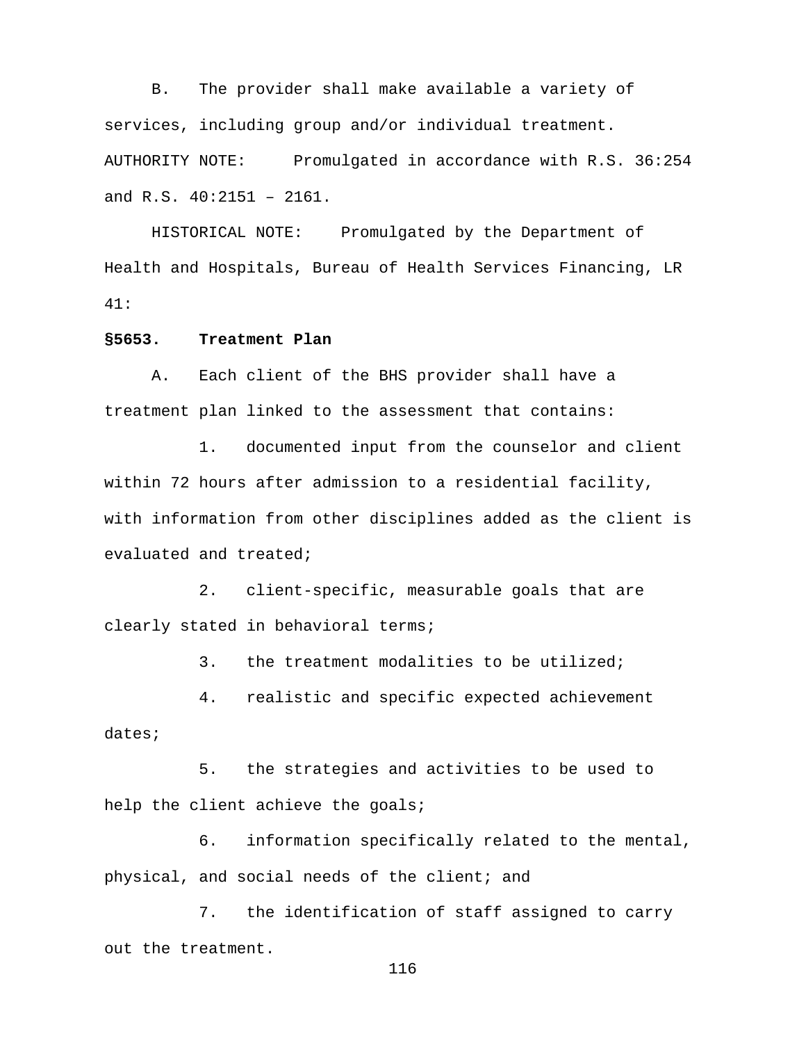B. The provider shall make available a variety of services, including group and/or individual treatment.

AUTHORITY NOTE: Promulgated in accordance with R.S. 36:254 and R.S. 40:2151 – 2161.

HISTORICAL NOTE: Promulgated by the Department of Health and Hospitals, Bureau of Health Services Financing, LR 41:

**§5653. Treatment Plan**

A. Each client of the BHS provider shall have a treatment plan linked to the assessment that contains:

1. documented input from the counselor and client within 72 hours after admission to a residential facility, with information from other disciplines added as the client is evaluated and treated;

2. client-specific, measurable goals that are clearly stated in behavioral terms;

3. the treatment modalities to be utilized;

4. realistic and specific expected achievement dates;

5. the strategies and activities to be used to help the client achieve the goals;

6. information specifically related to the mental, physical, and social needs of the client; and

7. the identification of staff assigned to carry out the treatment.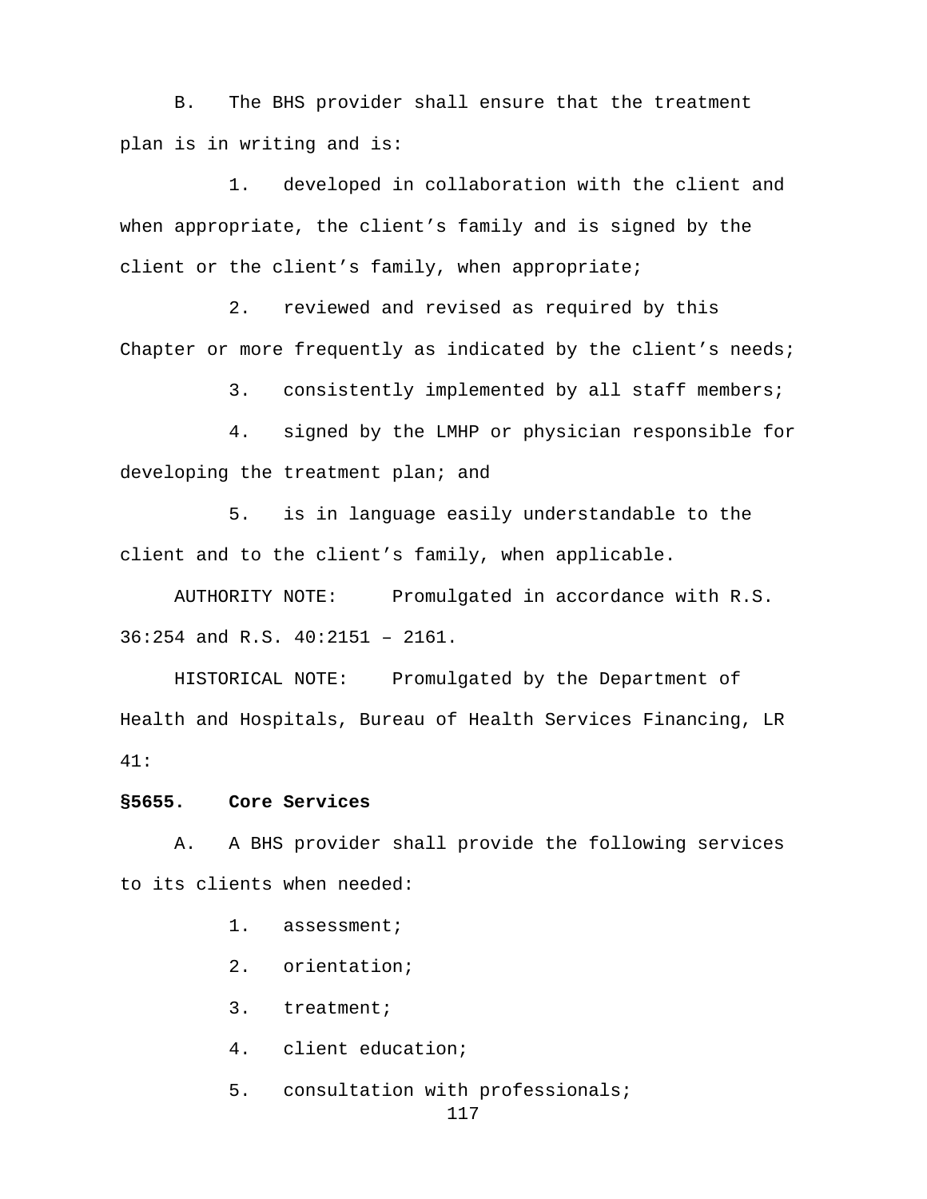B. The BHS provider shall ensure that the treatment plan is in writing and is:

1. developed in collaboration with the client and when appropriate, the client’s family and is signed by the client or the client’s family, when appropriate;

2. reviewed and revised as required by this Chapter or more frequently as indicated by the client’s needs;

3. consistently implemented by all staff members;

4. signed by the LMHP or physician responsible for developing the treatment plan; and

5. is in language easily understandable to the client and to the client’s family, when applicable.

AUTHORITY NOTE: Promulgated in accordance with R.S. 36:254 and R.S. 40:2151 – 2161.

HISTORICAL NOTE: Promulgated by the Department of Health and Hospitals, Bureau of Health Services Financing, LR 41:

**§5655. Core Services**

A. A BHS provider shall provide the following services to its clients when needed:

1. assessment;

2. orientation;

3. treatment;

4. client education;

5. consultation with professionals;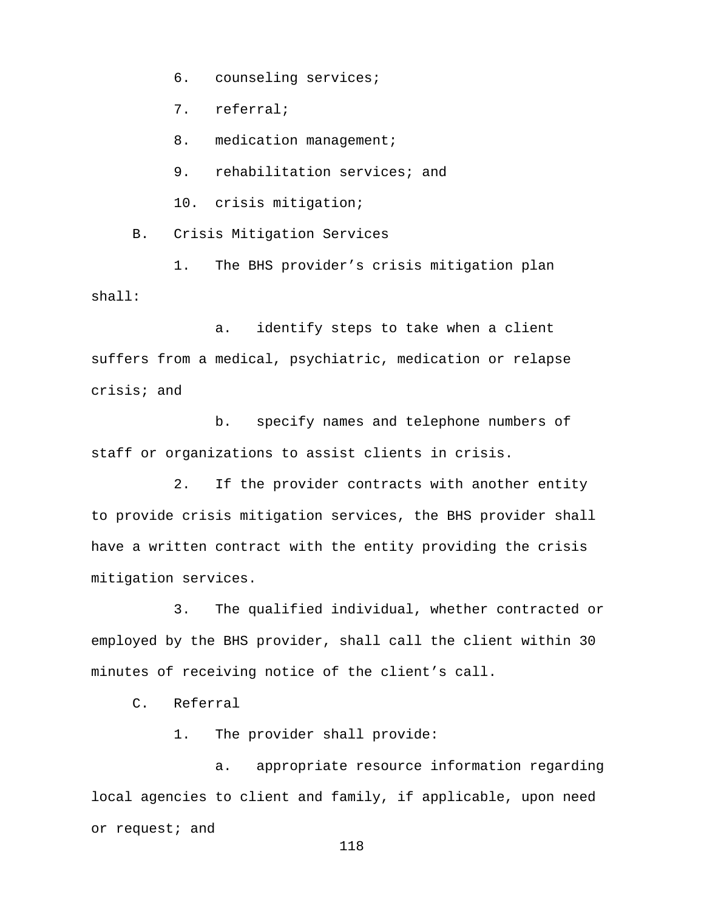6. counseling services;

7. referral;

8. medication management;

9. rehabilitation services; and

10. crisis mitigation;

B. Crisis Mitigation Services

1. The BHS provider's crisis mitigation plan shall:

a. identify steps to take when a client suffers from a medical, psychiatric, medication or relapse crisis; and

b. specify names and telephone numbers of staff or organizations to assist clients in crisis.

2. If the provider contracts with another entity to provide crisis mitigation services, the BHS provider shall have a written contract with the entity providing the crisis mitigation services.

3. The qualified individual, whether contracted or employed by the BHS provider, shall call the client within 30 minutes of receiving notice of the client's call.

C. Referral

1. The provider shall provide:

a. appropriate resource information regarding local agencies to client and family, if applicable, upon need or request; and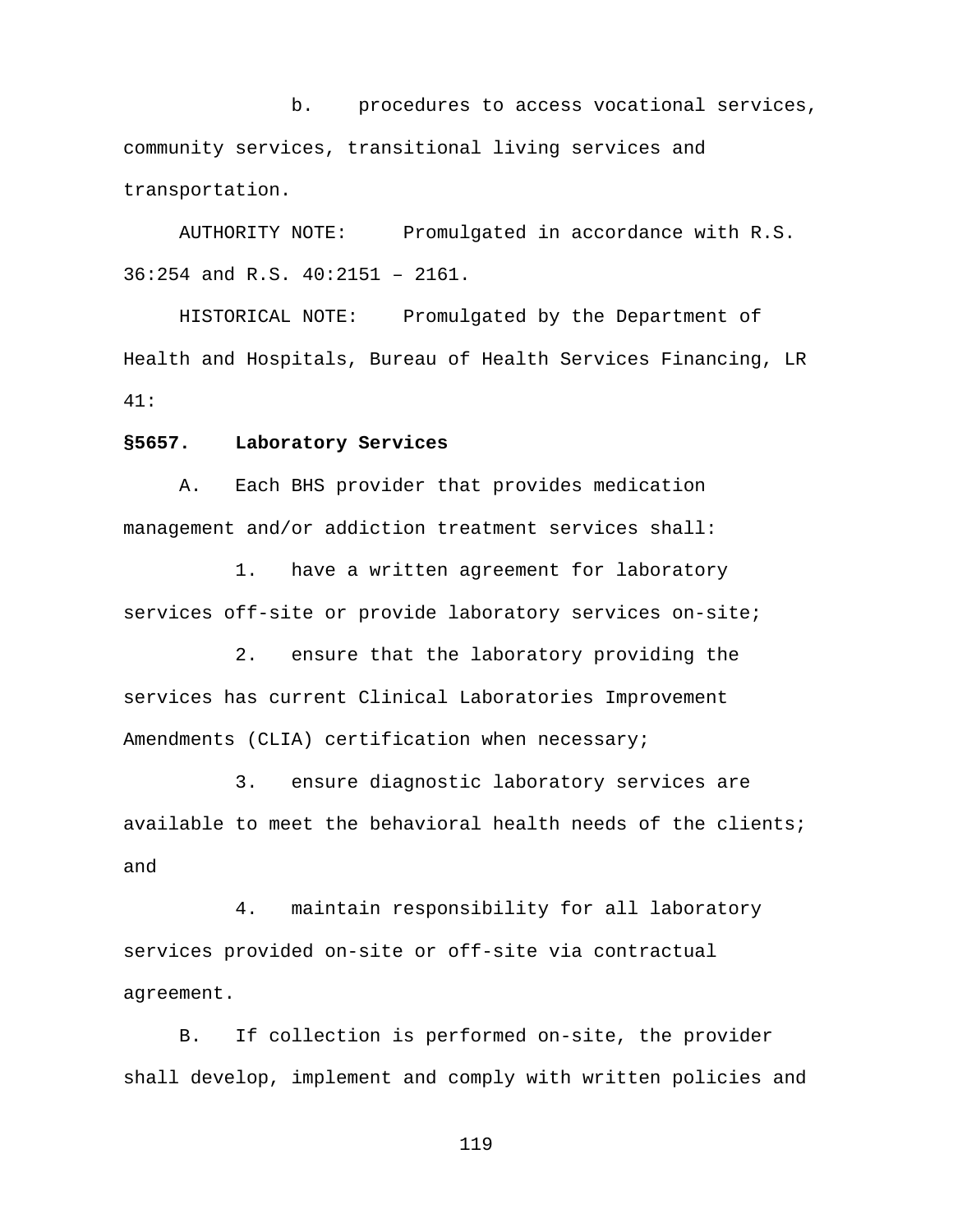b. procedures to access vocational services, community services, transitional living services and transportation.

AUTHORITY NOTE: Promulgated in accordance with R.S. 36:254 and R.S. 40:2151 – 2161.

HISTORICAL NOTE: Promulgated by the Department of Health and Hospitals, Bureau of Health Services Financing, LR 41:

**§5657. Laboratory Services**

A. Each BHS provider that provides medication management and/or addiction treatment services shall:

1. have a written agreement for laboratory services off-site or provide laboratory services on-site;

2. ensure that the laboratory providing the services has current Clinical Laboratories Improvement Amendments (CLIA) certification when necessary;

3. ensure diagnostic laboratory services are available to meet the behavioral health needs of the clients; and

4. maintain responsibility for all laboratory services provided on-site or off-site via contractual agreement.

B. If collection is performed on-site, the provider shall develop, implement and comply with written policies and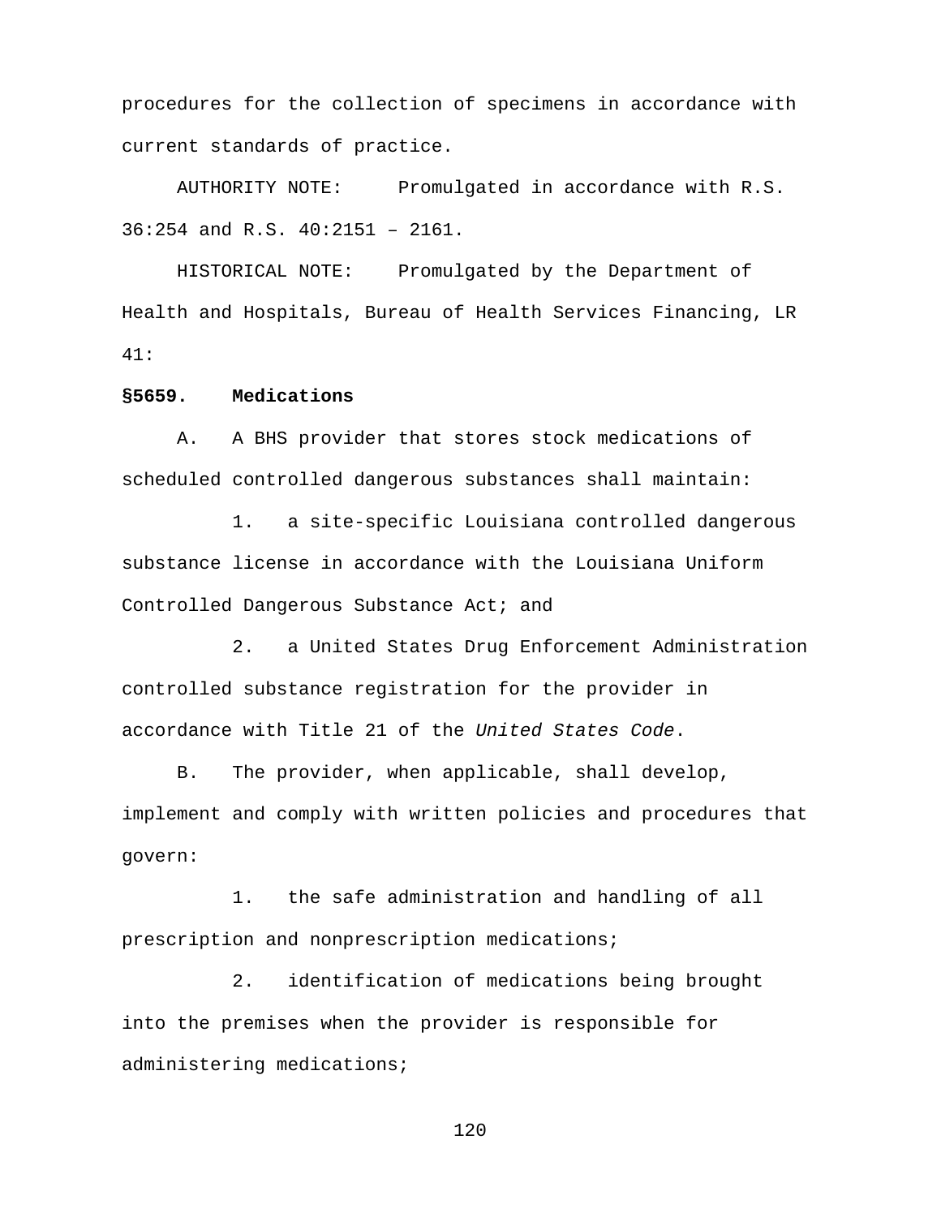procedures for the collection of specimens in accordance with current standards of practice.

AUTHORITY NOTE: Promulgated in accordance with R.S. 36:254 and R.S. 40:2151 – 2161.

HISTORICAL NOTE: Promulgated by the Department of Health and Hospitals, Bureau of Health Services Financing, LR 41:

**§5659. Medications**

A. A BHS provider that stores stock medications of scheduled controlled dangerous substances shall maintain:

1. a site-specific Louisiana controlled dangerous substance license in accordance with the Louisiana Uniform Controlled Dangerous Substance Act; and

2. a United States Drug Enforcement Administration controlled substance registration for the provider in accordance with Title 21 of the *United States Code*.

B. The provider, when applicable, shall develop, implement and comply with written policies and procedures that govern:

1. the safe administration and handling of all prescription and nonprescription medications;

2. identification of medications being brought into the premises when the provider is responsible for administering medications;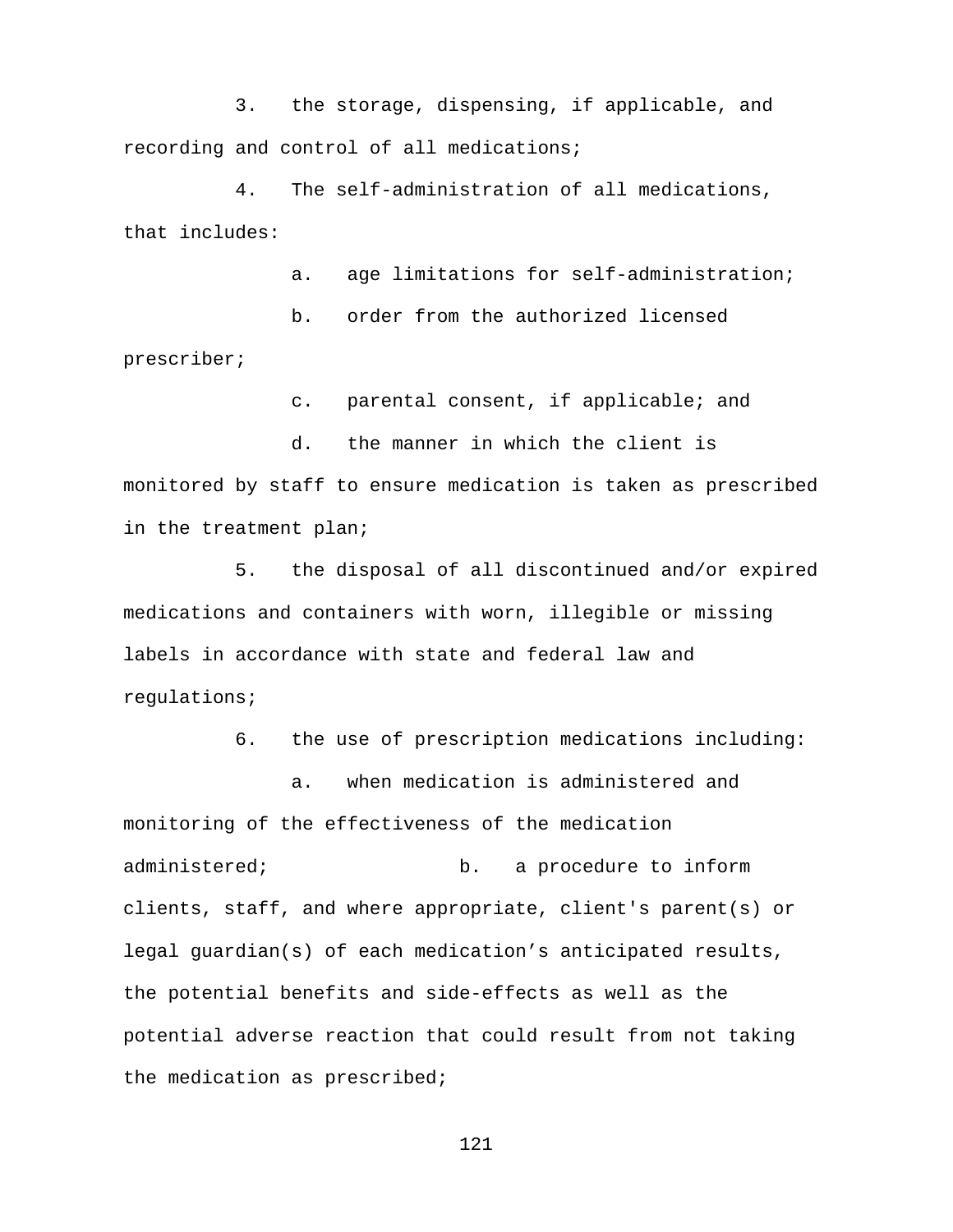3. the storage, dispensing, if applicable, and recording and control of all medications;

4. The self-administration of all medications, that includes:

   a. age limitations for self-administration;

   b. order from the authorized licensed prescriber;

   c. parental consent, if applicable; and

   d. the manner in which the client is monitored by staff to ensure medication is taken as prescribed in the treatment plan;

5. the disposal of all discontinued and/or expired medications and containers with worn, illegible or missing labels in accordance with state and federal law and regulations;

6. the use of prescription medications including:

   a. when medication is administered and monitoring of the effectiveness of the medication administered;

   b. a procedure to inform clients, staff, and where appropriate, client's parent(s) or legal guardian(s) of each medication's anticipated results, the potential benefits and side-effects as well as the potential adverse reaction that could result from not taking the medication as prescribed;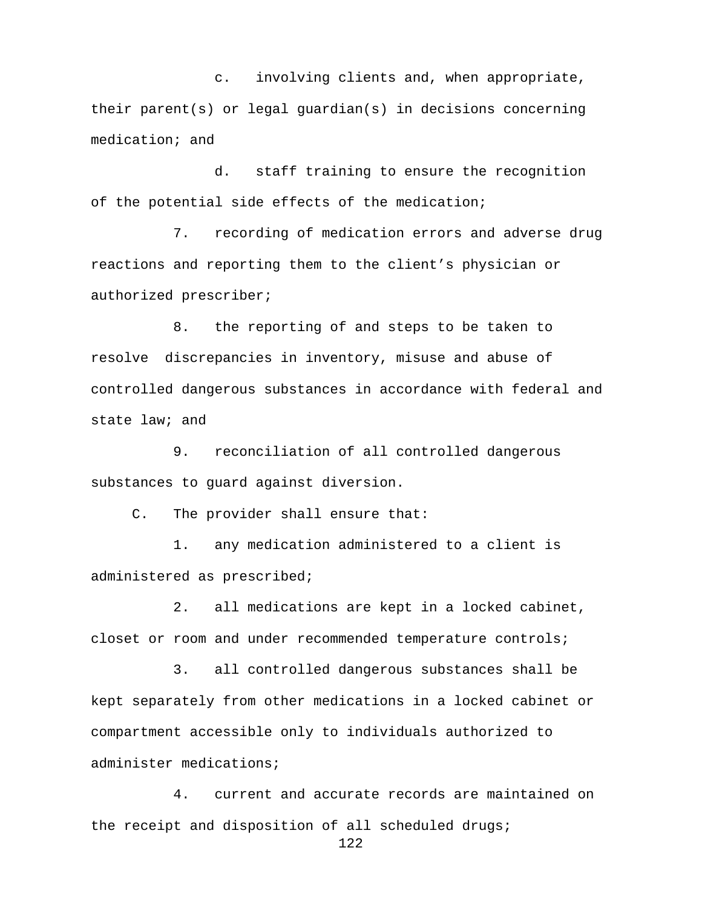c. involving clients and, when appropriate, their parent(s) or legal guardian(s) in decisions concerning medication; and

d. staff training to ensure the recognition of the potential side effects of the medication;

7. recording of medication errors and adverse drug reactions and reporting them to the client's physician or authorized prescriber;

8. the reporting of and steps to be taken to resolve discrepancies in inventory, misuse and abuse of controlled dangerous substances in accordance with federal and state law; and

9. reconciliation of all controlled dangerous substances to guard against diversion.

C. The provider shall ensure that:

1. any medication administered to a client is administered as prescribed;

2. all medications are kept in a locked cabinet, closet or room and under recommended temperature controls;

3. all controlled dangerous substances shall be kept separately from other medications in a locked cabinet or compartment accessible only to individuals authorized to administer medications;

4. current and accurate records are maintained on the receipt and disposition of all scheduled drugs;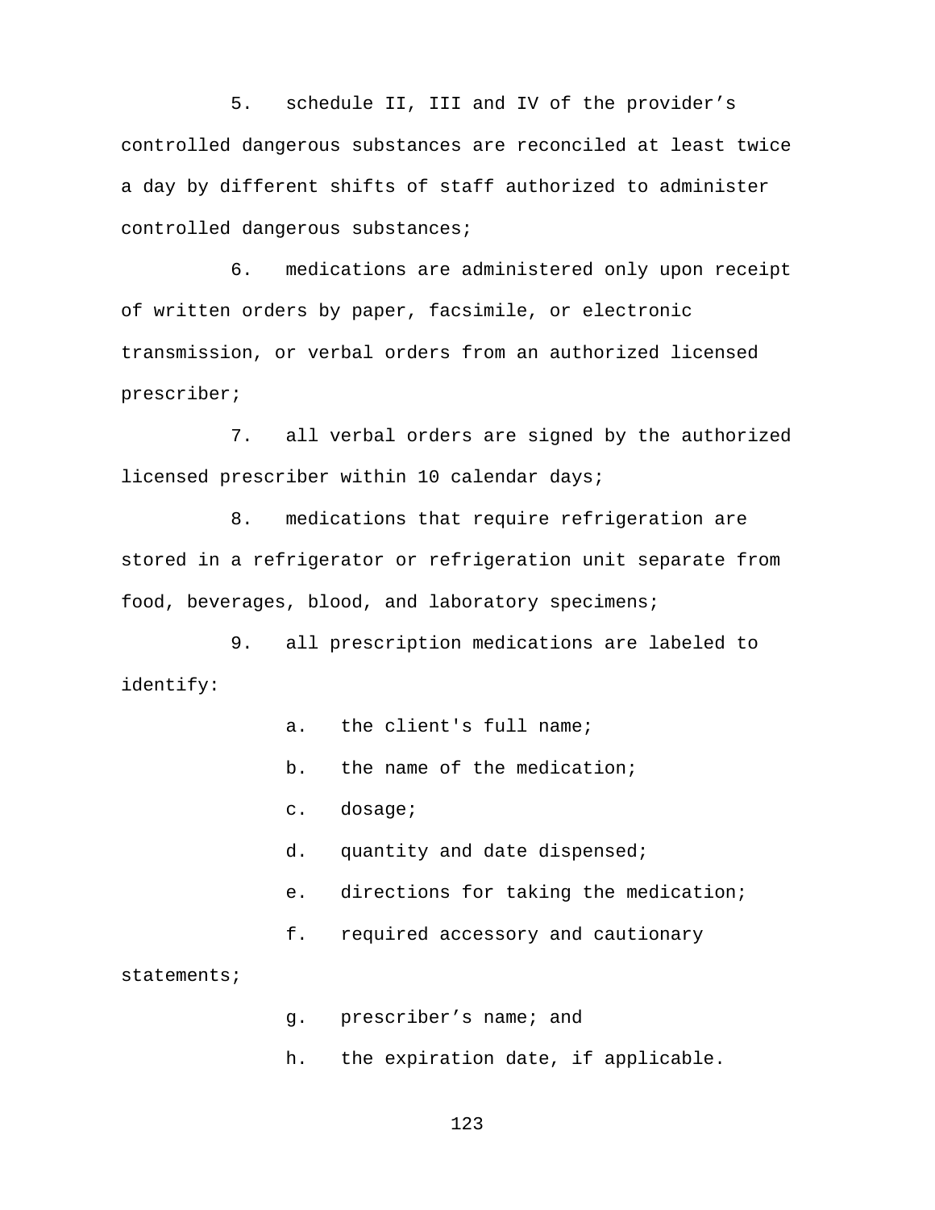5. schedule II, III and IV of the provider's controlled dangerous substances are reconciled at least twice a day by different shifts of staff authorized to administer controlled dangerous substances;

6. medications are administered only upon receipt of written orders by paper, facsimile, or electronic transmission, or verbal orders from an authorized licensed prescriber;

7. all verbal orders are signed by the authorized licensed prescriber within 10 calendar days;

8. medications that require refrigeration are stored in a refrigerator or refrigeration unit separate from food, beverages, blood, and laboratory specimens;

9. all prescription medications are labeled to identify:

   a. the client's full name;

   b. the name of the medication;

   c. dosage;

   d. quantity and date dispensed;

   e. directions for taking the medication;

   f. required accessory and cautionary statements;

   g. prescriber's name; and

   h. the expiration date, if applicable.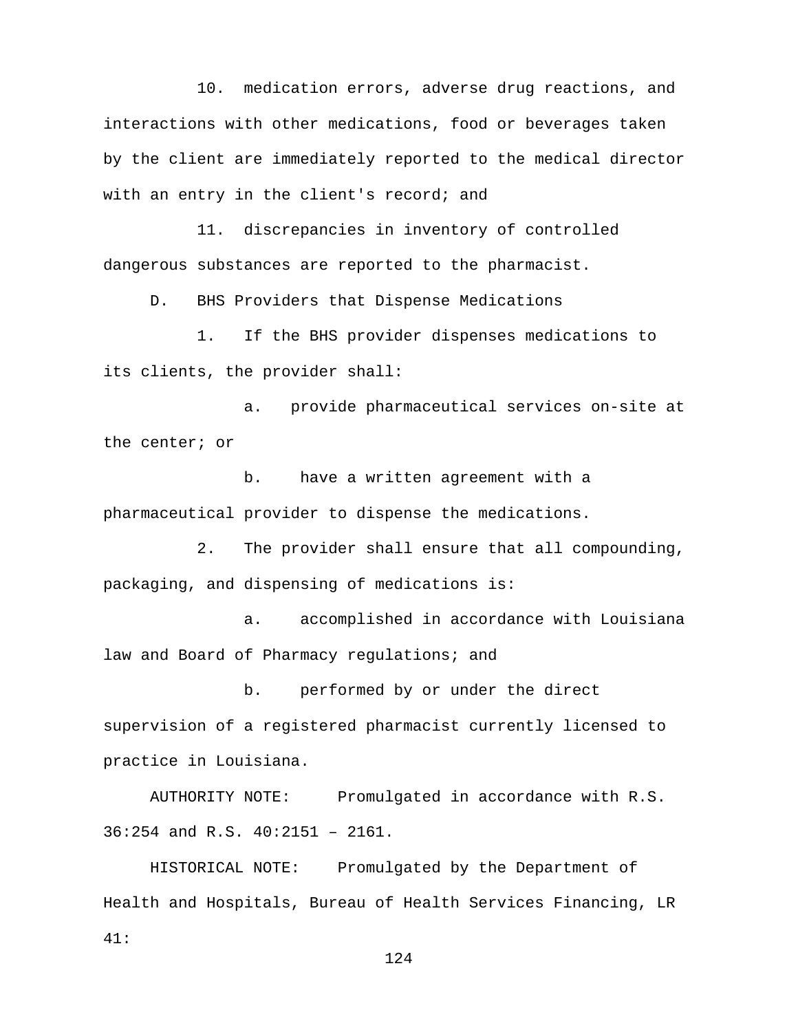10. medication errors, adverse drug reactions, and interactions with other medications, food or beverages taken by the client are immediately reported to the medical director with an entry in the client's record; and

11. discrepancies in inventory of controlled dangerous substances are reported to the pharmacist.

D. BHS Providers that Dispense Medications

1. If the BHS provider dispenses medications to its clients, the provider shall:

a. provide pharmaceutical services on-site at the center; or

b. have a written agreement with a pharmaceutical provider to dispense the medications.

2. The provider shall ensure that all compounding, packaging, and dispensing of medications is:

a. accomplished in accordance with Louisiana law and Board of Pharmacy regulations; and

b. performed by or under the direct supervision of a registered pharmacist currently licensed to practice in Louisiana.

AUTHORITY NOTE: Promulgated in accordance with R.S. 36:254 and R.S. 40:2151 – 2161.

HISTORICAL NOTE: Promulgated by the Department of Health and Hospitals, Bureau of Health Services Financing, LR 41: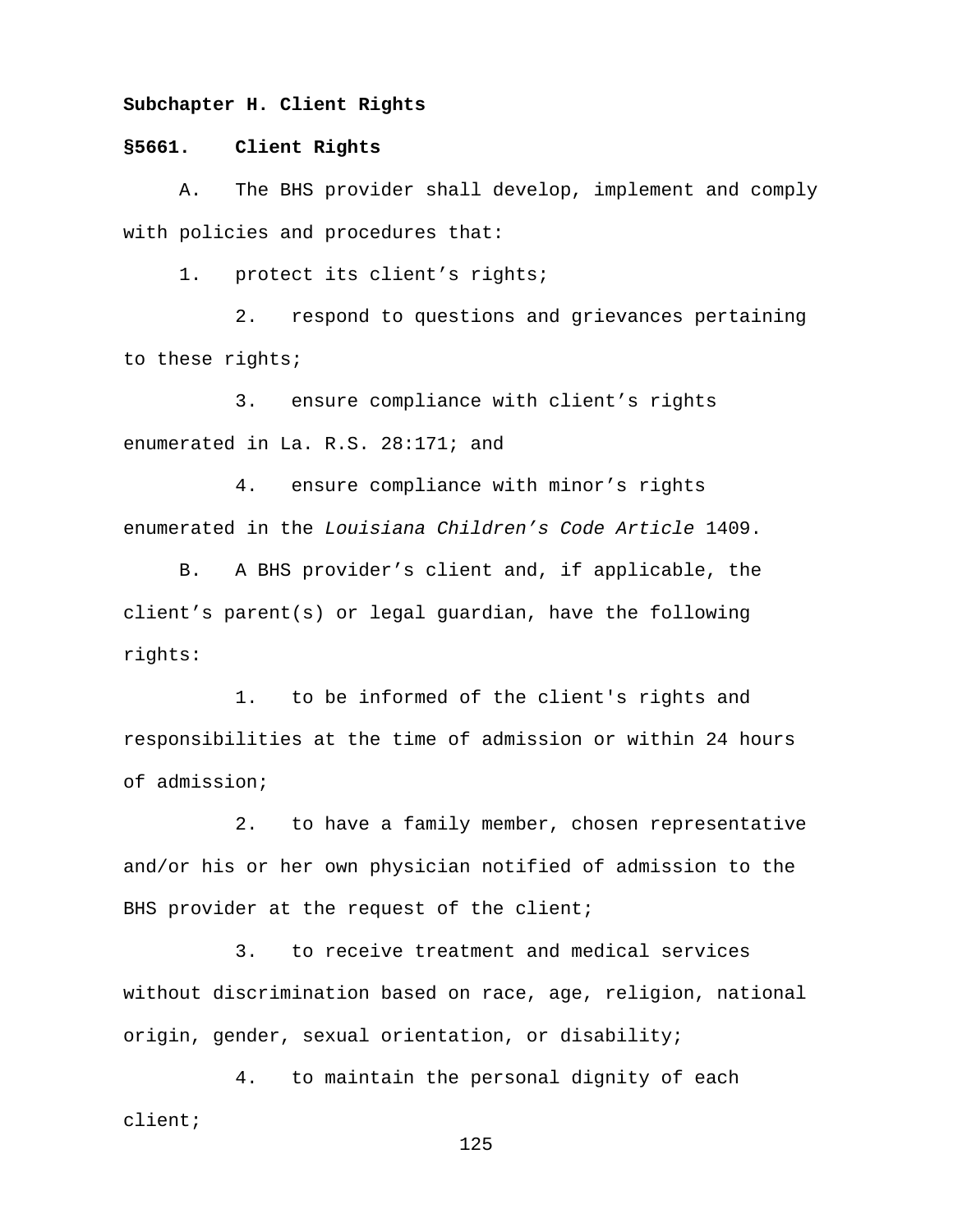**Subchapter H. Client Rights**

**§5661. Client Rights**

A. The BHS provider shall develop, implement and comply with policies and procedures that:

1. protect its client's rights;

2. respond to questions and grievances pertaining to these rights;

3. ensure compliance with client's rights enumerated in La. R.S. 28:171; and

4. ensure compliance with minor's rights enumerated in the *Louisiana Children's Code Article* 1409.

B. A BHS provider's client and, if applicable, the client's parent(s) or legal guardian, have the following rights:

1. to be informed of the client's rights and responsibilities at the time of admission or within 24 hours of admission;

2. to have a family member, chosen representative and/or his or her own physician notified of admission to the BHS provider at the request of the client;

3. to receive treatment and medical services without discrimination based on race, age, religion, national origin, gender, sexual orientation, or disability;

4. to maintain the personal dignity of each client;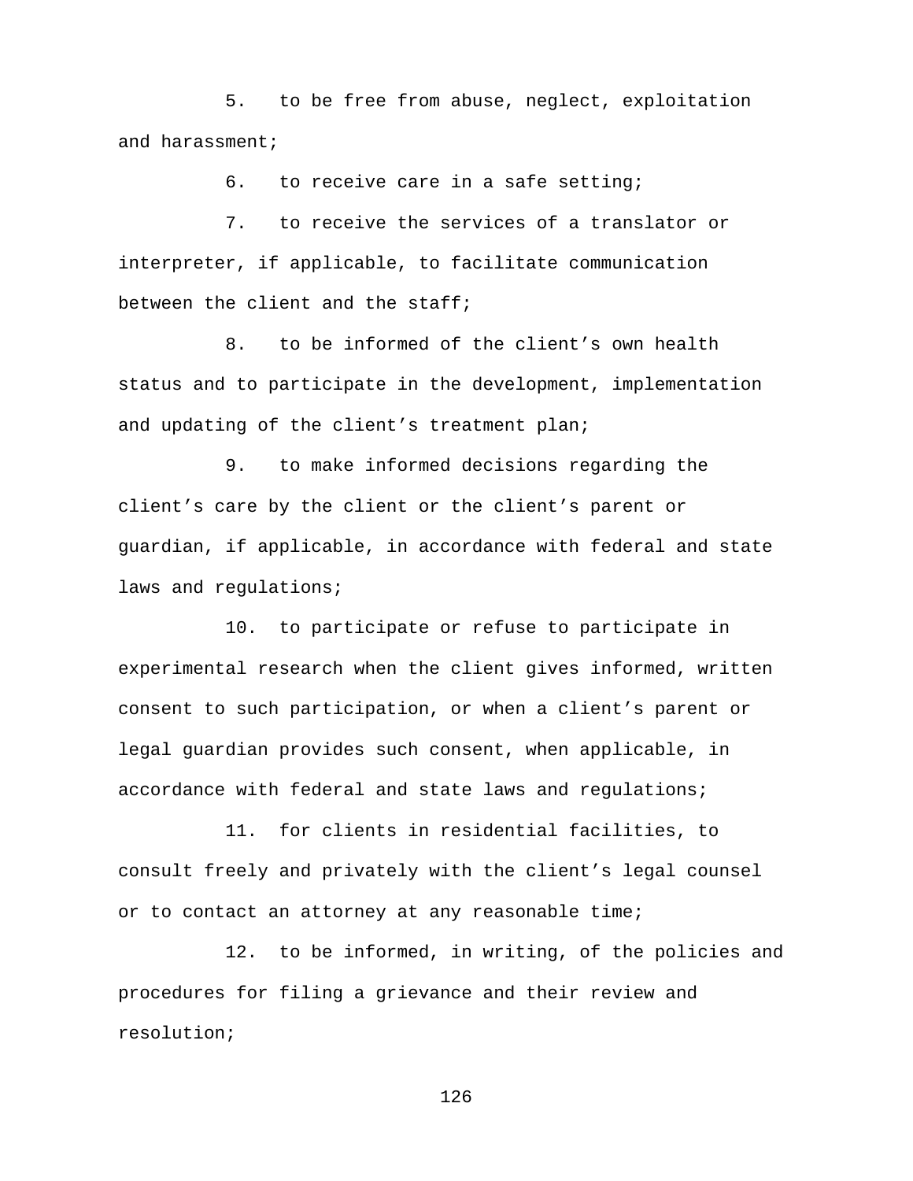5. to be free from abuse, neglect, exploitation and harassment;

6. to receive care in a safe setting;

7. to receive the services of a translator or interpreter, if applicable, to facilitate communication between the client and the staff;

8. to be informed of the client's own health status and to participate in the development, implementation and updating of the client's treatment plan;

9. to make informed decisions regarding the client's care by the client or the client's parent or guardian, if applicable, in accordance with federal and state laws and regulations;

10. to participate or refuse to participate in experimental research when the client gives informed, written consent to such participation, or when a client's parent or legal guardian provides such consent, when applicable, in accordance with federal and state laws and regulations;

11. for clients in residential facilities, to consult freely and privately with the client's legal counsel or to contact an attorney at any reasonable time;

12. to be informed, in writing, of the policies and procedures for filing a grievance and their review and resolution;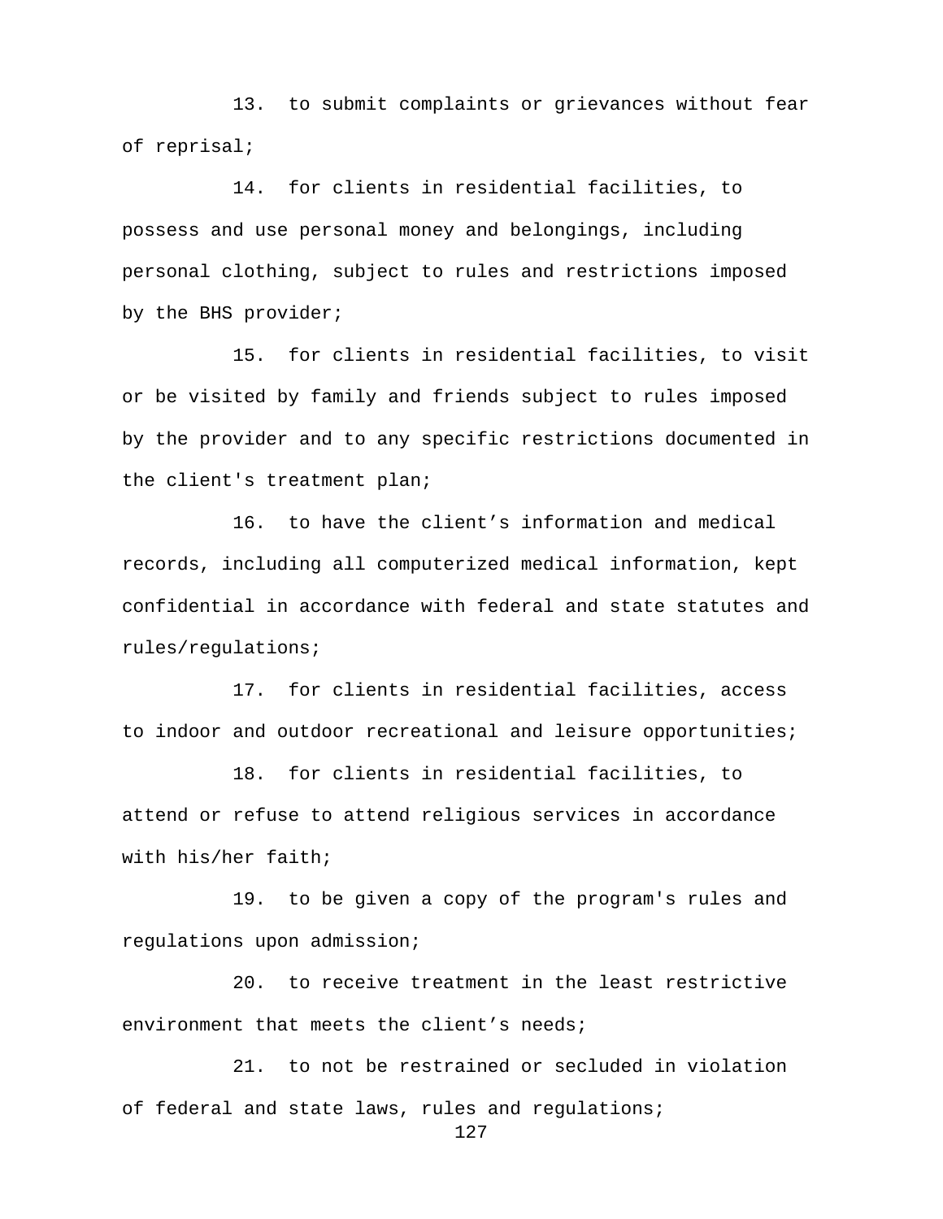13. to submit complaints or grievances without fear of reprisal;

14. for clients in residential facilities, to possess and use personal money and belongings, including personal clothing, subject to rules and restrictions imposed by the BHS provider;

15. for clients in residential facilities, to visit or be visited by family and friends subject to rules imposed by the provider and to any specific restrictions documented in the client's treatment plan;

16. to have the client's information and medical records, including all computerized medical information, kept confidential in accordance with federal and state statutes and rules/regulations;

17. for clients in residential facilities, access to indoor and outdoor recreational and leisure opportunities;

18. for clients in residential facilities, to attend or refuse to attend religious services in accordance with his/her faith;

19. to be given a copy of the program's rules and regulations upon admission;

20. to receive treatment in the least restrictive environment that meets the client's needs;

21. to not be restrained or secluded in violation of federal and state laws, rules and regulations;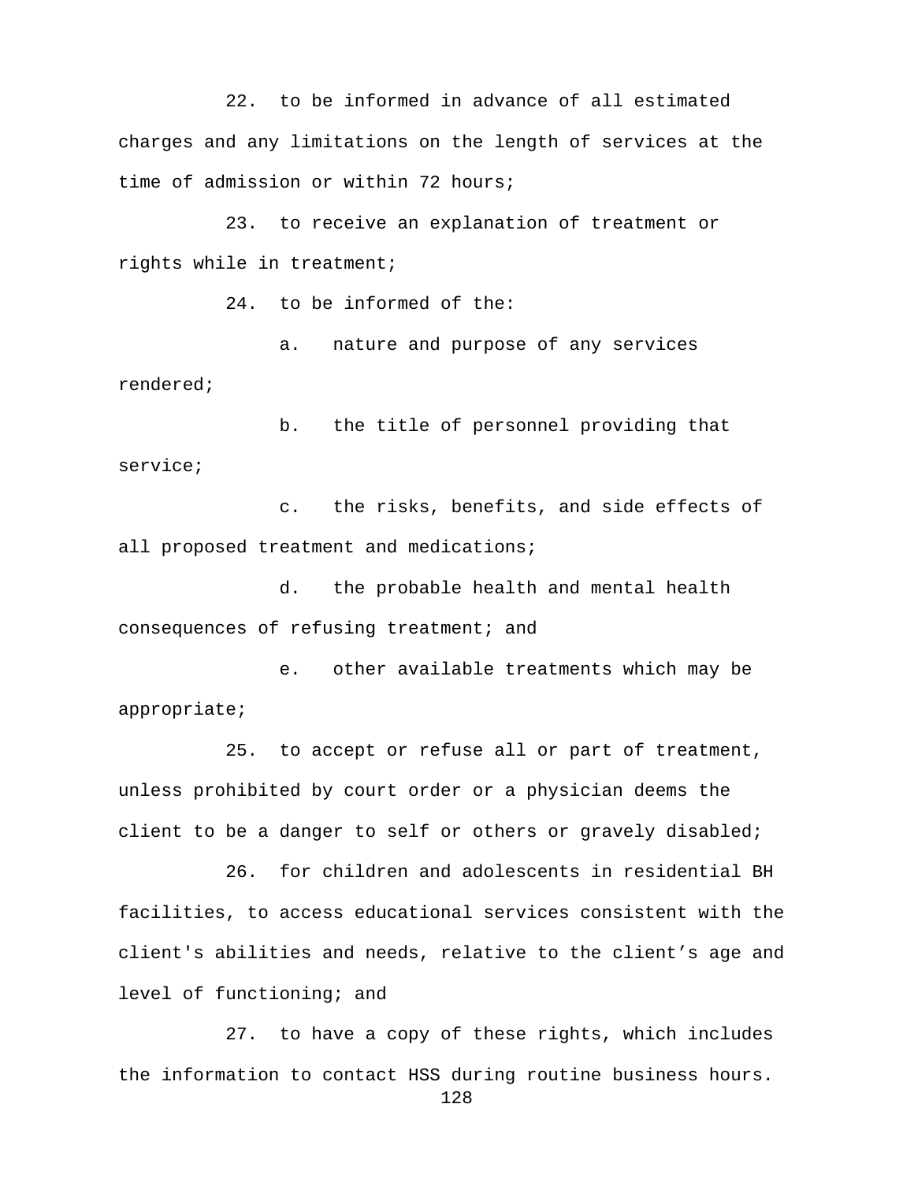22. to be informed in advance of all estimated charges and any limitations on the length of services at the time of admission or within 72 hours;

23. to receive an explanation of treatment or rights while in treatment;

24. to be informed of the:

   a. nature and purpose of any services rendered;

   b. the title of personnel providing that service;

   c. the risks, benefits, and side effects of all proposed treatment and medications;

   d. the probable health and mental health consequences of refusing treatment; and

   e. other available treatments which may be appropriate;

25. to accept or refuse all or part of treatment, unless prohibited by court order or a physician deems the client to be a danger to self or others or gravely disabled;

26. for children and adolescents in residential BH facilities, to access educational services consistent with the client's abilities and needs, relative to the client's age and level of functioning; and

27. to have a copy of these rights, which includes the information to contact HSS during routine business hours.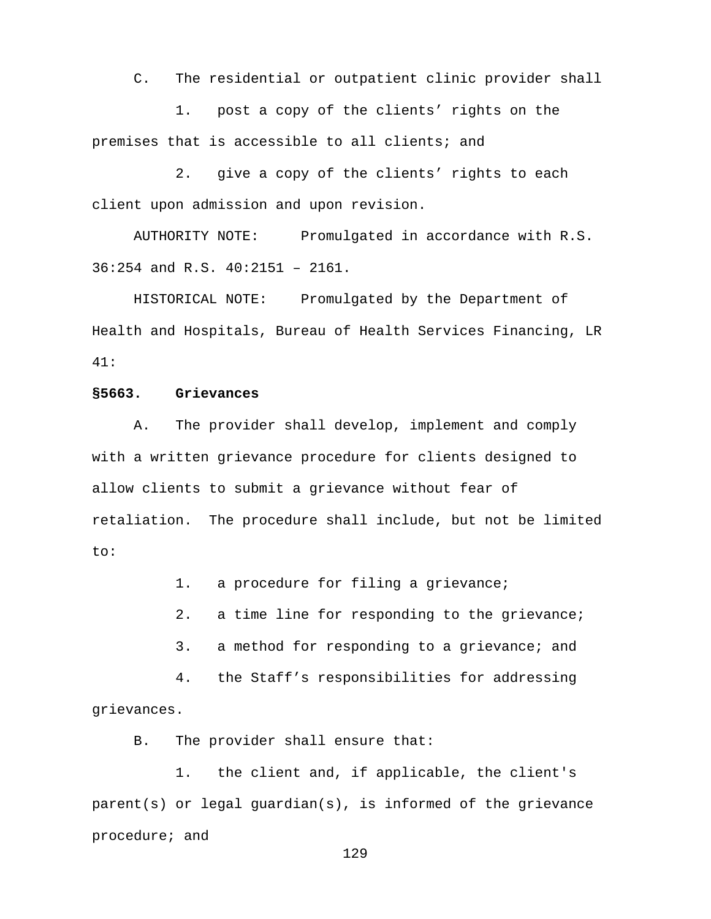C. The residential or outpatient clinic provider shall

1. post a copy of the clients' rights on the premises that is accessible to all clients; and

2. give a copy of the clients' rights to each client upon admission and upon revision.

AUTHORITY NOTE: Promulgated in accordance with R.S. 36:254 and R.S. 40:2151 – 2161.

HISTORICAL NOTE: Promulgated by the Department of Health and Hospitals, Bureau of Health Services Financing, LR 41:

**§5663. Grievances**

A. The provider shall develop, implement and comply with a written grievance procedure for clients designed to allow clients to submit a grievance without fear of retaliation. The procedure shall include, but not be limited to:

1. a procedure for filing a grievance;

2. a time line for responding to the grievance;

3. a method for responding to a grievance; and

4. the Staff's responsibilities for addressing grievances.

B. The provider shall ensure that:

1. the client and, if applicable, the client's parent(s) or legal guardian(s), is informed of the grievance procedure; and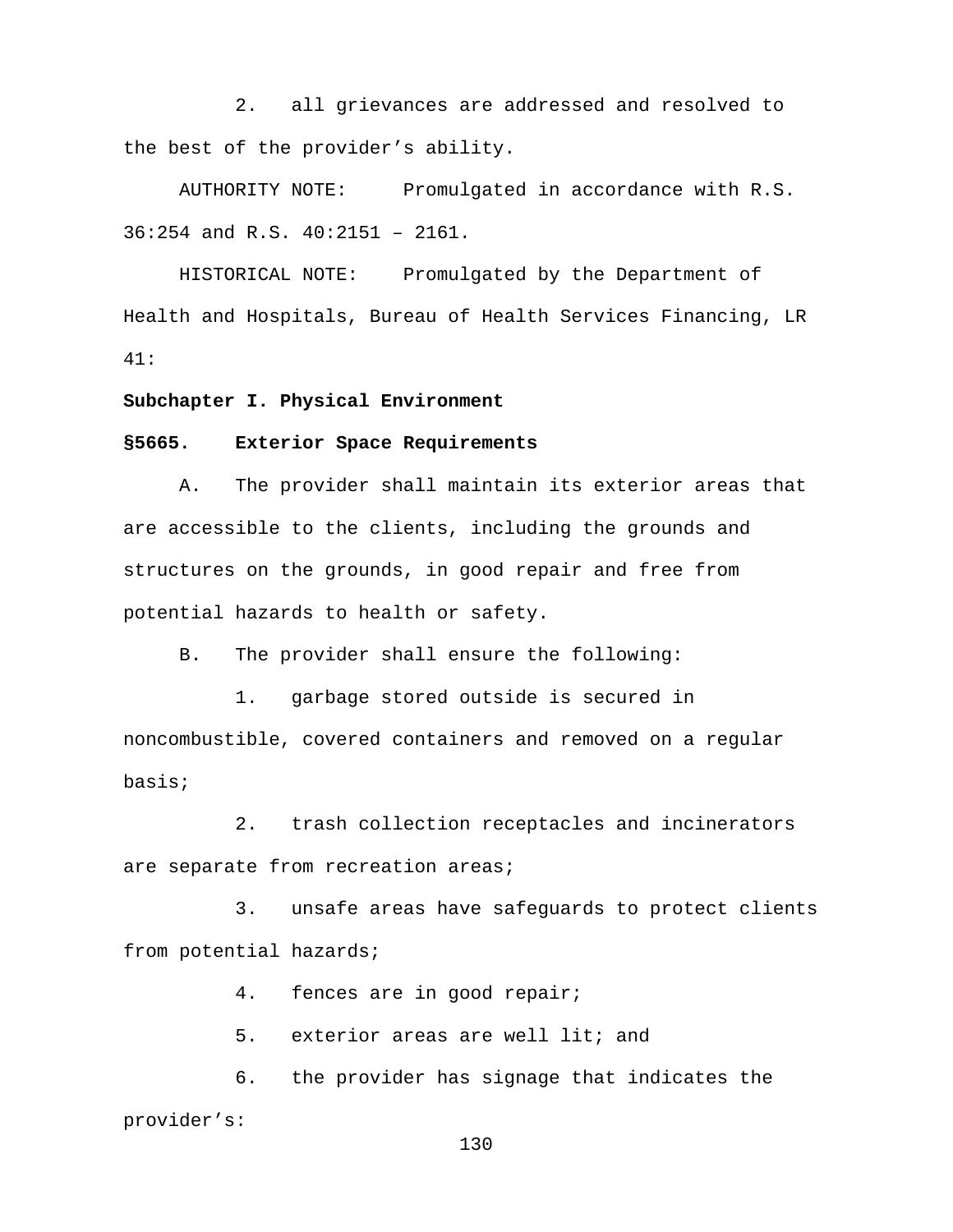2. all grievances are addressed and resolved to the best of the provider's ability.

AUTHORITY NOTE: Promulgated in accordance with R.S. 36:254 and R.S. 40:2151 – 2161.

HISTORICAL NOTE: Promulgated by the Department of Health and Hospitals, Bureau of Health Services Financing, LR 41:

**Subchapter I. Physical Environment**

**§5665. Exterior Space Requirements**

A. The provider shall maintain its exterior areas that are accessible to the clients, including the grounds and structures on the grounds, in good repair and free from potential hazards to health or safety.

B. The provider shall ensure the following:

1. garbage stored outside is secured in noncombustible, covered containers and removed on a regular basis;

2. trash collection receptacles and incinerators are separate from recreation areas;

3. unsafe areas have safeguards to protect clients from potential hazards;

4. fences are in good repair;

5. exterior areas are well lit; and

6. the provider has signage that indicates the provider's: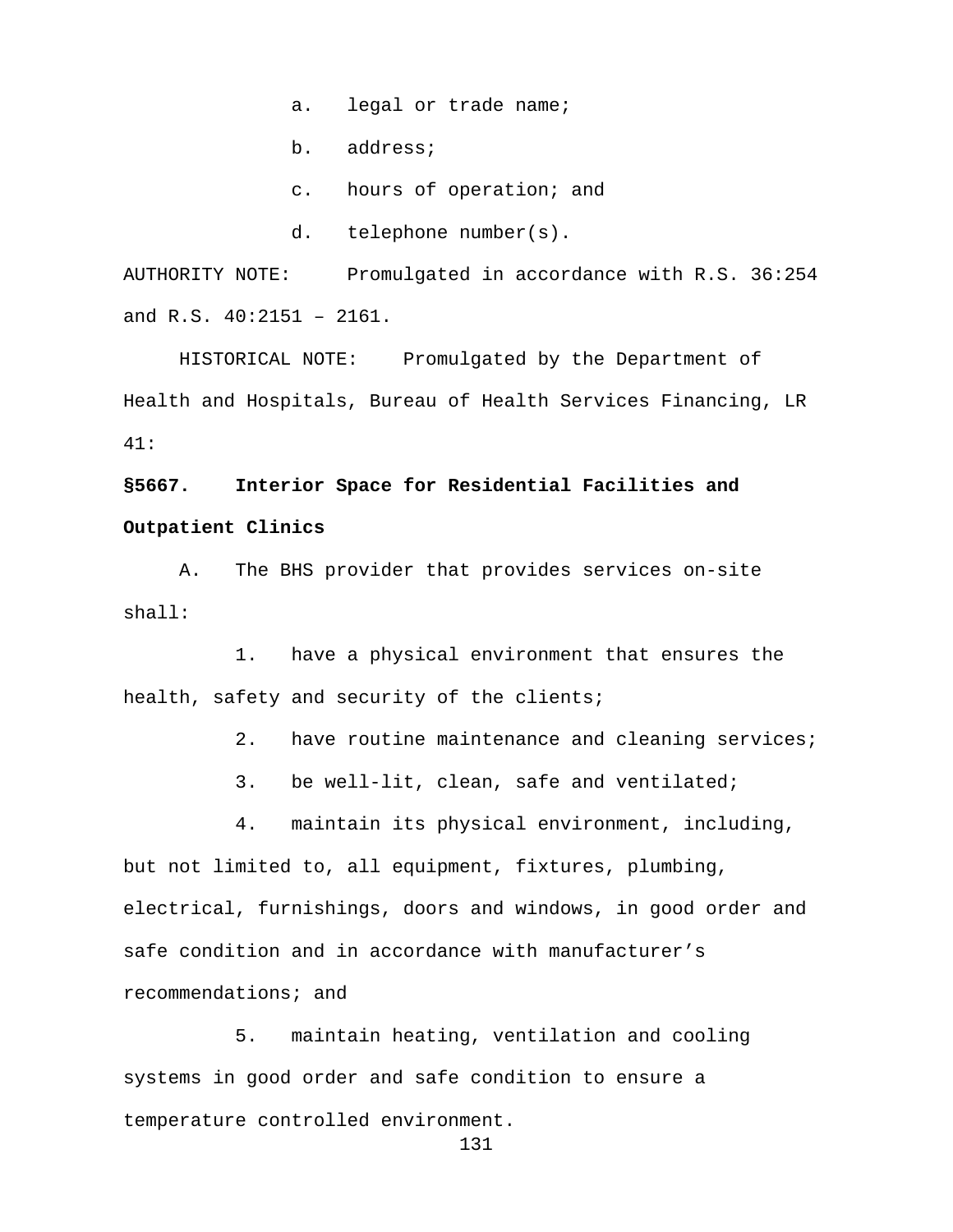a. legal or trade name;

b. address;

c. hours of operation; and

d. telephone number(s).

AUTHORITY NOTE: Promulgated in accordance with R.S. 36:254 and R.S. 40:2151 – 2161.

HISTORICAL NOTE: Promulgated by the Department of Health and Hospitals, Bureau of Health Services Financing, LR 41:

**§5667. Interior Space for Residential Facilities and Outpatient Clinics**

A. The BHS provider that provides services on-site shall:

1. have a physical environment that ensures the health, safety and security of the clients;

2. have routine maintenance and cleaning services;

3. be well-lit, clean, safe and ventilated;

4. maintain its physical environment, including, but not limited to, all equipment, fixtures, plumbing, electrical, furnishings, doors and windows, in good order and safe condition and in accordance with manufacturer's recommendations; and

5. maintain heating, ventilation and cooling systems in good order and safe condition to ensure a temperature controlled environment.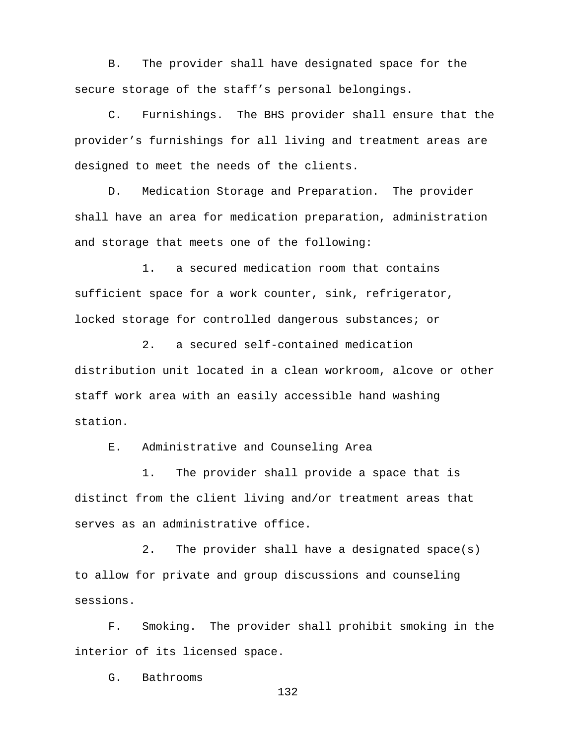B. The provider shall have designated space for the secure storage of the staff's personal belongings.

C. Furnishings. The BHS provider shall ensure that the provider's furnishings for all living and treatment areas are designed to meet the needs of the clients.

D. Medication Storage and Preparation. The provider shall have an area for medication preparation, administration and storage that meets one of the following:

1. a secured medication room that contains sufficient space for a work counter, sink, refrigerator, locked storage for controlled dangerous substances; or

2. a secured self-contained medication distribution unit located in a clean workroom, alcove or other staff work area with an easily accessible hand washing station.

E. Administrative and Counseling Area

1. The provider shall provide a space that is distinct from the client living and/or treatment areas that serves as an administrative office.

2. The provider shall have a designated space(s) to allow for private and group discussions and counseling sessions.

F. Smoking. The provider shall prohibit smoking in the interior of its licensed space.

G. Bathrooms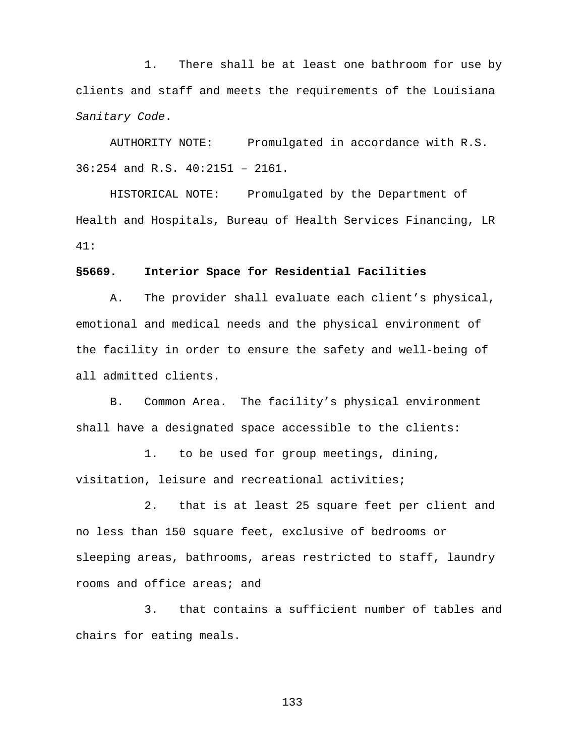1. There shall be at least one bathroom for use by clients and staff and meets the requirements of the Louisiana *Sanitary Code*.

AUTHORITY NOTE: Promulgated in accordance with R.S. 36:254 and R.S. 40:2151 – 2161.

HISTORICAL NOTE: Promulgated by the Department of Health and Hospitals, Bureau of Health Services Financing, LR 41:

**§5669. Interior Space for Residential Facilities**

A. The provider shall evaluate each client’s physical, emotional and medical needs and the physical environment of the facility in order to ensure the safety and well-being of all admitted clients.

B. Common Area. The facility’s physical environment shall have a designated space accessible to the clients:

1. to be used for group meetings, dining, visitation, leisure and recreational activities;

2. that is at least 25 square feet per client and no less than 150 square feet, exclusive of bedrooms or sleeping areas, bathrooms, areas restricted to staff, laundry rooms and office areas; and

3. that contains a sufficient number of tables and chairs for eating meals.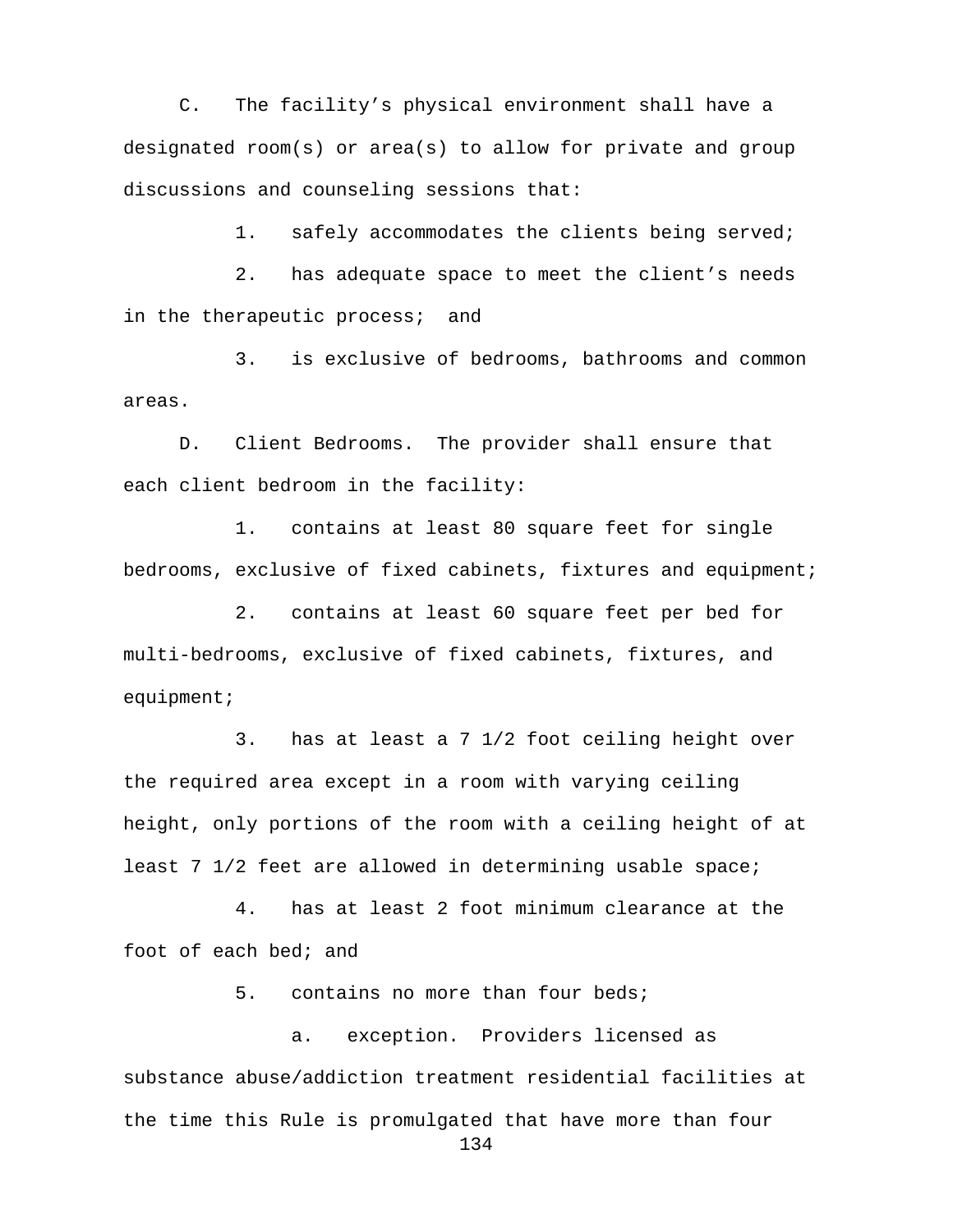C. The facility's physical environment shall have a designated room(s) or area(s) to allow for private and group discussions and counseling sessions that:

1. safely accommodates the clients being served;

2. has adequate space to meet the client's needs in the therapeutic process; and

3. is exclusive of bedrooms, bathrooms and common areas.

D. Client Bedrooms. The provider shall ensure that each client bedroom in the facility:

1. contains at least 80 square feet for single bedrooms, exclusive of fixed cabinets, fixtures and equipment;

2. contains at least 60 square feet per bed for multi-bedrooms, exclusive of fixed cabinets, fixtures, and equipment;

3. has at least a 7 1/2 foot ceiling height over the required area except in a room with varying ceiling height, only portions of the room with a ceiling height of at least 7 1/2 feet are allowed in determining usable space;

4. has at least 2 foot minimum clearance at the foot of each bed; and

5. contains no more than four beds;

a. exception. Providers licensed as substance abuse/addiction treatment residential facilities at the time this Rule is promulgated that have more than four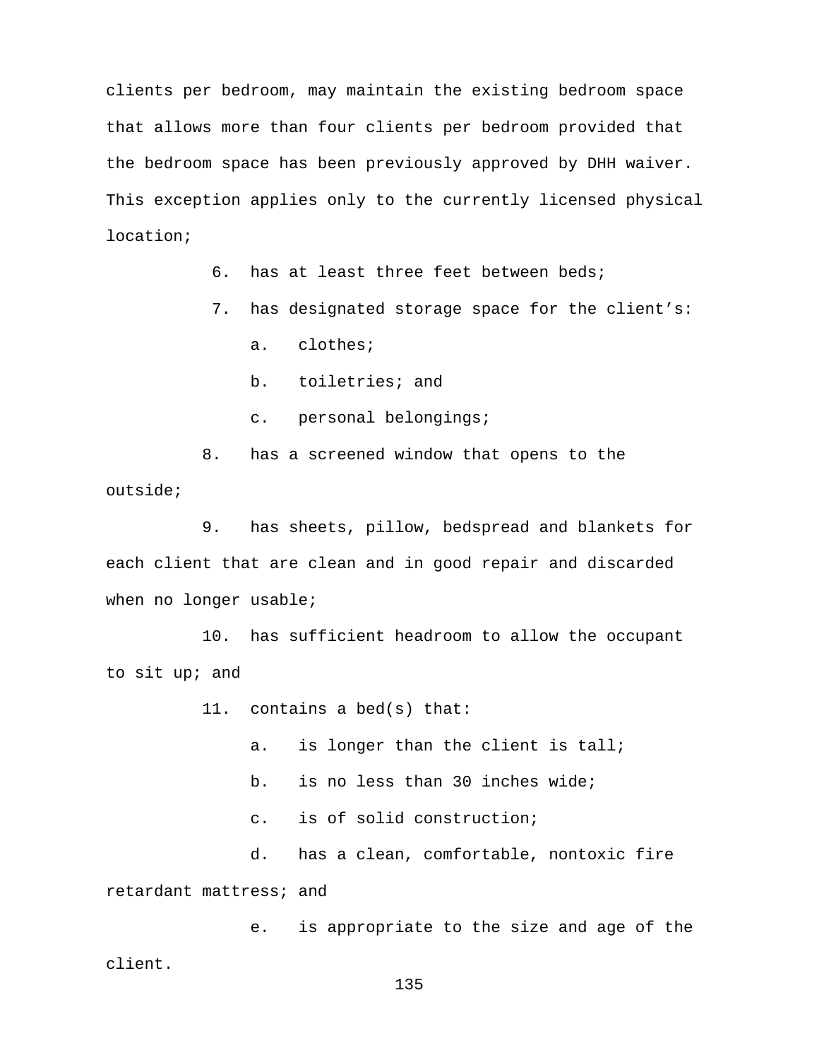clients per bedroom, may maintain the existing bedroom space that allows more than four clients per bedroom provided that the bedroom space has been previously approved by DHH waiver. This exception applies only to the currently licensed physical location;

6. has at least three feet between beds;

7. has designated storage space for the client’s:

   a. clothes;

   b. toiletries; and

   c. personal belongings;

8. has a screened window that opens to the outside;

9. has sheets, pillow, bedspread and blankets for each client that are clean and in good repair and discarded when no longer usable;

10. has sufficient headroom to allow the occupant to sit up; and

11. contains a bed(s) that:

   a. is longer than the client is tall;

   b. is no less than 30 inches wide;

   c. is of solid construction;

   d. has a clean, comfortable, nontoxic fire retardant mattress; and

   e. is appropriate to the size and age of the client.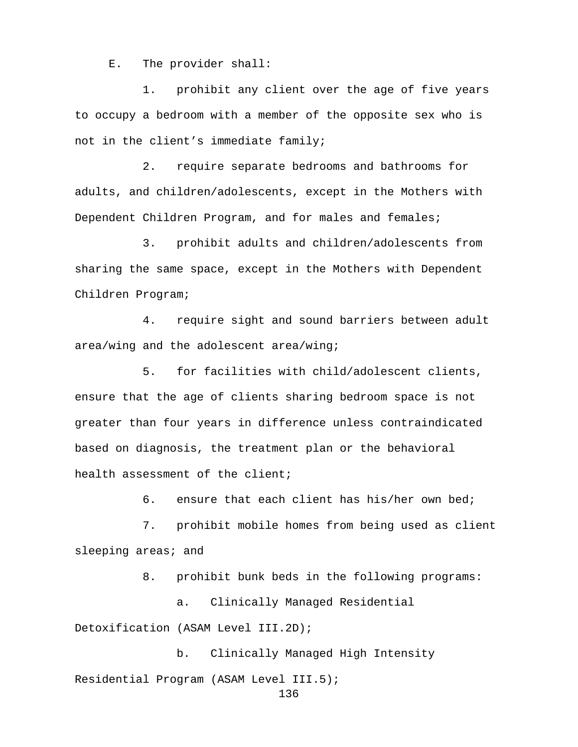E. The provider shall:

1. prohibit any client over the age of five years to occupy a bedroom with a member of the opposite sex who is not in the client's immediate family;

2. require separate bedrooms and bathrooms for adults, and children/adolescents, except in the Mothers with Dependent Children Program, and for males and females;

3. prohibit adults and children/adolescents from sharing the same space, except in the Mothers with Dependent Children Program;

4. require sight and sound barriers between adult area/wing and the adolescent area/wing;

5. for facilities with child/adolescent clients, ensure that the age of clients sharing bedroom space is not greater than four years in difference unless contraindicated based on diagnosis, the treatment plan or the behavioral health assessment of the client;

6. ensure that each client has his/her own bed;

7. prohibit mobile homes from being used as client sleeping areas; and

8. prohibit bunk beds in the following programs:

a. Clinically Managed Residential Detoxification (ASAM Level III.2D);

b. Clinically Managed High Intensity Residential Program (ASAM Level III.5);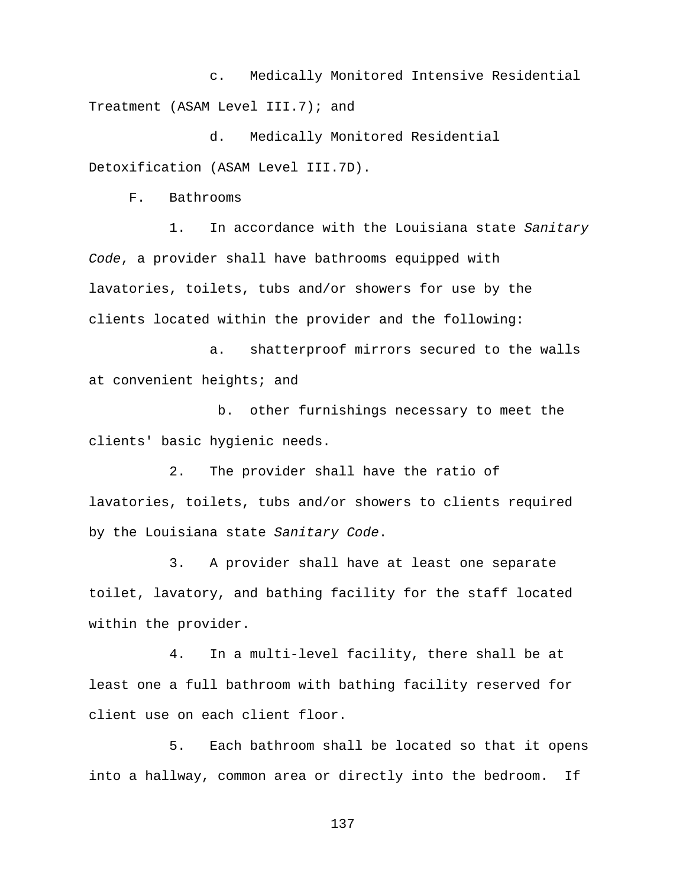c. Medically Monitored Intensive Residential Treatment (ASAM Level III.7); and

d. Medically Monitored Residential Detoxification (ASAM Level III.7D).

F. Bathrooms

1. In accordance with the Louisiana state *Sanitary Code*, a provider shall have bathrooms equipped with lavatories, toilets, tubs and/or showers for use by the clients located within the provider and the following:

a. shatterproof mirrors secured to the walls at convenient heights; and

b. other furnishings necessary to meet the clients' basic hygienic needs.

2. The provider shall have the ratio of lavatories, toilets, tubs and/or showers to clients required by the Louisiana state *Sanitary Code*.

3. A provider shall have at least one separate toilet, lavatory, and bathing facility for the staff located within the provider.

4. In a multi-level facility, there shall be at least one a full bathroom with bathing facility reserved for client use on each client floor.

5. Each bathroom shall be located so that it opens into a hallway, common area or directly into the bedroom. If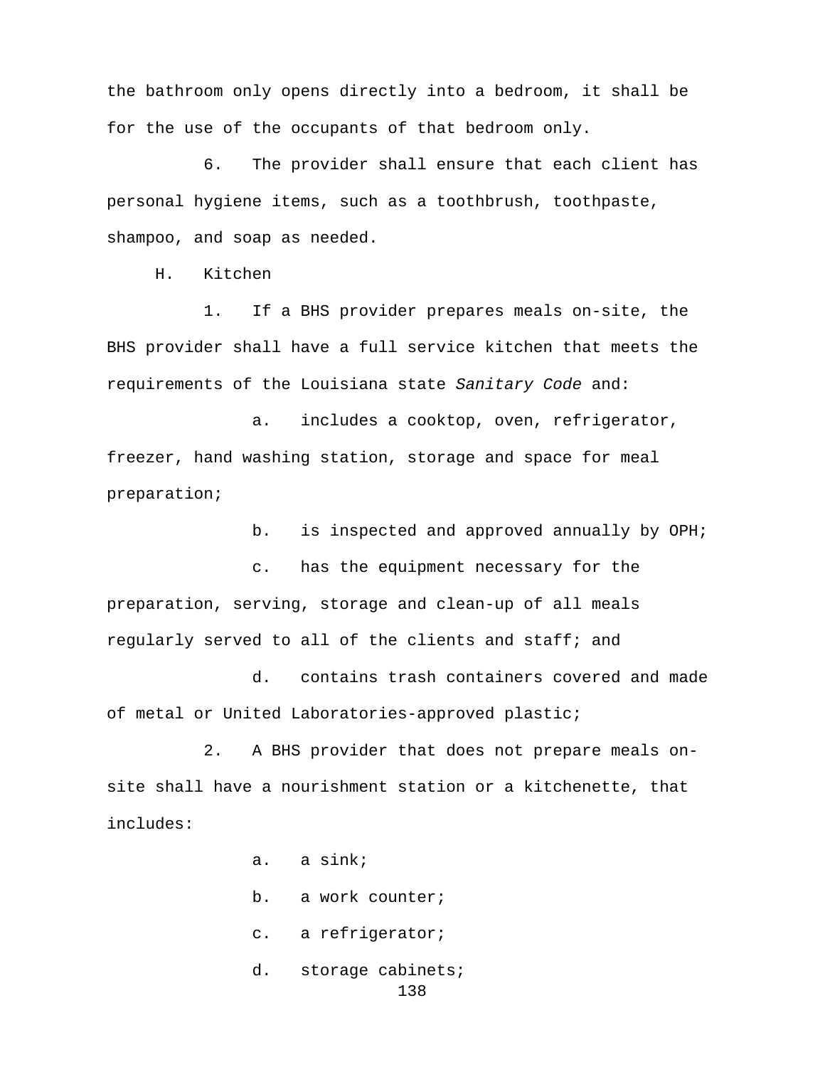the bathroom only opens directly into a bedroom, it shall be for the use of the occupants of that bedroom only.

6. The provider shall ensure that each client has personal hygiene items, such as a toothbrush, toothpaste, shampoo, and soap as needed.

H. Kitchen

1. If a BHS provider prepares meals on-site, the BHS provider shall have a full service kitchen that meets the requirements of the Louisiana state *Sanitary Code* and:

a. includes a cooktop, oven, refrigerator, freezer, hand washing station, storage and space for meal preparation;

b. is inspected and approved annually by OPH;

c. has the equipment necessary for the preparation, serving, storage and clean-up of all meals regularly served to all of the clients and staff; and

d. contains trash containers covered and made of metal or United Laboratories-approved plastic;

2. A BHS provider that does not prepare meals on-site shall have a nourishment station or a kitchenette, that includes:

a. a sink;

b. a work counter;

c. a refrigerator;

d. storage cabinets;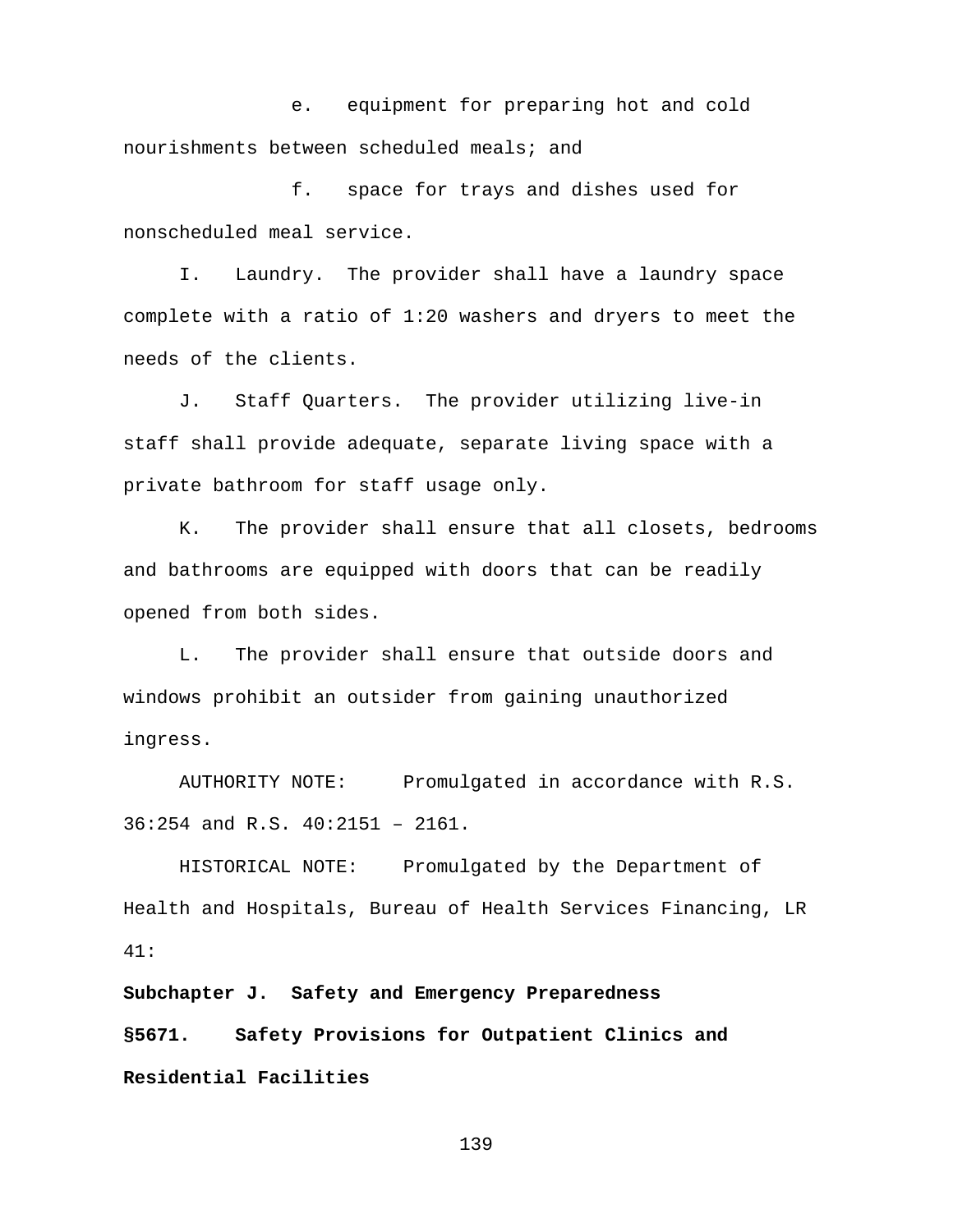e. equipment for preparing hot and cold nourishments between scheduled meals; and

f. space for trays and dishes used for nonscheduled meal service.

I. Laundry. The provider shall have a laundry space complete with a ratio of 1:20 washers and dryers to meet the needs of the clients.

J. Staff Quarters. The provider utilizing live-in staff shall provide adequate, separate living space with a private bathroom for staff usage only.

K. The provider shall ensure that all closets, bedrooms and bathrooms are equipped with doors that can be readily opened from both sides.

L. The provider shall ensure that outside doors and windows prohibit an outsider from gaining unauthorized ingress.

AUTHORITY NOTE: Promulgated in accordance with R.S. 36:254 and R.S. 40:2151 – 2161.

HISTORICAL NOTE: Promulgated by the Department of Health and Hospitals, Bureau of Health Services Financing, LR 41:

**Subchapter J. Safety and Emergency Preparedness**

**§5671. Safety Provisions for Outpatient Clinics and Residential Facilities**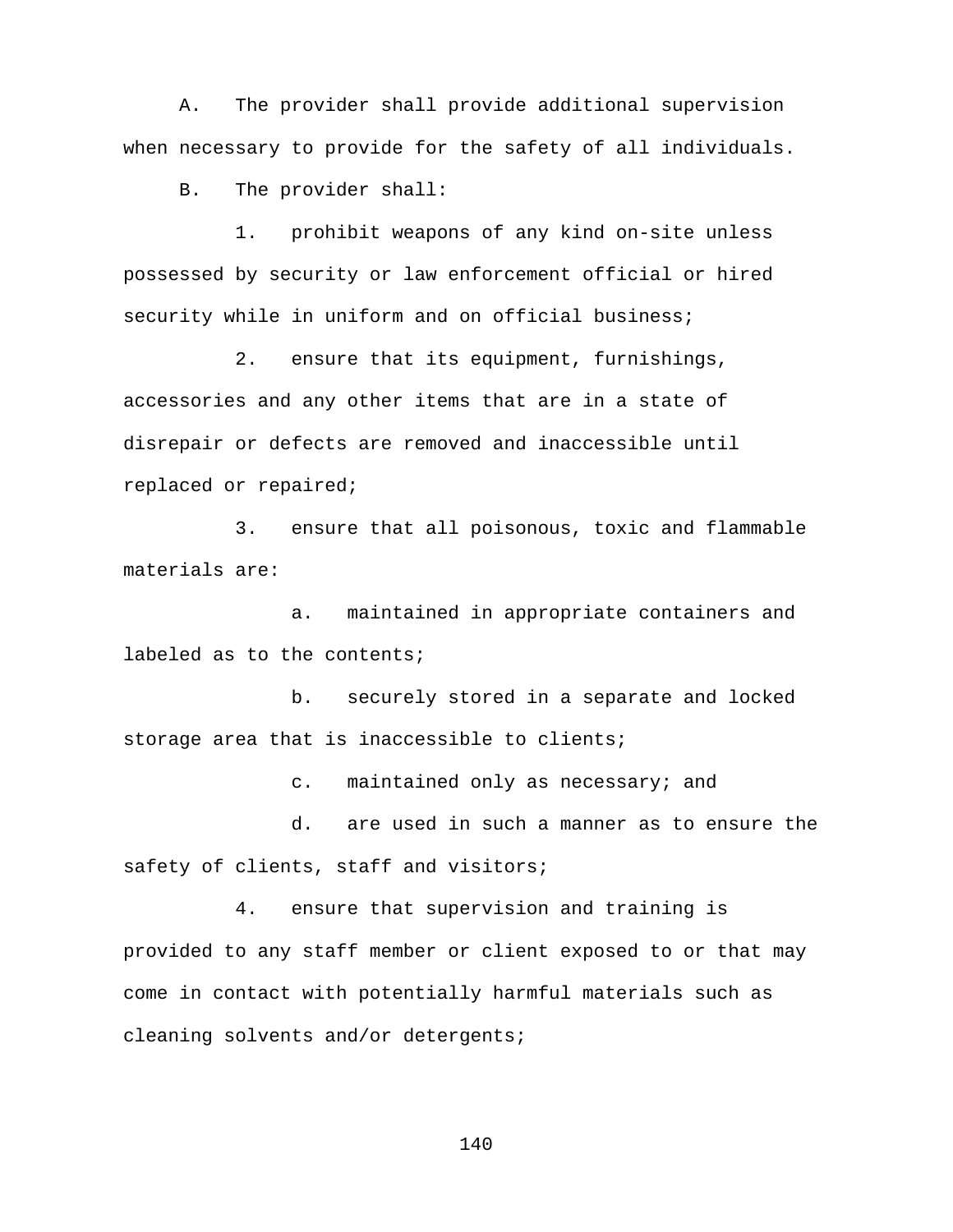A. The provider shall provide additional supervision when necessary to provide for the safety of all individuals.

B. The provider shall:

1. prohibit weapons of any kind on-site unless possessed by security or law enforcement official or hired security while in uniform and on official business;

2. ensure that its equipment, furnishings, accessories and any other items that are in a state of disrepair or defects are removed and inaccessible until replaced or repaired;

3. ensure that all poisonous, toxic and flammable materials are:

a. maintained in appropriate containers and labeled as to the contents;

b. securely stored in a separate and locked storage area that is inaccessible to clients;

c. maintained only as necessary; and

d. are used in such a manner as to ensure the safety of clients, staff and visitors;

4. ensure that supervision and training is provided to any staff member or client exposed to or that may come in contact with potentially harmful materials such as cleaning solvents and/or detergents;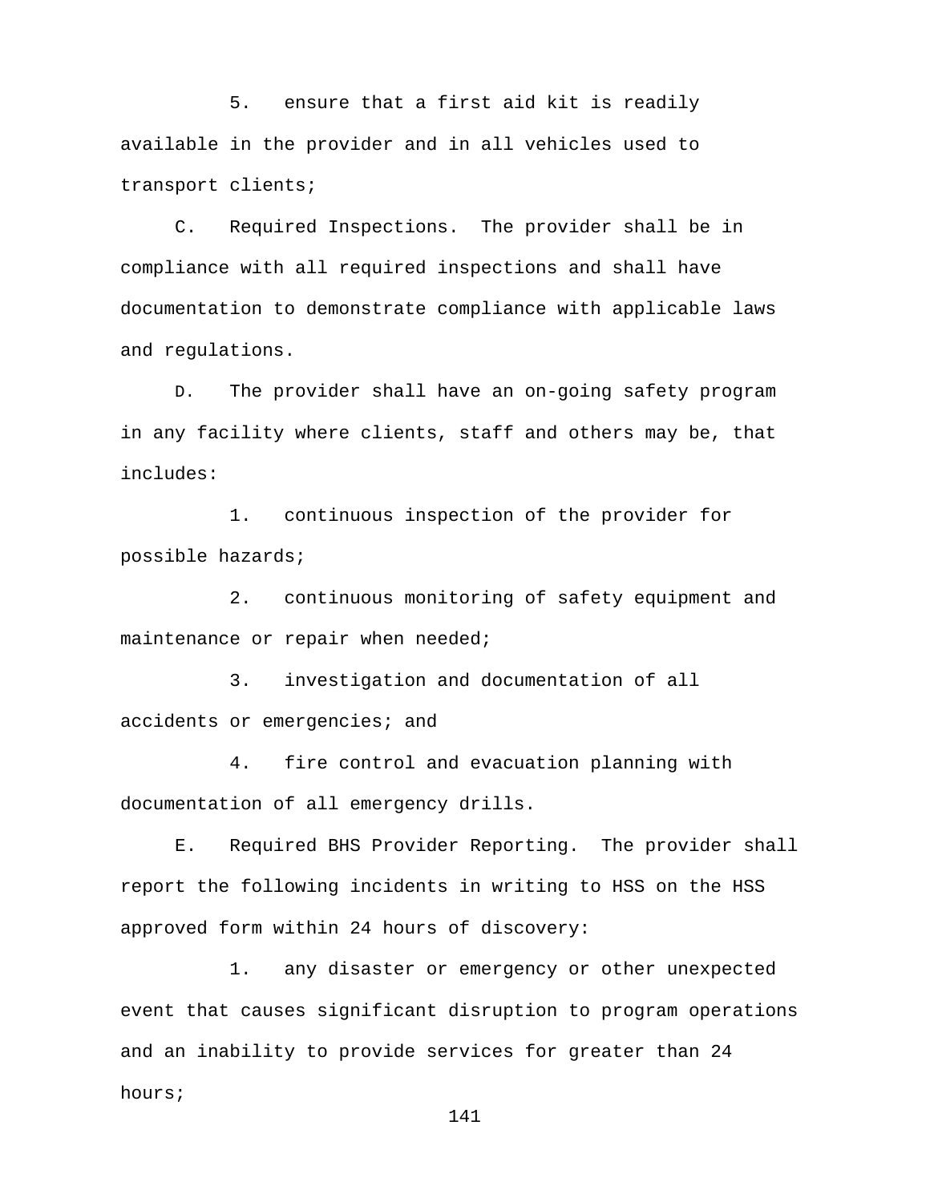5. ensure that a first aid kit is readily available in the provider and in all vehicles used to transport clients;

C. Required Inspections. The provider shall be in compliance with all required inspections and shall have documentation to demonstrate compliance with applicable laws and regulations.

D. The provider shall have an on-going safety program in any facility where clients, staff and others may be, that includes:

1. continuous inspection of the provider for possible hazards;

2. continuous monitoring of safety equipment and maintenance or repair when needed;

3. investigation and documentation of all accidents or emergencies; and

4. fire control and evacuation planning with documentation of all emergency drills.

E. Required BHS Provider Reporting. The provider shall report the following incidents in writing to HSS on the HSS approved form within 24 hours of discovery:

1. any disaster or emergency or other unexpected event that causes significant disruption to program operations and an inability to provide services for greater than 24 hours;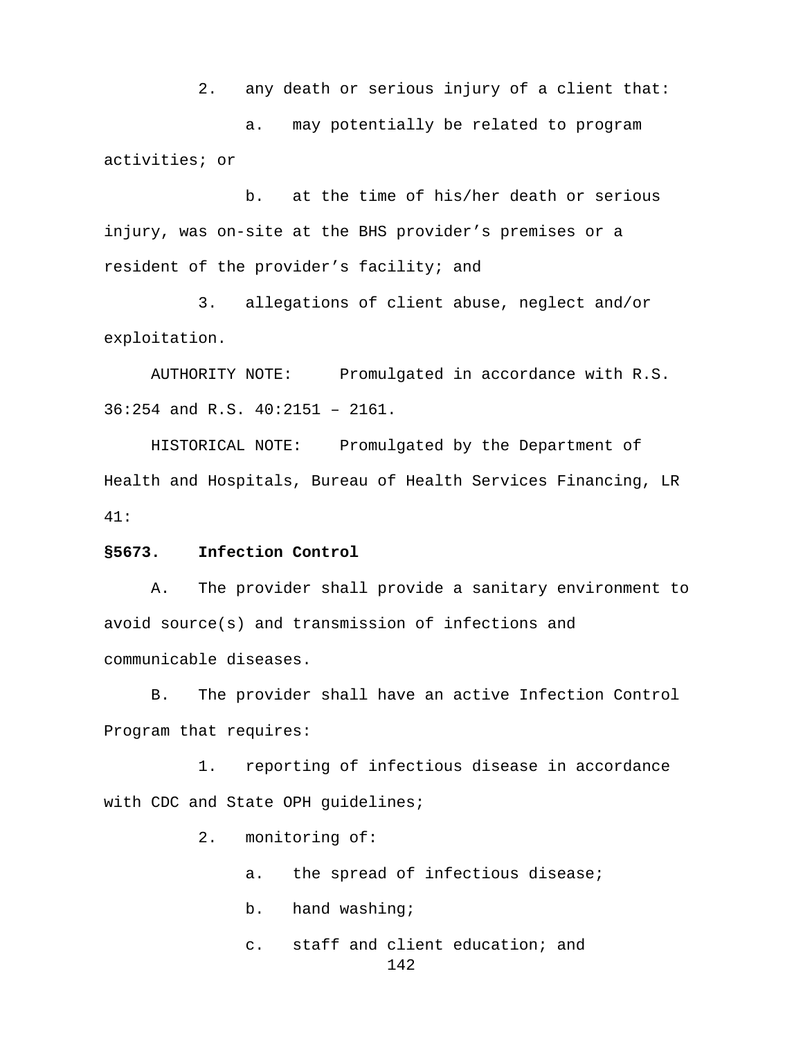2. any death or serious injury of a client that:

a. may potentially be related to program activities; or

b. at the time of his/her death or serious injury, was on-site at the BHS provider's premises or a resident of the provider's facility; and

3. allegations of client abuse, neglect and/or exploitation.

AUTHORITY NOTE: Promulgated in accordance with R.S. 36:254 and R.S. 40:2151 – 2161.

HISTORICAL NOTE: Promulgated by the Department of Health and Hospitals, Bureau of Health Services Financing, LR 41:

**§5673. Infection Control**

A. The provider shall provide a sanitary environment to avoid source(s) and transmission of infections and communicable diseases.

B. The provider shall have an active Infection Control Program that requires:

1. reporting of infectious disease in accordance with CDC and State OPH guidelines;

2. monitoring of:

a. the spread of infectious disease;

b. hand washing;

c. staff and client education; and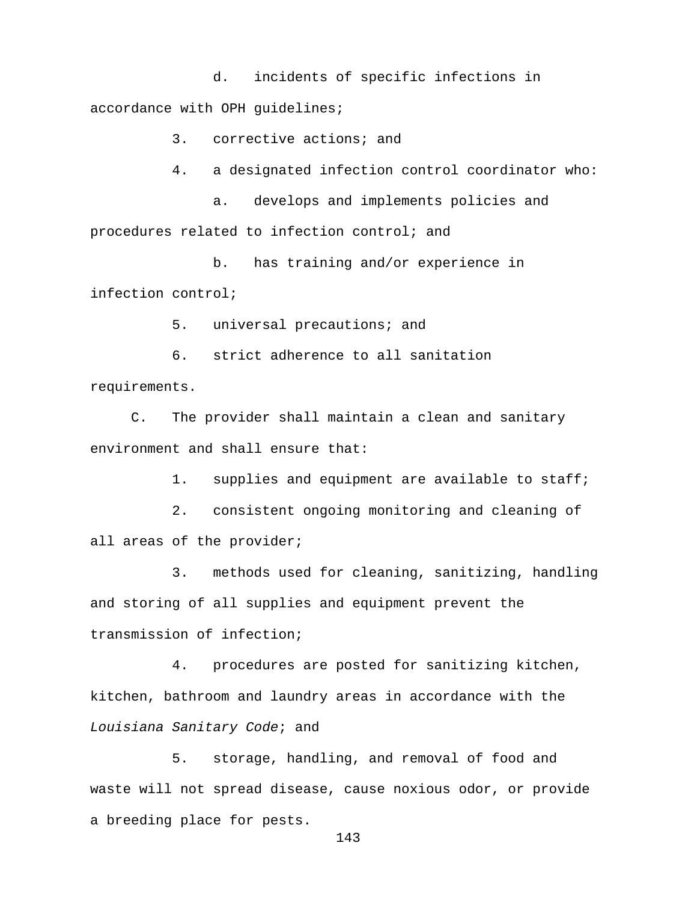d. incidents of specific infections in accordance with OPH guidelines;

3. corrective actions; and

4. a designated infection control coordinator who:

a. develops and implements policies and procedures related to infection control; and

b. has training and/or experience in infection control;

5. universal precautions; and

6. strict adherence to all sanitation requirements.

C. The provider shall maintain a clean and sanitary environment and shall ensure that:

1. supplies and equipment are available to staff;

2. consistent ongoing monitoring and cleaning of all areas of the provider;

3. methods used for cleaning, sanitizing, handling and storing of all supplies and equipment prevent the transmission of infection;

4. procedures are posted for sanitizing kitchen, kitchen, bathroom and laundry areas in accordance with the *Louisiana Sanitary Code*; and

5. storage, handling, and removal of food and waste will not spread disease, cause noxious odor, or provide a breeding place for pests.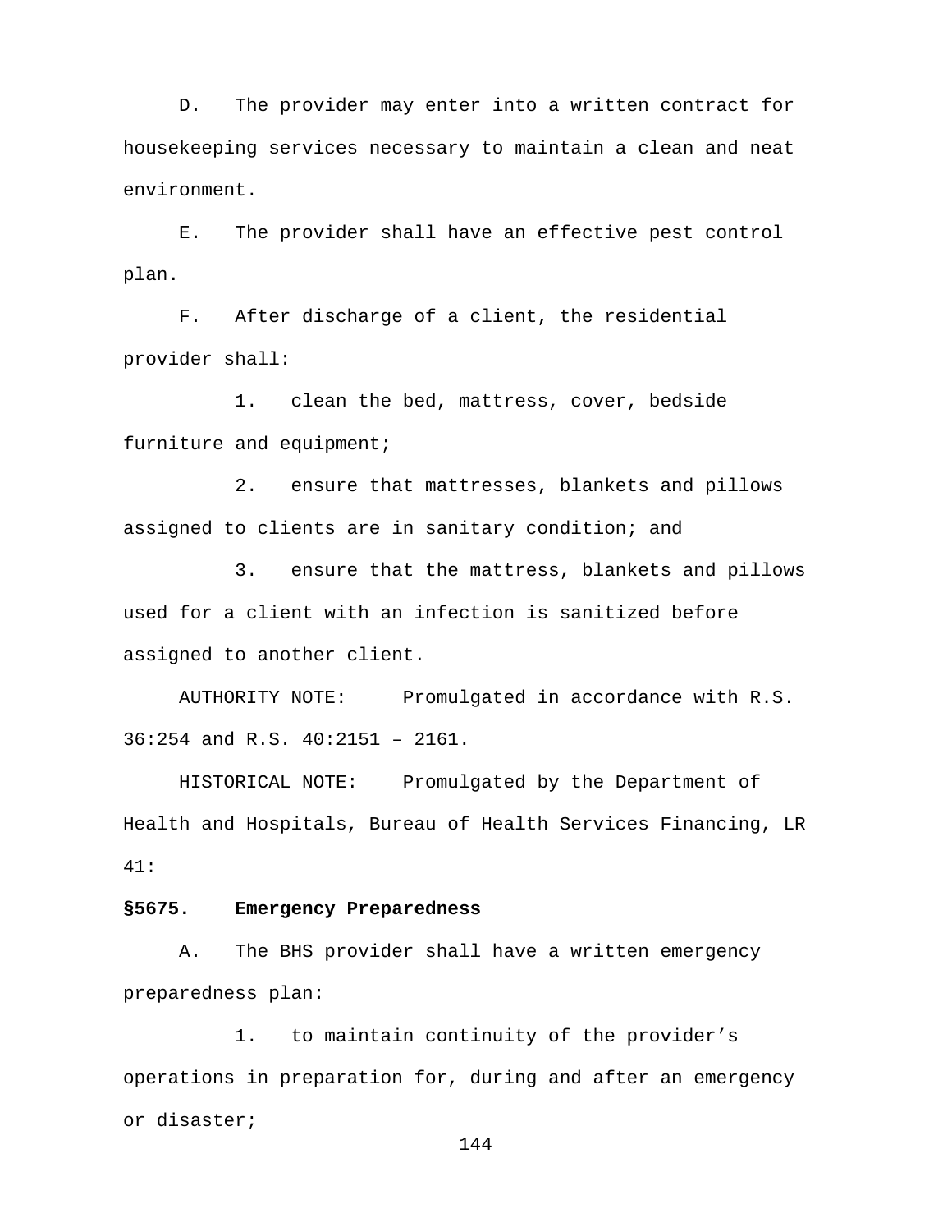D. The provider may enter into a written contract for housekeeping services necessary to maintain a clean and neat environment.

E. The provider shall have an effective pest control plan.

F. After discharge of a client, the residential provider shall:

1. clean the bed, mattress, cover, bedside furniture and equipment;

2. ensure that mattresses, blankets and pillows assigned to clients are in sanitary condition; and

3. ensure that the mattress, blankets and pillows used for a client with an infection is sanitized before assigned to another client.

AUTHORITY NOTE: Promulgated in accordance with R.S. 36:254 and R.S. 40:2151 – 2161.

HISTORICAL NOTE: Promulgated by the Department of Health and Hospitals, Bureau of Health Services Financing, LR 41:

**§5675. Emergency Preparedness**

A. The BHS provider shall have a written emergency preparedness plan:

1. to maintain continuity of the provider’s operations in preparation for, during and after an emergency or disaster;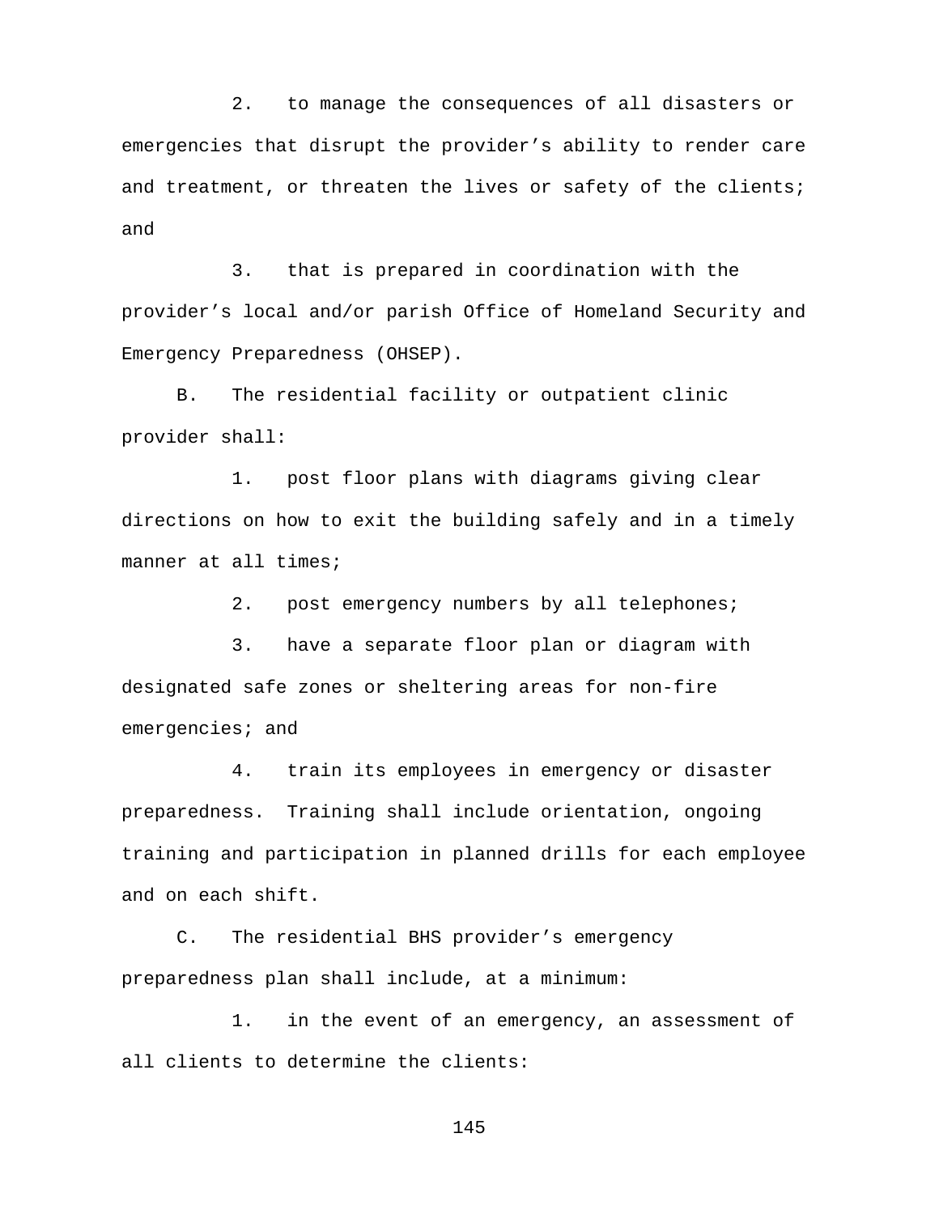2. to manage the consequences of all disasters or emergencies that disrupt the provider's ability to render care and treatment, or threaten the lives or safety of the clients; and

3. that is prepared in coordination with the provider's local and/or parish Office of Homeland Security and Emergency Preparedness (OHSEP).

B. The residential facility or outpatient clinic provider shall:

1. post floor plans with diagrams giving clear directions on how to exit the building safely and in a timely manner at all times;

2. post emergency numbers by all telephones;

3. have a separate floor plan or diagram with designated safe zones or sheltering areas for non-fire emergencies; and

4. train its employees in emergency or disaster preparedness. Training shall include orientation, ongoing training and participation in planned drills for each employee and on each shift.

C. The residential BHS provider's emergency preparedness plan shall include, at a minimum:

1. in the event of an emergency, an assessment of all clients to determine the clients: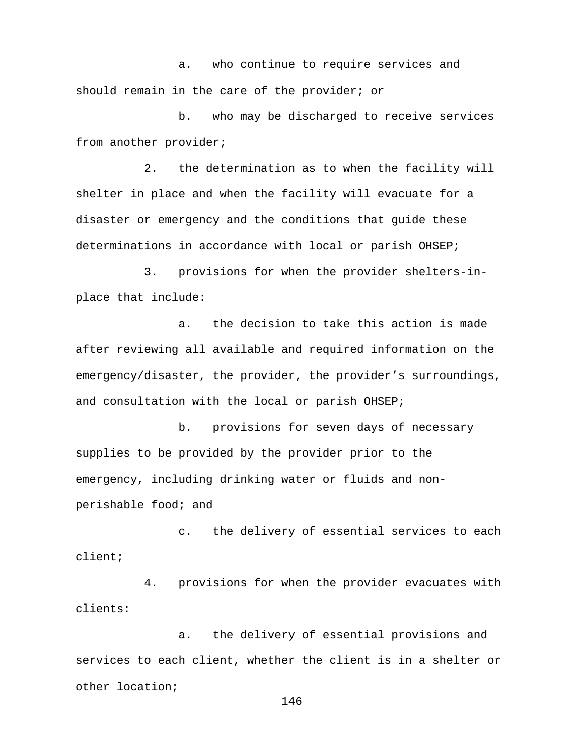a. who continue to require services and should remain in the care of the provider; or

b. who may be discharged to receive services from another provider;

2. the determination as to when the facility will shelter in place and when the facility will evacuate for a disaster or emergency and the conditions that guide these determinations in accordance with local or parish OHSEP;

3. provisions for when the provider shelters-in-place that include:

a. the decision to take this action is made after reviewing all available and required information on the emergency/disaster, the provider, the provider's surroundings, and consultation with the local or parish OHSEP;

b. provisions for seven days of necessary supplies to be provided by the provider prior to the emergency, including drinking water or fluids and non-perishable food; and

c. the delivery of essential services to each client;

4. provisions for when the provider evacuates with clients:

a. the delivery of essential provisions and services to each client, whether the client is in a shelter or other location;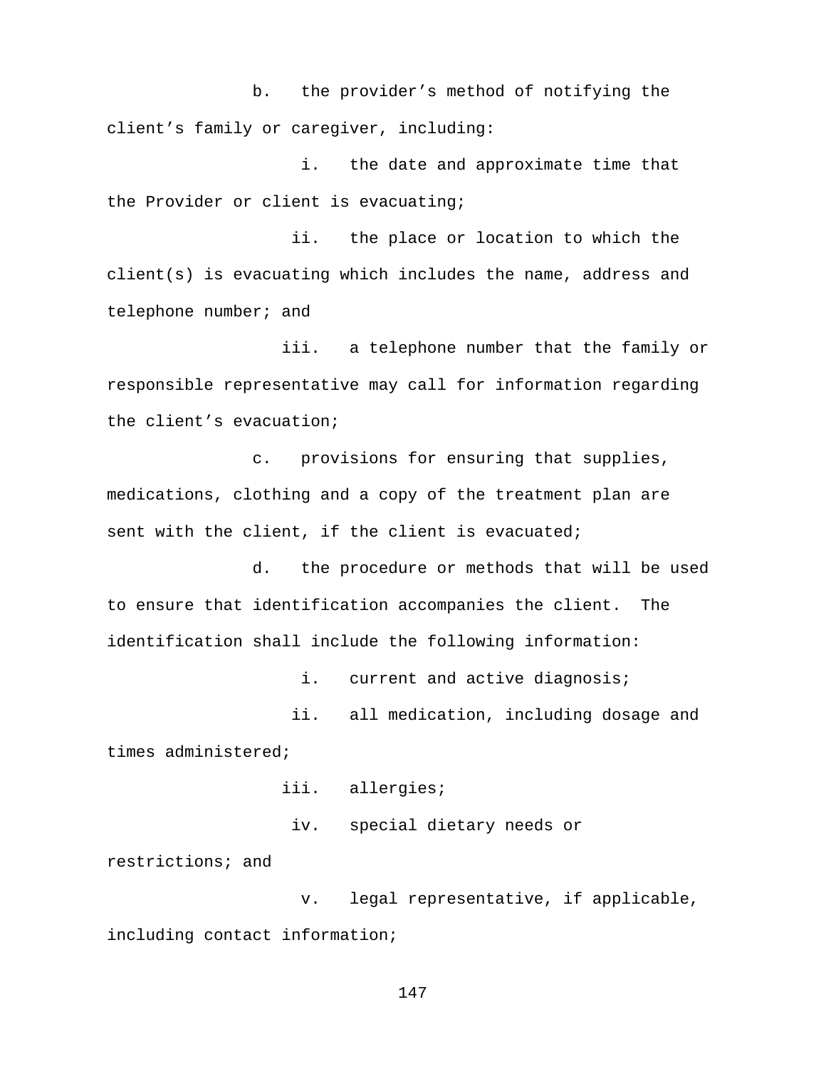b. the provider's method of notifying the client's family or caregiver, including:

i. the date and approximate time that the Provider or client is evacuating;

ii. the place or location to which the client(s) is evacuating which includes the name, address and telephone number; and

iii. a telephone number that the family or responsible representative may call for information regarding the client's evacuation;

c. provisions for ensuring that supplies, medications, clothing and a copy of the treatment plan are sent with the client, if the client is evacuated;

d. the procedure or methods that will be used to ensure that identification accompanies the client. The identification shall include the following information:

i. current and active diagnosis;

ii. all medication, including dosage and times administered;

iii. allergies;

iv. special dietary needs or restrictions; and

v. legal representative, if applicable, including contact information;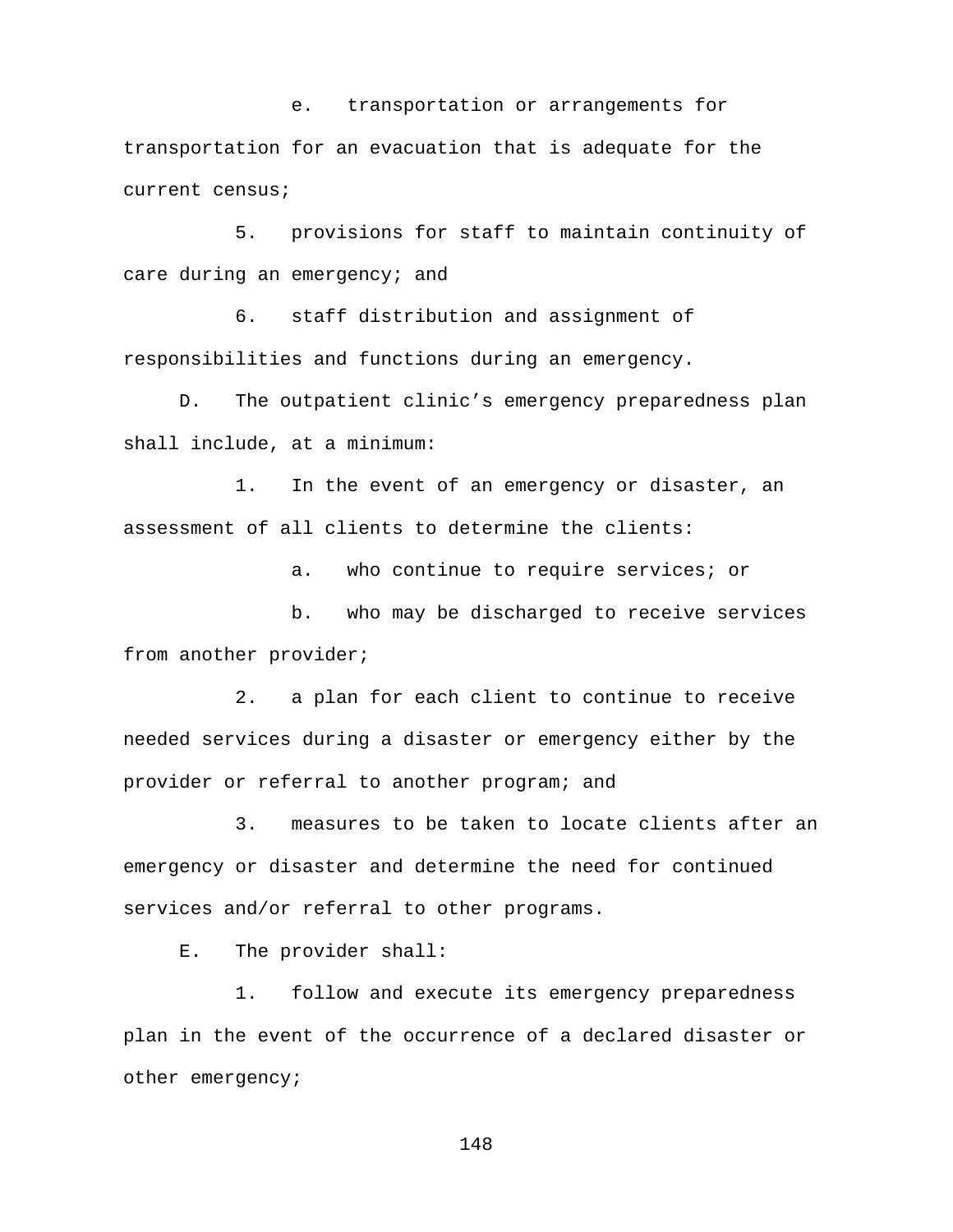e. transportation or arrangements for transportation for an evacuation that is adequate for the current census;

5. provisions for staff to maintain continuity of care during an emergency; and

6. staff distribution and assignment of responsibilities and functions during an emergency.

D. The outpatient clinic’s emergency preparedness plan shall include, at a minimum:

1. In the event of an emergency or disaster, an assessment of all clients to determine the clients:

a. who continue to require services; or

b. who may be discharged to receive services from another provider;

2. a plan for each client to continue to receive needed services during a disaster or emergency either by the provider or referral to another program; and

3. measures to be taken to locate clients after an emergency or disaster and determine the need for continued services and/or referral to other programs.

E. The provider shall:

1. follow and execute its emergency preparedness plan in the event of the occurrence of a declared disaster or other emergency;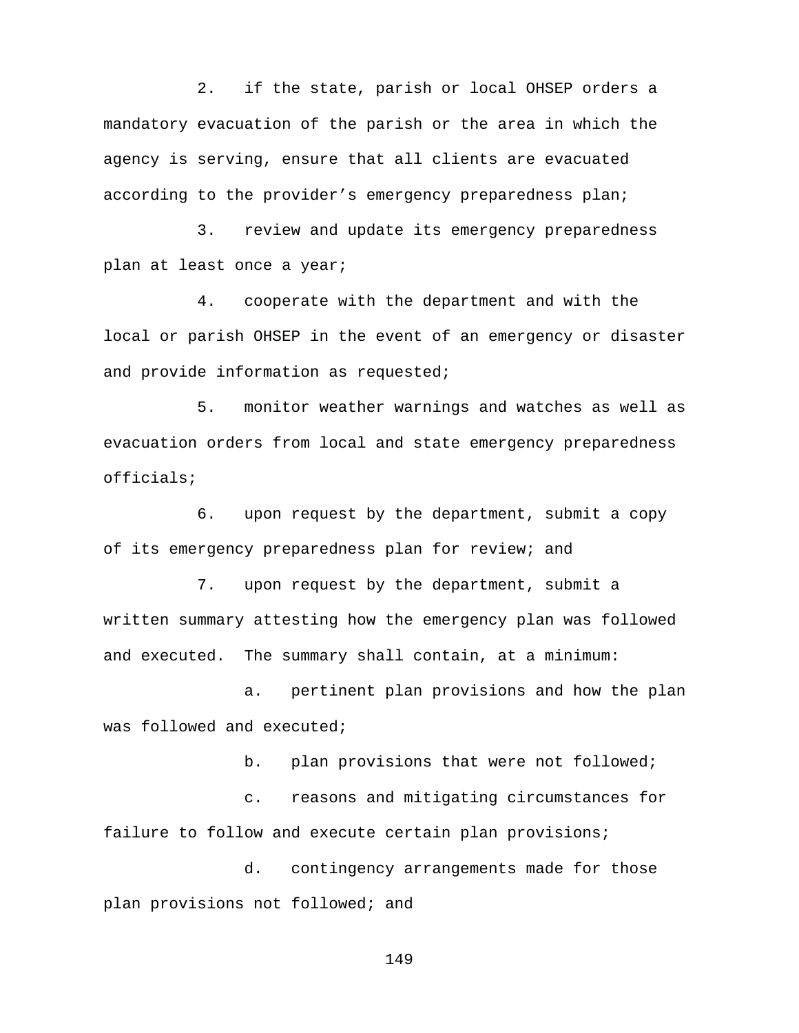2. if the state, parish or local OHSEP orders a mandatory evacuation of the parish or the area in which the agency is serving, ensure that all clients are evacuated according to the provider’s emergency preparedness plan;

3. review and update its emergency preparedness plan at least once a year;

4. cooperate with the department and with the local or parish OHSEP in the event of an emergency or disaster and provide information as requested;

5. monitor weather warnings and watches as well as evacuation orders from local and state emergency preparedness officials;

6. upon request by the department, submit a copy of its emergency preparedness plan for review; and

7. upon request by the department, submit a written summary attesting how the emergency plan was followed and executed. The summary shall contain, at a minimum:

   a. pertinent plan provisions and how the plan was followed and executed;

   b. plan provisions that were not followed;

   c. reasons and mitigating circumstances for failure to follow and execute certain plan provisions;

   d. contingency arrangements made for those plan provisions not followed; and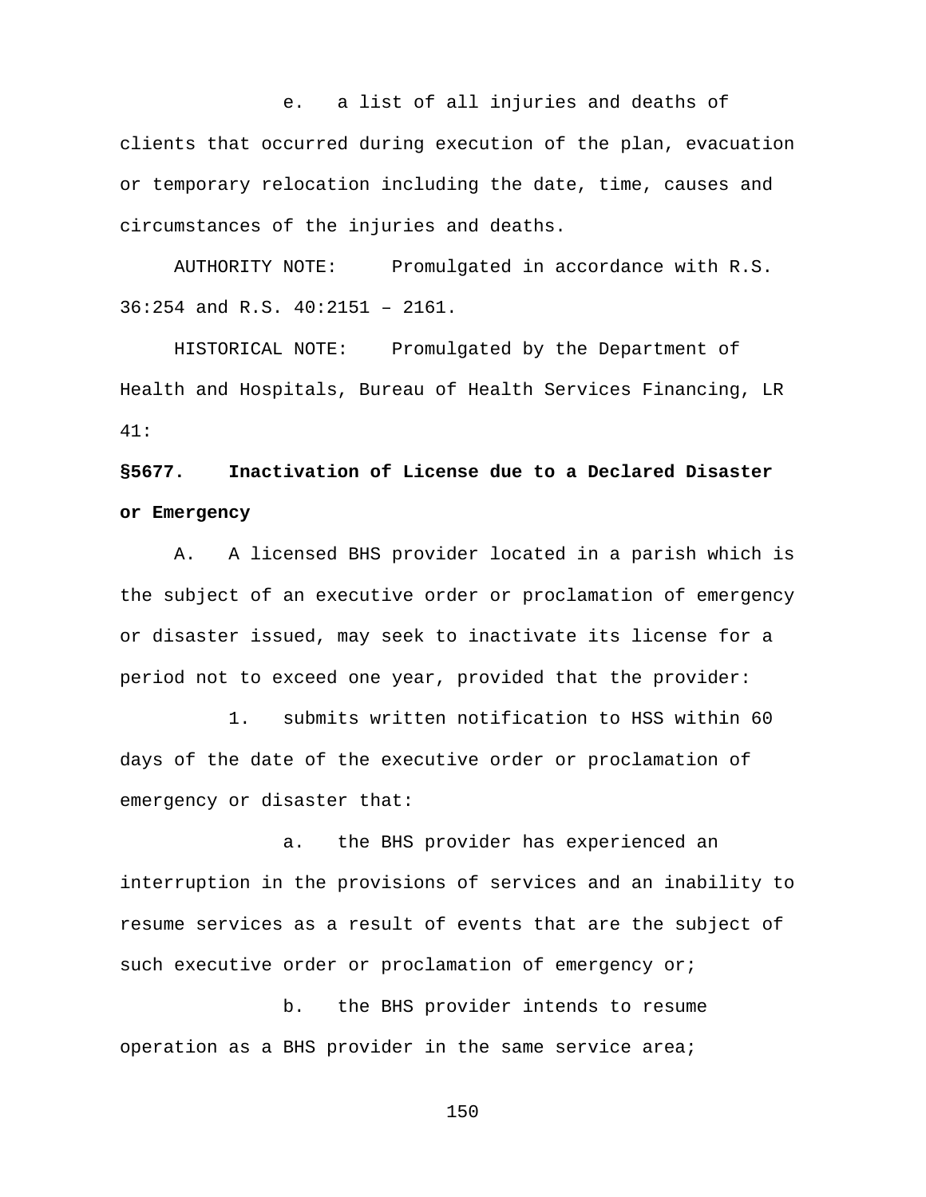e. a list of all injuries and deaths of clients that occurred during execution of the plan, evacuation or temporary relocation including the date, time, causes and circumstances of the injuries and deaths.

AUTHORITY NOTE: Promulgated in accordance with R.S. 36:254 and R.S. 40:2151 – 2161.

HISTORICAL NOTE: Promulgated by the Department of Health and Hospitals, Bureau of Health Services Financing, LR 41:

**§5677. Inactivation of License due to a Declared Disaster or Emergency**

A. A licensed BHS provider located in a parish which is the subject of an executive order or proclamation of emergency or disaster issued, may seek to inactivate its license for a period not to exceed one year, provided that the provider:

1. submits written notification to HSS within 60 days of the date of the executive order or proclamation of emergency or disaster that:

a. the BHS provider has experienced an interruption in the provisions of services and an inability to resume services as a result of events that are the subject of such executive order or proclamation of emergency or;

b. the BHS provider intends to resume operation as a BHS provider in the same service area;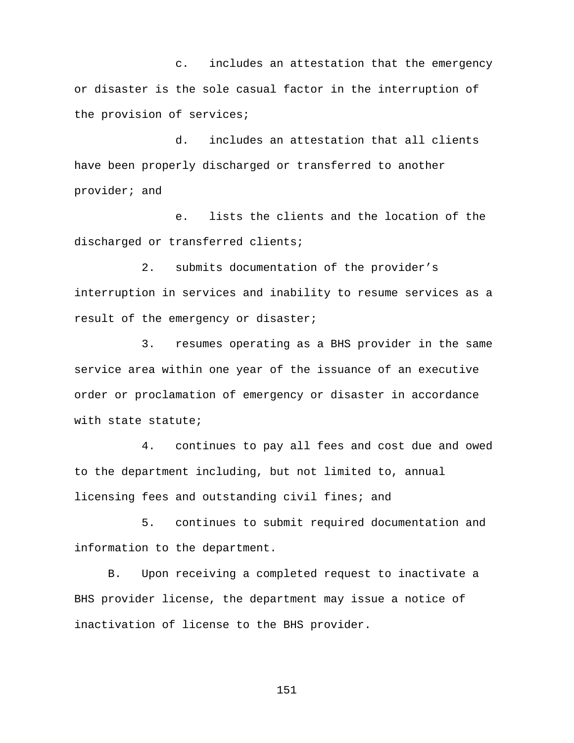c. includes an attestation that the emergency or disaster is the sole casual factor in the interruption of the provision of services;

d. includes an attestation that all clients have been properly discharged or transferred to another provider; and

e. lists the clients and the location of the discharged or transferred clients;

2. submits documentation of the provider's interruption in services and inability to resume services as a result of the emergency or disaster;

3. resumes operating as a BHS provider in the same service area within one year of the issuance of an executive order or proclamation of emergency or disaster in accordance with state statute;

4. continues to pay all fees and cost due and owed to the department including, but not limited to, annual licensing fees and outstanding civil fines; and

5. continues to submit required documentation and information to the department.

B. Upon receiving a completed request to inactivate a BHS provider license, the department may issue a notice of inactivation of license to the BHS provider.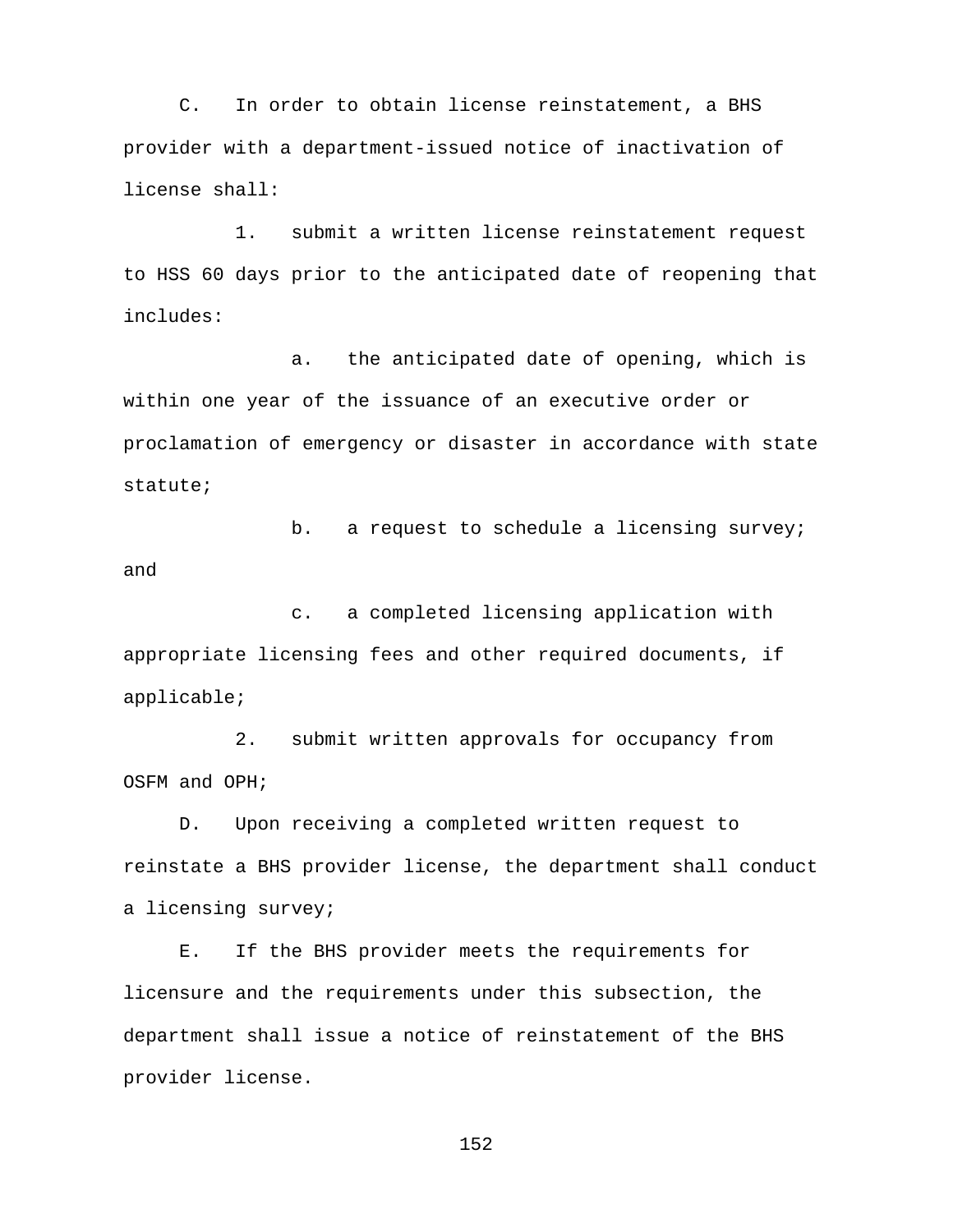C. In order to obtain license reinstatement, a BHS provider with a department-issued notice of inactivation of license shall:

1. submit a written license reinstatement request to HSS 60 days prior to the anticipated date of reopening that includes:

a. the anticipated date of opening, which is within one year of the issuance of an executive order or proclamation of emergency or disaster in accordance with state statute;

b. a request to schedule a licensing survey; and

c. a completed licensing application with appropriate licensing fees and other required documents, if applicable;

2. submit written approvals for occupancy from OSFM and OPH;

D. Upon receiving a completed written request to reinstate a BHS provider license, the department shall conduct a licensing survey;

E. If the BHS provider meets the requirements for licensure and the requirements under this subsection, the department shall issue a notice of reinstatement of the BHS provider license.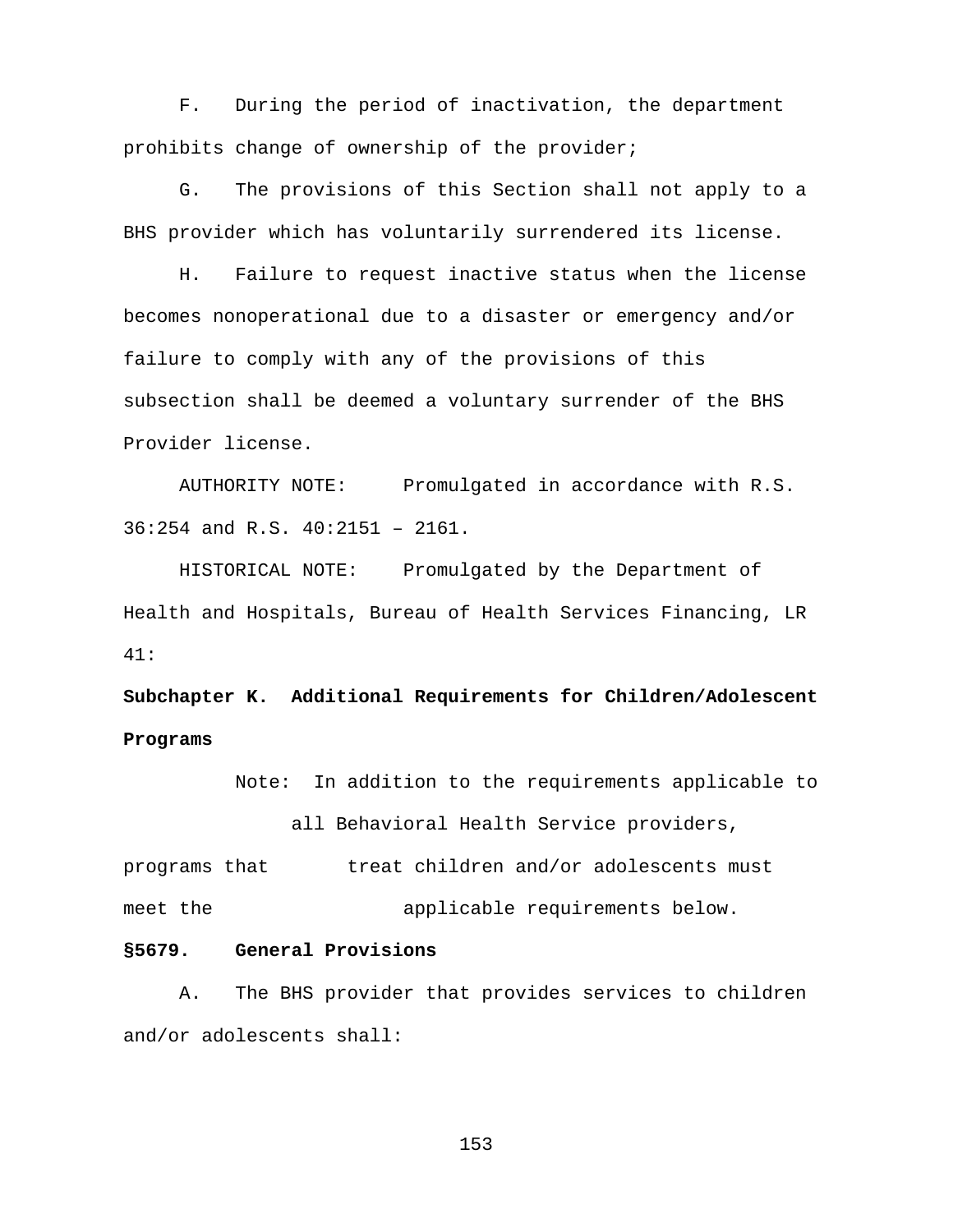F. During the period of inactivation, the department prohibits change of ownership of the provider;

G. The provisions of this Section shall not apply to a BHS provider which has voluntarily surrendered its license.

H. Failure to request inactive status when the license becomes nonoperational due to a disaster or emergency and/or failure to comply with any of the provisions of this subsection shall be deemed a voluntary surrender of the BHS Provider license.

AUTHORITY NOTE: Promulgated in accordance with R.S. 36:254 and R.S. 40:2151 – 2161.

HISTORICAL NOTE: Promulgated by the Department of Health and Hospitals, Bureau of Health Services Financing, LR 41:

**Subchapter K. Additional Requirements for Children/Adolescent Programs**

Note: In addition to the requirements applicable to all Behavioral Health Service providers, programs that treat children and/or adolescents must meet the applicable requirements below.

**§5679. General Provisions**

A. The BHS provider that provides services to children and/or adolescents shall: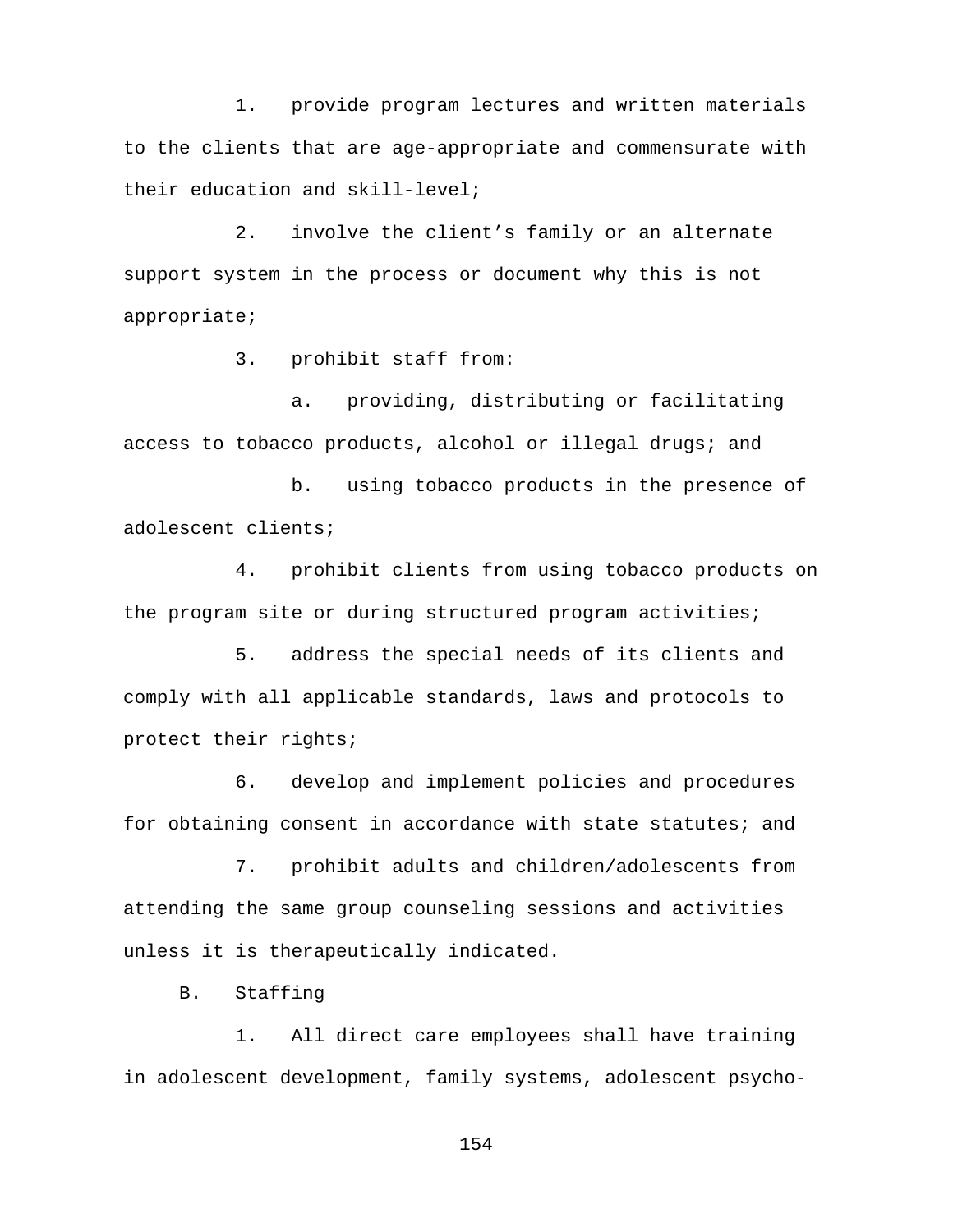1. provide program lectures and written materials to the clients that are age-appropriate and commensurate with their education and skill-level;

2. involve the client's family or an alternate support system in the process or document why this is not appropriate;

3. prohibit staff from:

   a. providing, distributing or facilitating access to tobacco products, alcohol or illegal drugs; and

   b. using tobacco products in the presence of adolescent clients;

4. prohibit clients from using tobacco products on the program site or during structured program activities;

5. address the special needs of its clients and comply with all applicable standards, laws and protocols to protect their rights;

6. develop and implement policies and procedures for obtaining consent in accordance with state statutes; and

7. prohibit adults and children/adolescents from attending the same group counseling sessions and activities unless it is therapeutically indicated.

B. Staffing

1. All direct care employees shall have training in adolescent development, family systems, adolescent psycho-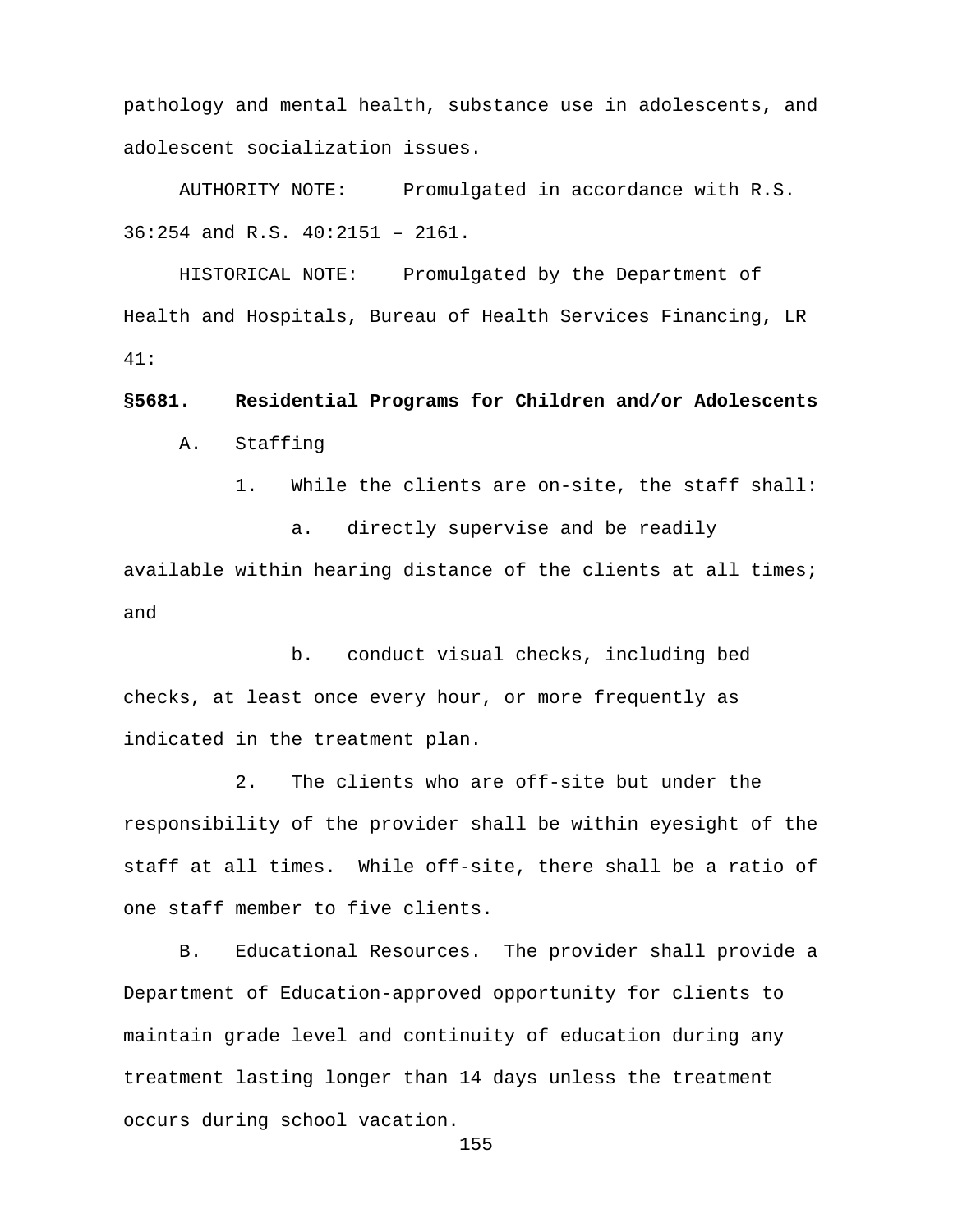pathology and mental health, substance use in adolescents, and adolescent socialization issues.

AUTHORITY NOTE: Promulgated in accordance with R.S. 36:254 and R.S. 40:2151 – 2161.

HISTORICAL NOTE: Promulgated by the Department of Health and Hospitals, Bureau of Health Services Financing, LR 41:

**§5681. Residential Programs for Children and/or Adolescents**

A. Staffing

1. While the clients are on-site, the staff shall:

a. directly supervise and be readily available within hearing distance of the clients at all times; and

b. conduct visual checks, including bed checks, at least once every hour, or more frequently as indicated in the treatment plan.

2. The clients who are off-site but under the responsibility of the provider shall be within eyesight of the staff at all times. While off-site, there shall be a ratio of one staff member to five clients.

B. Educational Resources. The provider shall provide a Department of Education-approved opportunity for clients to maintain grade level and continuity of education during any treatment lasting longer than 14 days unless the treatment occurs during school vacation.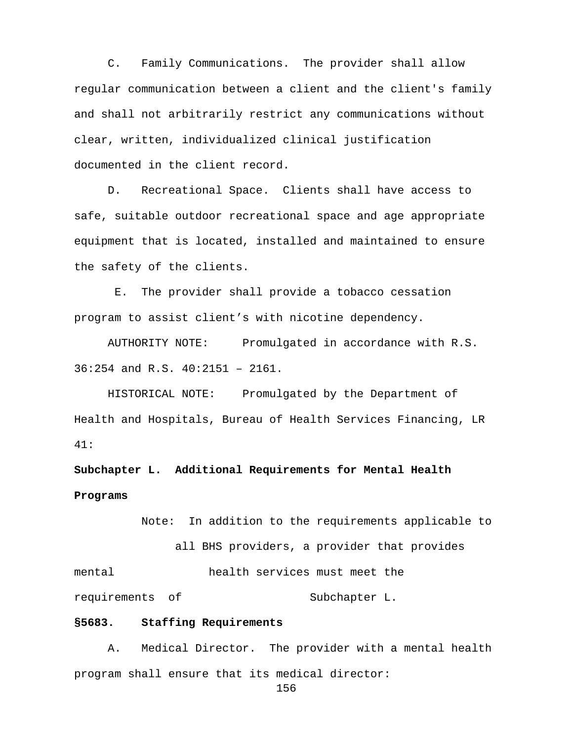C. Family Communications. The provider shall allow regular communication between a client and the client's family and shall not arbitrarily restrict any communications without clear, written, individualized clinical justification documented in the client record.

D. Recreational Space. Clients shall have access to safe, suitable outdoor recreational space and age appropriate equipment that is located, installed and maintained to ensure the safety of the clients.

E. The provider shall provide a tobacco cessation program to assist client's with nicotine dependency.

AUTHORITY NOTE: Promulgated in accordance with R.S. 36:254 and R.S. 40:2151 – 2161.

HISTORICAL NOTE: Promulgated by the Department of Health and Hospitals, Bureau of Health Services Financing, LR 41:

## Subchapter L. Additional Requirements for Mental Health Programs

Note: In addition to the requirements applicable to all BHS providers, a provider that provides mental health services must meet the requirements of Subchapter L.

### §5683. Staffing Requirements

A. Medical Director. The provider with a mental health program shall ensure that its medical director: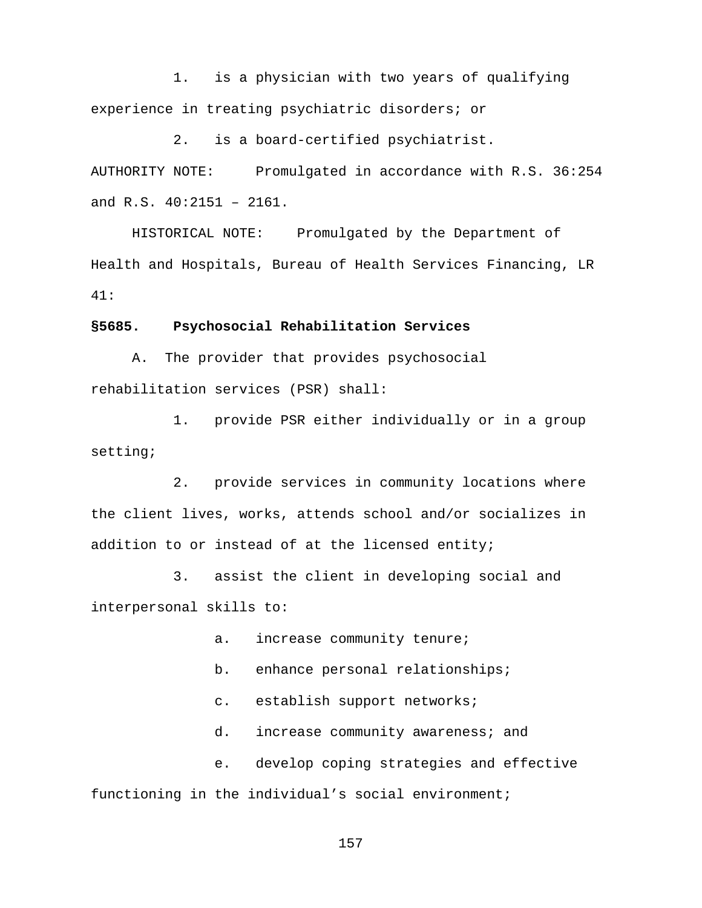1. is a physician with two years of qualifying experience in treating psychiatric disorders; or

2. is a board-certified psychiatrist.

AUTHORITY NOTE: Promulgated in accordance with R.S. 36:254 and R.S. 40:2151 – 2161.

HISTORICAL NOTE: Promulgated by the Department of Health and Hospitals, Bureau of Health Services Financing, LR 41:

**§5685. Psychosocial Rehabilitation Services**

A. The provider that provides psychosocial rehabilitation services (PSR) shall:

1. provide PSR either individually or in a group setting;

2. provide services in community locations where the client lives, works, attends school and/or socializes in addition to or instead of at the licensed entity;

3. assist the client in developing social and interpersonal skills to:

a. increase community tenure;

b. enhance personal relationships;

c. establish support networks;

d. increase community awareness; and

e. develop coping strategies and effective functioning in the individual's social environment;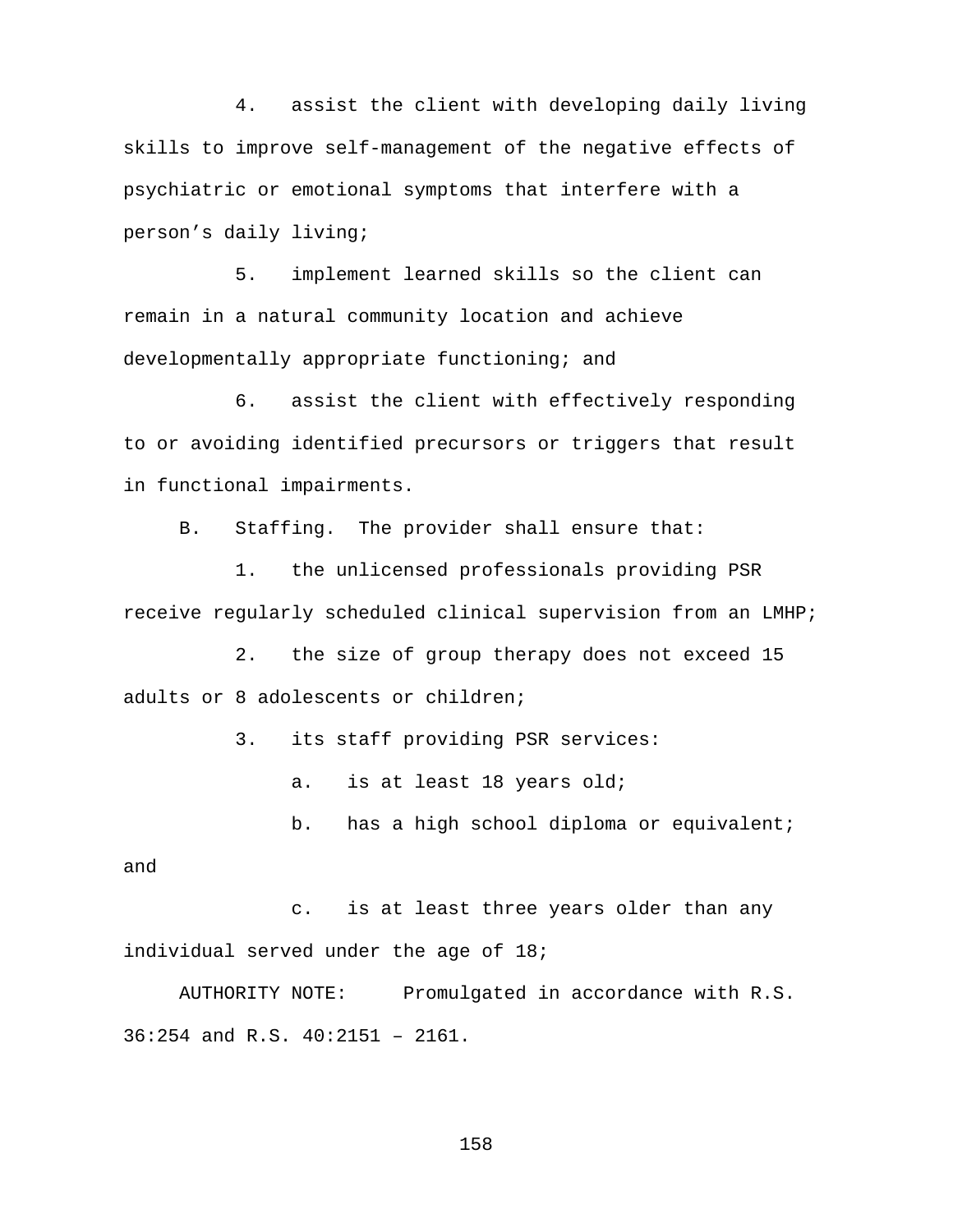4. assist the client with developing daily living skills to improve self-management of the negative effects of psychiatric or emotional symptoms that interfere with a person's daily living;

5. implement learned skills so the client can remain in a natural community location and achieve developmentally appropriate functioning; and

6. assist the client with effectively responding to or avoiding identified precursors or triggers that result in functional impairments.

B. Staffing. The provider shall ensure that:

1. the unlicensed professionals providing PSR receive regularly scheduled clinical supervision from an LMHP;

2. the size of group therapy does not exceed 15 adults or 8 adolescents or children;

3. its staff providing PSR services:

a. is at least 18 years old;

b. has a high school diploma or equivalent; and

c. is at least three years older than any individual served under the age of 18;

AUTHORITY NOTE: Promulgated in accordance with R.S. 36:254 and R.S. 40:2151 – 2161.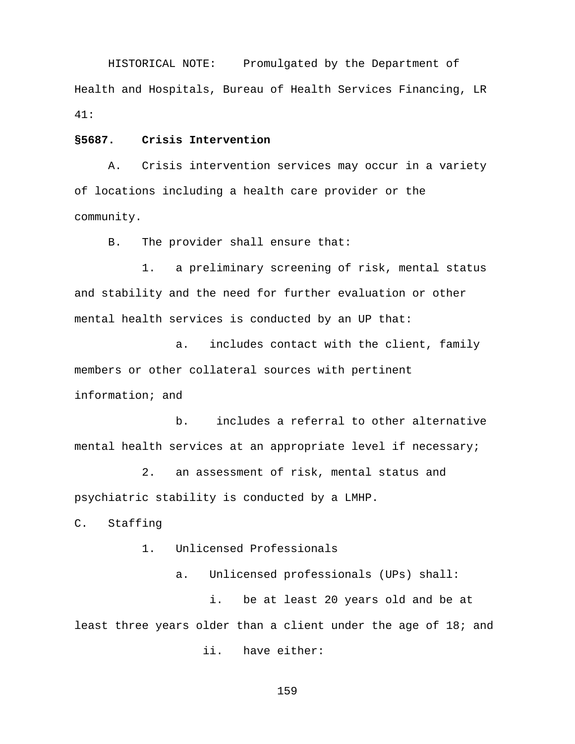HISTORICAL NOTE: Promulgated by the Department of Health and Hospitals, Bureau of Health Services Financing, LR 41:

**§5687. Crisis Intervention**

A. Crisis intervention services may occur in a variety of locations including a health care provider or the community.

B. The provider shall ensure that:

1. a preliminary screening of risk, mental status and stability and the need for further evaluation or other mental health services is conducted by an UP that:

    a. includes contact with the client, family members or other collateral sources with pertinent information; and

    b. includes a referral to other alternative mental health services at an appropriate level if necessary;

2. an assessment of risk, mental status and psychiatric stability is conducted by a LMHP.

C. Staffing

1. Unlicensed Professionals

    a. Unlicensed professionals (UPs) shall:

        i. be at least 20 years old and be at least three years older than a client under the age of 18; and

        ii. have either: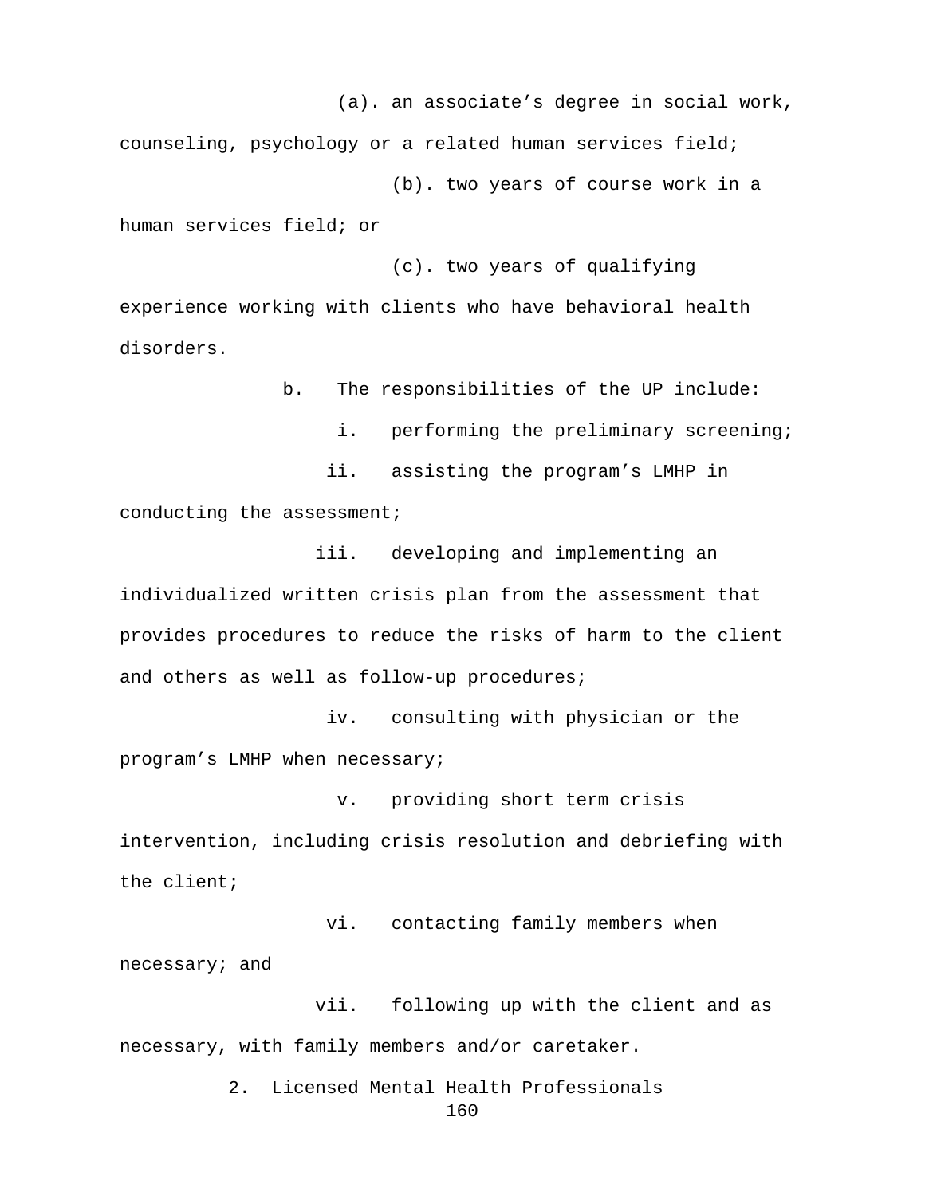(a). an associate’s degree in social work, counseling, psychology or a related human services field;

(b). two years of course work in a human services field; or

(c). two years of qualifying experience working with clients who have behavioral health disorders.

b. The responsibilities of the UP include:

i. performing the preliminary screening;

ii. assisting the program’s LMHP in conducting the assessment;

iii. developing and implementing an individualized written crisis plan from the assessment that provides procedures to reduce the risks of harm to the client and others as well as follow-up procedures;

iv. consulting with physician or the program’s LMHP when necessary;

v. providing short term crisis intervention, including crisis resolution and debriefing with the client;

vi. contacting family members when necessary; and

vii. following up with the client and as necessary, with family members and/or caretaker.

2. Licensed Mental Health Professionals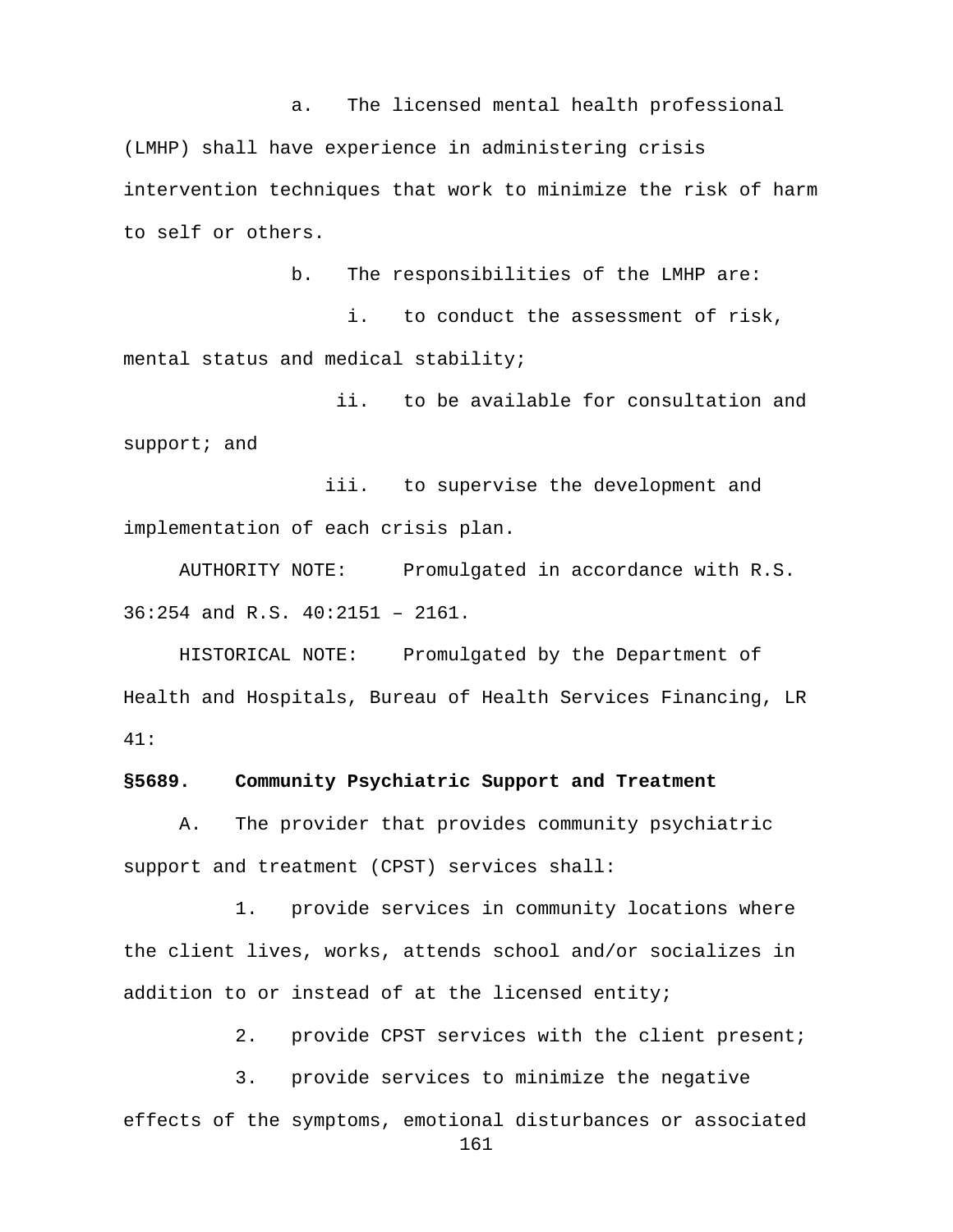a. The licensed mental health professional (LMHP) shall have experience in administering crisis intervention techniques that work to minimize the risk of harm to self or others.

b. The responsibilities of the LMHP are:

i. to conduct the assessment of risk, mental status and medical stability;

ii. to be available for consultation and support; and

iii. to supervise the development and implementation of each crisis plan.

AUTHORITY NOTE: Promulgated in accordance with R.S. 36:254 and R.S. 40:2151 – 2161.

HISTORICAL NOTE: Promulgated by the Department of Health and Hospitals, Bureau of Health Services Financing, LR 41:

**§5689. Community Psychiatric Support and Treatment**

A. The provider that provides community psychiatric support and treatment (CPST) services shall:

1. provide services in community locations where the client lives, works, attends school and/or socializes in addition to or instead of at the licensed entity;

2. provide CPST services with the client present;

3. provide services to minimize the negative effects of the symptoms, emotional disturbances or associated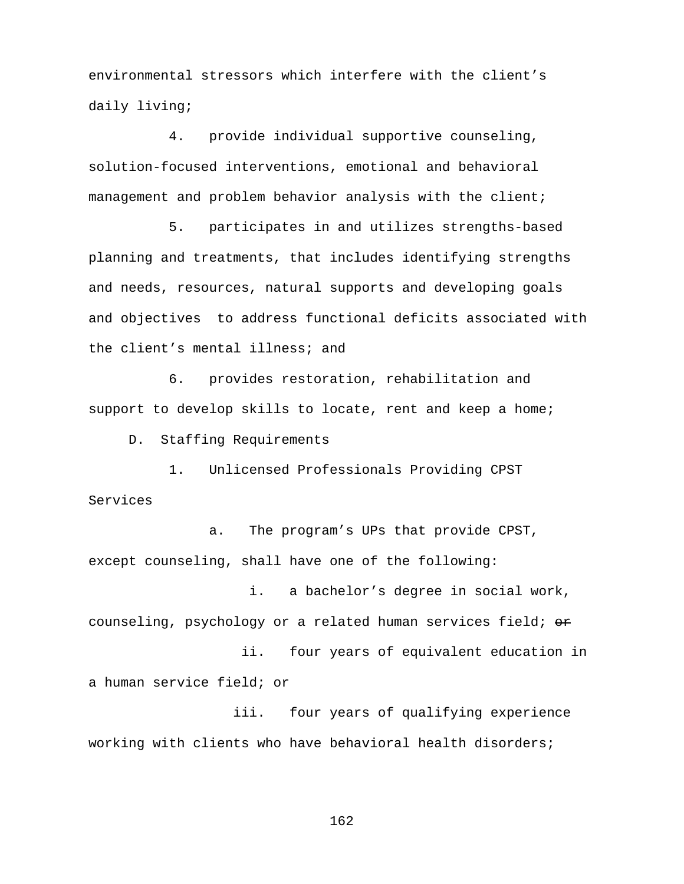environmental stressors which interfere with the client's daily living;

4. provide individual supportive counseling, solution-focused interventions, emotional and behavioral management and problem behavior analysis with the client;

5. participates in and utilizes strengths-based planning and treatments, that includes identifying strengths and needs, resources, natural supports and developing goals and objectives to address functional deficits associated with the client's mental illness; and

6. provides restoration, rehabilitation and support to develop skills to locate, rent and keep a home;

D. Staffing Requirements

1. Unlicensed Professionals Providing CPST Services

a. The program's UPs that provide CPST, except counseling, shall have one of the following:

i. a bachelor's degree in social work, counseling, psychology or a related human services field; ~~or~~

ii. four years of equivalent education in a human service field; or

iii. four years of qualifying experience working with clients who have behavioral health disorders;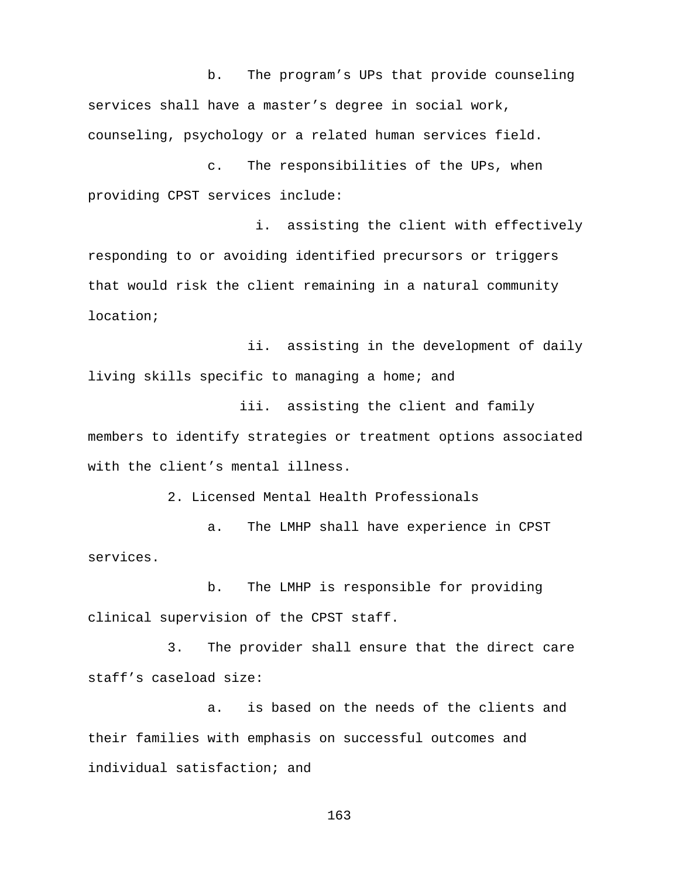b. The program's UPs that provide counseling services shall have a master's degree in social work, counseling, psychology or a related human services field.

c. The responsibilities of the UPs, when providing CPST services include:

i. assisting the client with effectively responding to or avoiding identified precursors or triggers that would risk the client remaining in a natural community location;

ii. assisting in the development of daily living skills specific to managing a home; and

iii. assisting the client and family members to identify strategies or treatment options associated with the client's mental illness.

2. Licensed Mental Health Professionals

a. The LMHP shall have experience in CPST services.

b. The LMHP is responsible for providing clinical supervision of the CPST staff.

3. The provider shall ensure that the direct care staff's caseload size:

a. is based on the needs of the clients and their families with emphasis on successful outcomes and individual satisfaction; and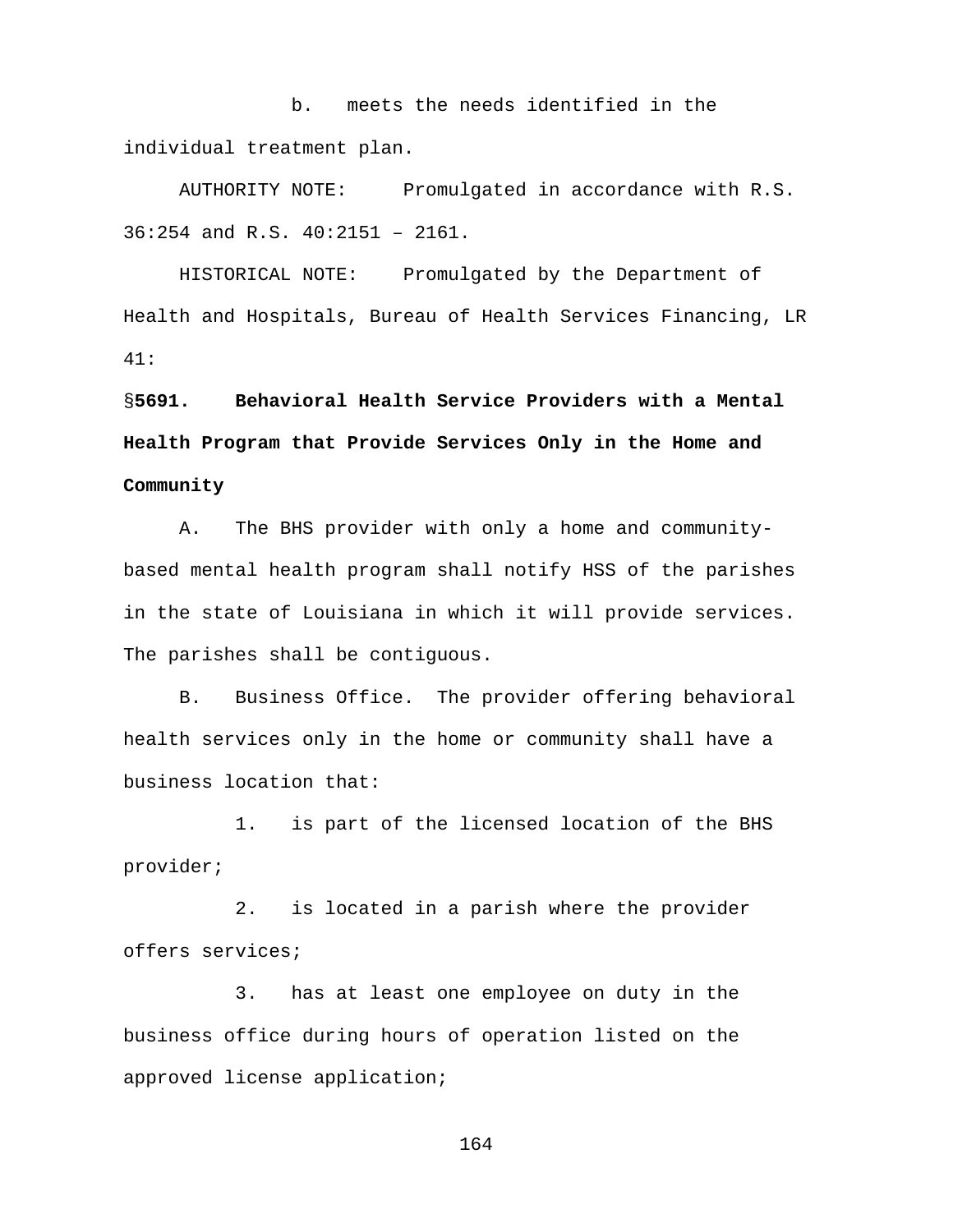b. meets the needs identified in the individual treatment plan.

AUTHORITY NOTE: Promulgated in accordance with R.S. 36:254 and R.S. 40:2151 – 2161.

HISTORICAL NOTE: Promulgated by the Department of Health and Hospitals, Bureau of Health Services Financing, LR 41:

**§5691. Behavioral Health Service Providers with a Mental Health Program that Provide Services Only in the Home and Community**

A. The BHS provider with only a home and community-based mental health program shall notify HSS of the parishes in the state of Louisiana in which it will provide services. The parishes shall be contiguous.

B. Business Office. The provider offering behavioral health services only in the home or community shall have a business location that:

1. is part of the licensed location of the BHS provider;

2. is located in a parish where the provider offers services;

3. has at least one employee on duty in the business office during hours of operation listed on the approved license application;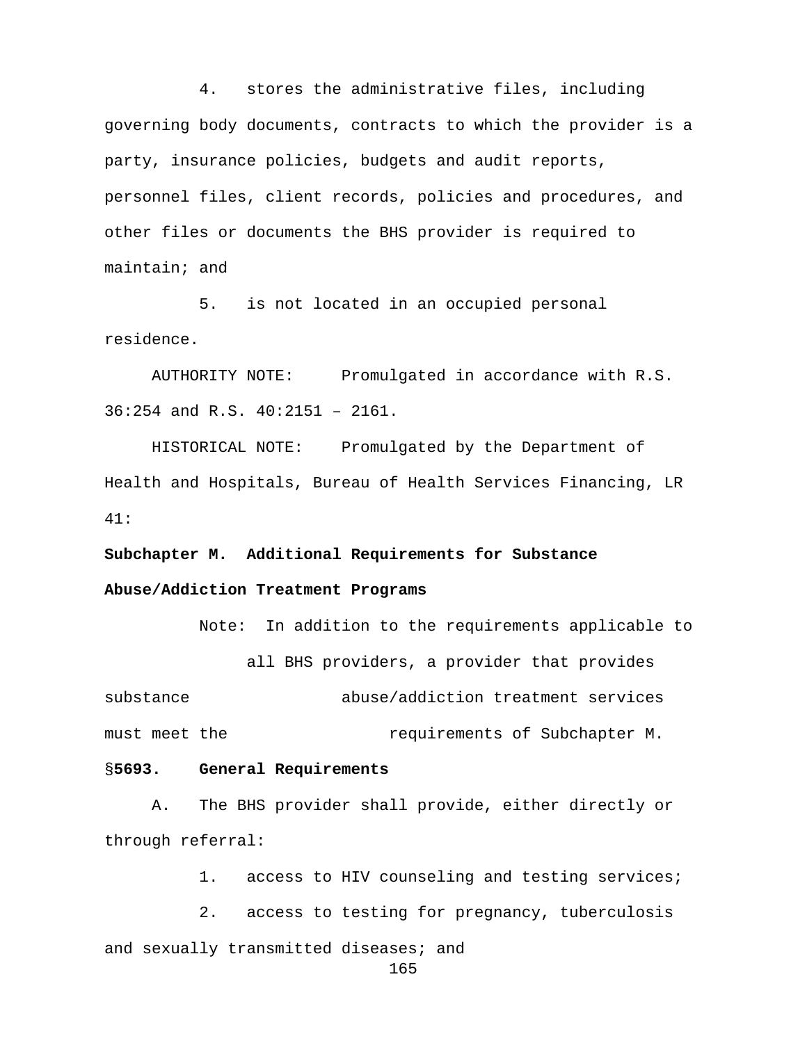4. stores the administrative files, including governing body documents, contracts to which the provider is a party, insurance policies, budgets and audit reports, personnel files, client records, policies and procedures, and other files or documents the BHS provider is required to maintain; and

5. is not located in an occupied personal residence.

AUTHORITY NOTE: Promulgated in accordance with R.S. 36:254 and R.S. 40:2151 – 2161.

HISTORICAL NOTE: Promulgated by the Department of Health and Hospitals, Bureau of Health Services Financing, LR 41:

**Subchapter M. Additional Requirements for Substance Abuse/Addiction Treatment Programs**

Note: In addition to the requirements applicable to all BHS providers, a provider that provides substance abuse/addiction treatment services must meet the requirements of Subchapter M.

**§5693. General Requirements**

A. The BHS provider shall provide, either directly or through referral:

1. access to HIV counseling and testing services;

2. access to testing for pregnancy, tuberculosis and sexually transmitted diseases; and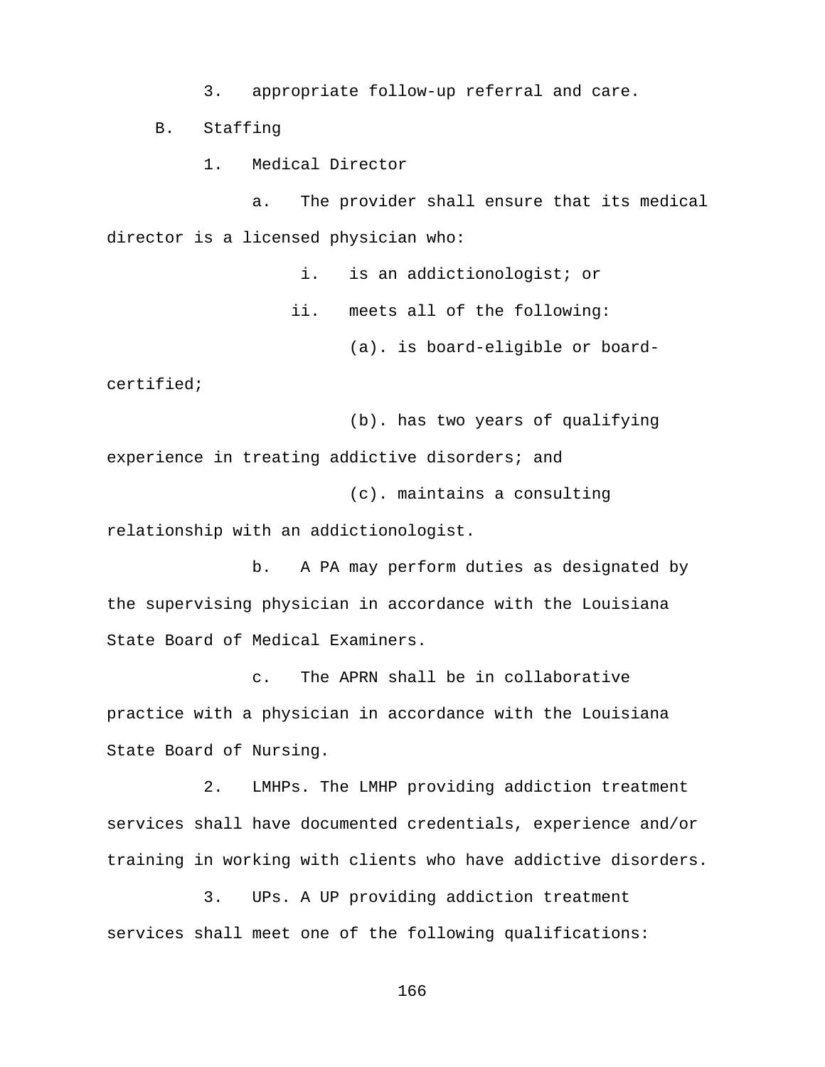3. appropriate follow-up referral and care.

B. Staffing

1. Medical Director

a. The provider shall ensure that its medical director is a licensed physician who:

i. is an addictionologist; or

ii. meets all of the following:

(a). is board-eligible or board-certified;

(b). has two years of qualifying experience in treating addictive disorders; and

(c). maintains a consulting relationship with an addictionologist.

b. A PA may perform duties as designated by the supervising physician in accordance with the Louisiana State Board of Medical Examiners.

c. The APRN shall be in collaborative practice with a physician in accordance with the Louisiana State Board of Nursing.

2. LMHPs. The LMHP providing addiction treatment services shall have documented credentials, experience and/or training in working with clients who have addictive disorders.

3. UPs. A UP providing addiction treatment services shall meet one of the following qualifications: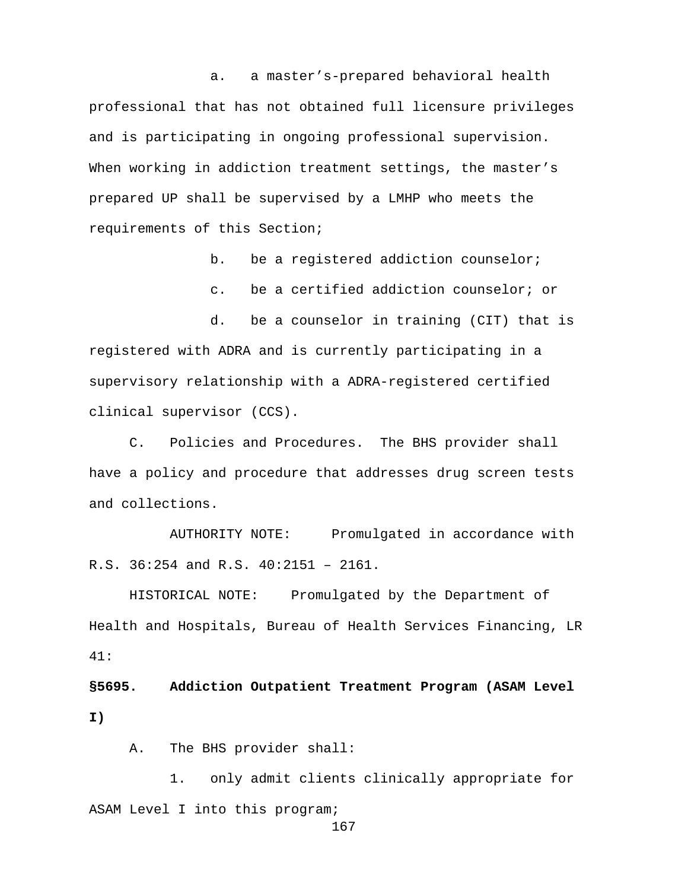a. a master's-prepared behavioral health professional that has not obtained full licensure privileges and is participating in ongoing professional supervision. When working in addiction treatment settings, the master's prepared UP shall be supervised by a LMHP who meets the requirements of this Section;

b. be a registered addiction counselor;

c. be a certified addiction counselor; or

d. be a counselor in training (CIT) that is registered with ADRA and is currently participating in a supervisory relationship with a ADRA-registered certified clinical supervisor (CCS).

C. Policies and Procedures. The BHS provider shall have a policy and procedure that addresses drug screen tests and collections.

AUTHORITY NOTE: Promulgated in accordance with R.S. 36:254 and R.S. 40:2151 – 2161.

HISTORICAL NOTE: Promulgated by the Department of Health and Hospitals, Bureau of Health Services Financing, LR 41:

**§5695. Addiction Outpatient Treatment Program (ASAM Level I)**

A. The BHS provider shall:

1. only admit clients clinically appropriate for ASAM Level I into this program;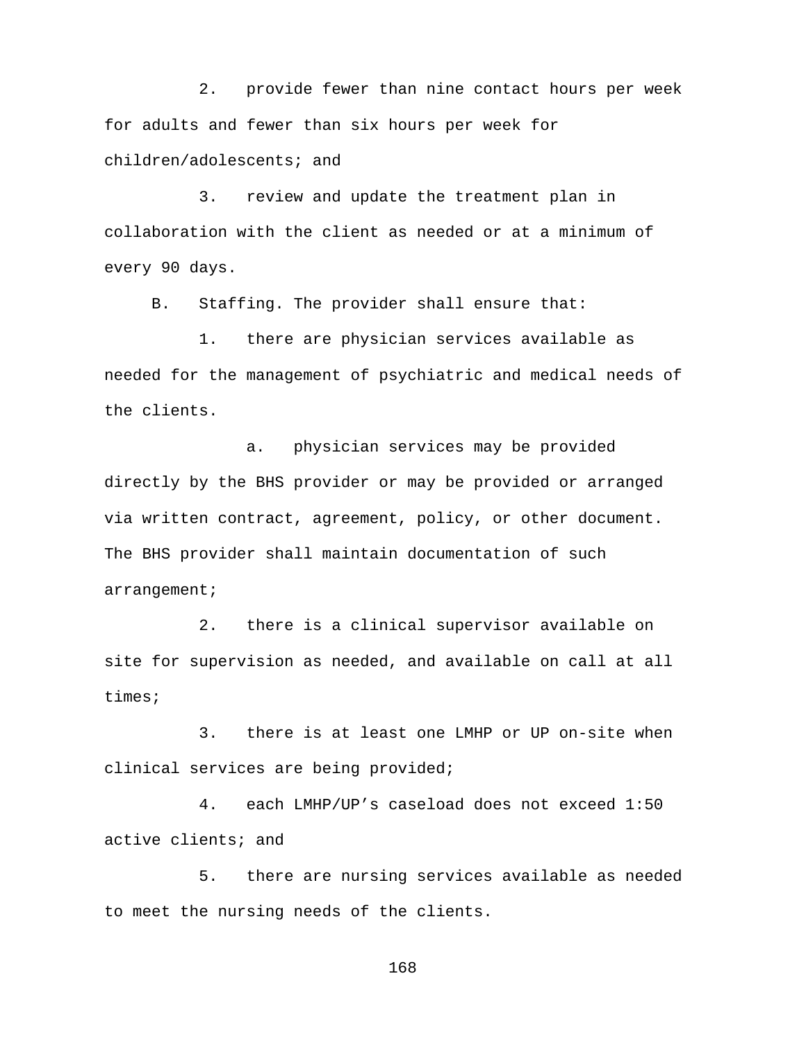2. provide fewer than nine contact hours per week for adults and fewer than six hours per week for children/adolescents; and

3. review and update the treatment plan in collaboration with the client as needed or at a minimum of every 90 days.

B. Staffing. The provider shall ensure that:

1. there are physician services available as needed for the management of psychiatric and medical needs of the clients.

a. physician services may be provided directly by the BHS provider or may be provided or arranged via written contract, agreement, policy, or other document. The BHS provider shall maintain documentation of such arrangement;

2. there is a clinical supervisor available on site for supervision as needed, and available on call at all times;

3. there is at least one LMHP or UP on-site when clinical services are being provided;

4. each LMHP/UP's caseload does not exceed 1:50 active clients; and

5. there are nursing services available as needed to meet the nursing needs of the clients.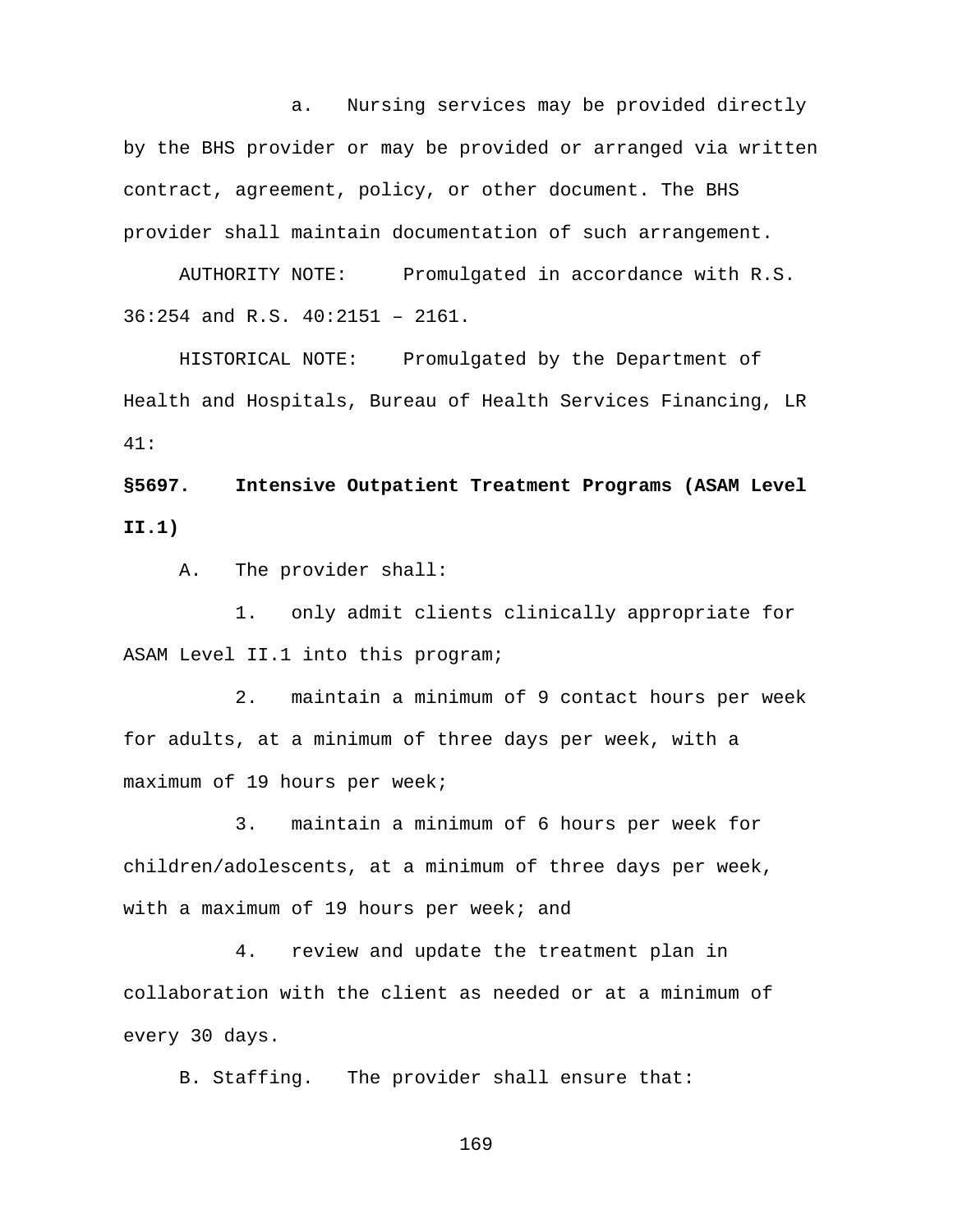a. Nursing services may be provided directly by the BHS provider or may be provided or arranged via written contract, agreement, policy, or other document. The BHS provider shall maintain documentation of such arrangement.

AUTHORITY NOTE: Promulgated in accordance with R.S. 36:254 and R.S. 40:2151 – 2161.

HISTORICAL NOTE: Promulgated by the Department of Health and Hospitals, Bureau of Health Services Financing, LR 41:

**§5697. Intensive Outpatient Treatment Programs (ASAM Level II.1)**

A. The provider shall:

1. only admit clients clinically appropriate for ASAM Level II.1 into this program;

2. maintain a minimum of 9 contact hours per week for adults, at a minimum of three days per week, with a maximum of 19 hours per week;

3. maintain a minimum of 6 hours per week for children/adolescents, at a minimum of three days per week, with a maximum of 19 hours per week; and

4. review and update the treatment plan in collaboration with the client as needed or at a minimum of every 30 days.

B. Staffing. The provider shall ensure that: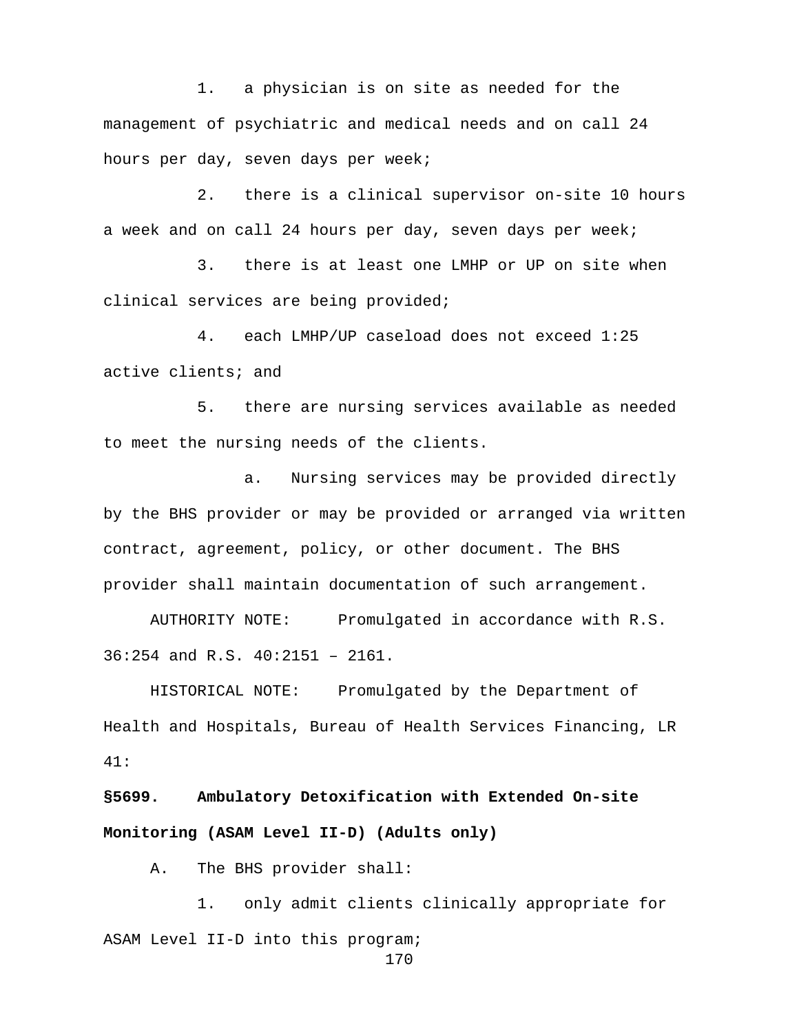1. a physician is on site as needed for the management of psychiatric and medical needs and on call 24 hours per day, seven days per week;

2. there is a clinical supervisor on-site 10 hours a week and on call 24 hours per day, seven days per week;

3. there is at least one LMHP or UP on site when clinical services are being provided;

4. each LMHP/UP caseload does not exceed 1:25 active clients; and

5. there are nursing services available as needed to meet the nursing needs of the clients.

   a. Nursing services may be provided directly by the BHS provider or may be provided or arranged via written contract, agreement, policy, or other document. The BHS provider shall maintain documentation of such arrangement.

AUTHORITY NOTE: Promulgated in accordance with R.S. 36:254 and R.S. 40:2151 – 2161.

HISTORICAL NOTE: Promulgated by the Department of Health and Hospitals, Bureau of Health Services Financing, LR 41:

**§5699. Ambulatory Detoxification with Extended On-site Monitoring (ASAM Level II-D) (Adults only)**

A. The BHS provider shall:

1. only admit clients clinically appropriate for ASAM Level II-D into this program;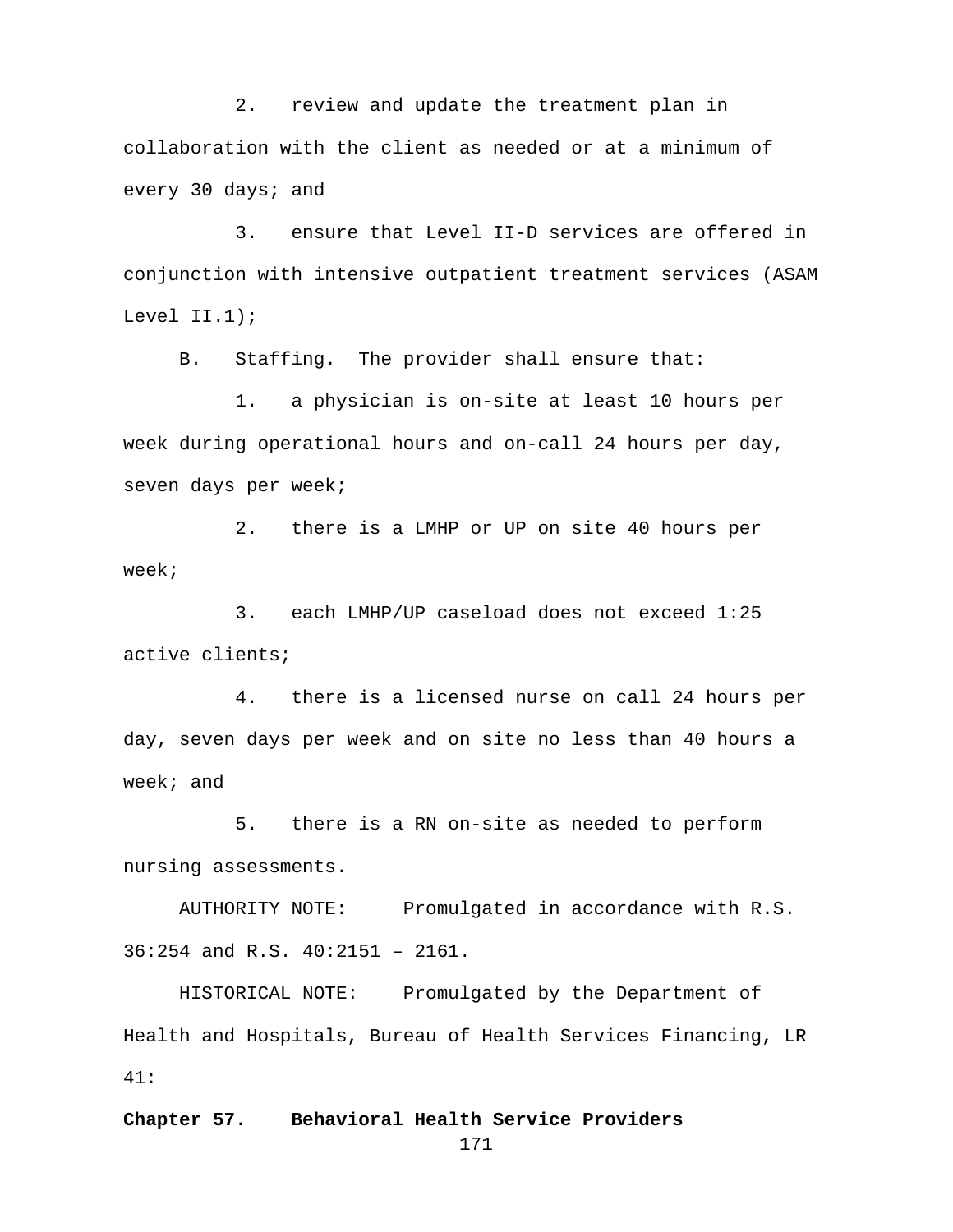2. review and update the treatment plan in collaboration with the client as needed or at a minimum of every 30 days; and

3. ensure that Level II-D services are offered in conjunction with intensive outpatient treatment services (ASAM Level II.1);

B. Staffing. The provider shall ensure that:

1. a physician is on-site at least 10 hours per week during operational hours and on-call 24 hours per day, seven days per week;

2. there is a LMHP or UP on site 40 hours per week;

3. each LMHP/UP caseload does not exceed 1:25 active clients;

4. there is a licensed nurse on call 24 hours per day, seven days per week and on site no less than 40 hours a week; and

5. there is a RN on-site as needed to perform nursing assessments.

AUTHORITY NOTE: Promulgated in accordance with R.S. 36:254 and R.S. 40:2151 – 2161.

HISTORICAL NOTE: Promulgated by the Department of Health and Hospitals, Bureau of Health Services Financing, LR 41:

**Chapter 57. Behavioral Health Service Providers**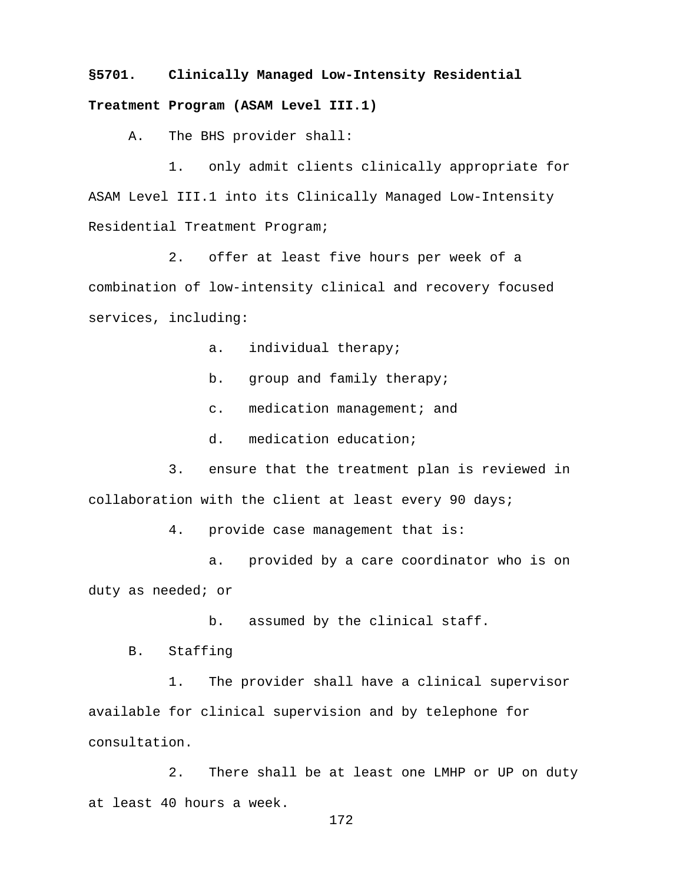**§5701. Clinically Managed Low-Intensity Residential Treatment Program (ASAM Level III.1)**

A. The BHS provider shall:

1. only admit clients clinically appropriate for ASAM Level III.1 into its Clinically Managed Low-Intensity Residential Treatment Program;

2. offer at least five hours per week of a combination of low-intensity clinical and recovery focused services, including:

a. individual therapy;

b. group and family therapy;

c. medication management; and

d. medication education;

3. ensure that the treatment plan is reviewed in collaboration with the client at least every 90 days;

4. provide case management that is:

a. provided by a care coordinator who is on duty as needed; or

b. assumed by the clinical staff.

B. Staffing

1. The provider shall have a clinical supervisor available for clinical supervision and by telephone for consultation.

2. There shall be at least one LMHP or UP on duty at least 40 hours a week.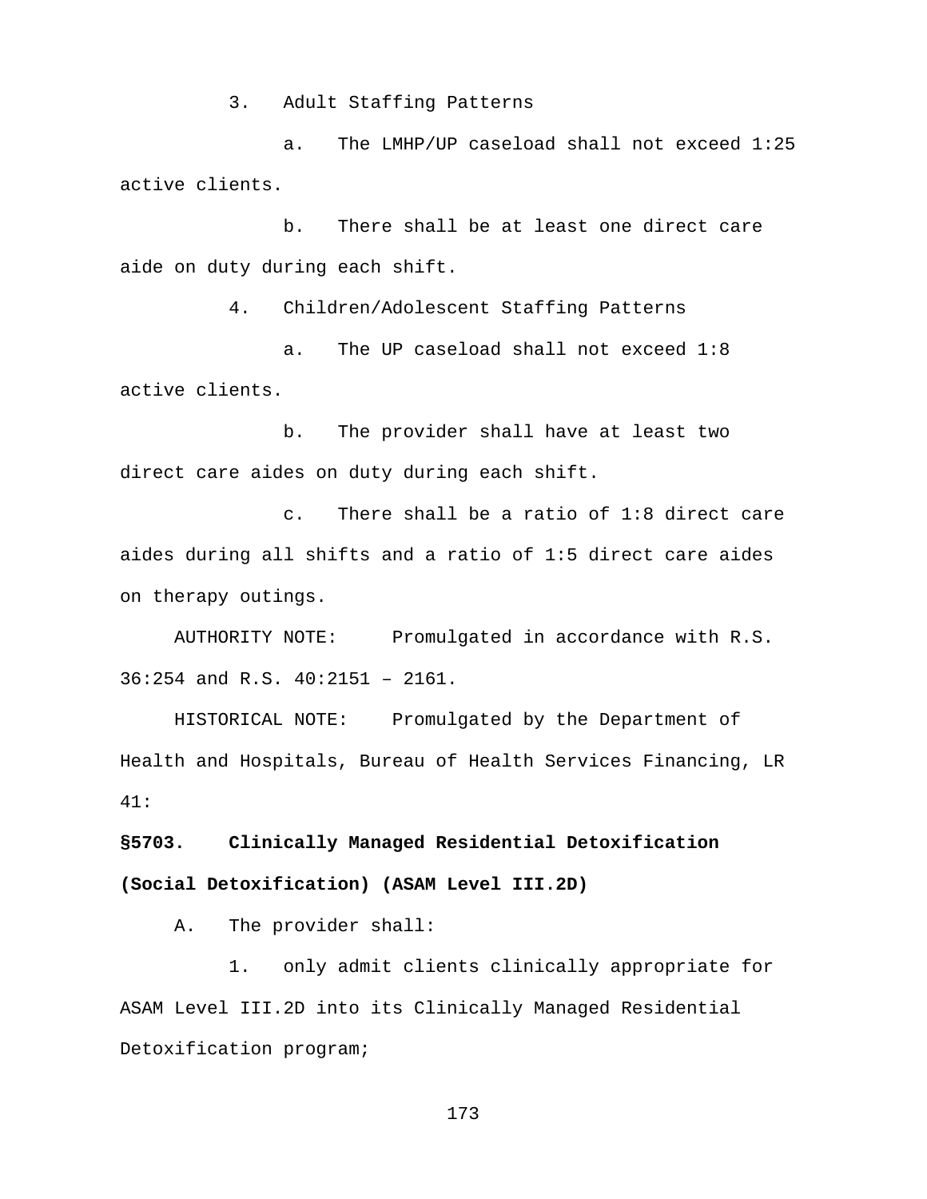3. Adult Staffing Patterns

a. The LMHP/UP caseload shall not exceed 1:25 active clients.

b. There shall be at least one direct care aide on duty during each shift.

4. Children/Adolescent Staffing Patterns

a. The UP caseload shall not exceed 1:8 active clients.

b. The provider shall have at least two direct care aides on duty during each shift.

c. There shall be a ratio of 1:8 direct care aides during all shifts and a ratio of 1:5 direct care aides on therapy outings.

AUTHORITY NOTE: Promulgated in accordance with R.S. 36:254 and R.S. 40:2151 – 2161.

HISTORICAL NOTE: Promulgated by the Department of Health and Hospitals, Bureau of Health Services Financing, LR 41:

**§5703. Clinically Managed Residential Detoxification (Social Detoxification) (ASAM Level III.2D)**

A. The provider shall:

1. only admit clients clinically appropriate for ASAM Level III.2D into its Clinically Managed Residential Detoxification program;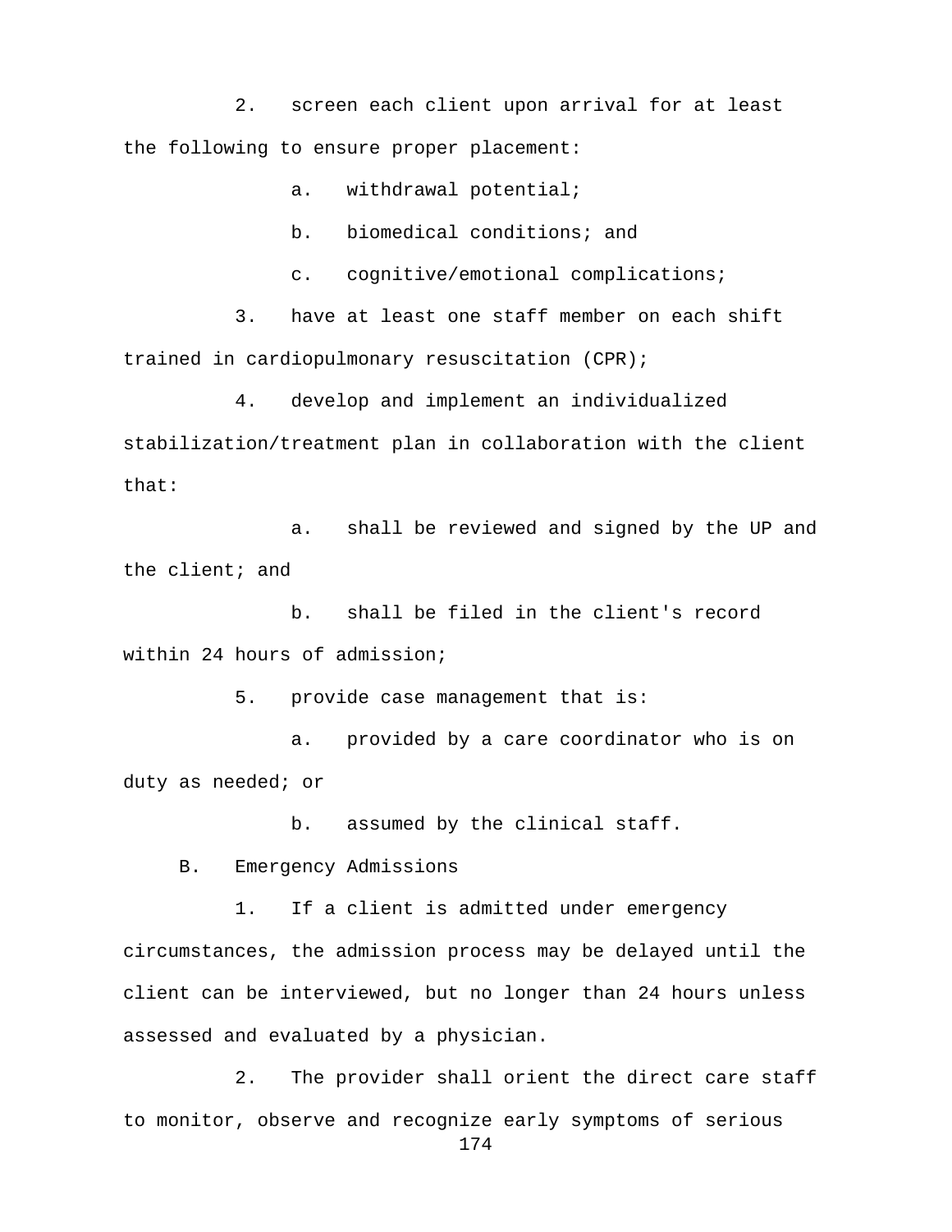2. screen each client upon arrival for at least the following to ensure proper placement:

   a. withdrawal potential;

   b. biomedical conditions; and

   c. cognitive/emotional complications;

3. have at least one staff member on each shift trained in cardiopulmonary resuscitation (CPR);

4. develop and implement an individualized stabilization/treatment plan in collaboration with the client that:

   a. shall be reviewed and signed by the UP and the client; and

   b. shall be filed in the client's record within 24 hours of admission;

5. provide case management that is:

   a. provided by a care coordinator who is on duty as needed; or

   b. assumed by the clinical staff.

B. Emergency Admissions

1. If a client is admitted under emergency circumstances, the admission process may be delayed until the client can be interviewed, but no longer than 24 hours unless assessed and evaluated by a physician.

2. The provider shall orient the direct care staff to monitor, observe and recognize early symptoms of serious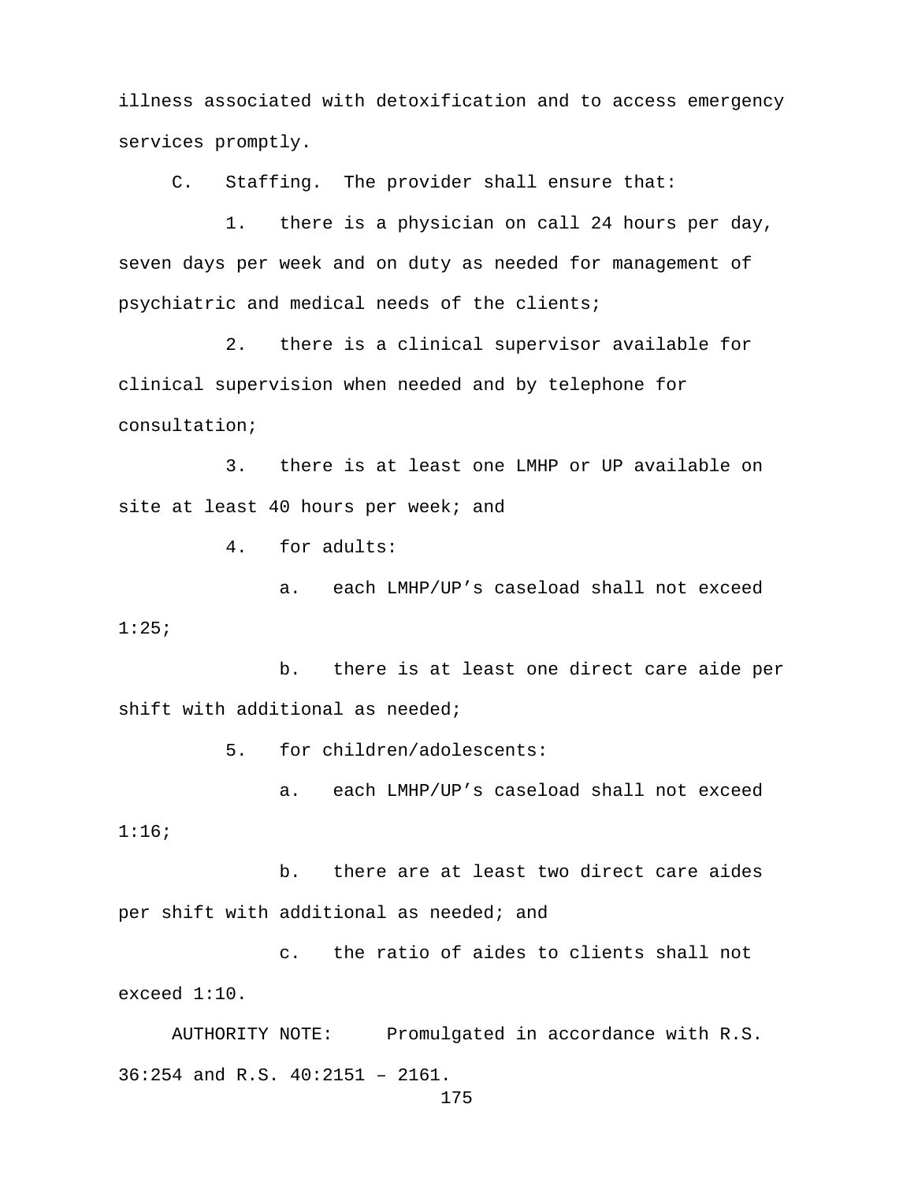illness associated with detoxification and to access emergency services promptly.

C. Staffing. The provider shall ensure that:

1. there is a physician on call 24 hours per day, seven days per week and on duty as needed for management of psychiatric and medical needs of the clients;

2. there is a clinical supervisor available for clinical supervision when needed and by telephone for consultation;

3. there is at least one LMHP or UP available on site at least 40 hours per week; and

4. for adults:

a. each LMHP/UP's caseload shall not exceed 1:25;

b. there is at least one direct care aide per shift with additional as needed;

5. for children/adolescents:

a. each LMHP/UP's caseload shall not exceed 1:16;

b. there are at least two direct care aides per shift with additional as needed; and

c. the ratio of aides to clients shall not exceed 1:10.

AUTHORITY NOTE: Promulgated in accordance with R.S. 36:254 and R.S. 40:2151 – 2161.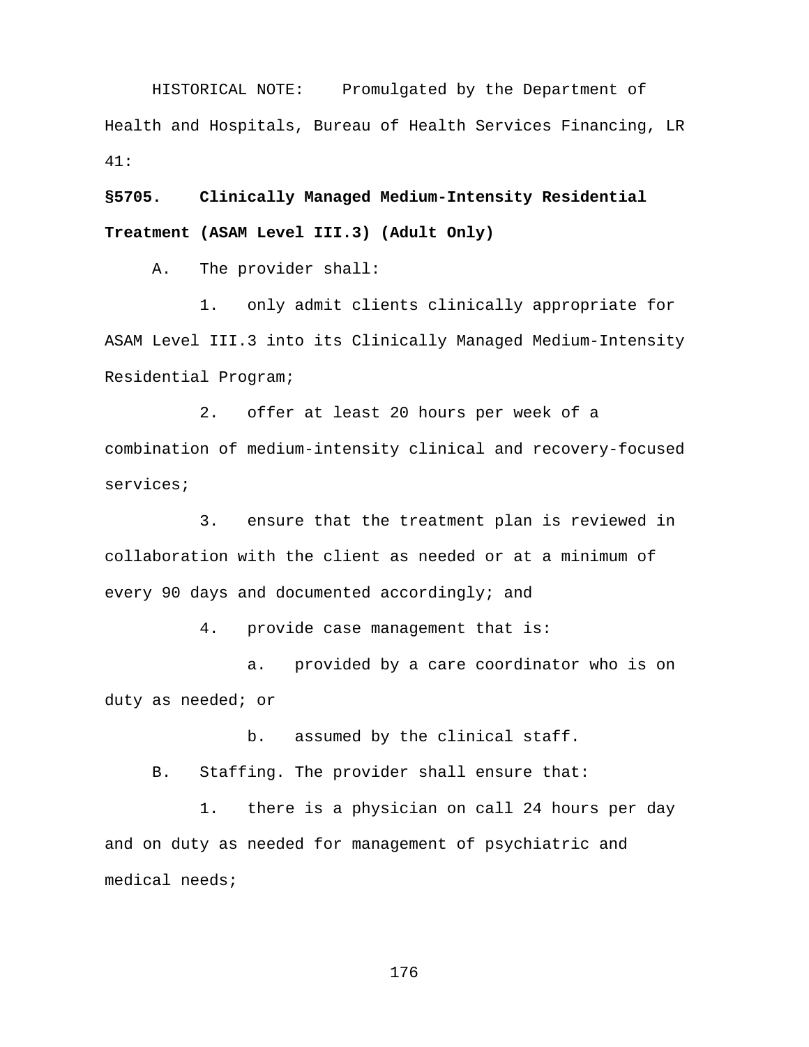HISTORICAL NOTE: Promulgated by the Department of Health and Hospitals, Bureau of Health Services Financing, LR 41:

**§5705. Clinically Managed Medium-Intensity Residential Treatment (ASAM Level III.3) (Adult Only)**

A. The provider shall:

1. only admit clients clinically appropriate for ASAM Level III.3 into its Clinically Managed Medium-Intensity Residential Program;

2. offer at least 20 hours per week of a combination of medium-intensity clinical and recovery-focused services;

3. ensure that the treatment plan is reviewed in collaboration with the client as needed or at a minimum of every 90 days and documented accordingly; and

4. provide case management that is:

a. provided by a care coordinator who is on duty as needed; or

b. assumed by the clinical staff.

B. Staffing. The provider shall ensure that:

1. there is a physician on call 24 hours per day and on duty as needed for management of psychiatric and medical needs;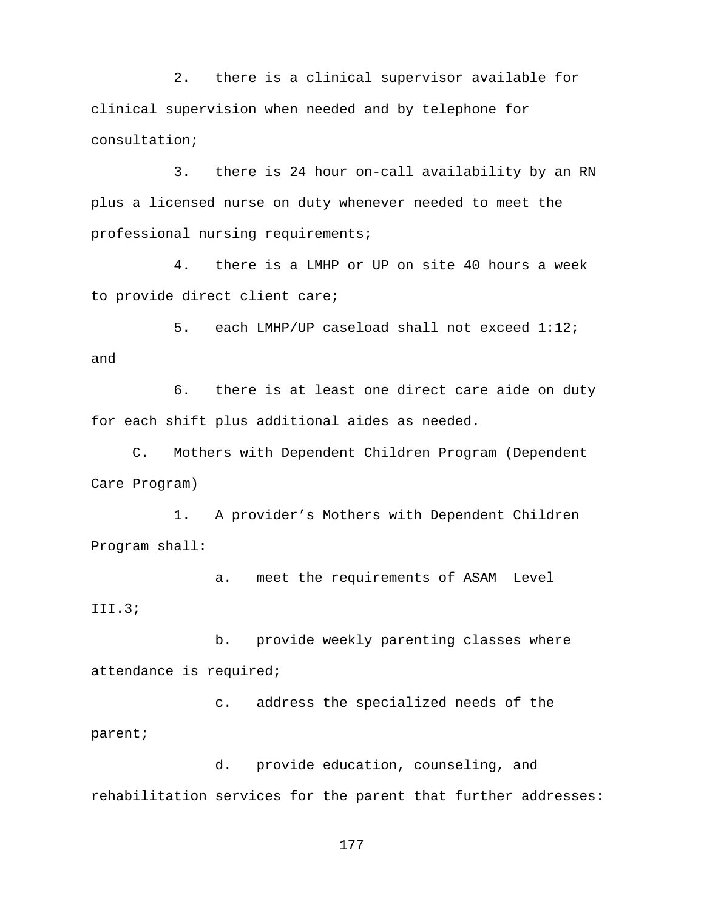2. there is a clinical supervisor available for clinical supervision when needed and by telephone for consultation;

3. there is 24 hour on-call availability by an RN plus a licensed nurse on duty whenever needed to meet the professional nursing requirements;

4. there is a LMHP or UP on site 40 hours a week to provide direct client care;

5. each LMHP/UP caseload shall not exceed 1:12; and

6. there is at least one direct care aide on duty for each shift plus additional aides as needed.

C. Mothers with Dependent Children Program (Dependent Care Program)

1. A provider's Mothers with Dependent Children Program shall:

a. meet the requirements of ASAM Level III.3;

b. provide weekly parenting classes where attendance is required;

c. address the specialized needs of the parent;

d. provide education, counseling, and rehabilitation services for the parent that further addresses: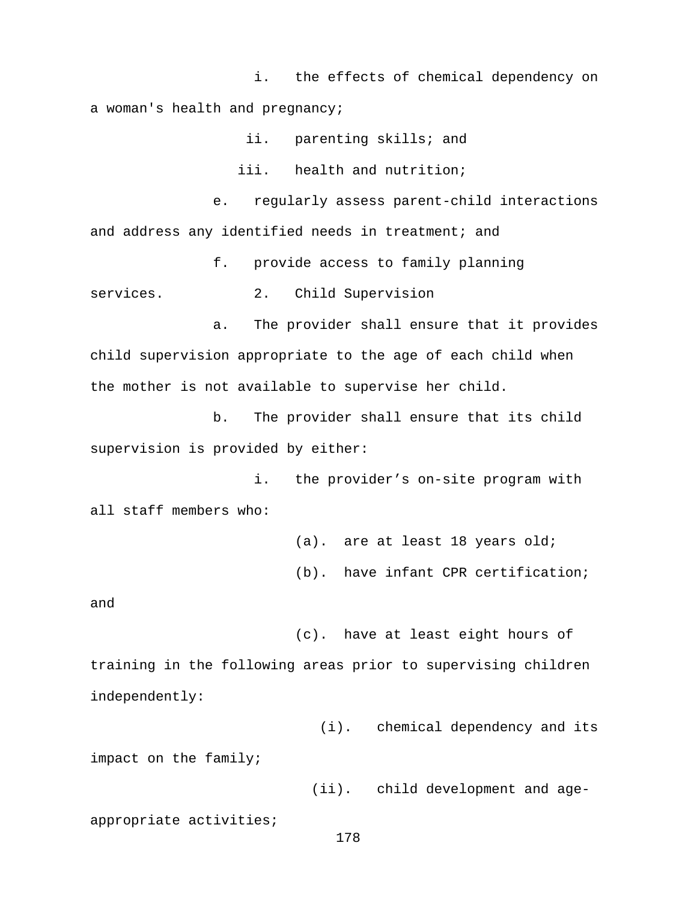i. the effects of chemical dependency on a woman's health and pregnancy;

ii. parenting skills; and

iii. health and nutrition;

e. regularly assess parent-child interactions and address any identified needs in treatment; and

f. provide access to family planning services.

2. Child Supervision

a. The provider shall ensure that it provides child supervision appropriate to the age of each child when the mother is not available to supervise her child.

b. The provider shall ensure that its child supervision is provided by either:

i. the provider's on-site program with all staff members who:

(a). are at least 18 years old;

(b). have infant CPR certification; and

(c). have at least eight hours of training in the following areas prior to supervising children independently:

(i). chemical dependency and its impact on the family;

(ii). child development and age-appropriate activities;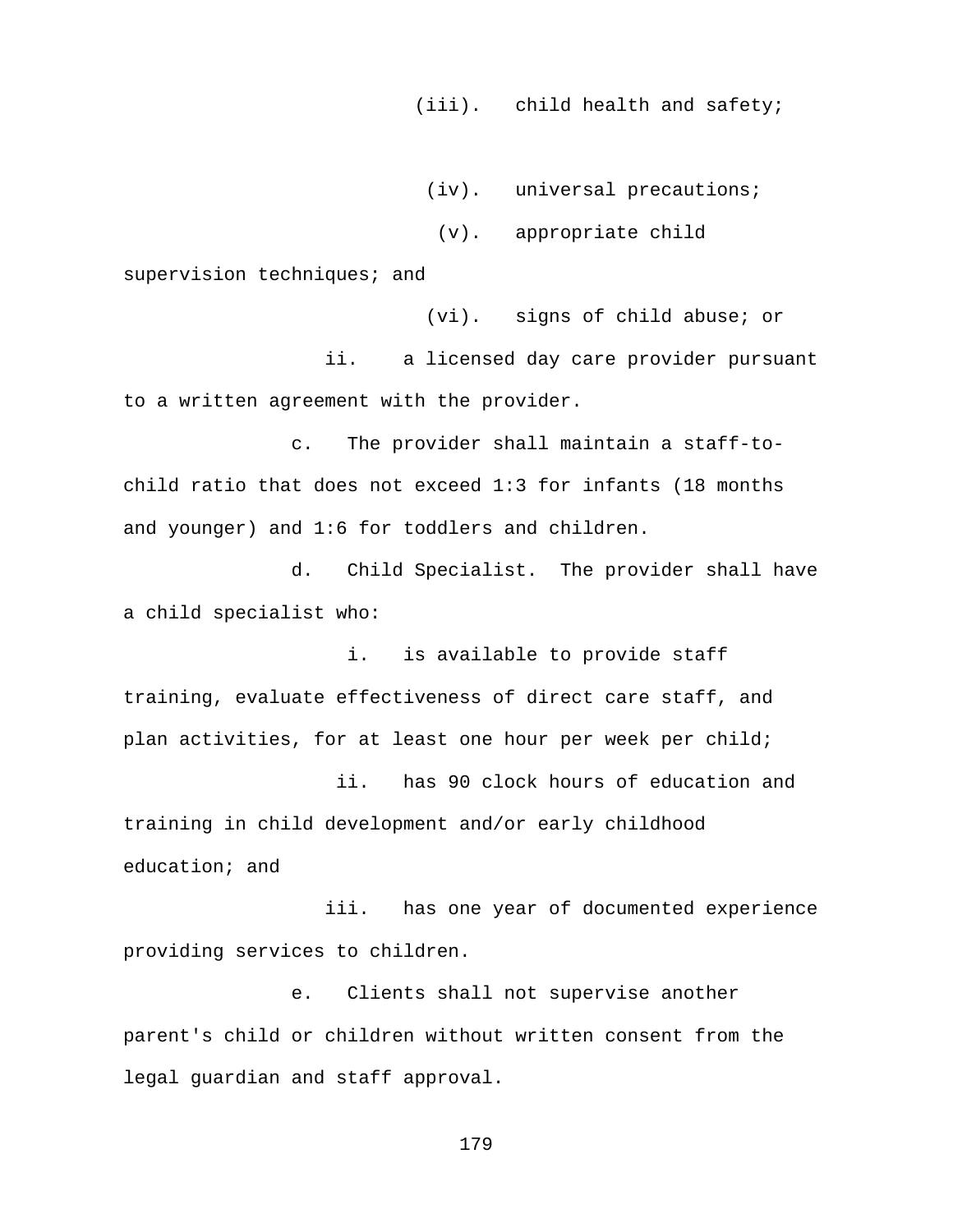(iii). child health and safety;

(iv). universal precautions;

(v). appropriate child supervision techniques; and

(vi). signs of child abuse; or

ii. a licensed day care provider pursuant to a written agreement with the provider.

c. The provider shall maintain a staff-to-child ratio that does not exceed 1:3 for infants (18 months and younger) and 1:6 for toddlers and children.

d. Child Specialist. The provider shall have a child specialist who:

i. is available to provide staff training, evaluate effectiveness of direct care staff, and plan activities, for at least one hour per week per child;

ii. has 90 clock hours of education and training in child development and/or early childhood education; and

iii. has one year of documented experience providing services to children.

e. Clients shall not supervise another parent's child or children without written consent from the legal guardian and staff approval.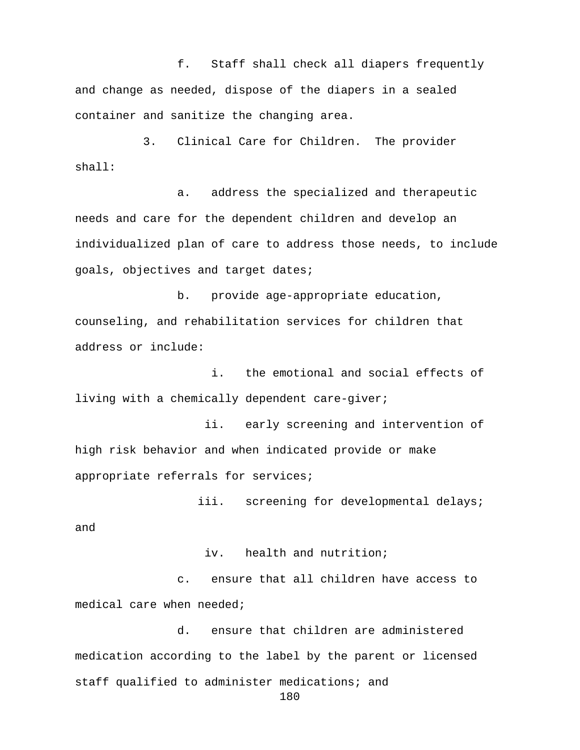f. Staff shall check all diapers frequently and change as needed, dispose of the diapers in a sealed container and sanitize the changing area.

3. Clinical Care for Children. The provider shall:

a. address the specialized and therapeutic needs and care for the dependent children and develop an individualized plan of care to address those needs, to include goals, objectives and target dates;

b. provide age-appropriate education, counseling, and rehabilitation services for children that address or include:

i. the emotional and social effects of living with a chemically dependent care-giver;

ii. early screening and intervention of high risk behavior and when indicated provide or make appropriate referrals for services;

iii. screening for developmental delays; and

iv. health and nutrition;

c. ensure that all children have access to medical care when needed;

d. ensure that children are administered medication according to the label by the parent or licensed staff qualified to administer medications; and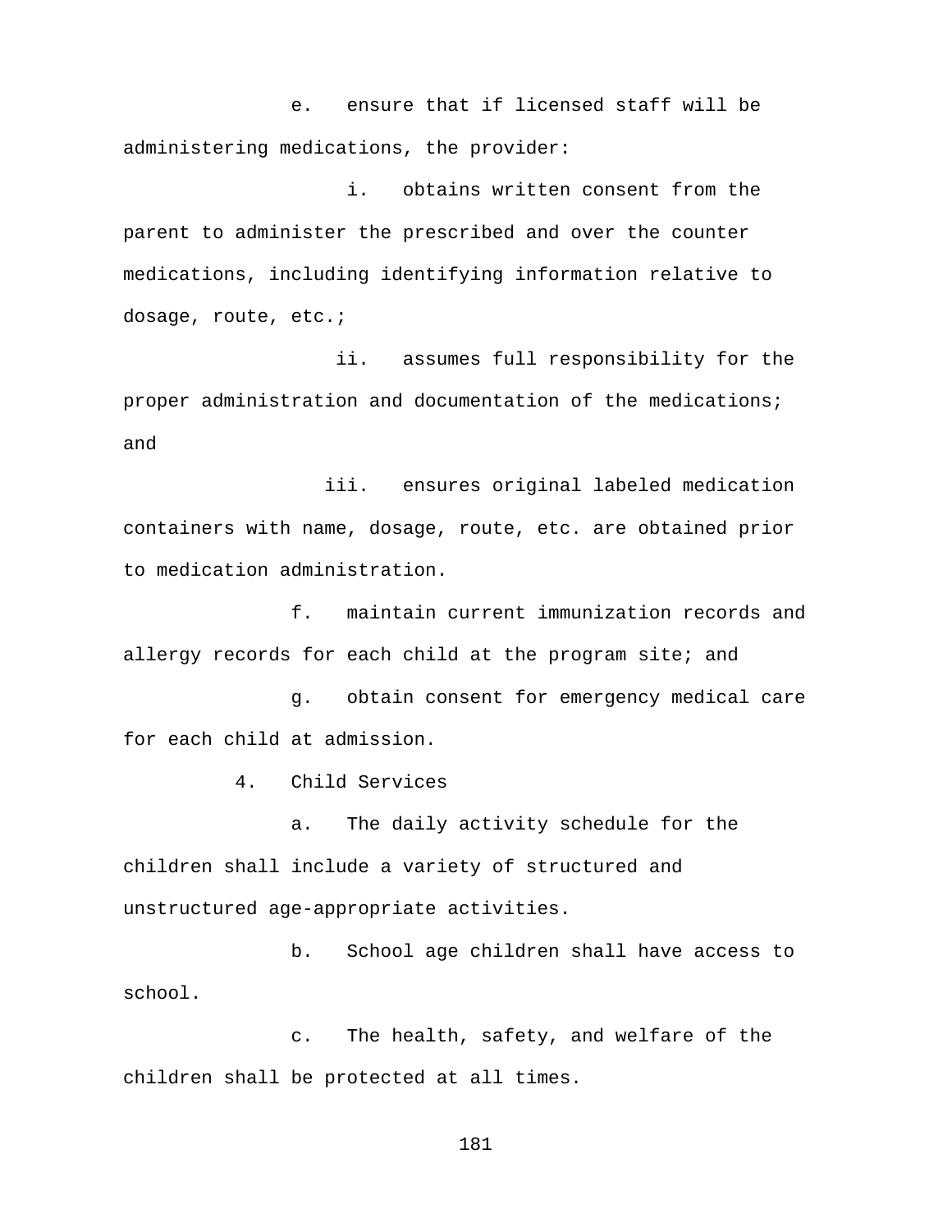e. ensure that if licensed staff will be administering medications, the provider:

i. obtains written consent from the parent to administer the prescribed and over the counter medications, including identifying information relative to dosage, route, etc.;

ii. assumes full responsibility for the proper administration and documentation of the medications; and

iii. ensures original labeled medication containers with name, dosage, route, etc. are obtained prior to medication administration.

f. maintain current immunization records and allergy records for each child at the program site; and

g. obtain consent for emergency medical care for each child at admission.

4. Child Services

a. The daily activity schedule for the children shall include a variety of structured and unstructured age-appropriate activities.

b. School age children shall have access to school.

c. The health, safety, and welfare of the children shall be protected at all times.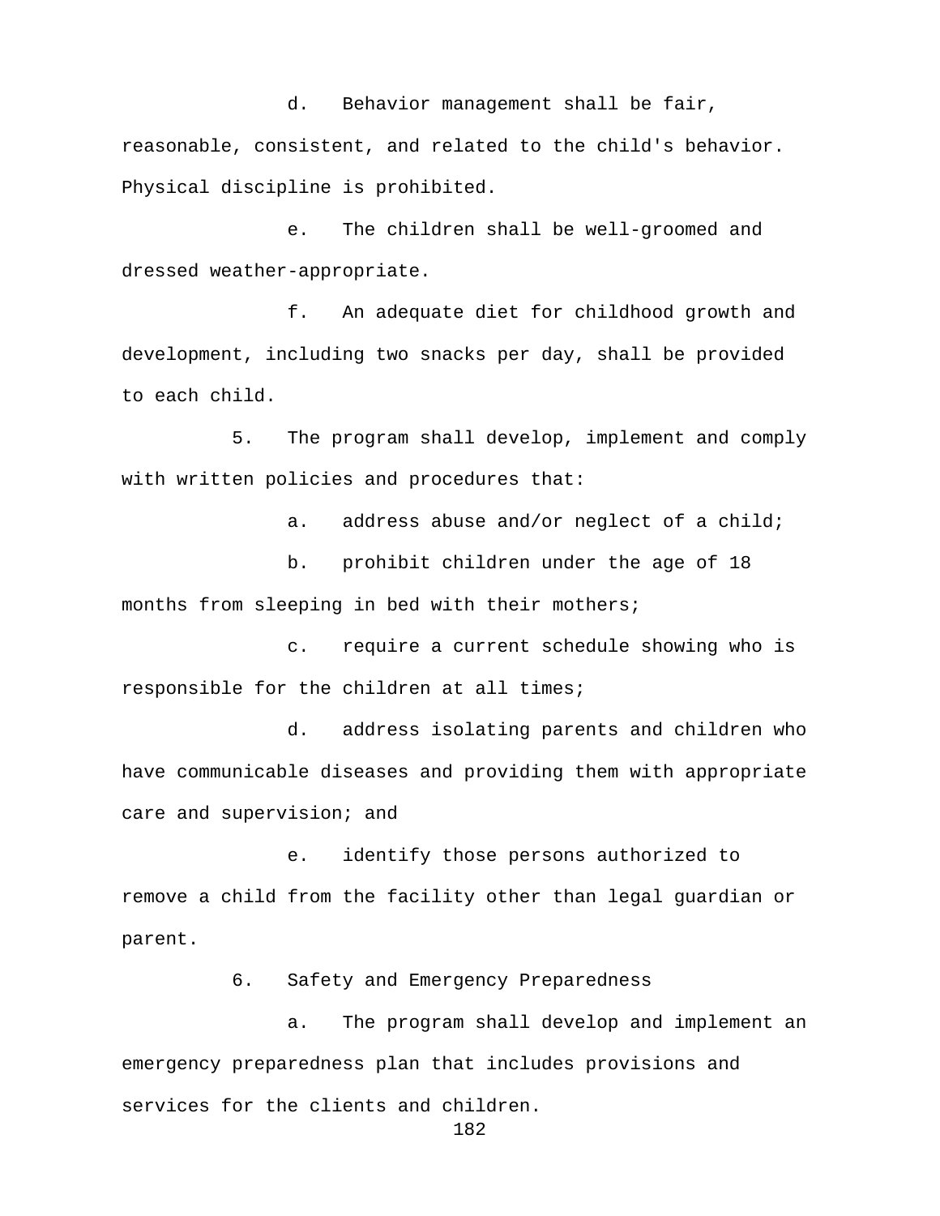d. Behavior management shall be fair, reasonable, consistent, and related to the child's behavior. Physical discipline is prohibited.

e. The children shall be well-groomed and dressed weather-appropriate.

f. An adequate diet for childhood growth and development, including two snacks per day, shall be provided to each child.

5. The program shall develop, implement and comply with written policies and procedures that:

a. address abuse and/or neglect of a child;

b. prohibit children under the age of 18 months from sleeping in bed with their mothers;

c. require a current schedule showing who is responsible for the children at all times;

d. address isolating parents and children who have communicable diseases and providing them with appropriate care and supervision; and

e. identify those persons authorized to remove a child from the facility other than legal guardian or parent.

6. Safety and Emergency Preparedness

a. The program shall develop and implement an emergency preparedness plan that includes provisions and services for the clients and children.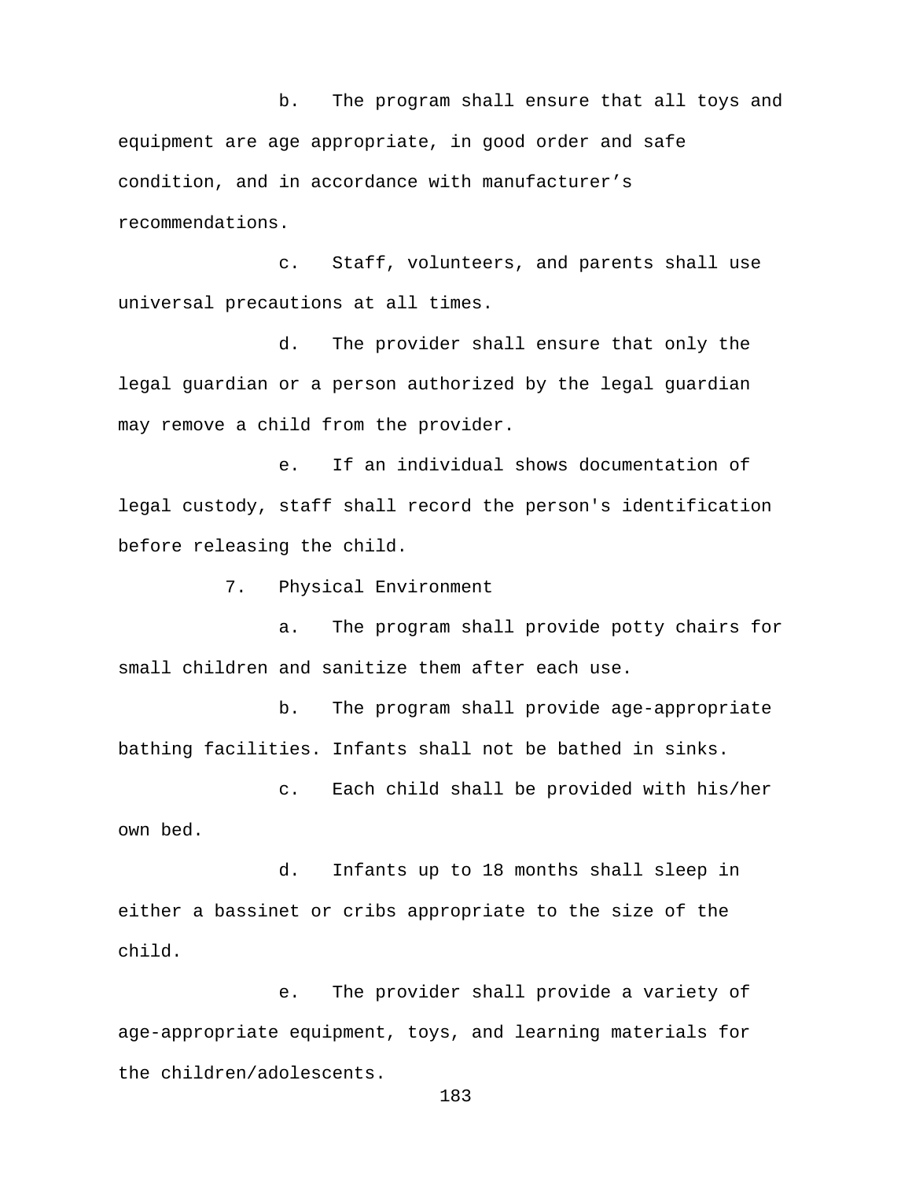b. The program shall ensure that all toys and equipment are age appropriate, in good order and safe condition, and in accordance with manufacturer’s recommendations.

c. Staff, volunteers, and parents shall use universal precautions at all times.

d. The provider shall ensure that only the legal guardian or a person authorized by the legal guardian may remove a child from the provider.

e. If an individual shows documentation of legal custody, staff shall record the person's identification before releasing the child.

7. Physical Environment

a. The program shall provide potty chairs for small children and sanitize them after each use.

b. The program shall provide age-appropriate bathing facilities. Infants shall not be bathed in sinks.

c. Each child shall be provided with his/her own bed.

d. Infants up to 18 months shall sleep in either a bassinet or cribs appropriate to the size of the child.

e. The provider shall provide a variety of age-appropriate equipment, toys, and learning materials for the children/adolescents.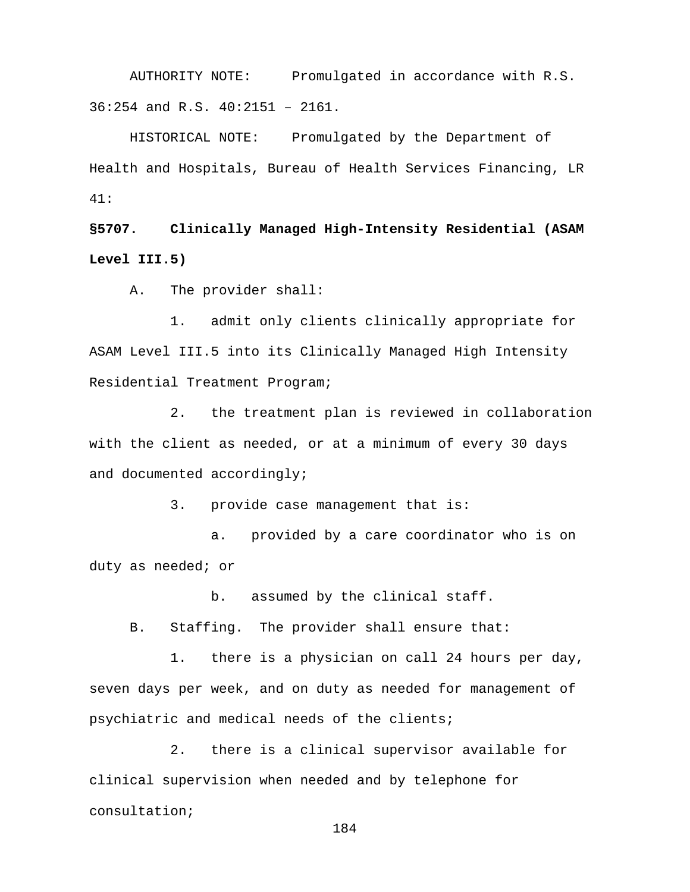AUTHORITY NOTE: Promulgated in accordance with R.S. 36:254 and R.S. 40:2151 – 2161.

HISTORICAL NOTE: Promulgated by the Department of Health and Hospitals, Bureau of Health Services Financing, LR 41:

**§5707. Clinically Managed High-Intensity Residential (ASAM Level III.5)**

A. The provider shall:

1. admit only clients clinically appropriate for ASAM Level III.5 into its Clinically Managed High Intensity Residential Treatment Program;

2. the treatment plan is reviewed in collaboration with the client as needed, or at a minimum of every 30 days and documented accordingly;

3. provide case management that is:

a. provided by a care coordinator who is on duty as needed; or

b. assumed by the clinical staff.

B. Staffing. The provider shall ensure that:

1. there is a physician on call 24 hours per day, seven days per week, and on duty as needed for management of psychiatric and medical needs of the clients;

2. there is a clinical supervisor available for clinical supervision when needed and by telephone for consultation;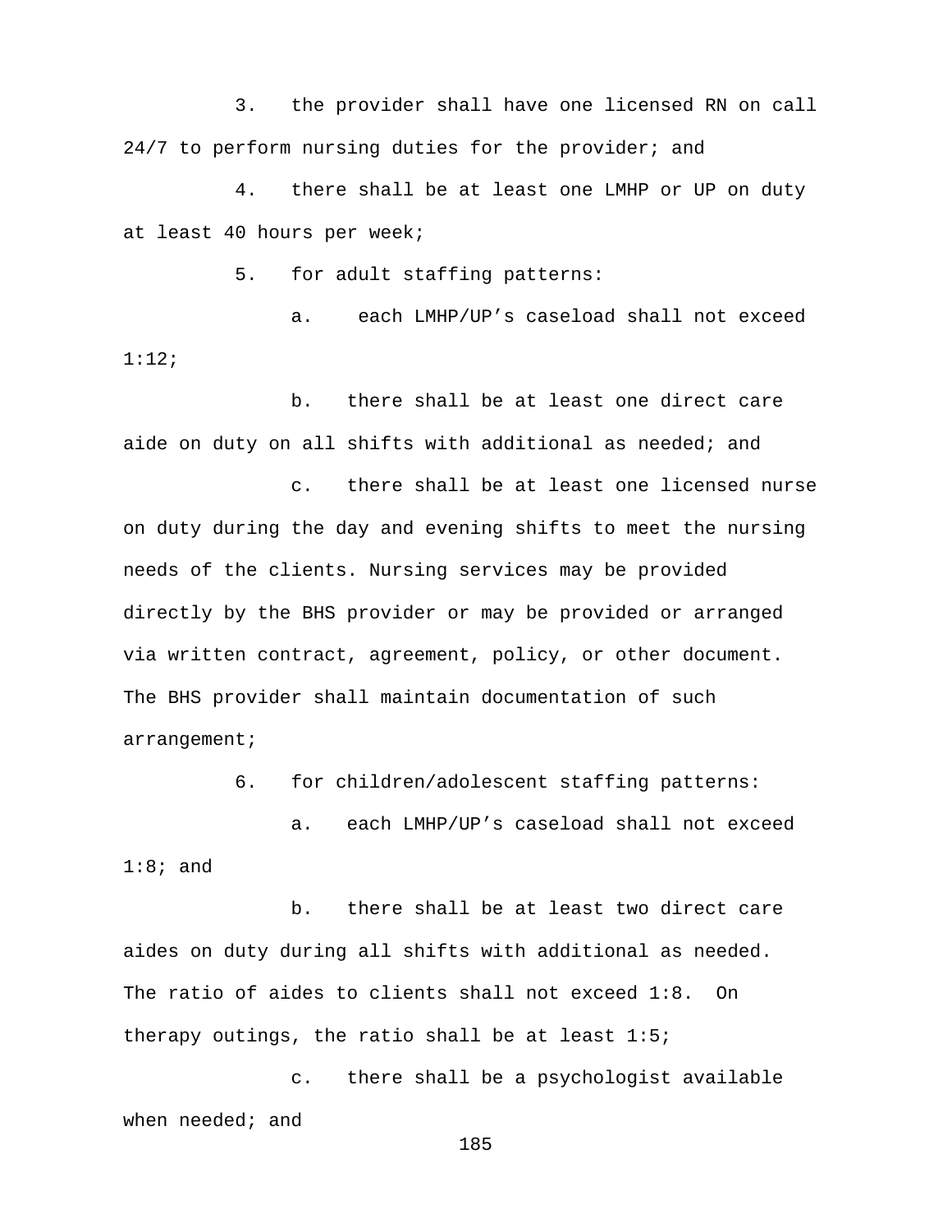3. the provider shall have one licensed RN on call 24/7 to perform nursing duties for the provider; and

4. there shall be at least one LMHP or UP on duty at least 40 hours per week;

5. for adult staffing patterns:

   a. each LMHP/UP's caseload shall not exceed 1:12;

   b. there shall be at least one direct care aide on duty on all shifts with additional as needed; and

   c. there shall be at least one licensed nurse on duty during the day and evening shifts to meet the nursing needs of the clients. Nursing services may be provided directly by the BHS provider or may be provided or arranged via written contract, agreement, policy, or other document. The BHS provider shall maintain documentation of such arrangement;

6. for children/adolescent staffing patterns:

   a. each LMHP/UP's caseload shall not exceed 1:8; and

   b. there shall be at least two direct care aides on duty during all shifts with additional as needed. The ratio of aides to clients shall not exceed 1:8. On therapy outings, the ratio shall be at least 1:5;

   c. there shall be a psychologist available when needed; and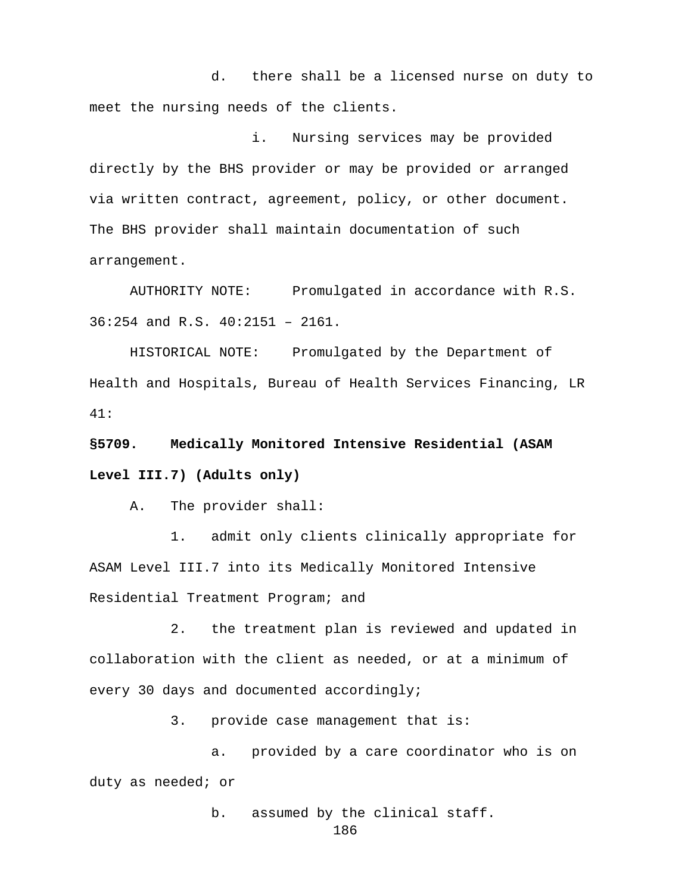d. there shall be a licensed nurse on duty to meet the nursing needs of the clients.

i. Nursing services may be provided directly by the BHS provider or may be provided or arranged via written contract, agreement, policy, or other document. The BHS provider shall maintain documentation of such arrangement.

AUTHORITY NOTE: Promulgated in accordance with R.S. 36:254 and R.S. 40:2151 – 2161.

HISTORICAL NOTE: Promulgated by the Department of Health and Hospitals, Bureau of Health Services Financing, LR 41:

**§5709. Medically Monitored Intensive Residential (ASAM Level III.7) (Adults only)**

A. The provider shall:

1. admit only clients clinically appropriate for ASAM Level III.7 into its Medically Monitored Intensive Residential Treatment Program; and

2. the treatment plan is reviewed and updated in collaboration with the client as needed, or at a minimum of every 30 days and documented accordingly;

3. provide case management that is:

a. provided by a care coordinator who is on duty as needed; or

b. assumed by the clinical staff.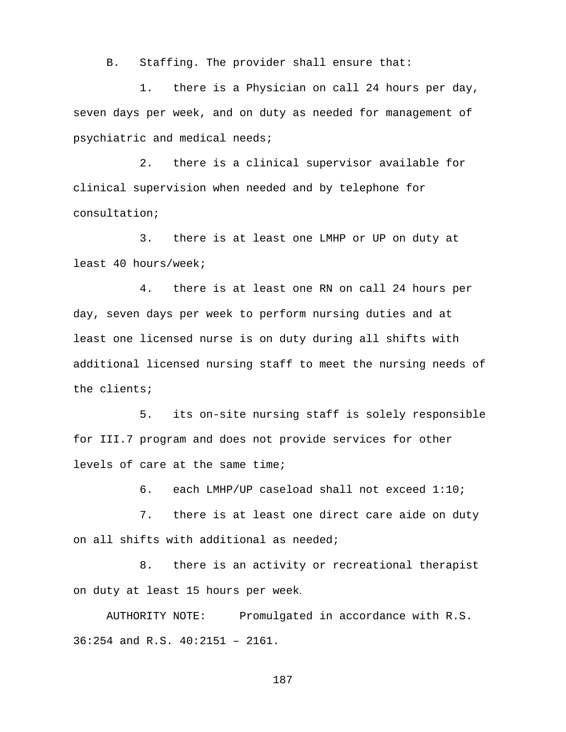B. Staffing. The provider shall ensure that:

1. there is a Physician on call 24 hours per day, seven days per week, and on duty as needed for management of psychiatric and medical needs;

2. there is a clinical supervisor available for clinical supervision when needed and by telephone for consultation;

3. there is at least one LMHP or UP on duty at least 40 hours/week;

4. there is at least one RN on call 24 hours per day, seven days per week to perform nursing duties and at least one licensed nurse is on duty during all shifts with additional licensed nursing staff to meet the nursing needs of the clients;

5. its on-site nursing staff is solely responsible for III.7 program and does not provide services for other levels of care at the same time;

6. each LMHP/UP caseload shall not exceed 1:10;

7. there is at least one direct care aide on duty on all shifts with additional as needed;

8. there is an activity or recreational therapist on duty at least 15 hours per week.

AUTHORITY NOTE: Promulgated in accordance with R.S. 36:254 and R.S. 40:2151 – 2161.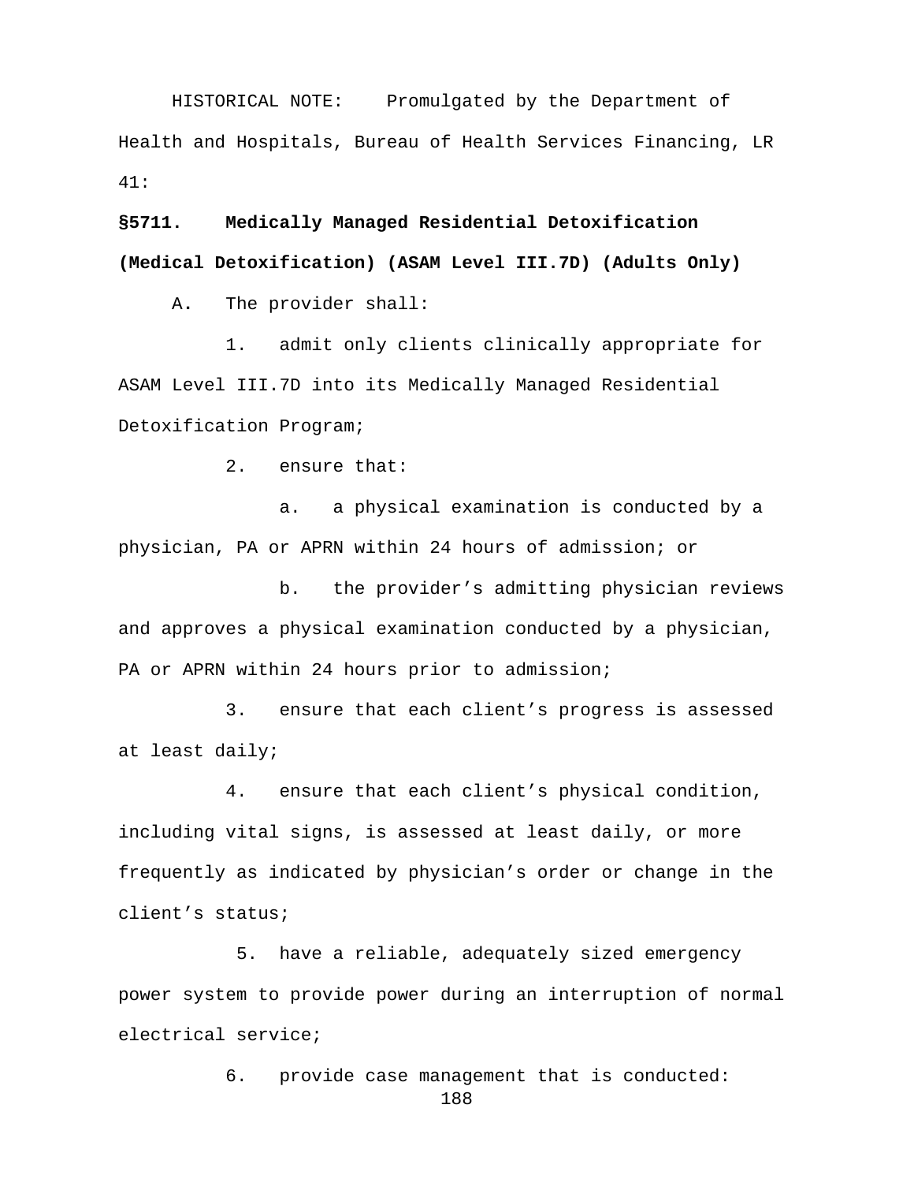HISTORICAL NOTE: Promulgated by the Department of Health and Hospitals, Bureau of Health Services Financing, LR 41:

**§5711. Medically Managed Residential Detoxification (Medical Detoxification) (ASAM Level III.7D) (Adults Only)**

A. The provider shall:

1. admit only clients clinically appropriate for ASAM Level III.7D into its Medically Managed Residential Detoxification Program;

2. ensure that:

a. a physical examination is conducted by a physician, PA or APRN within 24 hours of admission; or

b. the provider's admitting physician reviews and approves a physical examination conducted by a physician, PA or APRN within 24 hours prior to admission;

3. ensure that each client's progress is assessed at least daily;

4. ensure that each client's physical condition, including vital signs, is assessed at least daily, or more frequently as indicated by physician's order or change in the client's status;

5. have a reliable, adequately sized emergency power system to provide power during an interruption of normal electrical service;

6. provide case management that is conducted: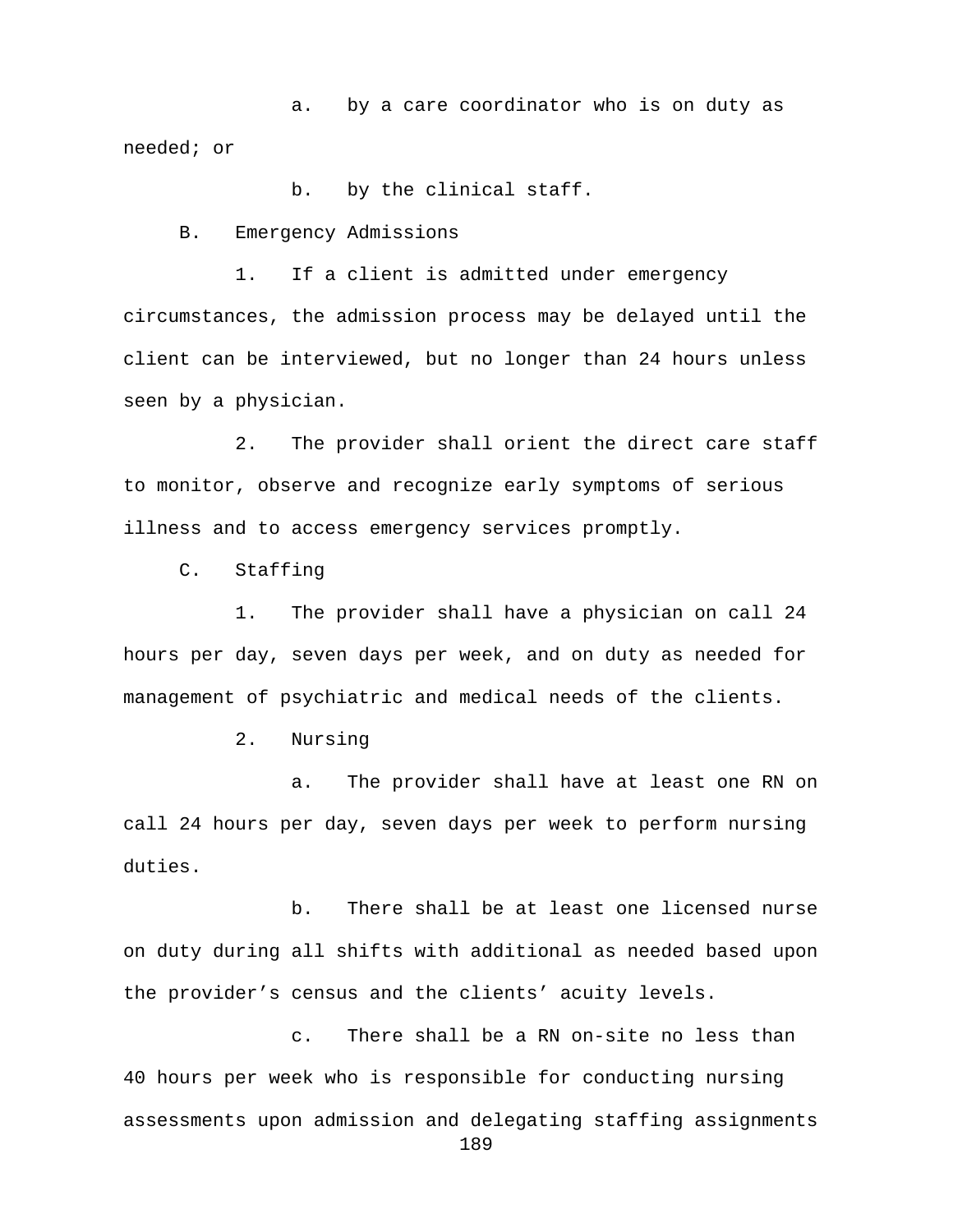a. by a care coordinator who is on duty as needed; or

b. by the clinical staff.

B. Emergency Admissions

1. If a client is admitted under emergency circumstances, the admission process may be delayed until the client can be interviewed, but no longer than 24 hours unless seen by a physician.

2. The provider shall orient the direct care staff to monitor, observe and recognize early symptoms of serious illness and to access emergency services promptly.

C. Staffing

1. The provider shall have a physician on call 24 hours per day, seven days per week, and on duty as needed for management of psychiatric and medical needs of the clients.

2. Nursing

a. The provider shall have at least one RN on call 24 hours per day, seven days per week to perform nursing duties.

b. There shall be at least one licensed nurse on duty during all shifts with additional as needed based upon the provider's census and the clients' acuity levels.

c. There shall be a RN on-site no less than 40 hours per week who is responsible for conducting nursing assessments upon admission and delegating staffing assignments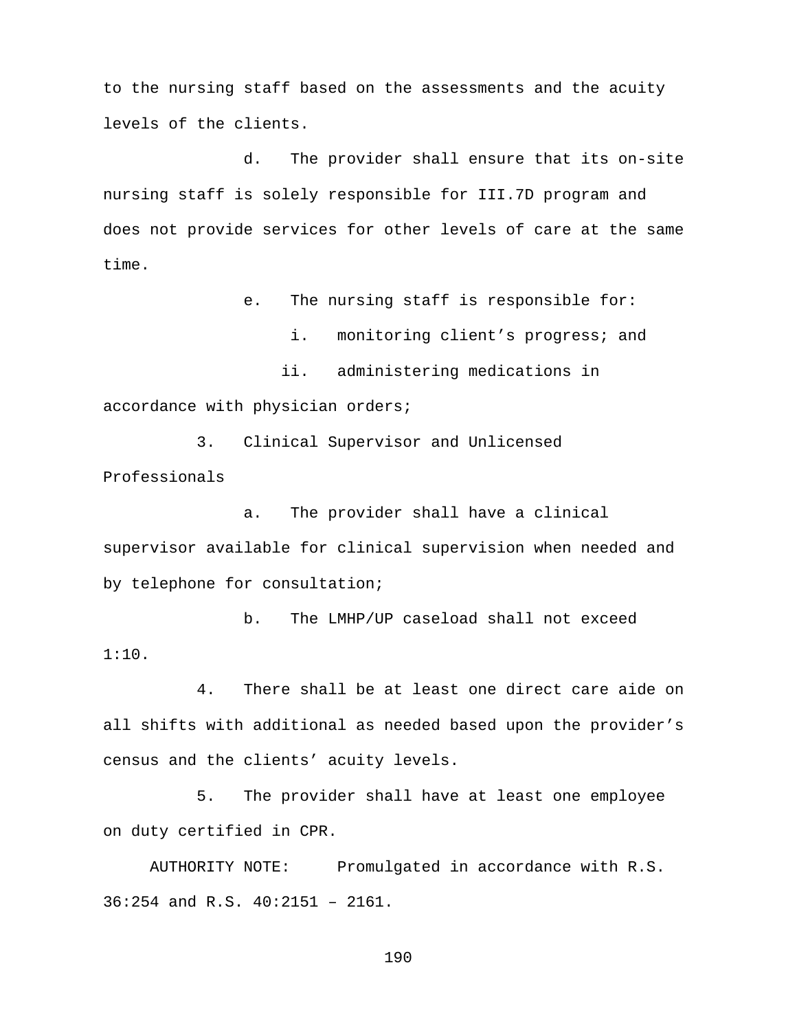to the nursing staff based on the assessments and the acuity levels of the clients.

d. The provider shall ensure that its on-site nursing staff is solely responsible for III.7D program and does not provide services for other levels of care at the same time.

e. The nursing staff is responsible for:

i. monitoring client's progress; and

ii. administering medications in accordance with physician orders;

3. Clinical Supervisor and Unlicensed Professionals

a. The provider shall have a clinical supervisor available for clinical supervision when needed and by telephone for consultation;

b. The LMHP/UP caseload shall not exceed 1:10.

4. There shall be at least one direct care aide on all shifts with additional as needed based upon the provider's census and the clients' acuity levels.

5. The provider shall have at least one employee on duty certified in CPR.

AUTHORITY NOTE: Promulgated in accordance with R.S. 36:254 and R.S. 40:2151 – 2161.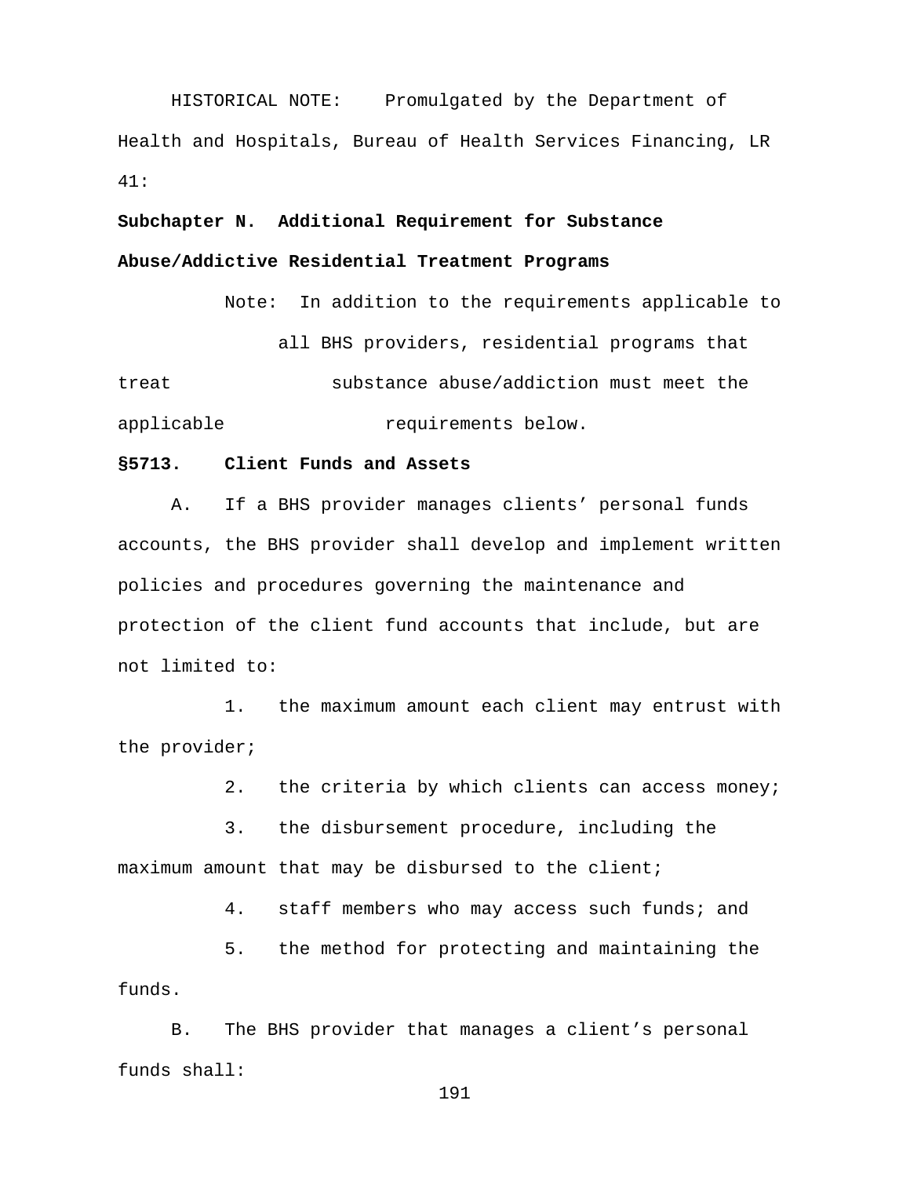HISTORICAL NOTE: Promulgated by the Department of Health and Hospitals, Bureau of Health Services Financing, LR 41:

## Subchapter N. Additional Requirement for Substance Abuse/Addictive Residential Treatment Programs

Note: In addition to the requirements applicable to all BHS providers, residential programs that treat substance abuse/addiction must meet the applicable requirements below.

### §5713. Client Funds and Assets

A. If a BHS provider manages clients' personal funds accounts, the BHS provider shall develop and implement written policies and procedures governing the maintenance and protection of the client fund accounts that include, but are not limited to:

1. the maximum amount each client may entrust with the provider;
2. the criteria by which clients can access money;
3. the disbursement procedure, including the maximum amount that may be disbursed to the client;
4. staff members who may access such funds; and
5. the method for protecting and maintaining the funds.

B. The BHS provider that manages a client's personal funds shall: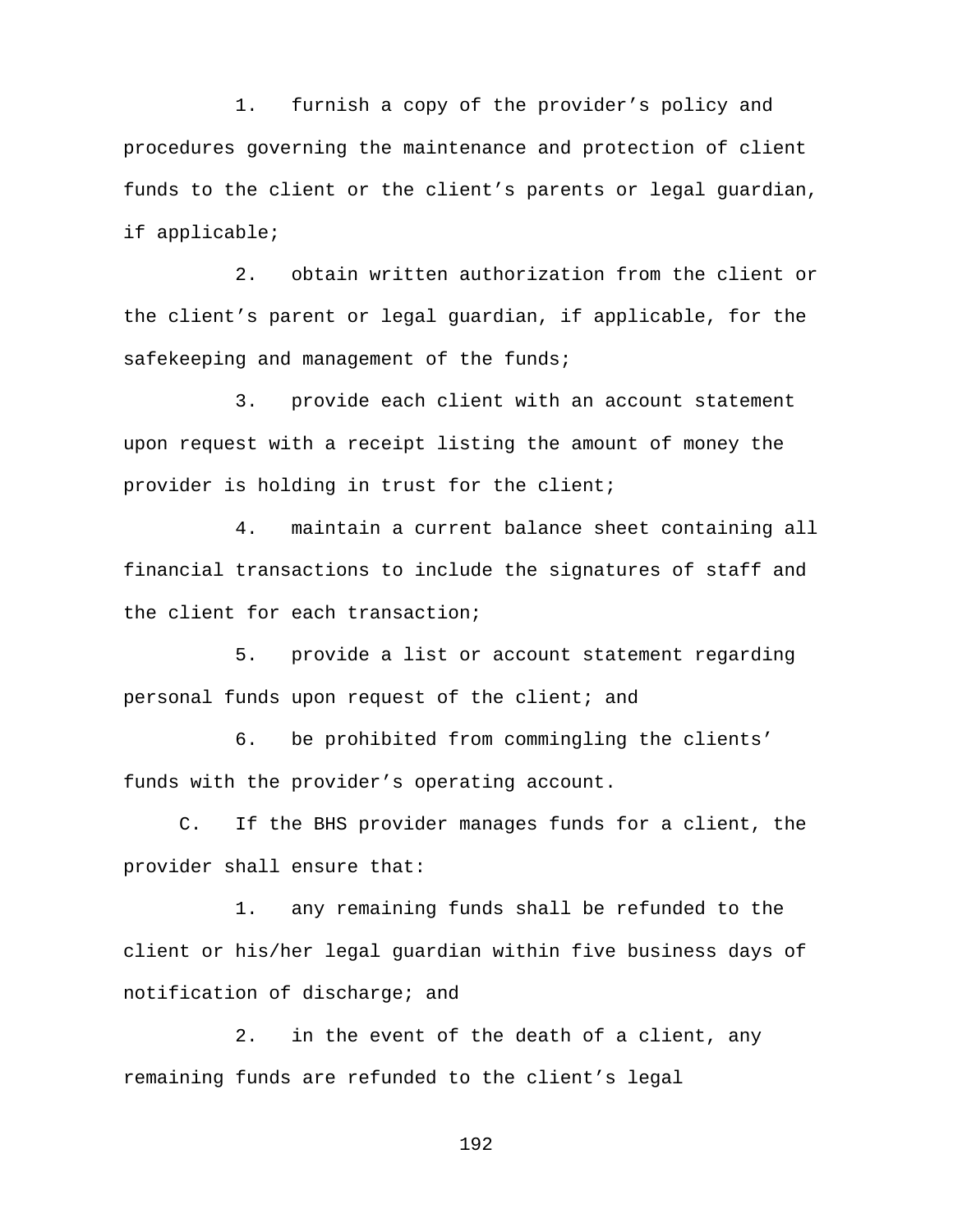1. furnish a copy of the provider's policy and procedures governing the maintenance and protection of client funds to the client or the client's parents or legal guardian, if applicable;

2. obtain written authorization from the client or the client's parent or legal guardian, if applicable, for the safekeeping and management of the funds;

3. provide each client with an account statement upon request with a receipt listing the amount of money the provider is holding in trust for the client;

4. maintain a current balance sheet containing all financial transactions to include the signatures of staff and the client for each transaction;

5. provide a list or account statement regarding personal funds upon request of the client; and

6. be prohibited from commingling the clients' funds with the provider's operating account.

C. If the BHS provider manages funds for a client, the provider shall ensure that:

1. any remaining funds shall be refunded to the client or his/her legal guardian within five business days of notification of discharge; and

2. in the event of the death of a client, any remaining funds are refunded to the client's legal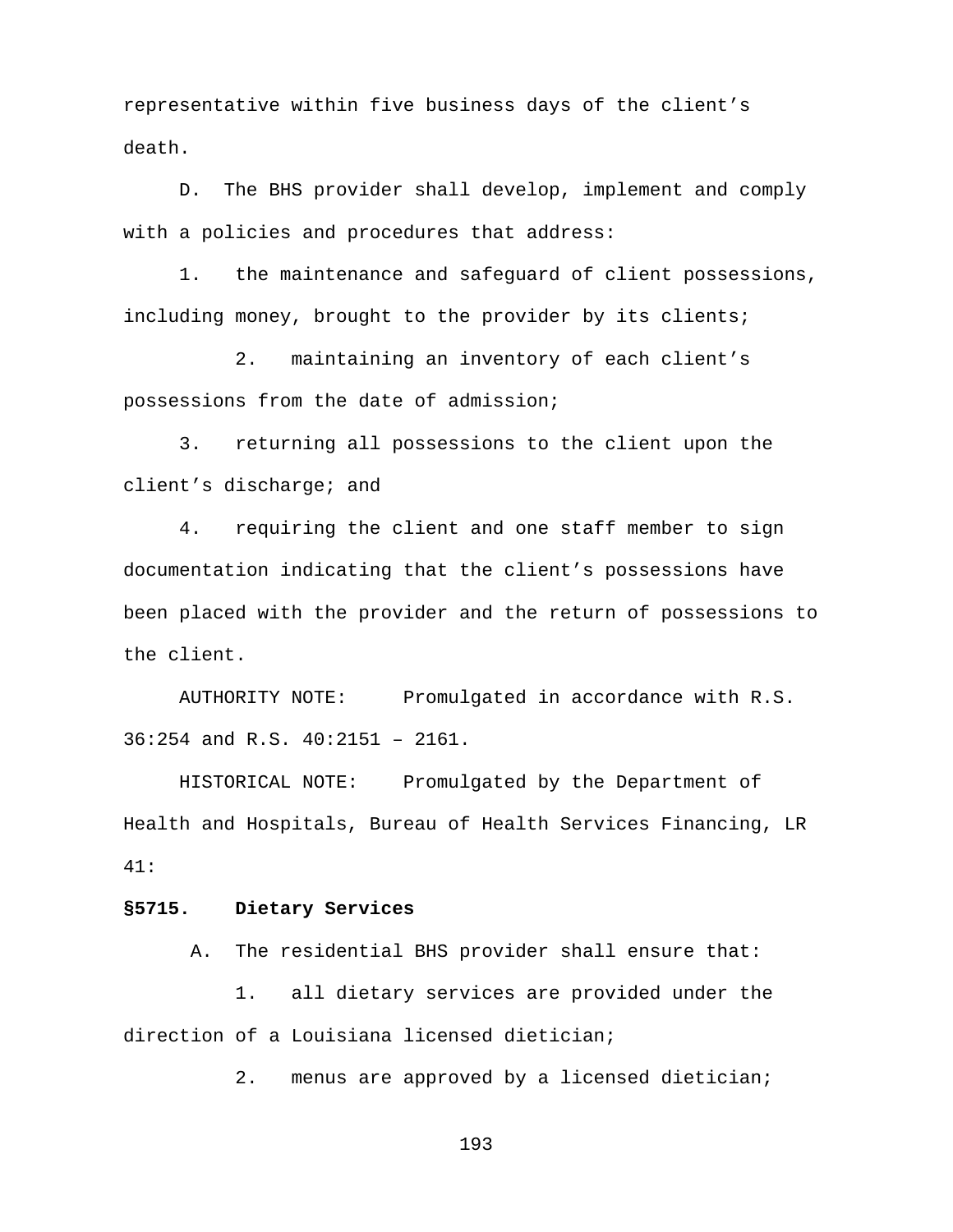representative within five business days of the client's death.

D. The BHS provider shall develop, implement and comply with a policies and procedures that address:

1. the maintenance and safeguard of client possessions, including money, brought to the provider by its clients;

2. maintaining an inventory of each client's possessions from the date of admission;

3. returning all possessions to the client upon the client's discharge; and

4. requiring the client and one staff member to sign documentation indicating that the client's possessions have been placed with the provider and the return of possessions to the client.

AUTHORITY NOTE: Promulgated in accordance with R.S. 36:254 and R.S. 40:2151 – 2161.

HISTORICAL NOTE: Promulgated by the Department of Health and Hospitals, Bureau of Health Services Financing, LR 41:

**§5715. Dietary Services**

A. The residential BHS provider shall ensure that:

1. all dietary services are provided under the direction of a Louisiana licensed dietician;

2. menus are approved by a licensed dietician;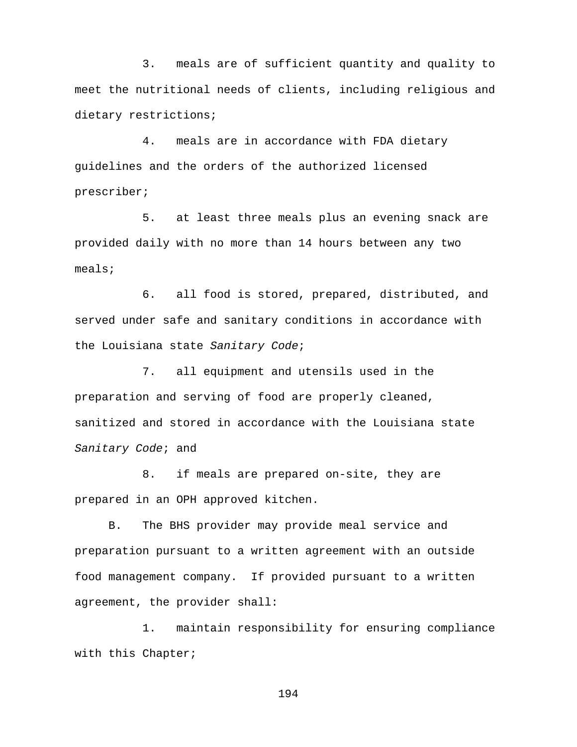3. meals are of sufficient quantity and quality to meet the nutritional needs of clients, including religious and dietary restrictions;

4. meals are in accordance with FDA dietary guidelines and the orders of the authorized licensed prescriber;

5. at least three meals plus an evening snack are provided daily with no more than 14 hours between any two meals;

6. all food is stored, prepared, distributed, and served under safe and sanitary conditions in accordance with the Louisiana state *Sanitary Code*;

7. all equipment and utensils used in the preparation and serving of food are properly cleaned, sanitized and stored in accordance with the Louisiana state *Sanitary Code*; and

8. if meals are prepared on-site, they are prepared in an OPH approved kitchen.

B. The BHS provider may provide meal service and preparation pursuant to a written agreement with an outside food management company. If provided pursuant to a written agreement, the provider shall:

1. maintain responsibility for ensuring compliance with this Chapter;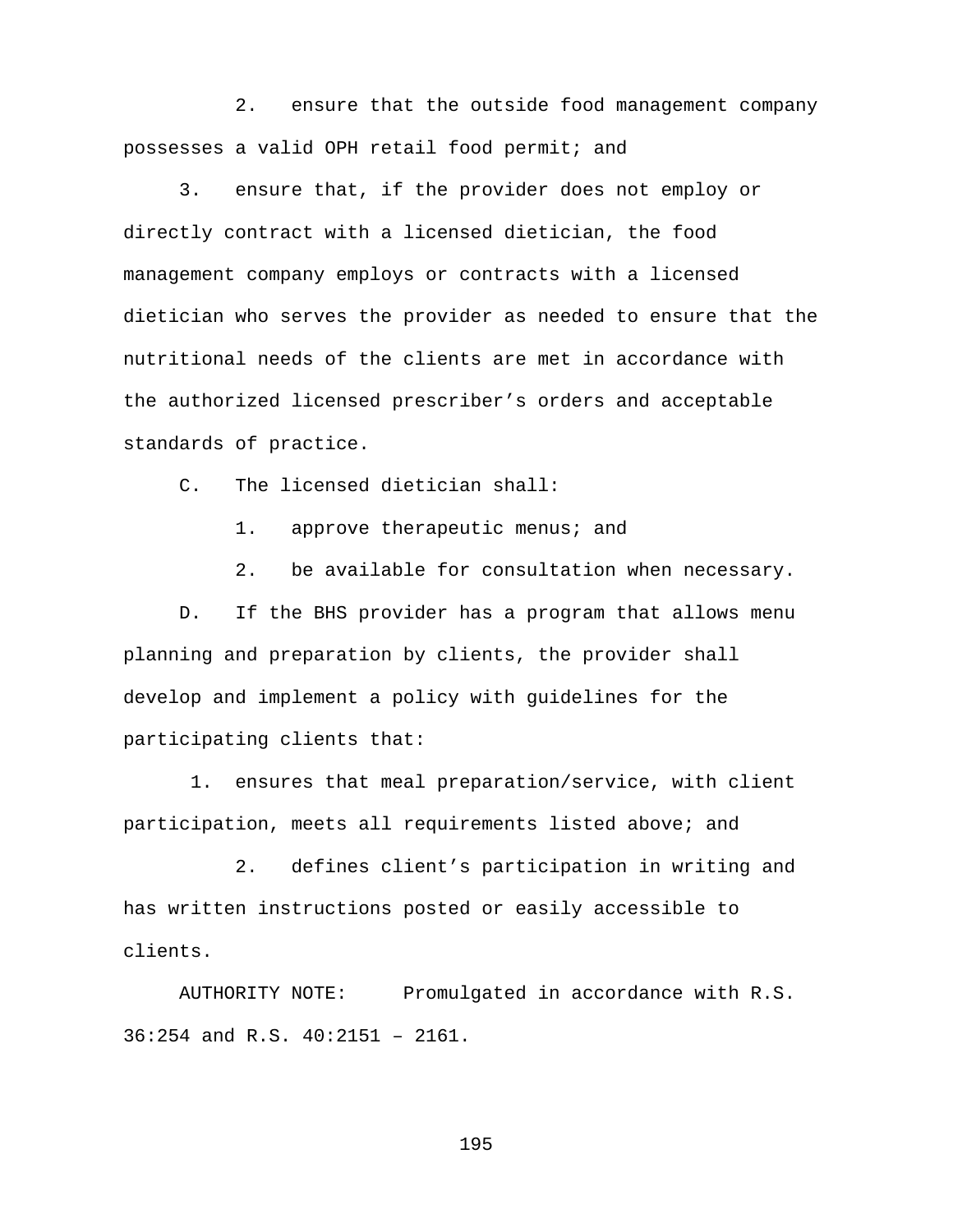2. ensure that the outside food management company possesses a valid OPH retail food permit; and

3. ensure that, if the provider does not employ or directly contract with a licensed dietician, the food management company employs or contracts with a licensed dietician who serves the provider as needed to ensure that the nutritional needs of the clients are met in accordance with the authorized licensed prescriber's orders and acceptable standards of practice.

C. The licensed dietician shall:

1. approve therapeutic menus; and

2. be available for consultation when necessary.

D. If the BHS provider has a program that allows menu planning and preparation by clients, the provider shall develop and implement a policy with guidelines for the participating clients that:

1. ensures that meal preparation/service, with client participation, meets all requirements listed above; and

2. defines client's participation in writing and has written instructions posted or easily accessible to clients.

AUTHORITY NOTE: Promulgated in accordance with R.S. 36:254 and R.S. 40:2151 – 2161.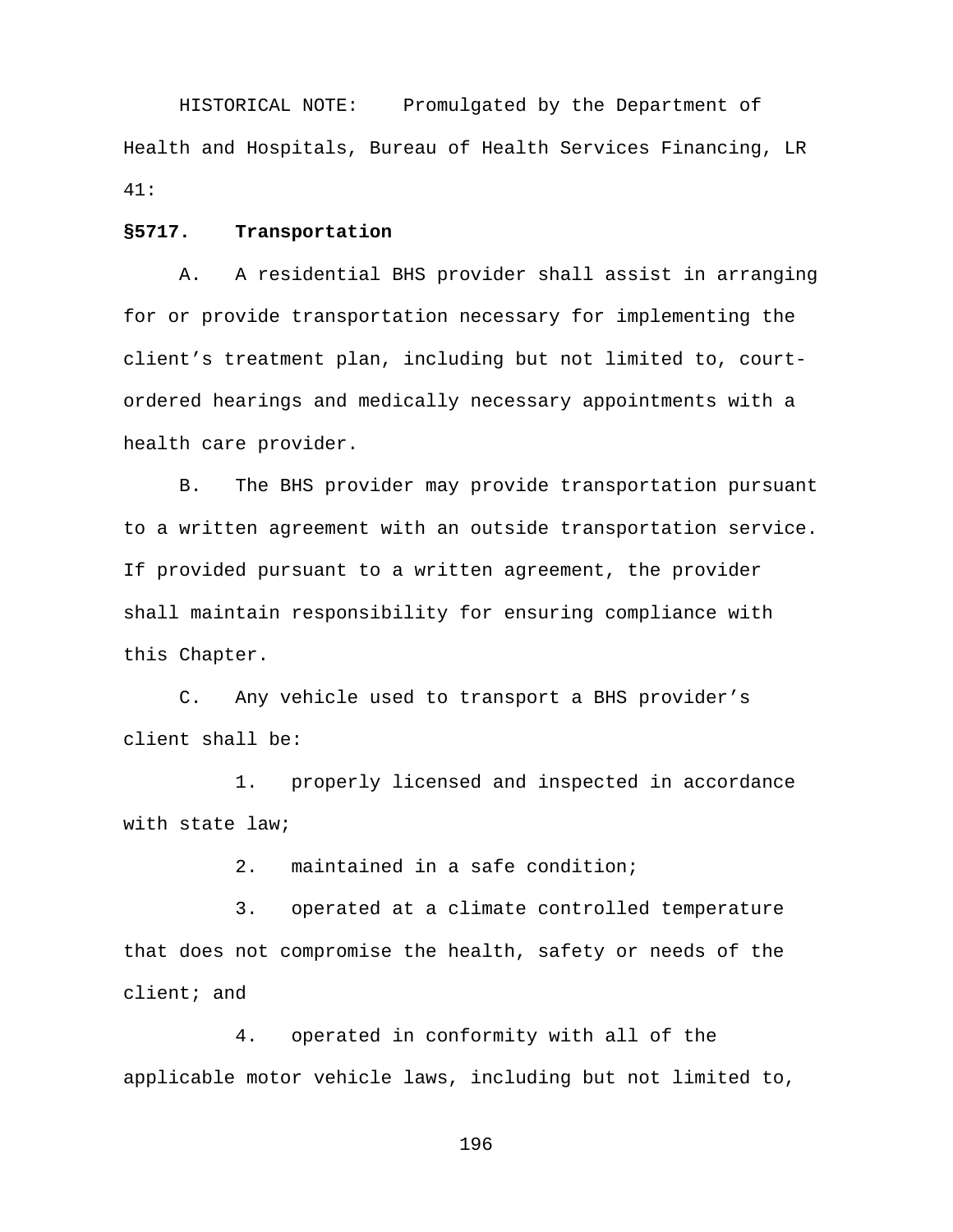HISTORICAL NOTE: Promulgated by the Department of Health and Hospitals, Bureau of Health Services Financing, LR 41:

**§5717. Transportation**

A. A residential BHS provider shall assist in arranging for or provide transportation necessary for implementing the client's treatment plan, including but not limited to, court-ordered hearings and medically necessary appointments with a health care provider.

B. The BHS provider may provide transportation pursuant to a written agreement with an outside transportation service. If provided pursuant to a written agreement, the provider shall maintain responsibility for ensuring compliance with this Chapter.

C. Any vehicle used to transport a BHS provider's client shall be:

1. properly licensed and inspected in accordance with state law;

2. maintained in a safe condition;

3. operated at a climate controlled temperature that does not compromise the health, safety or needs of the client; and

4. operated in conformity with all of the applicable motor vehicle laws, including but not limited to,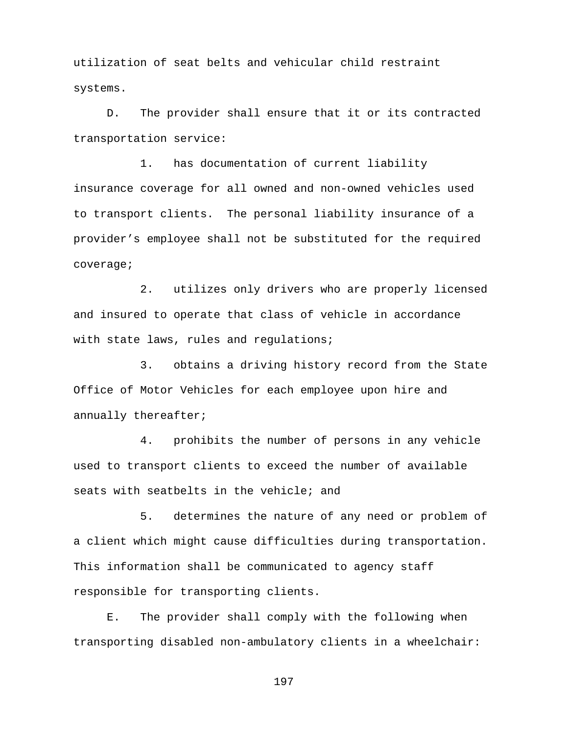utilization of seat belts and vehicular child restraint systems.

D. The provider shall ensure that it or its contracted transportation service:

1. has documentation of current liability insurance coverage for all owned and non-owned vehicles used to transport clients. The personal liability insurance of a provider’s employee shall not be substituted for the required coverage;

2. utilizes only drivers who are properly licensed and insured to operate that class of vehicle in accordance with state laws, rules and regulations;

3. obtains a driving history record from the State Office of Motor Vehicles for each employee upon hire and annually thereafter;

4. prohibits the number of persons in any vehicle used to transport clients to exceed the number of available seats with seatbelts in the vehicle; and

5. determines the nature of any need or problem of a client which might cause difficulties during transportation. This information shall be communicated to agency staff responsible for transporting clients.

E. The provider shall comply with the following when transporting disabled non-ambulatory clients in a wheelchair: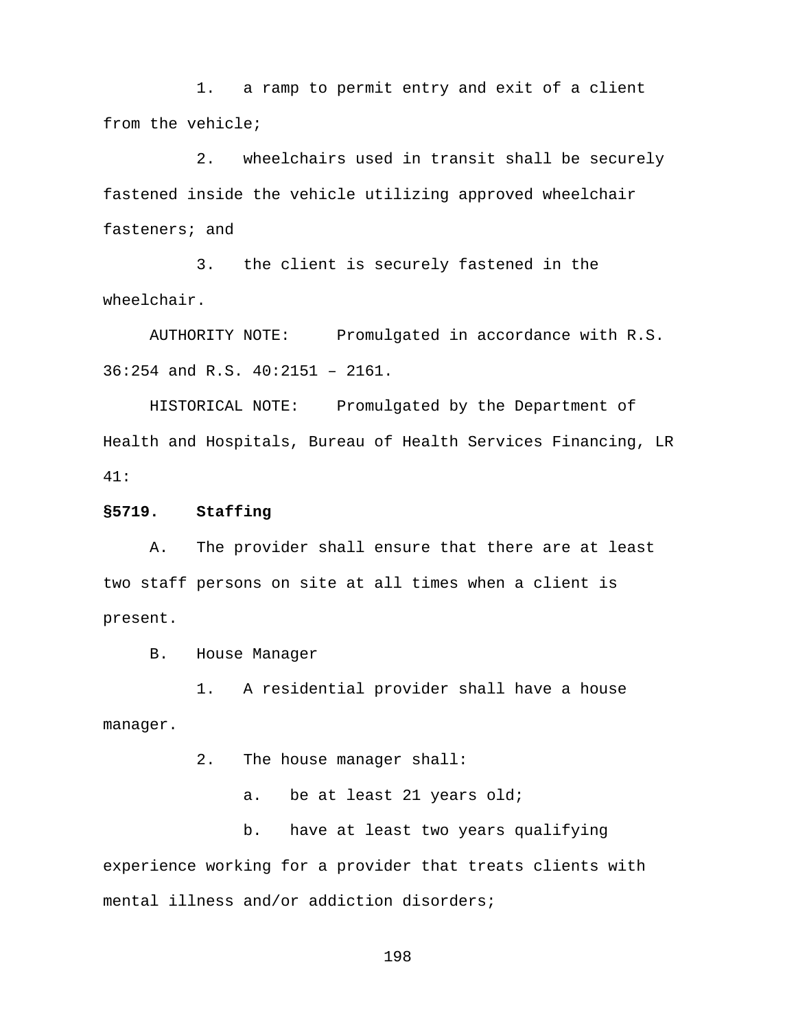1. a ramp to permit entry and exit of a client from the vehicle;

2. wheelchairs used in transit shall be securely fastened inside the vehicle utilizing approved wheelchair fasteners; and

3. the client is securely fastened in the wheelchair.

AUTHORITY NOTE: Promulgated in accordance with R.S. 36:254 and R.S. 40:2151 – 2161.

HISTORICAL NOTE: Promulgated by the Department of Health and Hospitals, Bureau of Health Services Financing, LR 41:

**§5719. Staffing**

A. The provider shall ensure that there are at least two staff persons on site at all times when a client is present.

B. House Manager

1. A residential provider shall have a house manager.

2. The house manager shall:

a. be at least 21 years old;

b. have at least two years qualifying experience working for a provider that treats clients with mental illness and/or addiction disorders;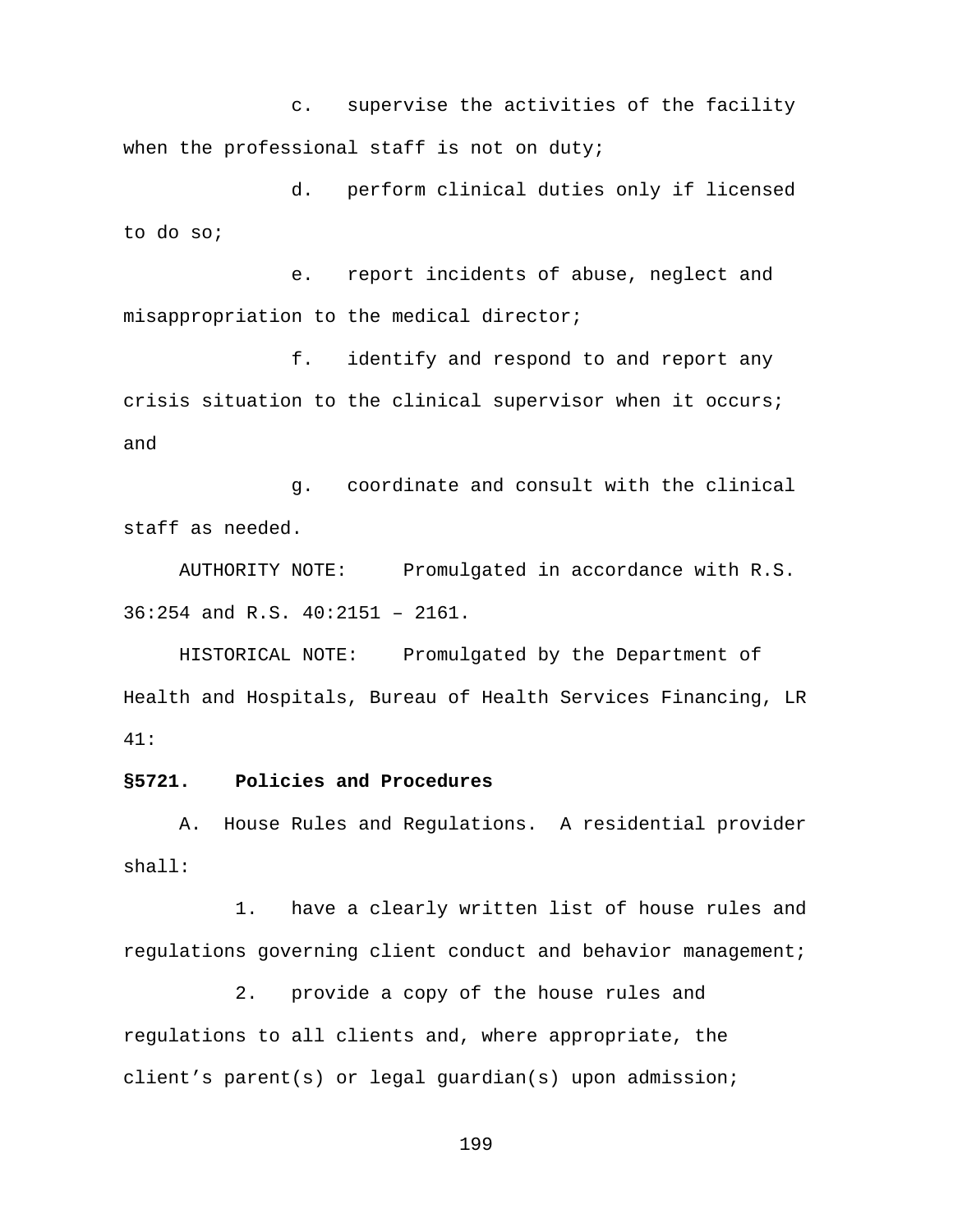c. supervise the activities of the facility when the professional staff is not on duty;

d. perform clinical duties only if licensed to do so;

e. report incidents of abuse, neglect and misappropriation to the medical director;

f. identify and respond to and report any crisis situation to the clinical supervisor when it occurs; and

g. coordinate and consult with the clinical staff as needed.

AUTHORITY NOTE: Promulgated in accordance with R.S. 36:254 and R.S. 40:2151 – 2161.

HISTORICAL NOTE: Promulgated by the Department of Health and Hospitals, Bureau of Health Services Financing, LR 41:

**§5721. Policies and Procedures**

A. House Rules and Regulations. A residential provider shall:

1. have a clearly written list of house rules and regulations governing client conduct and behavior management;

2. provide a copy of the house rules and regulations to all clients and, where appropriate, the client's parent(s) or legal guardian(s) upon admission;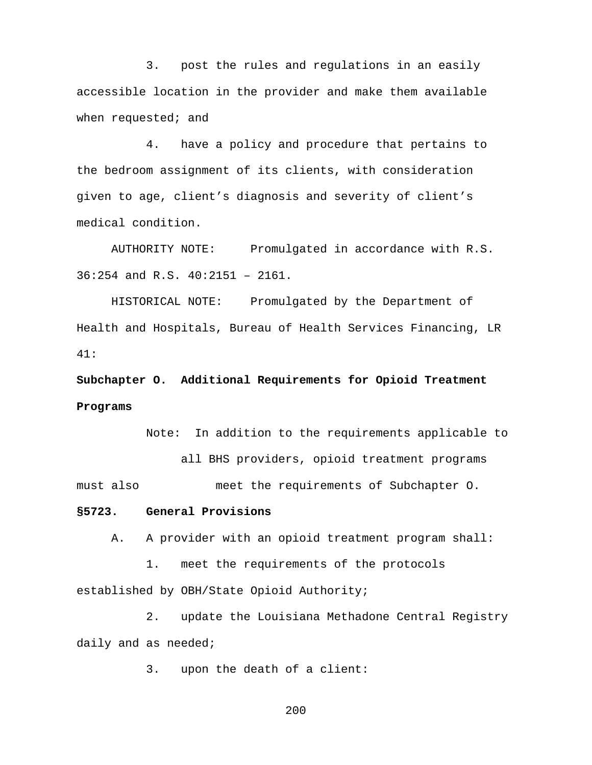3. post the rules and regulations in an easily accessible location in the provider and make them available when requested; and

4. have a policy and procedure that pertains to the bedroom assignment of its clients, with consideration given to age, client's diagnosis and severity of client's medical condition.

AUTHORITY NOTE: Promulgated in accordance with R.S. 36:254 and R.S. 40:2151 – 2161.

HISTORICAL NOTE: Promulgated by the Department of Health and Hospitals, Bureau of Health Services Financing, LR 41:

**Subchapter O. Additional Requirements for Opioid Treatment Programs**

Note: In addition to the requirements applicable to all BHS providers, opioid treatment programs must also meet the requirements of Subchapter O.

**§5723. General Provisions**

A. A provider with an opioid treatment program shall:

1. meet the requirements of the protocols established by OBH/State Opioid Authority;

2. update the Louisiana Methadone Central Registry daily and as needed;

3. upon the death of a client: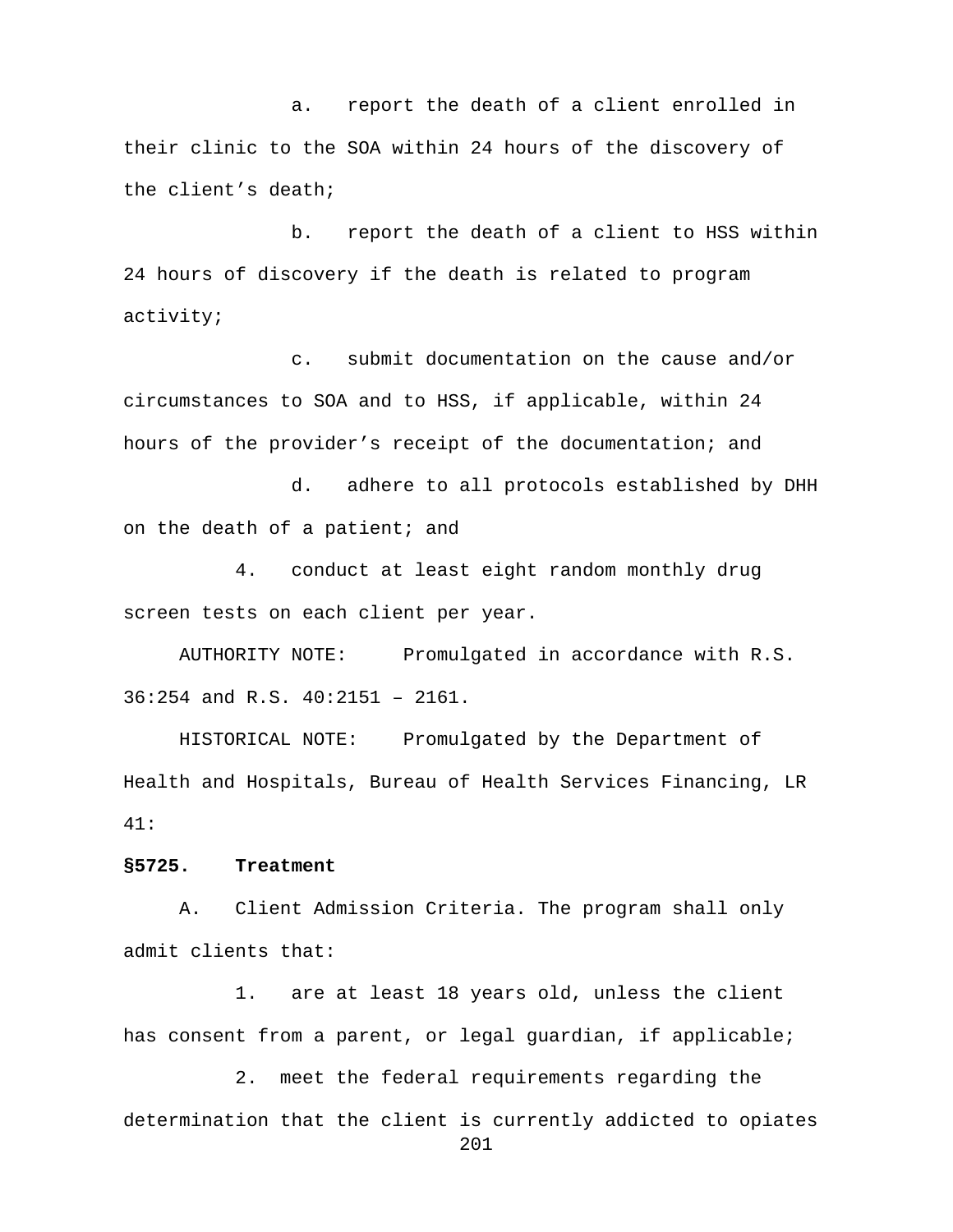a. report the death of a client enrolled in their clinic to the SOA within 24 hours of the discovery of the client's death;

b. report the death of a client to HSS within 24 hours of discovery if the death is related to program activity;

c. submit documentation on the cause and/or circumstances to SOA and to HSS, if applicable, within 24 hours of the provider's receipt of the documentation; and

d. adhere to all protocols established by DHH on the death of a patient; and

4. conduct at least eight random monthly drug screen tests on each client per year.

AUTHORITY NOTE: Promulgated in accordance with R.S. 36:254 and R.S. 40:2151 – 2161.

HISTORICAL NOTE: Promulgated by the Department of Health and Hospitals, Bureau of Health Services Financing, LR 41:

**§5725. Treatment**

A. Client Admission Criteria. The program shall only admit clients that:

1. are at least 18 years old, unless the client has consent from a parent, or legal guardian, if applicable;

2. meet the federal requirements regarding the determination that the client is currently addicted to opiates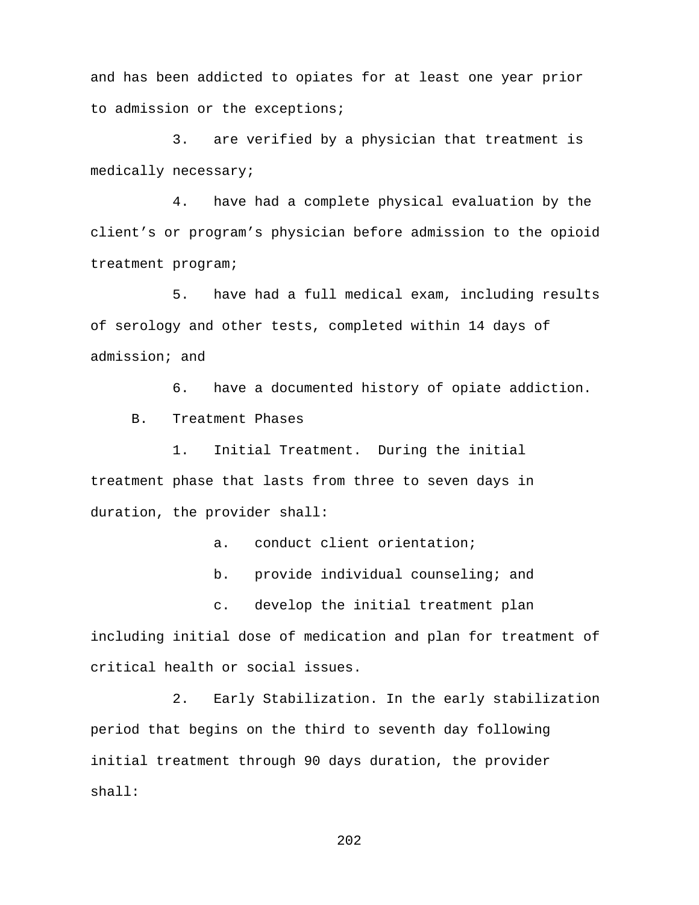and has been addicted to opiates for at least one year prior to admission or the exceptions;

3. are verified by a physician that treatment is medically necessary;

4. have had a complete physical evaluation by the client's or program's physician before admission to the opioid treatment program;

5. have had a full medical exam, including results of serology and other tests, completed within 14 days of admission; and

6. have a documented history of opiate addiction.

B. Treatment Phases

1. Initial Treatment. During the initial treatment phase that lasts from three to seven days in duration, the provider shall:

a. conduct client orientation;

b. provide individual counseling; and

c. develop the initial treatment plan including initial dose of medication and plan for treatment of critical health or social issues.

2. Early Stabilization. In the early stabilization period that begins on the third to seventh day following initial treatment through 90 days duration, the provider shall: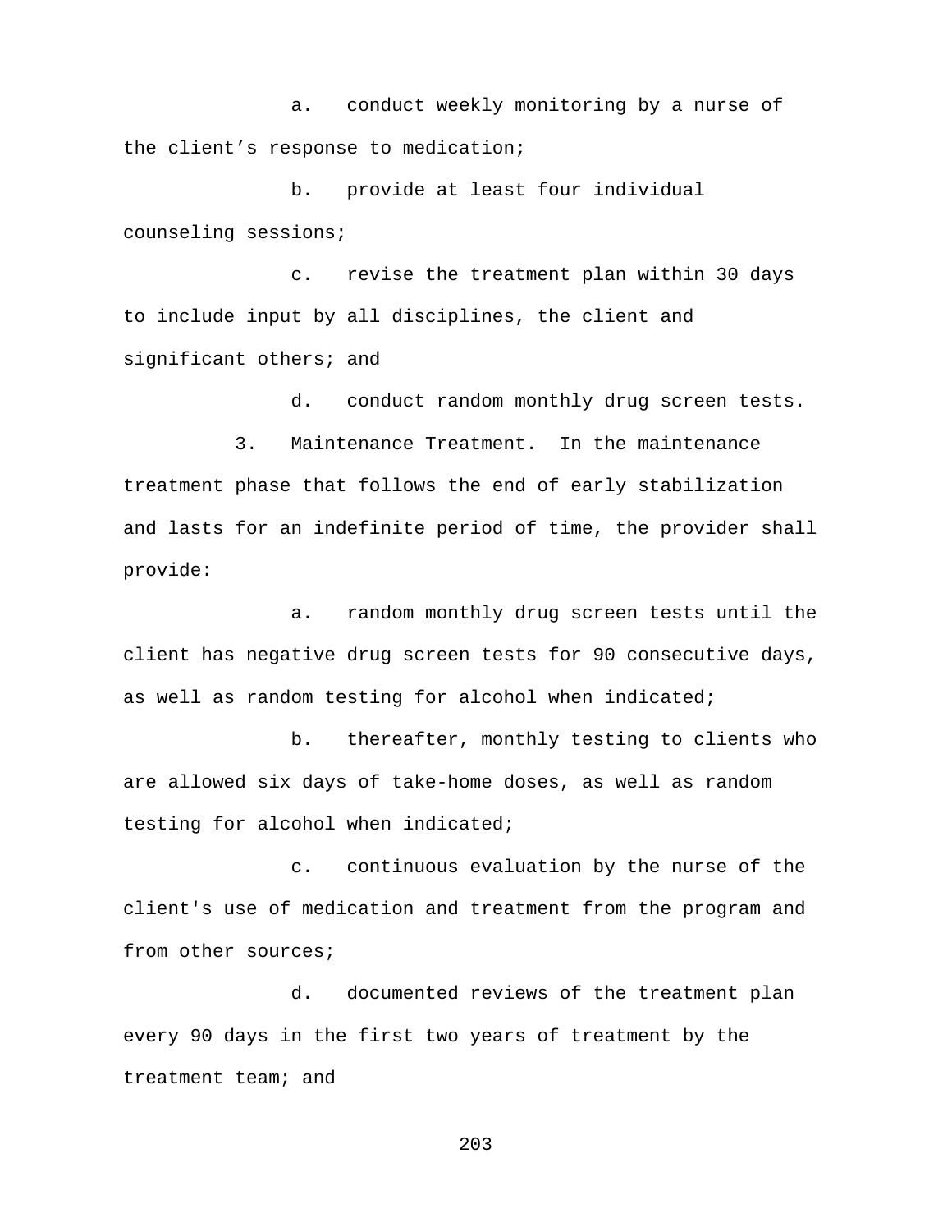a. conduct weekly monitoring by a nurse of the client's response to medication;

b. provide at least four individual counseling sessions;

c. revise the treatment plan within 30 days to include input by all disciplines, the client and significant others; and

d. conduct random monthly drug screen tests.

3. Maintenance Treatment. In the maintenance treatment phase that follows the end of early stabilization and lasts for an indefinite period of time, the provider shall provide:

a. random monthly drug screen tests until the client has negative drug screen tests for 90 consecutive days, as well as random testing for alcohol when indicated;

b. thereafter, monthly testing to clients who are allowed six days of take-home doses, as well as random testing for alcohol when indicated;

c. continuous evaluation by the nurse of the client's use of medication and treatment from the program and from other sources;

d. documented reviews of the treatment plan every 90 days in the first two years of treatment by the treatment team; and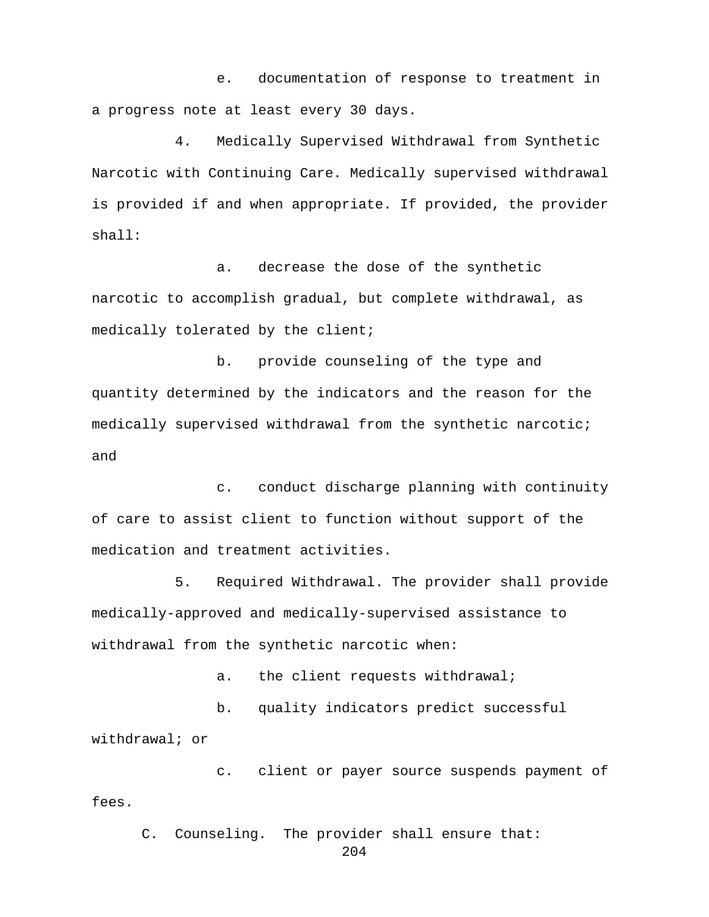e. documentation of response to treatment in a progress note at least every 30 days.

4. Medically Supervised Withdrawal from Synthetic Narcotic with Continuing Care. Medically supervised withdrawal is provided if and when appropriate. If provided, the provider shall:

a. decrease the dose of the synthetic narcotic to accomplish gradual, but complete withdrawal, as medically tolerated by the client;

b. provide counseling of the type and quantity determined by the indicators and the reason for the medically supervised withdrawal from the synthetic narcotic; and

c. conduct discharge planning with continuity of care to assist client to function without support of the medication and treatment activities.

5. Required Withdrawal. The provider shall provide medically-approved and medically-supervised assistance to withdrawal from the synthetic narcotic when:

a. the client requests withdrawal;

b. quality indicators predict successful withdrawal; or

c. client or payer source suspends payment of fees.

C. Counseling. The provider shall ensure that: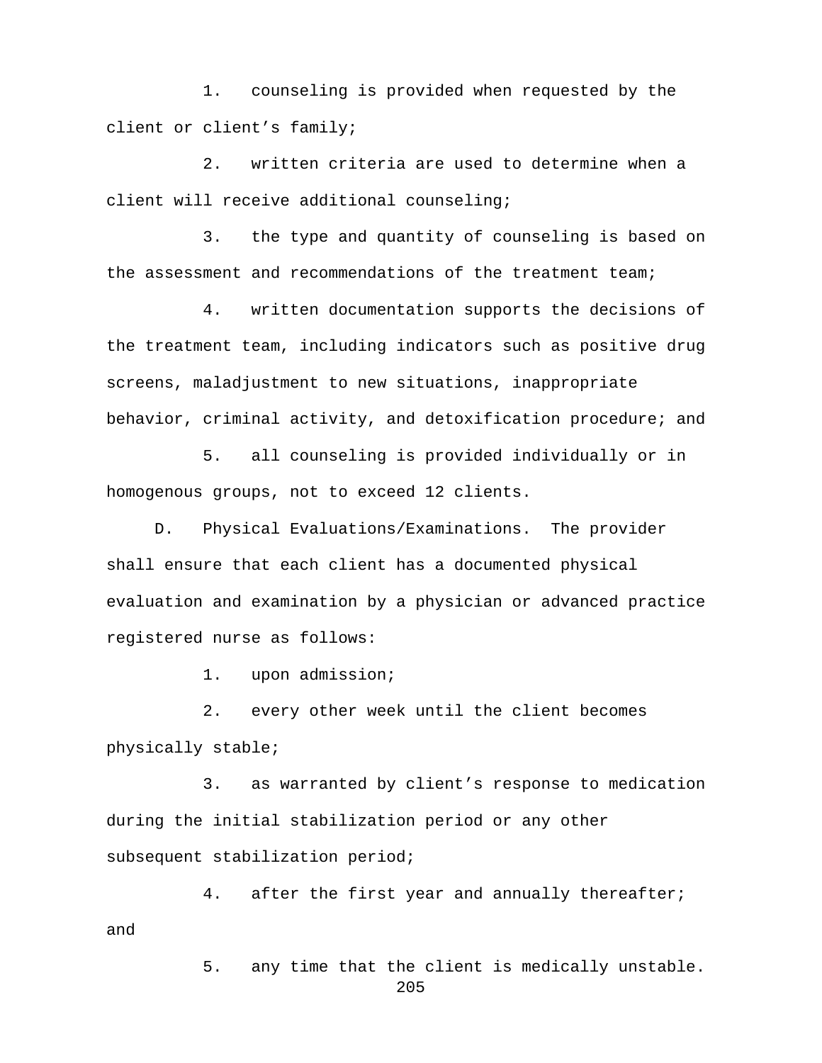1. counseling is provided when requested by the client or client's family;

2. written criteria are used to determine when a client will receive additional counseling;

3. the type and quantity of counseling is based on the assessment and recommendations of the treatment team;

4. written documentation supports the decisions of the treatment team, including indicators such as positive drug screens, maladjustment to new situations, inappropriate behavior, criminal activity, and detoxification procedure; and

5. all counseling is provided individually or in homogenous groups, not to exceed 12 clients.

D. Physical Evaluations/Examinations. The provider shall ensure that each client has a documented physical evaluation and examination by a physician or advanced practice registered nurse as follows:

1. upon admission;

2. every other week until the client becomes physically stable;

3. as warranted by client's response to medication during the initial stabilization period or any other subsequent stabilization period;

4. after the first year and annually thereafter; and

5. any time that the client is medically unstable.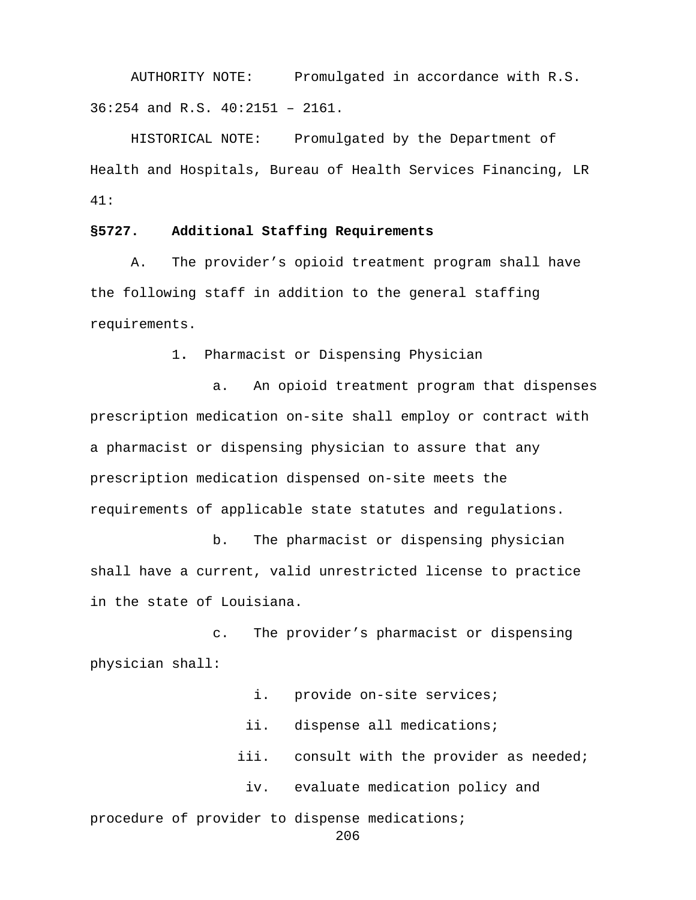AUTHORITY NOTE: Promulgated in accordance with R.S. 36:254 and R.S. 40:2151 – 2161.

HISTORICAL NOTE: Promulgated by the Department of Health and Hospitals, Bureau of Health Services Financing, LR 41:

**§5727. Additional Staffing Requirements**

A. The provider's opioid treatment program shall have the following staff in addition to the general staffing requirements.

1. Pharmacist or Dispensing Physician

a. An opioid treatment program that dispenses prescription medication on-site shall employ or contract with a pharmacist or dispensing physician to assure that any prescription medication dispensed on-site meets the requirements of applicable state statutes and regulations.

b. The pharmacist or dispensing physician shall have a current, valid unrestricted license to practice in the state of Louisiana.

c. The provider's pharmacist or dispensing physician shall:

i. provide on-site services;

ii. dispense all medications;

iii. consult with the provider as needed;

iv. evaluate medication policy and procedure of provider to dispense medications;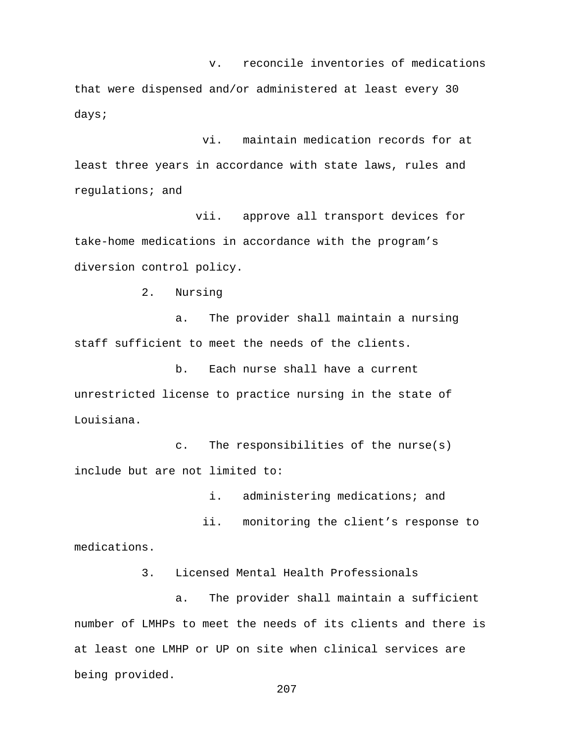v. reconcile inventories of medications that were dispensed and/or administered at least every 30 days;

vi. maintain medication records for at least three years in accordance with state laws, rules and regulations; and

vii. approve all transport devices for take-home medications in accordance with the program's diversion control policy.

2. Nursing

a. The provider shall maintain a nursing staff sufficient to meet the needs of the clients.

b. Each nurse shall have a current unrestricted license to practice nursing in the state of Louisiana.

c. The responsibilities of the nurse(s) include but are not limited to:

i. administering medications; and

ii. monitoring the client's response to medications.

3. Licensed Mental Health Professionals

a. The provider shall maintain a sufficient number of LMHPs to meet the needs of its clients and there is at least one LMHP or UP on site when clinical services are being provided.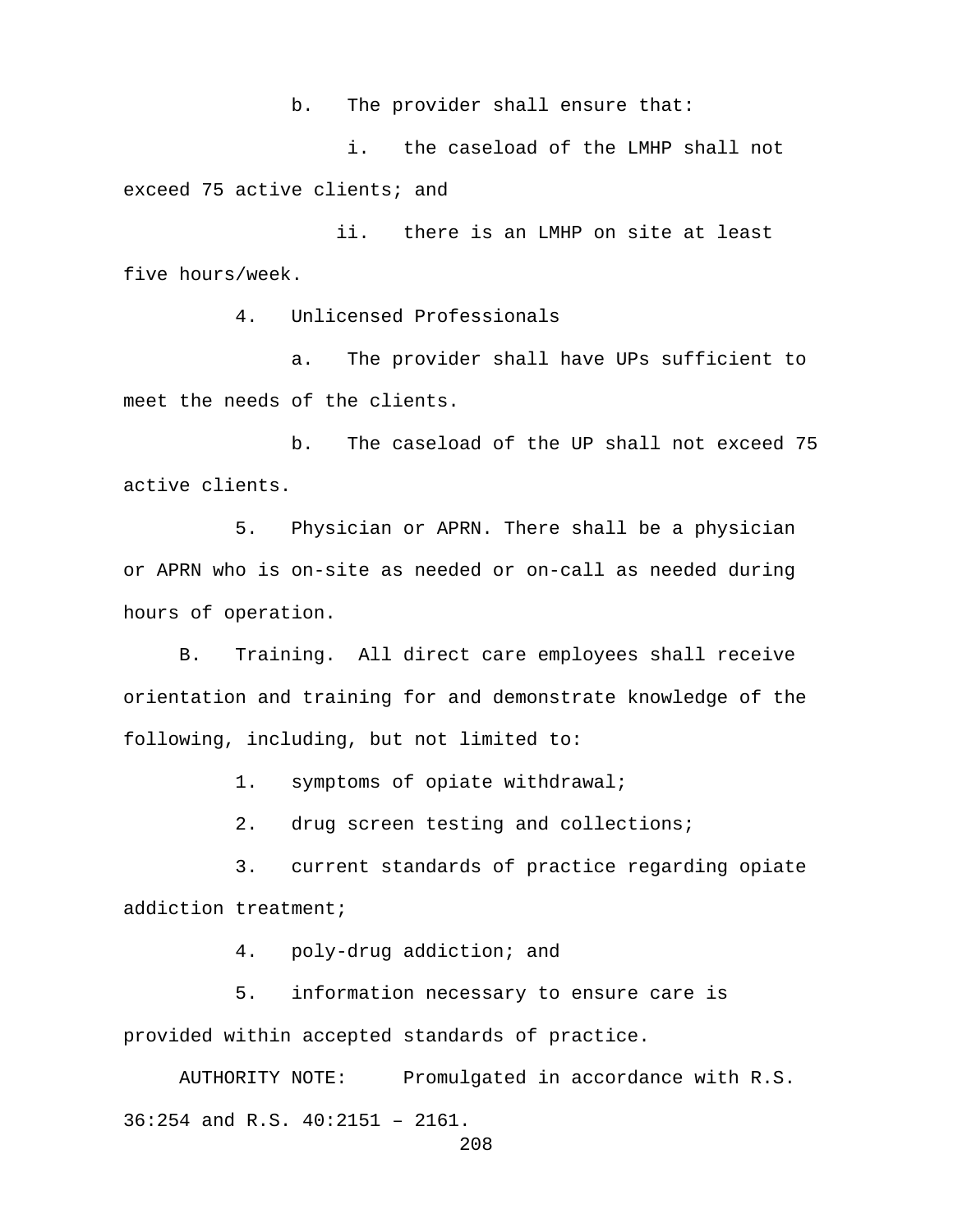b. The provider shall ensure that:

i. the caseload of the LMHP shall not exceed 75 active clients; and

ii. there is an LMHP on site at least five hours/week.

4. Unlicensed Professionals

a. The provider shall have UPs sufficient to meet the needs of the clients.

b. The caseload of the UP shall not exceed 75 active clients.

5. Physician or APRN. There shall be a physician or APRN who is on-site as needed or on-call as needed during hours of operation.

B. Training. All direct care employees shall receive orientation and training for and demonstrate knowledge of the following, including, but not limited to:

1. symptoms of opiate withdrawal;

2. drug screen testing and collections;

3. current standards of practice regarding opiate addiction treatment;

4. poly-drug addiction; and

5. information necessary to ensure care is provided within accepted standards of practice.

AUTHORITY NOTE: Promulgated in accordance with R.S. 36:254 and R.S. 40:2151 – 2161.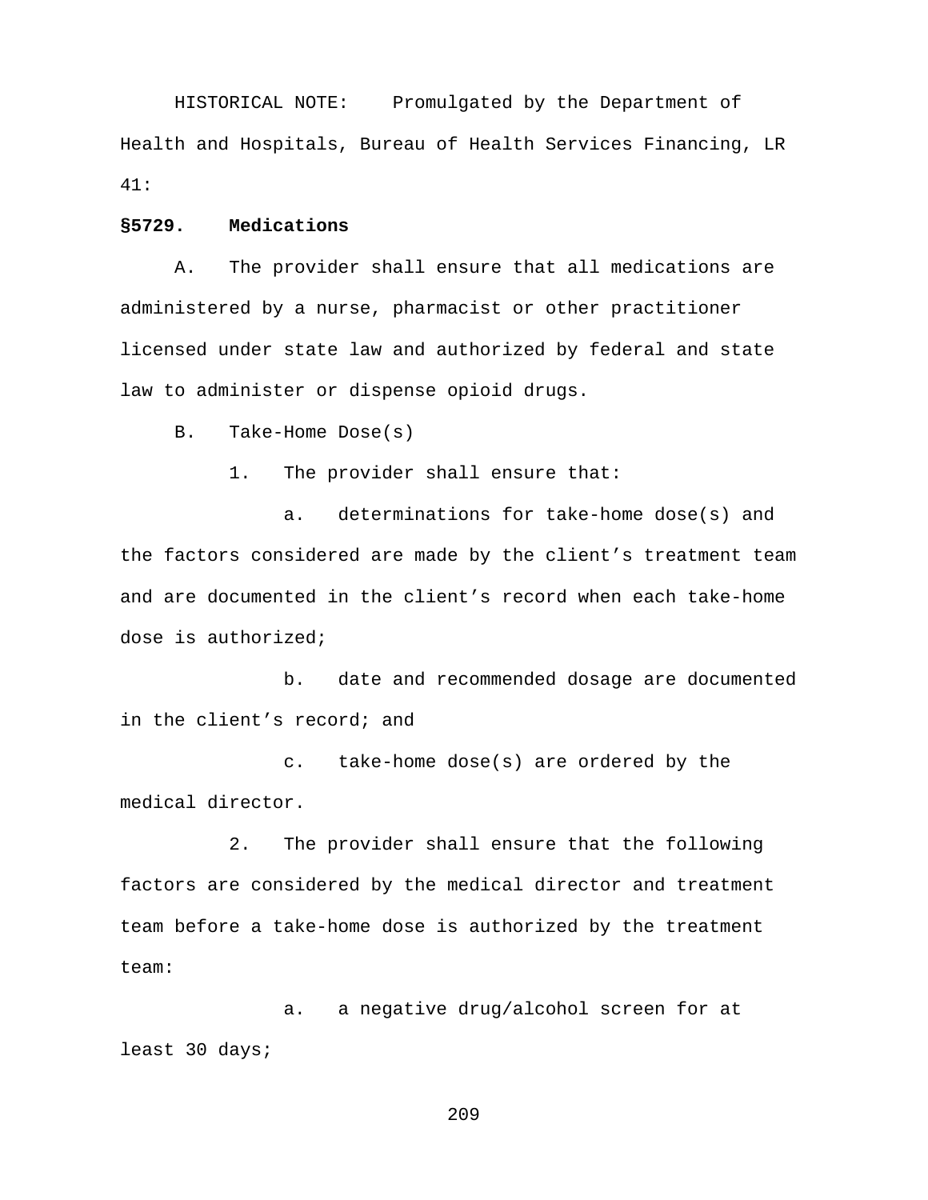HISTORICAL NOTE: Promulgated by the Department of Health and Hospitals, Bureau of Health Services Financing, LR 41:

**§5729. Medications**

A. The provider shall ensure that all medications are administered by a nurse, pharmacist or other practitioner licensed under state law and authorized by federal and state law to administer or dispense opioid drugs.

B. Take-Home Dose(s)

1. The provider shall ensure that:

a. determinations for take-home dose(s) and the factors considered are made by the client's treatment team and are documented in the client's record when each take-home dose is authorized;

b. date and recommended dosage are documented in the client's record; and

c. take-home dose(s) are ordered by the medical director.

2. The provider shall ensure that the following factors are considered by the medical director and treatment team before a take-home dose is authorized by the treatment team:

a. a negative drug/alcohol screen for at least 30 days;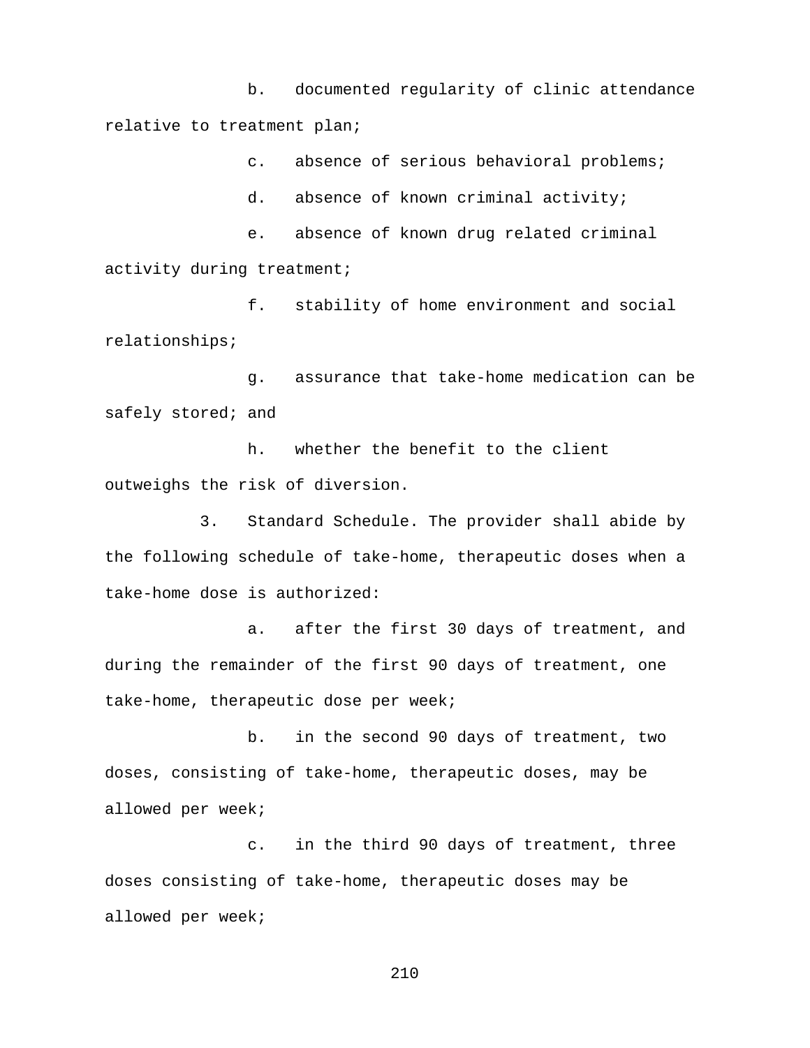b. documented regularity of clinic attendance relative to treatment plan;

c. absence of serious behavioral problems;

d. absence of known criminal activity;

e. absence of known drug related criminal activity during treatment;

f. stability of home environment and social relationships;

g. assurance that take-home medication can be safely stored; and

h. whether the benefit to the client outweighs the risk of diversion.

3. Standard Schedule. The provider shall abide by the following schedule of take-home, therapeutic doses when a take-home dose is authorized:

a. after the first 30 days of treatment, and during the remainder of the first 90 days of treatment, one take-home, therapeutic dose per week;

b. in the second 90 days of treatment, two doses, consisting of take-home, therapeutic doses, may be allowed per week;

c. in the third 90 days of treatment, three doses consisting of take-home, therapeutic doses may be allowed per week;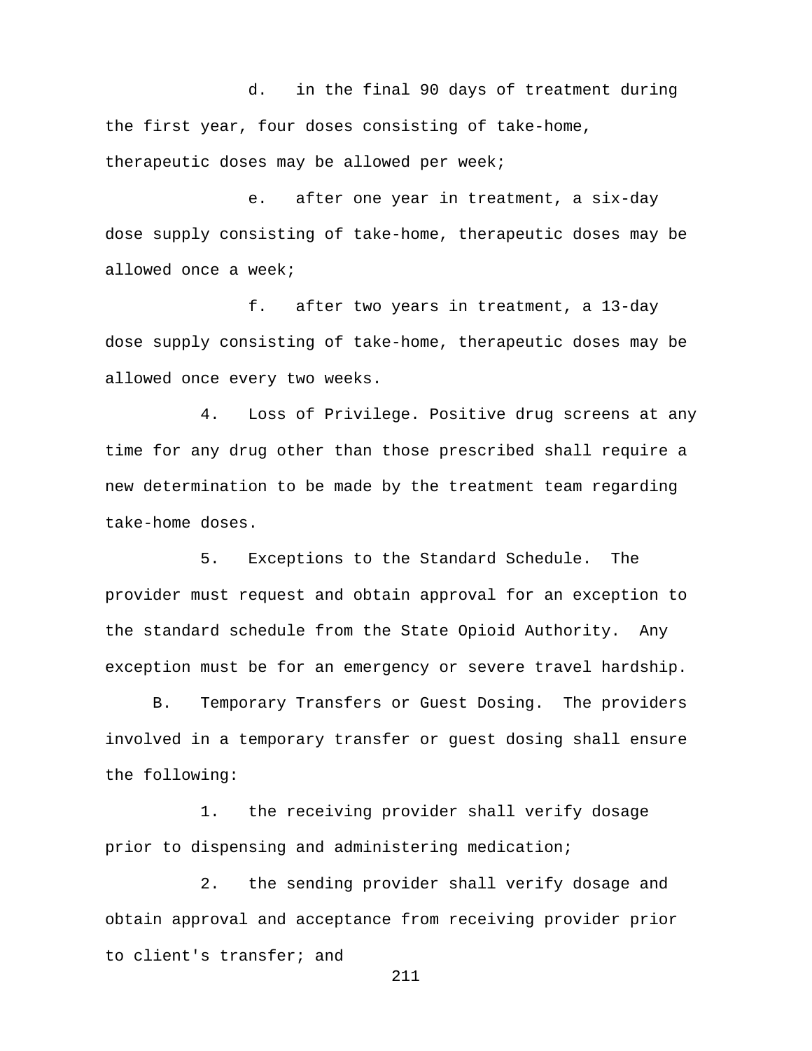d. in the final 90 days of treatment during the first year, four doses consisting of take-home, therapeutic doses may be allowed per week;

e. after one year in treatment, a six-day dose supply consisting of take-home, therapeutic doses may be allowed once a week;

f. after two years in treatment, a 13-day dose supply consisting of take-home, therapeutic doses may be allowed once every two weeks.

4. Loss of Privilege. Positive drug screens at any time for any drug other than those prescribed shall require a new determination to be made by the treatment team regarding take-home doses.

5. Exceptions to the Standard Schedule. The provider must request and obtain approval for an exception to the standard schedule from the State Opioid Authority. Any exception must be for an emergency or severe travel hardship.

B. Temporary Transfers or Guest Dosing. The providers involved in a temporary transfer or guest dosing shall ensure the following:

1. the receiving provider shall verify dosage prior to dispensing and administering medication;

2. the sending provider shall verify dosage and obtain approval and acceptance from receiving provider prior to client's transfer; and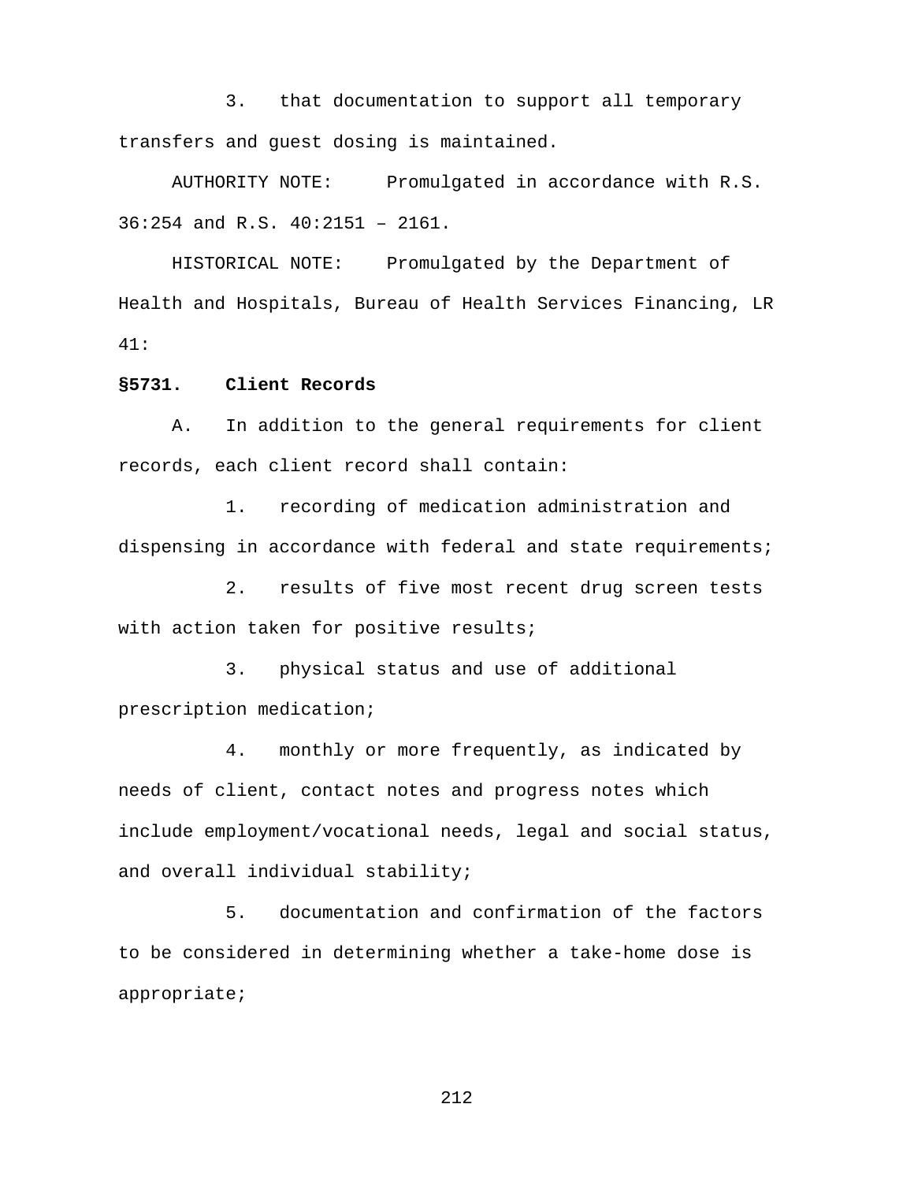3. that documentation to support all temporary transfers and guest dosing is maintained.

AUTHORITY NOTE: Promulgated in accordance with R.S. 36:254 and R.S. 40:2151 – 2161.

HISTORICAL NOTE: Promulgated by the Department of Health and Hospitals, Bureau of Health Services Financing, LR 41:

**§5731. Client Records**

A. In addition to the general requirements for client records, each client record shall contain:

1. recording of medication administration and dispensing in accordance with federal and state requirements;

2. results of five most recent drug screen tests with action taken for positive results;

3. physical status and use of additional prescription medication;

4. monthly or more frequently, as indicated by needs of client, contact notes and progress notes which include employment/vocational needs, legal and social status, and overall individual stability;

5. documentation and confirmation of the factors to be considered in determining whether a take-home dose is appropriate;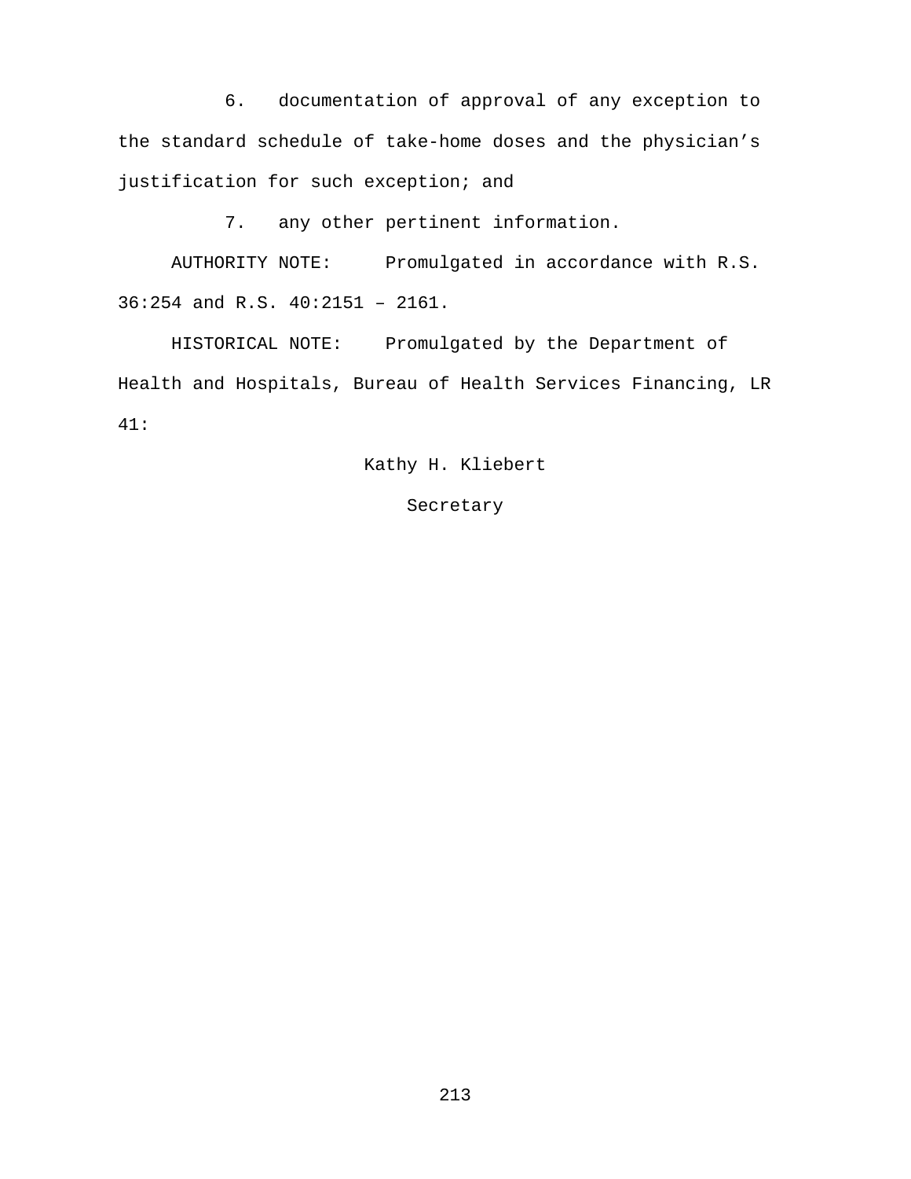6. documentation of approval of any exception to the standard schedule of take-home doses and the physician's justification for such exception; and

7. any other pertinent information.

AUTHORITY NOTE: Promulgated in accordance with R.S. 36:254 and R.S. 40:2151 – 2161.

HISTORICAL NOTE: Promulgated by the Department of Health and Hospitals, Bureau of Health Services Financing, LR 41:

Kathy H. Kliebert

Secretary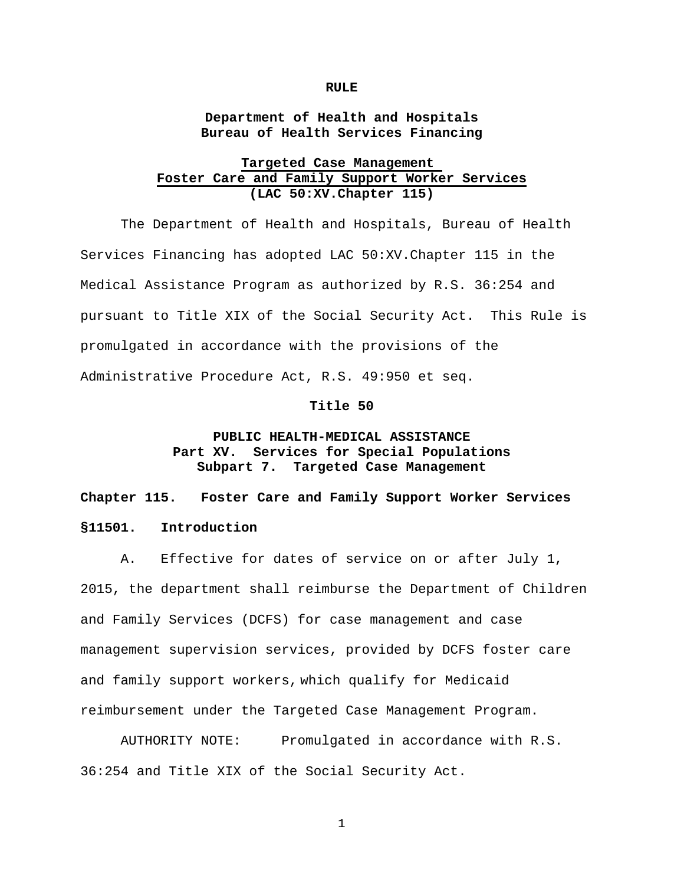**RULE**

**Department of Health and Hospitals**
**Bureau of Health Services Financing**

**Targeted Case Management**
**Foster Care and Family Support Worker Services**
**(LAC 50:XV.Chapter 115)**

The Department of Health and Hospitals, Bureau of Health Services Financing has adopted LAC 50:XV.Chapter 115 in the Medical Assistance Program as authorized by R.S. 36:254 and pursuant to Title XIX of the Social Security Act. This Rule is promulgated in accordance with the provisions of the Administrative Procedure Act, R.S. 49:950 et seq.

**Title 50**

**PUBLIC HEALTH-MEDICAL ASSISTANCE**
**Part XV. Services for Special Populations**
**Subpart 7. Targeted Case Management**

**Chapter 115. Foster Care and Family Support Worker Services**

**§11501. Introduction**

A. Effective for dates of service on or after July 1, 2015, the department shall reimburse the Department of Children and Family Services (DCFS) for case management and case management supervision services, provided by DCFS foster care and family support workers, which qualify for Medicaid reimbursement under the Targeted Case Management Program.

AUTHORITY NOTE: Promulgated in accordance with R.S. 36:254 and Title XIX of the Social Security Act.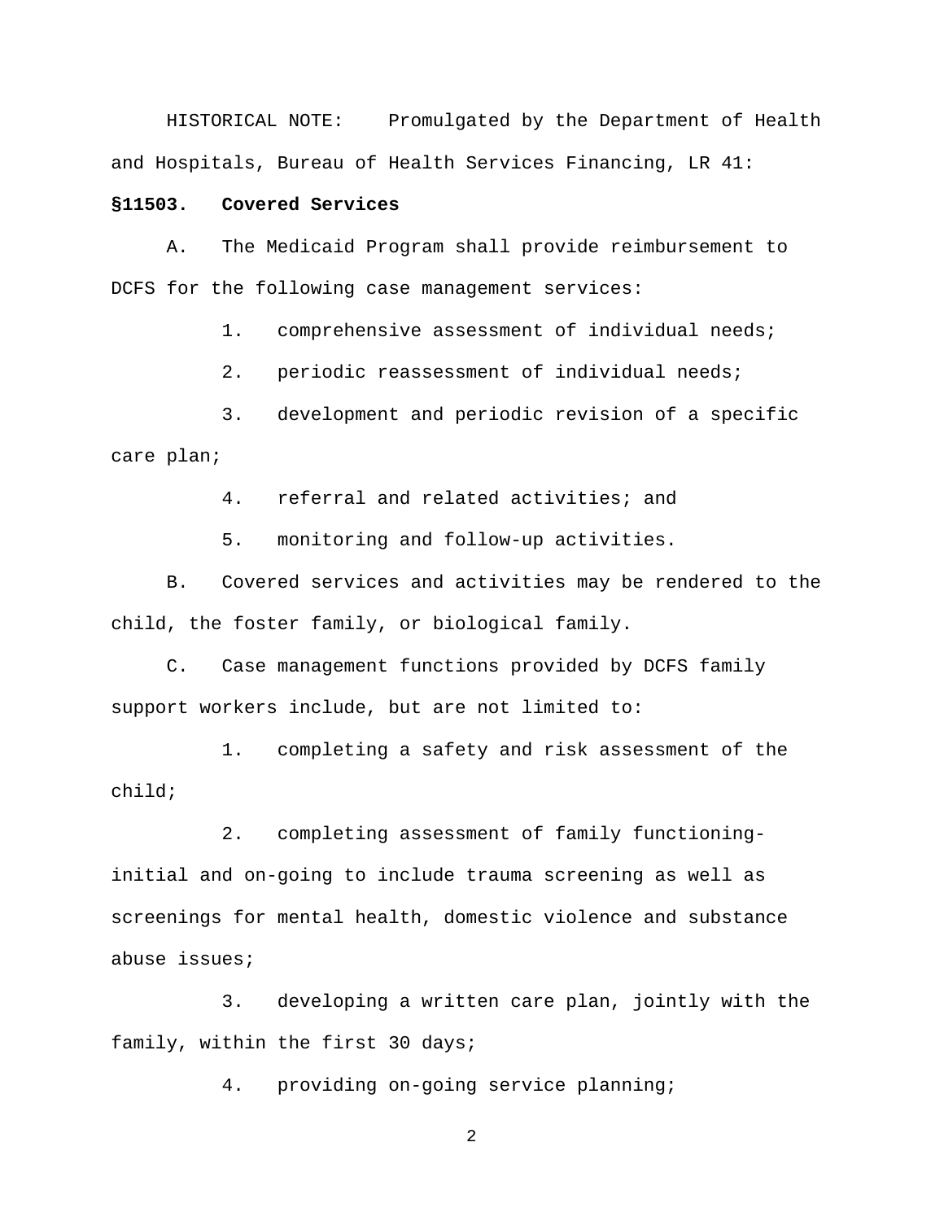HISTORICAL NOTE: Promulgated by the Department of Health and Hospitals, Bureau of Health Services Financing, LR 41:

**§11503. Covered Services**

A. The Medicaid Program shall provide reimbursement to DCFS for the following case management services:

1. comprehensive assessment of individual needs;

2. periodic reassessment of individual needs;

3. development and periodic revision of a specific care plan;

4. referral and related activities; and

5. monitoring and follow-up activities.

B. Covered services and activities may be rendered to the child, the foster family, or biological family.

C. Case management functions provided by DCFS family support workers include, but are not limited to:

1. completing a safety and risk assessment of the child;

2. completing assessment of family functioning-initial and on-going to include trauma screening as well as screenings for mental health, domestic violence and substance abuse issues;

3. developing a written care plan, jointly with the family, within the first 30 days;

4. providing on-going service planning;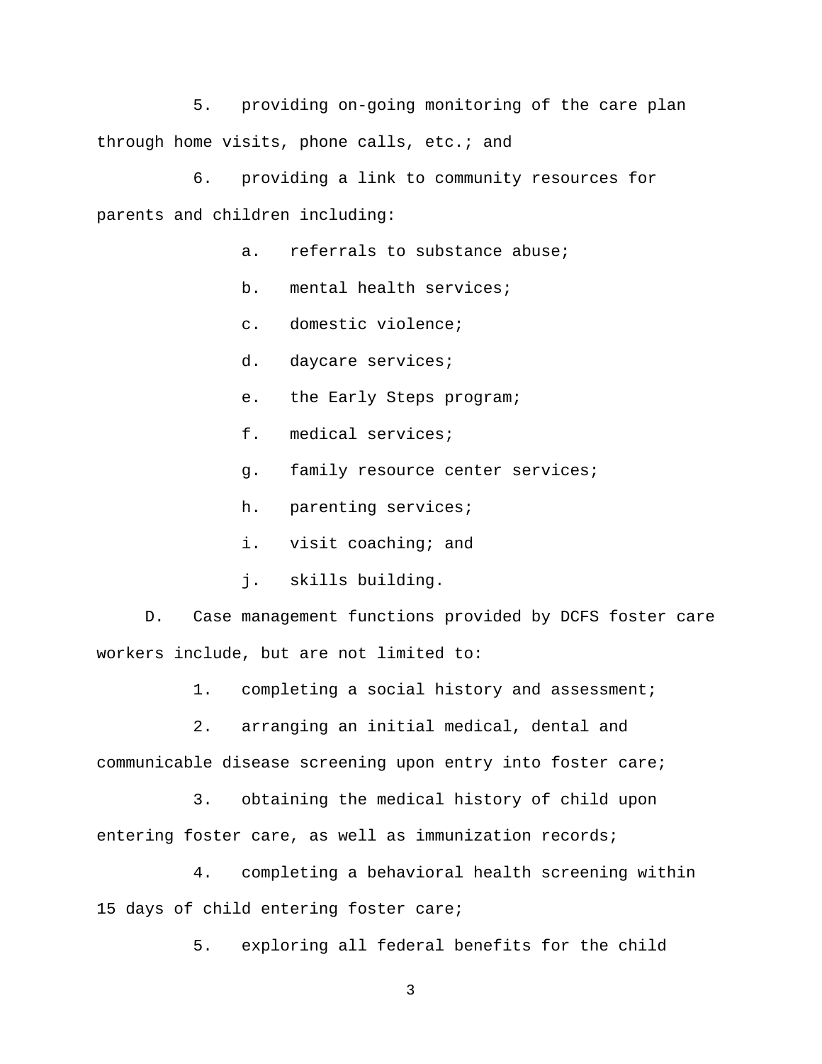5. providing on-going monitoring of the care plan through home visits, phone calls, etc.; and

6. providing a link to community resources for parents and children including:

   a. referrals to substance abuse;

   b. mental health services;

   c. domestic violence;

   d. daycare services;

   e. the Early Steps program;

   f. medical services;

   g. family resource center services;

   h. parenting services;

   i. visit coaching; and

   j. skills building.

D. Case management functions provided by DCFS foster care workers include, but are not limited to:

1. completing a social history and assessment;

2. arranging an initial medical, dental and communicable disease screening upon entry into foster care;

3. obtaining the medical history of child upon entering foster care, as well as immunization records;

4. completing a behavioral health screening within 15 days of child entering foster care;

5. exploring all federal benefits for the child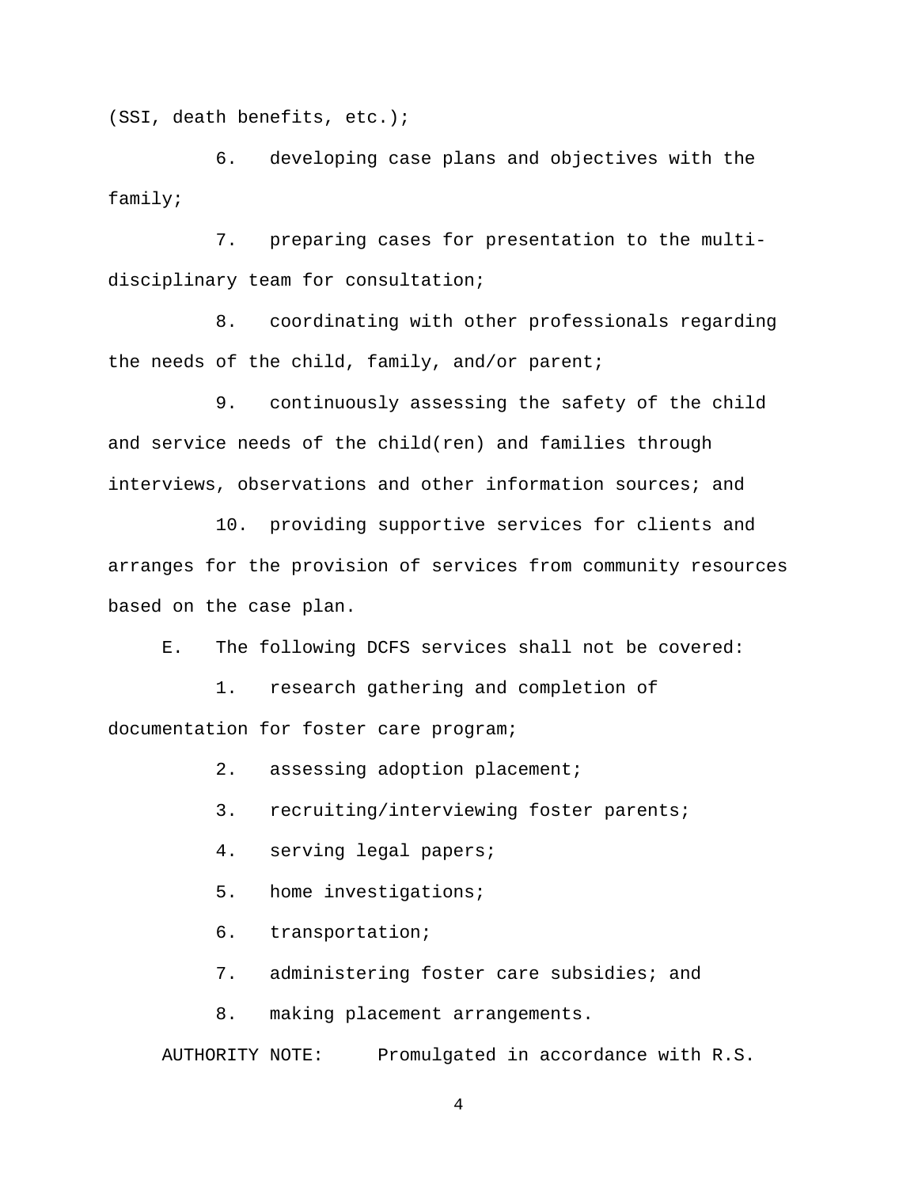(SSI, death benefits, etc.);

6. developing case plans and objectives with the family;

7. preparing cases for presentation to the multi-disciplinary team for consultation;

8. coordinating with other professionals regarding the needs of the child, family, and/or parent;

9. continuously assessing the safety of the child and service needs of the child(ren) and families through interviews, observations and other information sources; and

10. providing supportive services for clients and arranges for the provision of services from community resources based on the case plan.

E. The following DCFS services shall not be covered:

1. research gathering and completion of documentation for foster care program;

2. assessing adoption placement;

3. recruiting/interviewing foster parents;

4. serving legal papers;

5. home investigations;

6. transportation;

7. administering foster care subsidies; and

8. making placement arrangements.

AUTHORITY NOTE: Promulgated in accordance with R.S.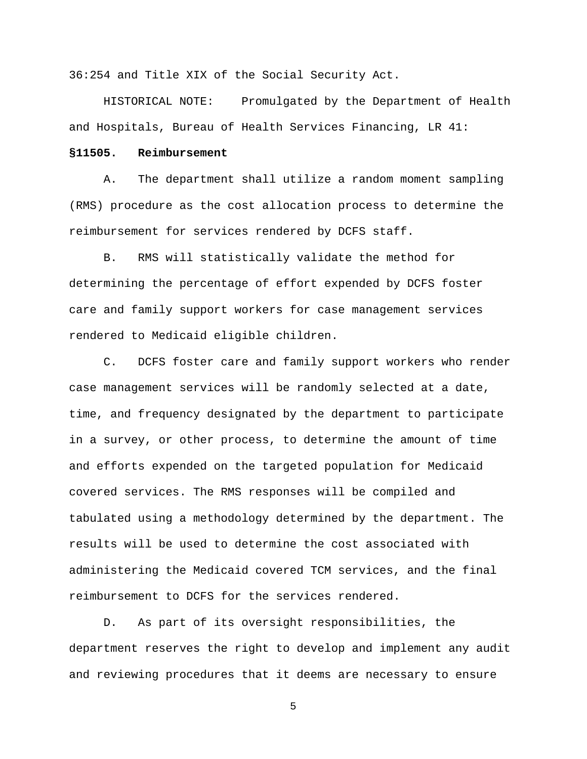36:254 and Title XIX of the Social Security Act.

HISTORICAL NOTE: Promulgated by the Department of Health and Hospitals, Bureau of Health Services Financing, LR 41:

**§11505. Reimbursement**

A. The department shall utilize a random moment sampling (RMS) procedure as the cost allocation process to determine the reimbursement for services rendered by DCFS staff.

B. RMS will statistically validate the method for determining the percentage of effort expended by DCFS foster care and family support workers for case management services rendered to Medicaid eligible children.

C. DCFS foster care and family support workers who render case management services will be randomly selected at a date, time, and frequency designated by the department to participate in a survey, or other process, to determine the amount of time and efforts expended on the targeted population for Medicaid covered services. The RMS responses will be compiled and tabulated using a methodology determined by the department. The results will be used to determine the cost associated with administering the Medicaid covered TCM services, and the final reimbursement to DCFS for the services rendered.

D. As part of its oversight responsibilities, the department reserves the right to develop and implement any audit and reviewing procedures that it deems are necessary to ensure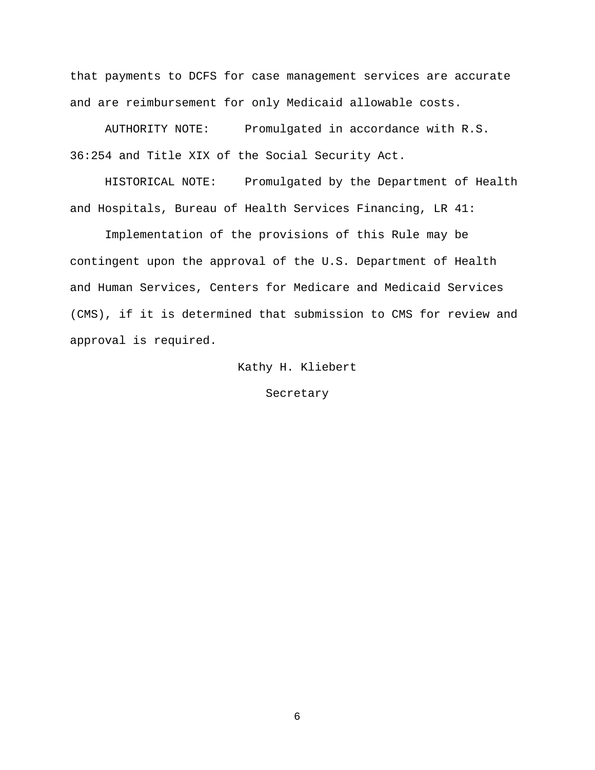that payments to DCFS for case management services are accurate and are reimbursement for only Medicaid allowable costs.

AUTHORITY NOTE: Promulgated in accordance with R.S. 36:254 and Title XIX of the Social Security Act.

HISTORICAL NOTE: Promulgated by the Department of Health and Hospitals, Bureau of Health Services Financing, LR 41:

Implementation of the provisions of this Rule may be contingent upon the approval of the U.S. Department of Health and Human Services, Centers for Medicare and Medicaid Services (CMS), if it is determined that submission to CMS for review and approval is required.

Kathy H. Kliebert

Secretary